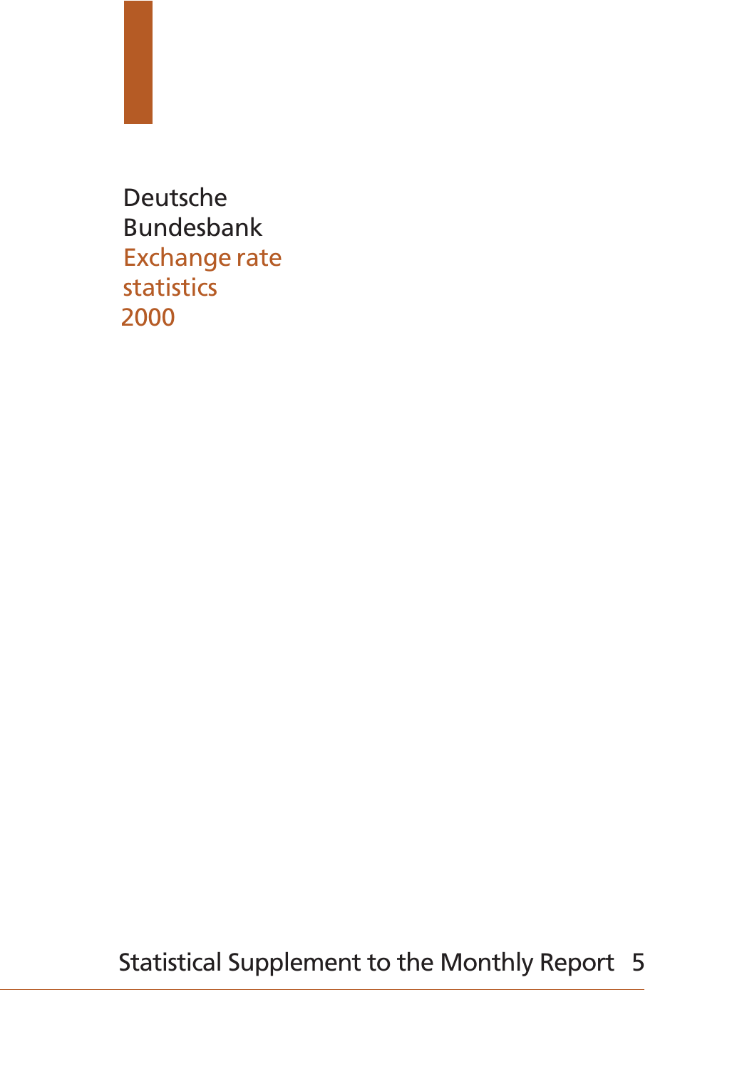Deutsche Bundesbank

# Exchange rate statistics 2000

Statistical Supplement to the Monthly Report 5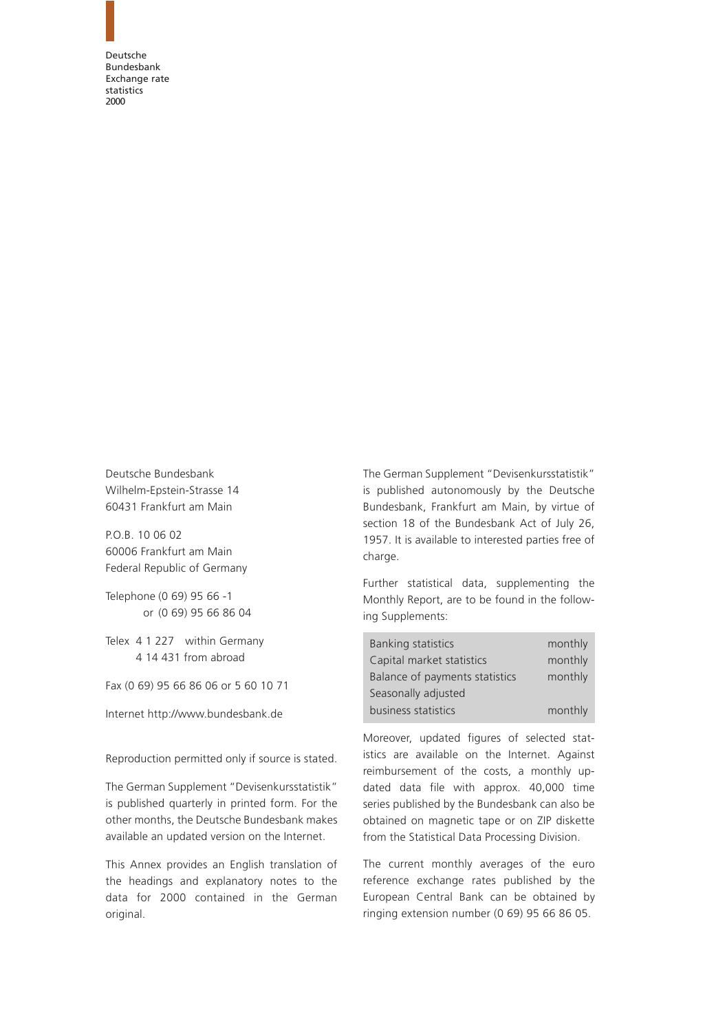Deutsche Bundesbank
Wilhelm-Epstein-Strasse 14
60431 Frankfurt am Main

P.O.B. 10 06 02
60006 Frankfurt am Main
Federal Republic of Germany

Telephone (0 69) 95 66 -1
or (0 69) 95 66 86 04

Telex 4 1 227 within Germany
4 14 431 from abroad

Fax (0 69) 95 66 86 06 or 5 60 10 71

Internet http://www.bundesbank.de

Reproduction permitted only if source is stated.

The German Supplement "Devisenkursstatistik" is published quarterly in printed form. For the other months, the Deutsche Bundesbank makes available an updated version on the Internet.

This Annex provides an English translation of the headings and explanatory notes to the data for 2000 contained in the German original.

The German Supplement "Devisenkursstatistik" is published autonomously by the Deutsche Bundesbank, Frankfurt am Main, by virtue of section 18 of the Bundesbank Act of July 26, 1957. It is available to interested parties free of charge.

Further statistical data, supplementing the Monthly Report, are to be found in the following Supplements:

| | |
|---|---|
| Banking statistics | monthly |
| Capital market statistics | monthly |
| Balance of payments statistics | monthly |
| Seasonally adjusted business statistics | monthly |

Moreover, updated figures of selected statistics are available on the Internet. Against reimbursement of the costs, a monthly updated data file with approx. 40,000 time series published by the Bundesbank can also be obtained on magnetic tape or on ZIP diskette from the Statistical Data Processing Division.

The current monthly averages of the euro reference exchange rates published by the European Central Bank can be obtained by ringing extension number (0 69) 95 66 86 05.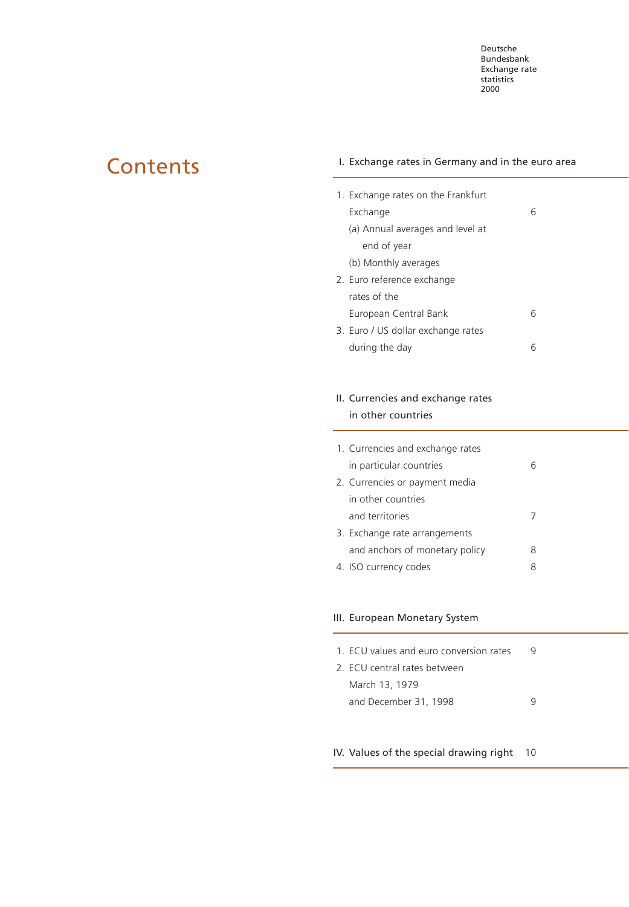# Contents

## I. Exchange rates in Germany and in the euro area

1. Exchange rates on the Frankfurt Exchange — 6
   (a) Annual averages and level at end of year
   (b) Monthly averages
2. Euro reference exchange rates of the European Central Bank — 6
3. Euro / US dollar exchange rates during the day — 6

## II. Currencies and exchange rates in other countries

1. Currencies and exchange rates in particular countries — 6
2. Currencies or payment media in other countries and territories — 7
3. Exchange rate arrangements and anchors of monetary policy — 8
4. ISO currency codes — 8

## III. European Monetary System

1. ECU values and euro conversion rates — 9
2. ECU central rates between March 13, 1979 and December 31, 1998 — 9

## IV. Values of the special drawing right — 10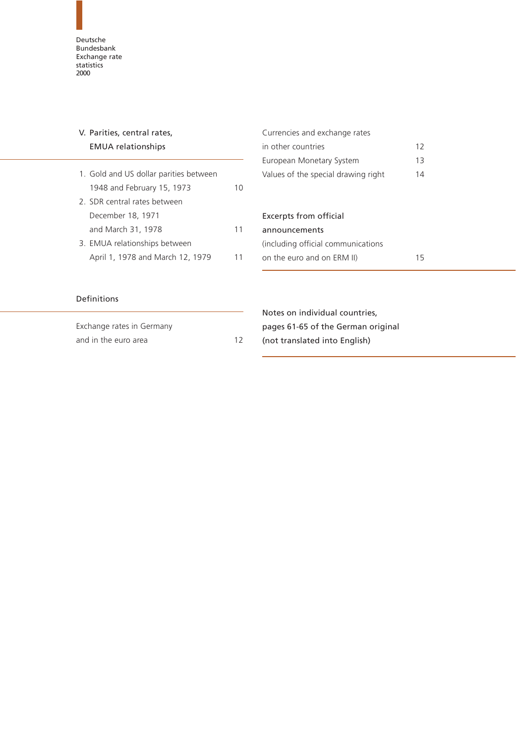## V. Parities, central rates, EMUA relationships

1. Gold and US dollar parities between 1948 and February 15, 1973 — 10
2. SDR central rates between December 18, 1971 and March 31, 1978 — 11
3. EMUA relationships between April 1, 1978 and March 12, 1979 — 11

## Definitions

Exchange rates in Germany and in the euro area — 12

Currencies and exchange rates in other countries — 12

European Monetary System — 13

Values of the special drawing right — 14

Excerpts from official announcements (including official communications on the euro and on ERM II) — 15

Notes on individual countries, pages 61-65 of the German original (not translated into English)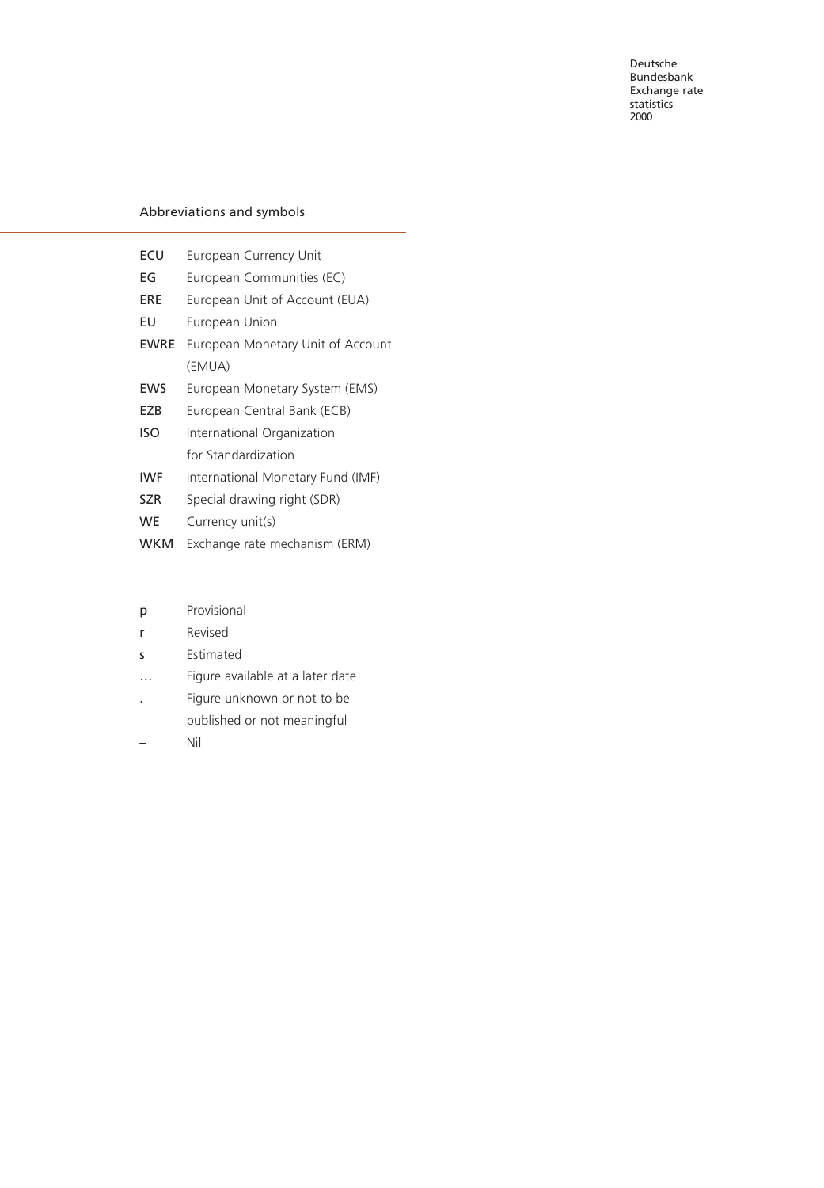## Abbreviations and symbols

| | |
|---|---|
| ECU | European Currency Unit |
| EG | European Communities (EC) |
| ERE | European Unit of Account (EUA) |
| EU | European Union |
| EWRE | European Monetary Unit of Account (EMUA) |
| EWS | European Monetary System (EMS) |
| EZB | European Central Bank (ECB) |
| ISO | International Organization for Standardization |
| IWF | International Monetary Fund (IMF) |
| SZR | Special drawing right (SDR) |
| WE | Currency unit(s) |
| WKM | Exchange rate mechanism (ERM) |

| | |
|---|---|
| p | Provisional |
| r | Revised |
| s | Estimated |
| … | Figure available at a later date |
| . | Figure unknown or not to be published or not meaningful |
| – | Nil |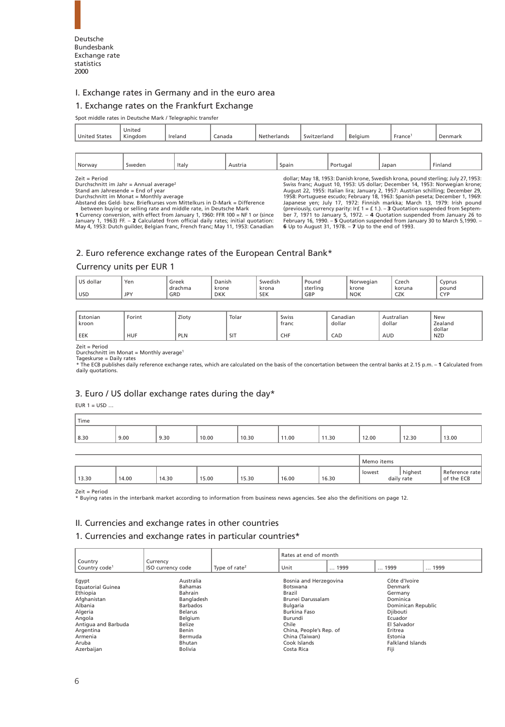Deutsche
Bundesbank
Exchange rate
statistics
2000

## I. Exchange rates in Germany and in the euro area

### 1. Exchange rates on the Frankfurt Exchange

Spot middle rates in Deutsche Mark / Telegraphic transfer

| United States | United Kingdom | Ireland | Canada | Netherlands | Switzerland | Belgium | France[1] | Denmark |
|---|---|---|---|---|---|---|---|---|

| Norway | Sweden | Italy | Austria | Spain | Portugal | Japan | Finland |
|---|---|---|---|---|---|---|---|

Zeit = Period
Durchschnitt im Jahr = Annual average[2]
Stand am Jahresende = End of year
Durchschnitt im Monat = Monthly average
Abstand des Geld- bzw. Briefkurses vom Mittelkurs in D-Mark = Difference between buying or selling rate and middle rate, in Deutsche Mark

**1** Currency conversion, with effect from January 1, 1960: FFR 100 = NF 1 or (since January 1, 1963) FF. – **2** Calculated from official daily rates; initial quotation: May 4, 1953: Dutch guilder, Belgian franc, French franc; May 11, 1953: Canadian dollar; May 18, 1953: Danish krone, Swedish krona, pound sterling; July 27, 1953: Swiss franc; August 10, 1953: US dollar; December 14, 1953: Norwegian krone; August 22, 1955: Italian lira; January 2, 1957: Austrian schilling; December 29, 1958: Portuguese escudo; February 18, 1963: Spanish peseta; December 1, 1969: Japanese yen; July 17, 1972: Finnish markka; March 13, 1979: Irish pound (previously, currency parity: Ir£ 1 = £ 1.). – **3** Quotation suspended from September 7, 1971 to January 5, 1972. – **4** Quotation suspended from January 26 to February 16, 1990. – **5** Quotation suspended from January 30 to March 5,1990. – **6** Up to August 31, 1978. – **7** Up to the end of 1993.

### 2. Euro reference exchange rates of the European Central Bank*

Currency units per EUR 1

| US dollar USD | Yen JPY | Greek drachma GRD | Danish krone DKK | Swedish krona SEK | Pound sterling GBP | Norwegian krone NOK | Czech koruna CZK | Cyprus pound CYP |
|---|---|---|---|---|---|---|---|---|

| Estonian kroon EEK | Forint HUF | Zloty PLN | Tolar SIT | Swiss franc CHF | Canadian dollar CAD | Australian dollar AUD | New Zealand dollar NZD |
|---|---|---|---|---|---|---|---|

Zeit = Period
Durchschnitt im Monat = Monthly average[1]
Tageskurse = Daily rates

\* The ECB publishes daily reference exchange rates, which are calculated on the basis of the concertation between the central banks at 2.15 p.m. – **1** Calculated from daily quotations.

### 3. Euro / US dollar exchange rates during the day*

EUR 1 = USD …

| Time | | | | | | | | | |
|---|---|---|---|---|---|---|---|---|---|
| 8.30 | 9.00 | 9.30 | 10.00 | 10.30 | 11.00 | 11.30 | 12.00 | 12.30 | 13.00 |

| | | | | | | | Memo items | | |
|---|---|---|---|---|---|---|---|---|---|
| 13.30 | 14.00 | 14.30 | 15.00 | 15.30 | 16.00 | 16.30 | lowest daily rate | highest daily rate | Reference rate of the ECB |

Zeit = Period

\* Buying rates in the interbank market according to information from business news agencies. See also the definitions on page 12.

## II. Currencies and exchange rates in other countries

### 1. Currencies and exchange rates in particular countries*

| Country Country code[1] | Currency ISO currency code | Type of rate[2] | Rates at end of month Unit | … 1999 | … 1999 | … 1999 |
|---|---|---|---|---|---|---|

Egypt
Equatorial Guinea
Ethiopia
Afghanistan
Albania
Algeria
Angola
Antigua and Barbuda
Argentina
Armenia
Aruba
Azerbaijan
Australia
Bahamas
Bahrain
Bangladesh
Barbados
Belarus
Belgium
Belize
Benin
Bermuda
Bhutan
Bolivia
Bosnia and Herzegovina
Botswana
Brazil
Brunei Darussalam
Bulgaria
Burkina Faso
Burundi
Chile
China, People's Rep. of
China (Taiwan)
Cook Islands
Costa Rica
Côte d'Ivoire
Denmark
Germany
Dominica
Dominican Republic
Djibouti
Ecuador
El Salvador
Eritrea
Estonia
Falkland Islands
Fiji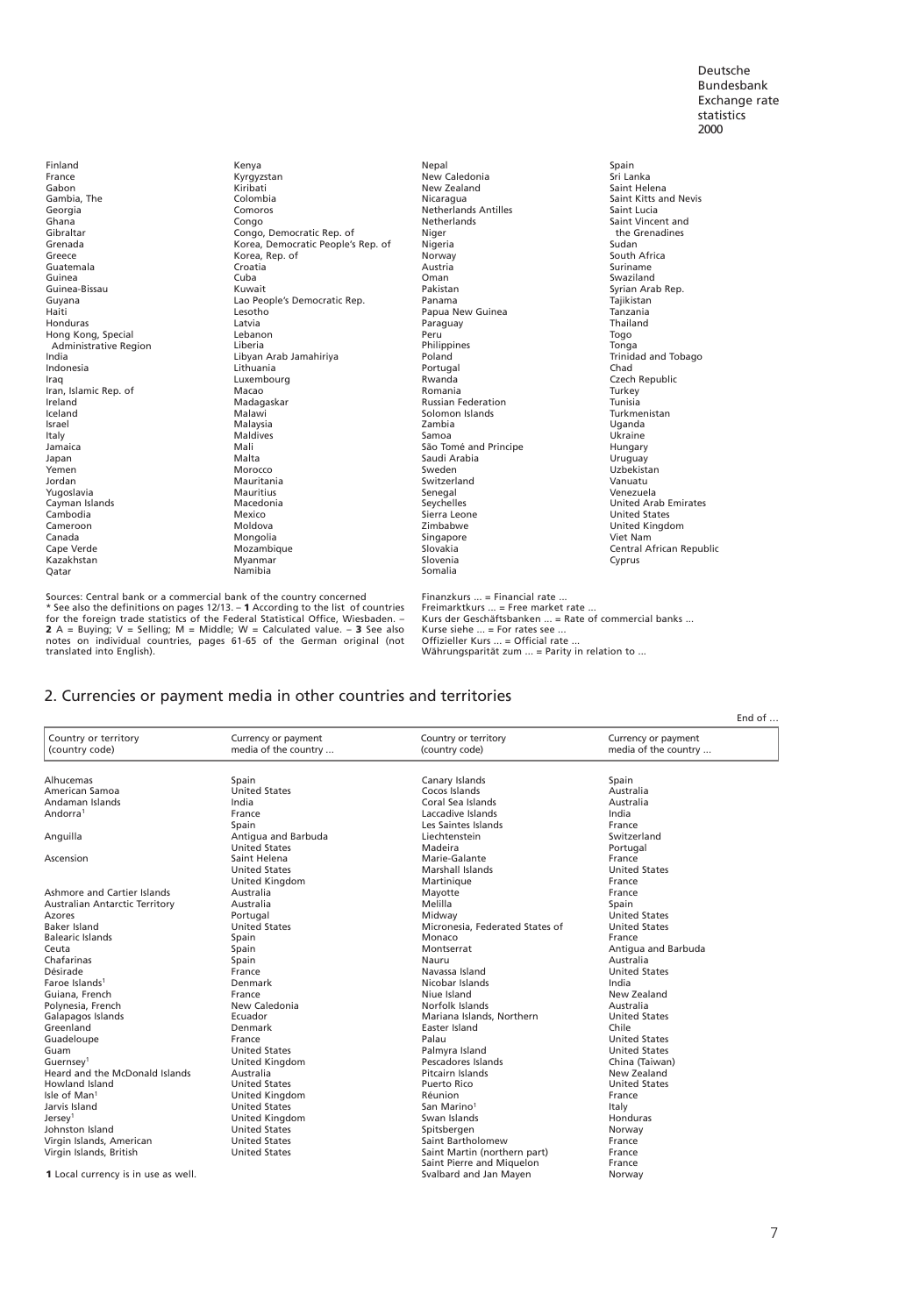Finland
France
Gabon
Gambia, The
Georgia
Ghana
Gibraltar
Grenada
Greece
Guatemala
Guinea
Guinea-Bissau
Guyana
Haiti
Honduras
Hong Kong, Special Administrative Region
India
Indonesia
Iraq
Iran, Islamic Rep. of
Ireland
Iceland
Israel
Italy
Jamaica
Japan
Yemen
Jordan
Yugoslavia
Cayman Islands
Cambodia
Cameroon
Canada
Cape Verde
Kazakhstan
Qatar

Kenya
Kyrgyzstan
Kiribati
Colombia
Comoros
Congo
Congo, Democratic Rep. of
Korea, Democratic People's Rep. of
Korea, Rep. of
Croatia
Cuba
Kuwait
Lao People's Democratic Rep.
Lesotho
Latvia
Lebanon
Liberia
Libyan Arab Jamahiriya
Lithuania
Luxembourg
Macao
Madagaskar
Malawi
Malaysia
Maldives
Mali
Malta
Morocco
Mauritania
Mauritius
Macedonia
Mexico
Moldova
Mongolia
Mozambique
Myanmar
Namibia

Nepal
New Caledonia
New Zealand
Nicaragua
Netherlands Antilles
Netherlands
Niger
Nigeria
Norway
Austria
Oman
Pakistan
Panama
Papua New Guinea
Paraguay
Peru
Philippines
Poland
Portugal
Rwanda
Romania
Russian Federation
Solomon Islands
Zambia
Samoa
São Tomé and Principe
Saudi Arabia
Sweden
Switzerland
Senegal
Seychelles
Sierra Leone
Zimbabwe
Singapore
Slovakia
Slovenia
Somalia

Spain
Sri Lanka
Saint Helena
Saint Kitts and Nevis
Saint Lucia
Saint Vincent and the Grenadines
Sudan
South Africa
Suriname
Swaziland
Syrian Arab Rep.
Tajikistan
Tanzania
Thailand
Togo
Tonga
Trinidad and Tobago
Chad
Czech Republic
Turkey
Tunisia
Turkmenistan
Uganda
Ukraine
Hungary
Uruguay
Uzbekistan
Vanuatu
Venezuela
United Arab Emirates
United States
United Kingdom
Viet Nam
Central African Republic
Cyprus

Sources: Central bank or a commercial bank of the country concerned
* See also the definitions on pages 12/13. – **1** According to the list of countries for the foreign trade statistics of the Federal Statistical Office, Wiesbaden. – **2** A = Buying; V = Selling; M = Middle; W = Calculated value. – **3** See also notes on individual countries, pages 61-65 of the German original (not translated into English).

Finanzkurs ... = Financial rate ...
Freimarktkurs ... = Free market rate ...
Kurs der Geschäftsbanken ... = Rate of commercial banks ...
Kurse siehe ... = For rates see ...
Offizieller Kurs ... = Official rate ...
Währungsparität zum ... = Parity in relation to ...

## 2. Currencies or payment media in other countries and territories

End of ...

| Country or territory (country code) | Currency or payment media of the country ... | Country or territory (country code) | Currency or payment media of the country ... |
|---|---|---|---|
| Alhucemas | Spain | Canary Islands | Spain |
| American Samoa | United States | Cocos Islands | Australia |
| Andaman Islands | India | Coral Sea Islands | Australia |
| Andorra[1] | France | Laccadive Islands | India |
| | Spain | Les Saintes Islands | France |
| Anguilla | Antigua and Barbuda | Liechtenstein | Switzerland |
| | United States | Madeira | Portugal |
| Ascension | Saint Helena | Marie-Galante | France |
| | United States | Marshall Islands | United States |
| | United Kingdom | Martinique | France |
| Ashmore and Cartier Islands | Australia | Mayotte | France |
| Australian Antarctic Territory | Australia | Melilla | Spain |
| Azores | Portugal | Midway | United States |
| Baker Island | United States | Micronesia, Federated States of | United States |
| Balearic Islands | Spain | Monaco | France |
| Ceuta | Spain | Montserrat | Antigua and Barbuda |
| Chafarinas | Spain | Nauru | Australia |
| Désirade | France | Navassa Island | United States |
| Faroe Islands[1] | Denmark | Nicobar Islands | India |
| Guiana, French | France | Niue Island | New Zealand |
| Polynesia, French | New Caledonia | Norfolk Islands | Australia |
| Galapagos Islands | Ecuador | Mariana Islands, Northern | United States |
| Greenland | Denmark | Easter Island | Chile |
| Guadeloupe | France | Palau | United States |
| Guam | United States | Palmyra Island | United States |
| Guernsey[1] | United Kingdom | Pescadores Islands | China (Taiwan) |
| Heard and the McDonald Islands | Australia | Pitcairn Islands | New Zealand |
| Howland Island | United States | Puerto Rico | United States |
| Isle of Man[1] | United Kingdom | Réunion | France |
| Jarvis Island | United States | San Marino[1] | Italy |
| Jersey[1] | United Kingdom | Swan Islands | Honduras |
| Johnston Island | United States | Spitsbergen | Norway |
| Virgin Islands, American | United States | Saint Bartholomew | France |
| Virgin Islands, British | United States | Saint Martin (northern part) | France |
| | | Saint Pierre and Miquelon | France |
| | | Svalbard and Jan Mayen | Norway |

**1** Local currency is in use as well.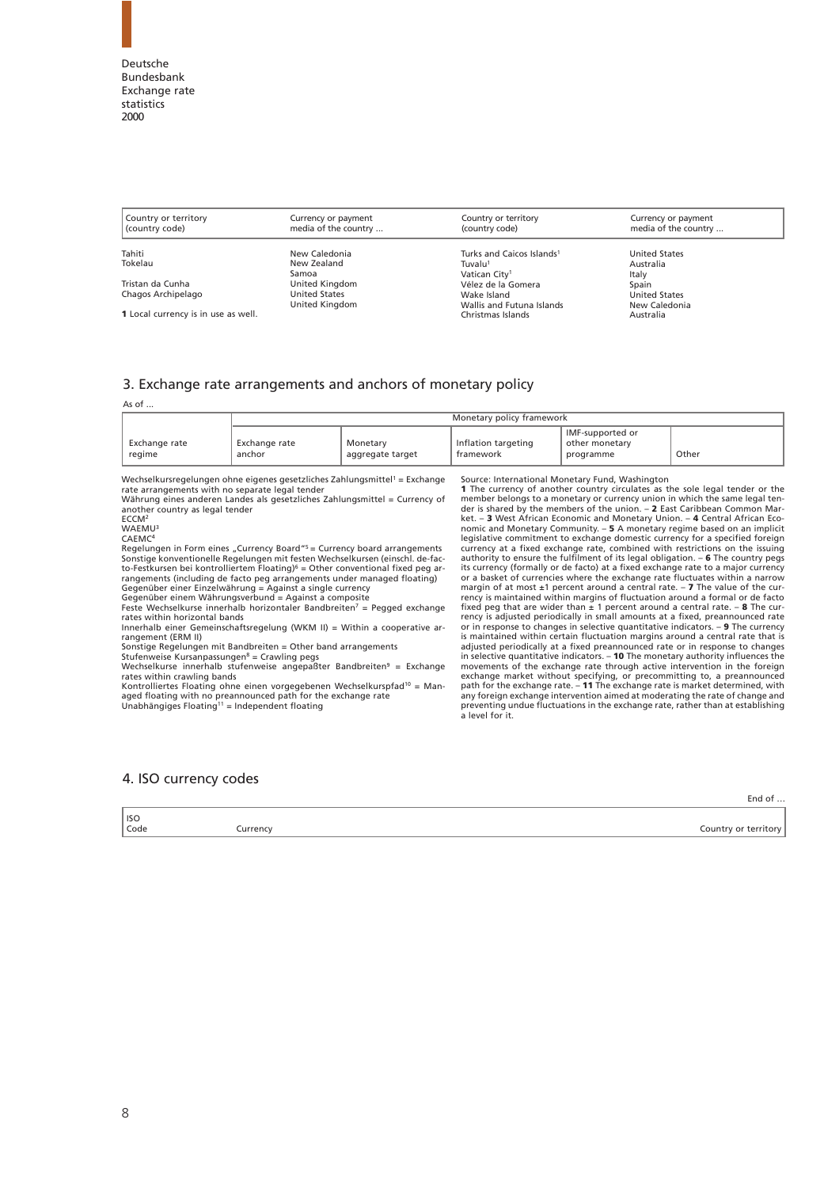| Country or territory (country code) | Currency or payment media of the country ... | Country or territory (country code) | Currency or payment media of the country ... |
|---|---|---|---|
| Tahiti | New Caledonia | Turks and Caicos Islands[1] | United States |
| Tokelau | New Zealand | Tuvalu[1] | Australia |
| | Samoa | Vatican City[1] | Italy |
| Tristan da Cunha | United Kingdom | Vélez de la Gomera | Spain |
| Chagos Archipelago | United States | Wake Island | United States |
| | United Kingdom | Wallis and Futuna Islands | New Caledonia |
| | | Christmas Islands | Australia |

**1** Local currency is in use as well.

## 3. Exchange rate arrangements and anchors of monetary policy

As of ...

| Exchange rate regime | Monetary policy framework | | | | |
|---|---|---|---|---|---|
| | Exchange rate anchor | Monetary aggregate target | Inflation targeting framework | IMF-supported or other monetary programme | Other |

Wechselkursregelungen ohne eigenes gesetzliches Zahlungsmittel[1] = Exchange rate arrangements with no separate legal tender
Währung eines anderen Landes als gesetzliches Zahlungsmittel = Currency of another country as legal tender
ECCM[2]
WAEMU[3]
CAEMC[4]
Regelungen in Form eines „Currency Board"[5] = Currency board arrangements
Sonstige konventionelle Regelungen mit festen Wechselkursen (einschl. de-facto-Festkursen bei kontrolliertem Floating)[6] = Other conventional fixed peg arrangements (including de facto peg arrangements under managed floating)
Gegenüber einer Einzelwährung = Against a single currency
Gegenüber einem Währungsverbund = Against a composite
Feste Wechselkurse innerhalb horizontaler Bandbreiten[7] = Pegged exchange rates within horizontal bands
Innerhalb einer Gemeinschaftsregelung (WKM II) = Within a cooperative arrangement (ERM II)
Sonstige Regelungen mit Bandbreiten = Other band arrangements
Stufenweise Kursanpassungen[8] = Crawling pegs
Wechselkurse innerhalb stufenweise angepaßter Bandbreiten[9] = Exchange rates within crawling bands
Kontrolliertes Floating ohne einen vorgegebenen Wechselkurspfad[10] = Managed floating with no preannounced path for the exchange rate
Unabhängiges Floating[11] = Independent floating

Source: International Monetary Fund, Washington
**1** The currency of another country circulates as the sole legal tender or the member belongs to a monetary or currency union in which the same legal tender is shared by the members of the union. – **2** East Caribbean Common Market. – **3** West African Economic and Monetary Union. – **4** Central African Economic and Monetary Community. – **5** A monetary regime based on an implicit legislative commitment to exchange domestic currency for a specified foreign currency at a fixed exchange rate, combined with restrictions on the issuing authority to ensure the fulfilment of its legal obligation. – **6** The country pegs its currency (formally or de facto) at a fixed exchange rate to a major currency or a basket of currencies where the exchange rate fluctuates within a narrow margin of at most ±1 percent around a central rate. – **7** The value of the currency is maintained within margins of fluctuation around a formal or de facto fixed peg that are wider than ± 1 percent around a central rate. – **8** The currency is adjusted periodically in small amounts at a fixed, preannounced rate or in response to changes in selective quantitative indicators. – **9** The currency is maintained within certain fluctuation margins around a central rate that is adjusted periodically at a fixed preannounced rate or in response to changes in selective quantitative indicators. – **10** The monetary authority influences the movements of the exchange rate through active intervention in the foreign exchange market without specifying, or precommitting to, a preannounced path for the exchange rate. – **11** The exchange rate is market determined, with any foreign exchange intervention aimed at moderating the rate of change and preventing undue fluctuations in the exchange rate, rather than at establishing a level for it.

## 4. ISO currency codes

End of ...

| ISO Code | Currency | Country or territory |
|---|---|---|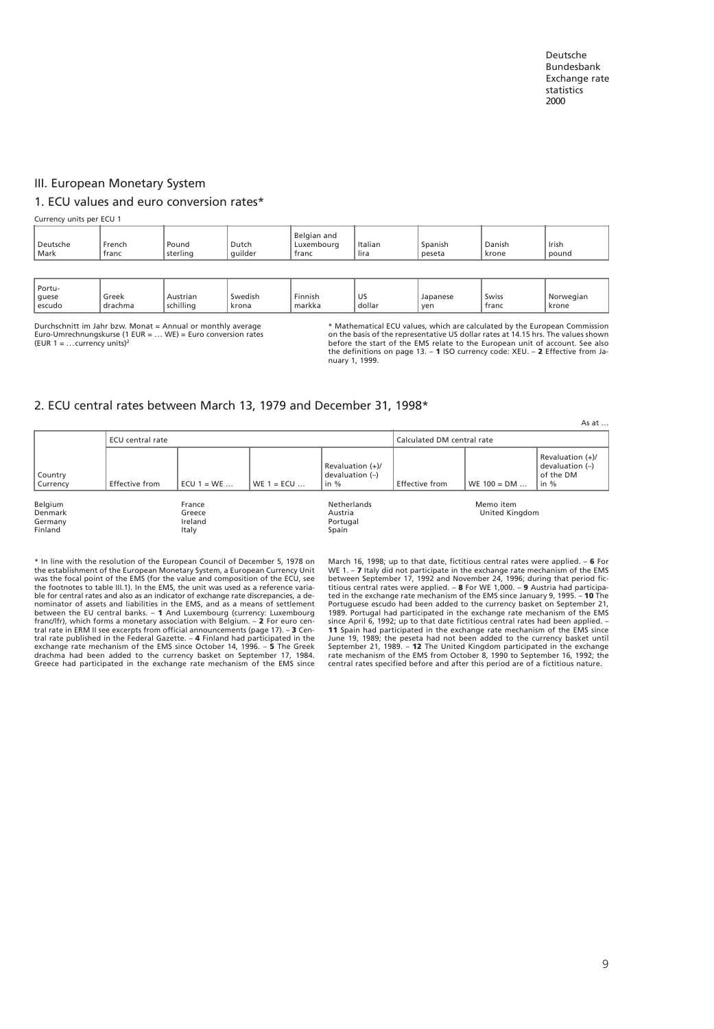## III. European Monetary System

### 1. ECU values and euro conversion rates*

Currency units per ECU 1

| Deutsche Mark | French franc | Pound sterling | Dutch guilder | Belgian and Luxembourg franc | Italian lira | Spanish peseta | Danish krone | Irish pound |
|---|---|---|---|---|---|---|---|---|

| Portu- guese escudo | Greek drachma | Austrian schilling | Swedish krona | Finnish markka | US dollar | Japanese yen | Swiss franc | Norwegian krone |
|---|---|---|---|---|---|---|---|---|

Durchschnitt im Jahr bzw. Monat = Annual or monthly average
Euro-Umrechnungskurse (1 EUR = … WE) = Euro conversion rates (EUR 1 = … currency units)[2]

* Mathematical ECU values, which are calculated by the European Commission on the basis of the representative US dollar rates at 14.15 hrs. The values shown before the start of the EMS relate to the European unit of account. See also the definitions on page 13. – **1** ISO currency code: XEU. – **2** Effective from January 1, 1999.

### 2. ECU central rates between March 13, 1979 and December 31, 1998*

As at …

| Country Currency | ECU central rate | | | | Calculated DM central rate | | |
|---|---|---|---|---|---|---|---|
| | Effective from | ECU 1 = WE … | WE 1 = ECU … | Revaluation (+)/ devaluation (–) in % | Effective from | WE 100 = DM … | Revaluation (+)/ devaluation (–) of the DM in % |

Belgium
Denmark
Germany
Finland
France
Greece
Ireland
Italy
Netherlands
Austria
Portugal
Spain
Memo item
United Kingdom

* In line with the resolution of the European Council of December 5, 1978 on the establishment of the European Monetary System, a European Currency Unit was the focal point of the EMS (for the value and composition of the ECU, see the footnotes to table III.1). In the EMS, the unit was used as a reference variable for central rates and also as an indicator of exchange rate discrepancies, a denominator of assets and liabilities in the EMS, and as a means of settlement between the EU central banks. – **1** And Luxembourg (currency: Luxembourg franc/lfr), which forms a monetary association with Belgium. – **2** For euro central rate in ERM II see excerpts from official announcements (page 17). – **3** Central rate published in the Federal Gazette. – **4** Finland had participated in the exchange rate mechanism of the EMS since October 14, 1996. – **5** The Greek drachma had been added to the currency basket on September 17, 1984. Greece had participated in the exchange rate mechanism of the EMS since March 16, 1998; up to that date, fictitious central rates were applied. – **6** For WE 1. – **7** Italy did not participate in the exchange rate mechanism of the EMS between September 17, 1992 and November 24, 1996; during that period fictitious central rates were applied. – **8** For WE 1,000. – **9** Austria had participated in the exchange rate mechanism of the EMS since January 9, 1995. – **10** The Portuguese escudo had been added to the currency basket on September 21, 1989. Portugal had participated in the exchange rate mechanism of the EMS since April 6, 1992; up to that date fictitious central rates had been applied. – **11** Spain had participated in the exchange rate mechanism of the EMS since June 19, 1989; the peseta had not been added to the currency basket until September 21, 1989. – **12** The United Kingdom participated in the exchange rate mechanism of the EMS from October 8, 1990 to September 16, 1992; the central rates specified before and after this period are of a fictitious nature.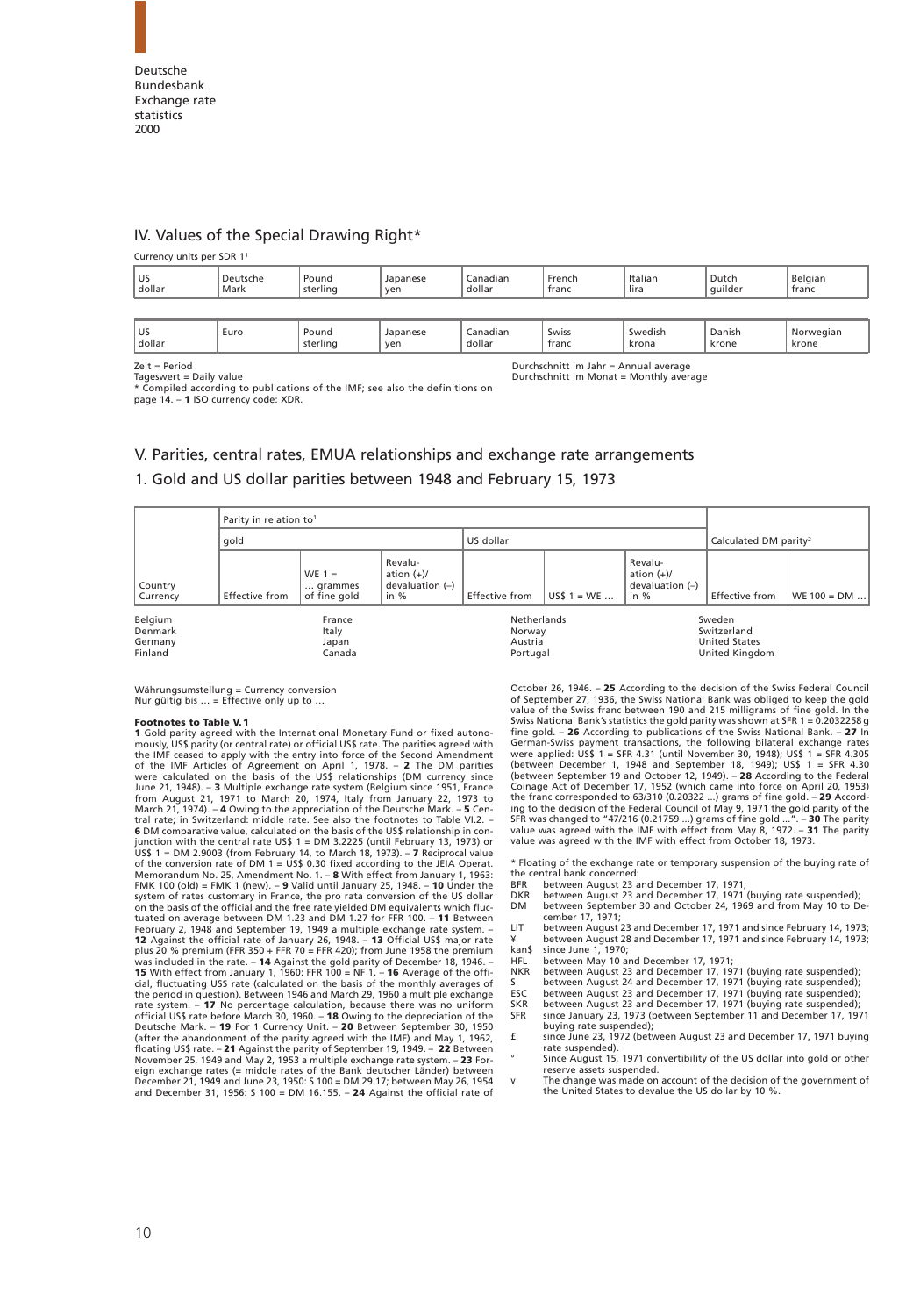Deutsche Bundesbank
Exchange rate statistics
2000

## IV. Values of the Special Drawing Right*

Currency units per SDR 1[1]

| US dollar | Deutsche Mark | Pound sterling | Japanese yen | Canadian dollar | French franc | Italian lira | Dutch guilder | Belgian franc |
|---|---|---|---|---|---|---|---|---|

| US dollar | Euro | Pound sterling | Japanese yen | Canadian dollar | Swiss franc | Swedish krona | Danish krone | Norwegian krone |
|---|---|---|---|---|---|---|---|---|

Zeit = Period
Tageswert = Daily value
Durchschnitt im Jahr = Annual average
Durchschnitt im Monat = Monthly average

* Compiled according to publications of the IMF; see also the definitions on page 14. – **1** ISO currency code: XDR.

## V. Parities, central rates, EMUA relationships and exchange rate arrangements

### 1. Gold and US dollar parities between 1948 and February 15, 1973

| Country Currency | Parity in relation to[1] | | | | | | | Calculated DM parity[2] | |
|---|---|---|---|---|---|---|---|---|---|
| | gold | | | US dollar | | | | | |
| | Effective from | WE 1 = … grammes of fine gold | Revaluation (+)/ devaluation (–) in % | Effective from | US$ 1 = WE … | Revaluation (+)/ devaluation (–) in % | | Effective from | WE 100 = DM … |

Belgium
Denmark
Germany
Finland
France
Italy
Japan
Canada
Netherlands
Norway
Austria
Portugal
Sweden
Switzerland
United States
United Kingdom

Währungsumstellung = Currency conversion
Nur gültig bis … = Effective only up to …

**Footnotes to Table V.1**

**1** Gold parity agreed with the International Monetary Fund or fixed autonomously, US$ parity (or central rate) or official US$ rate. The parities agreed with the IMF ceased to apply with the entry into force of the Second Amendment of the IMF Articles of Agreement on April 1, 1978. – **2** The DM parities were calculated on the basis of the US$ relationships (DM currency since June 21, 1948). – **3** Multiple exchange rate system (Belgium since 1951, France from August 21, 1971 to March 20, 1974, Italy from January 22, 1973 to March 21, 1974). – **4** Owing to the appreciation of the Deutsche Mark. – **5** Central rate; in Switzerland: middle rate. See also the footnotes to Table VI.2. – **6** DM comparative value, calculated on the basis of the US$ relationship in conjunction with the central rate US$ 1 = DM 3.2225 (until February 13, 1973) or US$ 1 = DM 2.9003 (from February 14, to March 18, 1973). – **7** Reciprocal value of the conversion rate of DM 1 = US$ 0.30 fixed according to the JEIA Operat. Memorandum No. 25, Amendment No. 1. – **8** With effect from January 1, 1963: FMK 100 (old) = FMK 1 (new). – **9** Valid until January 25, 1948. – **10** Under the system of rates customary in France, the pro rata conversion of the US dollar on the basis of the official and the free rate yielded DM equivalents which fluctuated on average between DM 1.23 and DM 1.27 for FFR 100. – **11** Between February 2, 1948 and September 19, 1949 a multiple exchange rate system. – **12** Against the official rate of January 26, 1948. – **13** Official US$ major rate plus 20 % premium (FFR 350 + FFR 70 = FFR 420); from June 1958 the premium was included in the rate. – **14** Against the gold parity of December 18, 1946. – **15** With effect from January 1, 1960: FFR 100 = NF 1. – **16** Average of the official, fluctuating US$ rate (calculated on the basis of the monthly averages of the period in question). Between 1946 and March 29, 1960 a multiple exchange rate system. – **17** No percentage calculation, because there was no uniform official US$ rate before March 30, 1960. – **18** Owing to the depreciation of the Deutsche Mark. – **19** For 1 Currency Unit. – **20** Between September 30, 1950 (after the abandonment of the parity agreed with the IMF) and May 1, 1962, floating US$ rate. – **21** Against the parity of September 19, 1949. – **22** Between November 25, 1949 and May 2, 1953 a multiple exchange rate system. – **23** Foreign exchange rates (= middle rates of the Bank deutscher Länder) between December 21, 1949 and June 23, 1950: S 100 = DM 29.17; between May 26, 1954 and December 31, 1956: S 100 = DM 16.155. – **24** Against the official rate of October 26, 1946. – **25** According to the decision of the Swiss Federal Council of September 27, 1936, the Swiss National Bank was obliged to keep the gold value of the Swiss franc between 190 and 215 milligrams of fine gold. In the Swiss National Bank's statistics the gold parity was shown at SFR 1 = 0.2032258 g fine gold. – **26** According to publications of the Swiss National Bank. – **27** In German-Swiss payment transactions, the following bilateral exchange rates were applied: US$ 1 = SFR 4.31 (until November 30, 1948); US$ 1 = SFR 4.305 (between December 1, 1948 and September 18, 1949); US$ 1 = SFR 4.30 (between September 19 and October 12, 1949). – **28** According to the Federal Coinage Act of December 17, 1952 (which came into force on April 20, 1953) the franc corresponded to 63/310 (0.20322 …) grams of fine gold. – **29** According to the decision of the Federal Council of May 9, 1971 the gold parity of the SFR was changed to "47/216 (0.21759 …) grams of fine gold …". – **30** The parity value was agreed with the IMF with effect from May 8, 1972. – **31** The parity value was agreed with the IMF with effect from October 18, 1973.

* Floating of the exchange rate or temporary suspension of the buying rate of the central bank concerned:

- BFR between August 23 and December 17, 1971;
- DKR between August 23 and December 17, 1971 (buying rate suspended);
- DM between September 30 and October 24, 1969 and from May 10 to December 17, 1971;
- LIT between August 23 and December 17, 1971 and since February 14, 1973;
- ¥ between August 28 and December 17, 1971 and since February 14, 1973;
- kan$ since June 1, 1970;
- HFL between May 10 and December 17, 1971;
- NKR between August 23 and December 17, 1971 (buying rate suspended);
- S between August 24 and December 17, 1971 (buying rate suspended);
- ESC between August 23 and December 17, 1971 (buying rate suspended);
- SKR between August 23 and December 17, 1971 (buying rate suspended);
- SFR since January 23, 1973 (between September 11 and December 17, 1971 buying rate suspended);
- £ since June 23, 1972 (between August 23 and December 17, 1971 buying rate suspended).
- ° Since August 15, 1971 convertibility of the US dollar into gold or other reserve assets suspended.
- v The change was made on account of the decision of the government of the United States to devalue the US dollar by 10 %.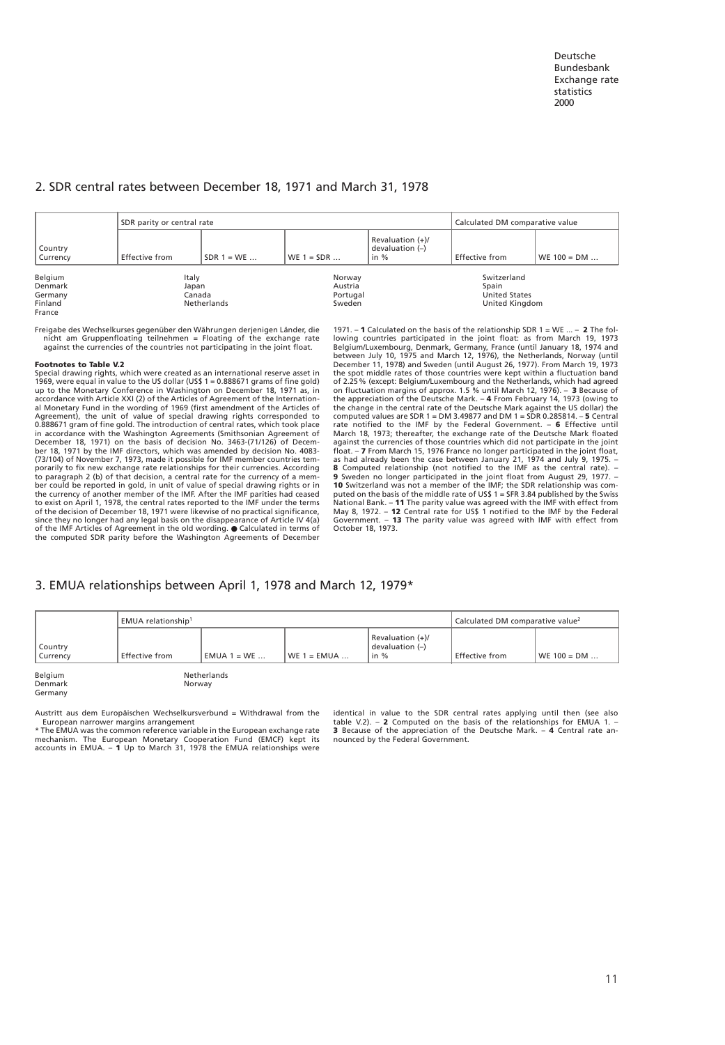## 2. SDR central rates between December 18, 1971 and March 31, 1978

| Country Currency | SDR parity or central rate | | | | Calculated DM comparative value | |
|---|---|---|---|---|---|---|
| | Effective from | SDR 1 = WE … | WE 1 = SDR … | Revaluation (+)/ devaluation (–) in % | Effective from | WE 100 = DM … |

Belgium
Denmark
Germany
Finland
France
Italy
Japan
Canada
Netherlands
Norway
Austria
Portugal
Sweden
Switzerland
Spain
United States
United Kingdom

Freigabe des Wechselkurses gegenüber den Währungen derjenigen Länder, die nicht am Gruppenfloating teilnehmen = Floating of the exchange rate against the currencies of the countries not participating in the joint float.

**Footnotes to Table V.2**

Special drawing rights, which were created as an international reserve asset in 1969, were equal in value to the US dollar (US$ 1 = 0.888671 grams of fine gold) up to the Monetary Conference in Washington on December 18, 1971 as, in accordance with Article XXI (2) of the Articles of Agreement of the International Monetary Fund in the wording of 1969 (first amendment of the Articles of Agreement), the unit of value of special drawing rights corresponded to 0.888671 gram of fine gold. The introduction of central rates, which took place in accordance with the Washington Agreements (Smithsonian Agreement of December 18, 1971) on the basis of decision No. 3463-(71/126) of December 18, 1971 by the IMF directors, which was amended by decision No. 4083-(73/104) of November 7, 1973, made it possible for IMF member countries temporarily to fix new exchange rate relationships for their currencies. According to paragraph 2 (b) of that decision, a central rate for the currency of a member could be reported in gold, in unit of value of special drawing rights or in the currency of another member of the IMF. After the IMF parities had ceased to exist on April 1, 1978, the central rates reported to the IMF under the terms of the decision of December 18, 1971 were likewise of no practical significance, since they no longer had any legal basis on the disappearance of Article IV 4(a) of the IMF Articles of Agreement in the old wording. ● Calculated in terms of the computed SDR parity before the Washington Agreements of December 1971. – **1** Calculated on the basis of the relationship SDR 1 = WE ... – **2** The following countries participated in the joint float: as from March 19, 1973 Belgium/Luxembourg, Denmark, Germany, France (until January 18, 1974 and between July 10, 1975 and March 12, 1976), the Netherlands, Norway (until December 11, 1978) and Sweden (until August 26, 1977). From March 19, 1973 the spot middle rates of those countries were kept within a fluctuation band of 2.25 % (except: Belgium/Luxembourg and the Netherlands, which had agreed on fluctuation margins of approx. 1.5 % until March 12, 1976). – **3** Because of the appreciation of the Deutsche Mark. – **4** From February 14, 1973 (owing to the change in the central rate of the Deutsche Mark against the US dollar) the computed values are SDR 1 = DM 3.49877 and DM 1 = SDR 0.285814. – **5** Central rate notified to the IMF by the Federal Government. – **6** Effective until March 18, 1973; thereafter, the exchange rate of the Deutsche Mark floated against the currencies of those countries which did not participate in the joint float. – **7** From March 15, 1976 France no longer participated in the joint float, as had already been the case between January 21, 1974 and July 9, 1975. – **8** Computed relationship (not notified to the IMF as the central rate). – **9** Sweden no longer participated in the joint float from August 29, 1977. – **10** Switzerland was not a member of the IMF; the SDR relationship was computed on the basis of the middle rate of US$ 1 = SFR 3.84 published by the Swiss National Bank. – **11** The parity value was agreed with the IMF with effect from May 8, 1972. – **12** Central rate for US$ 1 notified to the IMF by the Federal Government. – **13** The parity value was agreed with IMF with effect from October 18, 1973.

## 3. EMUA relationships between April 1, 1978 and March 12, 1979*

| Country Currency | EMUA relationship[1] | | | | Calculated DM comparative value[2] | |
|---|---|---|---|---|---|---|
| | Effective from | EMUA 1 = WE … | WE 1 = EMUA … | Revaluation (+)/ devaluation (–) in % | Effective from | WE 100 = DM … |

Belgium
Denmark
Germany
Netherlands
Norway

Austritt aus dem Europäischen Wechselkursverbund = Withdrawal from the European narrower margins arrangement

\* The EMUA was the common reference variable in the European exchange rate mechanism. The European Monetary Cooperation Fund (EMCF) kept its accounts in EMUA. – **1** Up to March 31, 1978 the EMUA relationships were identical in value to the SDR central rates applying until then (see also table V.2). – **2** Computed on the basis of the relationships for EMUA 1. – **3** Because of the appreciation of the Deutsche Mark. – **4** Central rate announced by the Federal Government.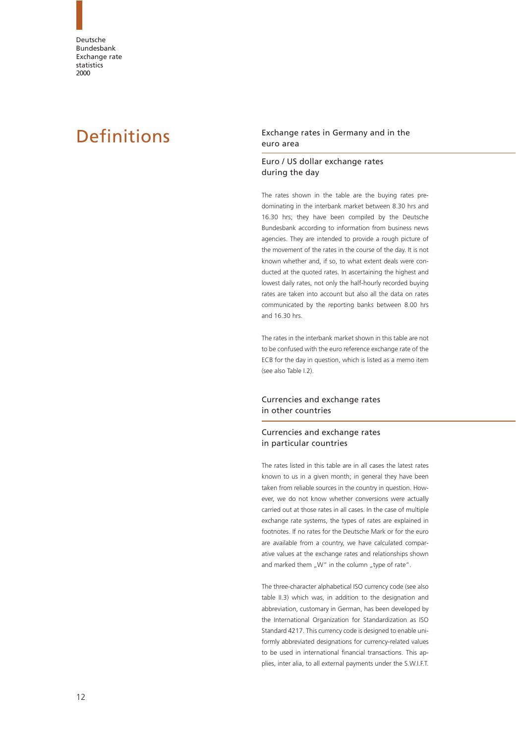# Definitions

## Exchange rates in Germany and in the euro area

### Euro / US dollar exchange rates during the day

The rates shown in the table are the buying rates predominating in the interbank market between 8.30 hrs and 16.30 hrs; they have been compiled by the Deutsche Bundesbank according to information from business news agencies. They are intended to provide a rough picture of the movement of the rates in the course of the day. It is not known whether and, if so, to what extent deals were conducted at the quoted rates. In ascertaining the highest and lowest daily rates, not only the half-hourly recorded buying rates are taken into account but also all the data on rates communicated by the reporting banks between 8.00 hrs and 16.30 hrs.

The rates in the interbank market shown in this table are not to be confused with the euro reference exchange rate of the ECB for the day in question, which is listed as a memo item (see also Table I.2).

## Currencies and exchange rates in other countries

### Currencies and exchange rates in particular countries

The rates listed in this table are in all cases the latest rates known to us in a given month; in general they have been taken from reliable sources in the country in question. However, we do not know whether conversions were actually carried out at those rates in all cases. In the case of multiple exchange rate systems, the types of rates are explained in footnotes. If no rates for the Deutsche Mark or for the euro are available from a country, we have calculated comparative values at the exchange rates and relationships shown and marked them „W" in the column „type of rate".

The three-character alphabetical ISO currency code (see also table II.3) which was, in addition to the designation and abbreviation, customary in German, has been developed by the International Organization for Standardization as ISO Standard 4217. This currency code is designed to enable uniformly abbreviated designations for currency-related values to be used in international financial transactions. This applies, inter alia, to all external payments under the S.W.I.F.T.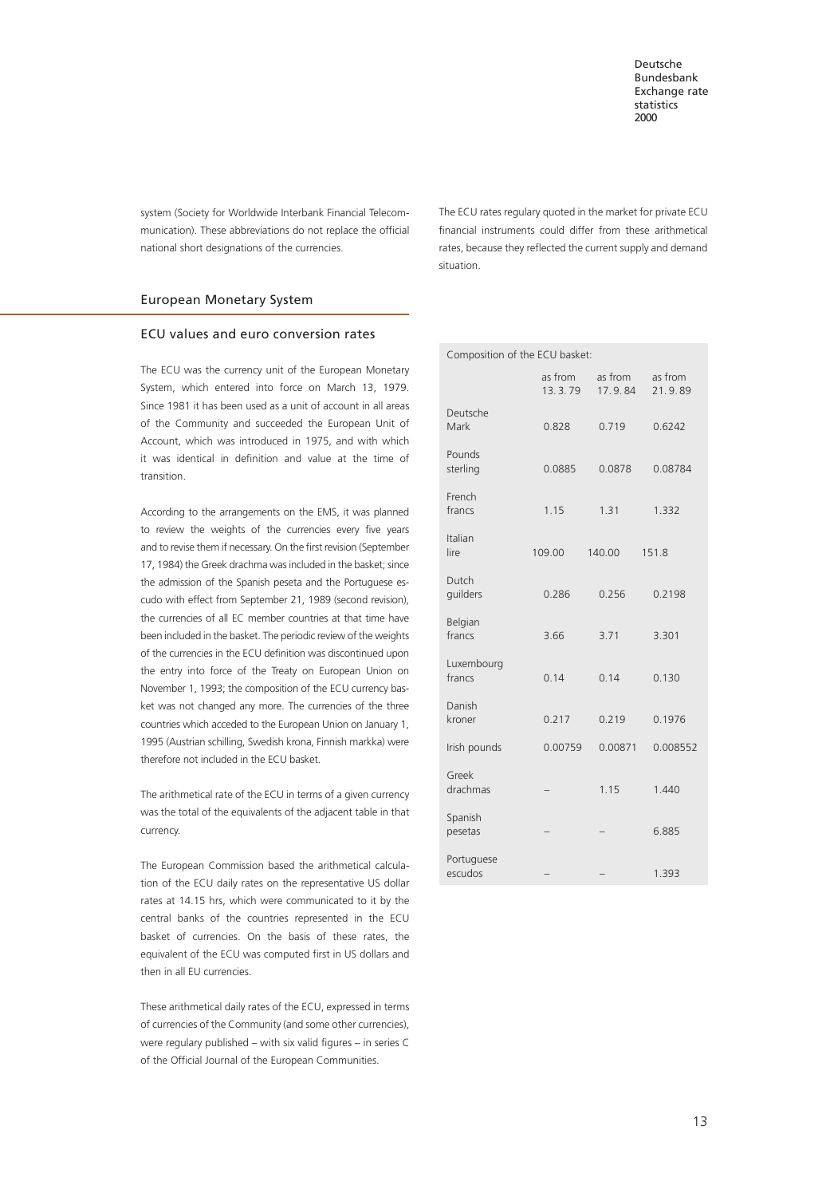system (Society for Worldwide Interbank Financial Telecommunication). These abbreviations do not replace the official national short designations of the currencies.

The ECU rates regulary quoted in the market for private ECU financial instruments could differ from these arithmetical rates, because they reflected the current supply and demand situation.

## European Monetary System

### ECU values and euro conversion rates

The ECU was the currency unit of the European Monetary System, which entered into force on March 13, 1979. Since 1981 it has been used as a unit of account in all areas of the Community and succeeded the European Unit of Account, which was introduced in 1975, and with which it was identical in definition and value at the time of transition.

According to the arrangements on the EMS, it was planned to review the weights of the currencies every five years and to revise them if necessary. On the first revision (September 17, 1984) the Greek drachma was included in the basket; since the admission of the Spanish peseta and the Portuguese escudo with effect from September 21, 1989 (second revision), the currencies of all EC member countries at that time have been included in the basket. The periodic review of the weights of the currencies in the ECU definition was discontinued upon the entry into force of the Treaty on European Union on November 1, 1993; the composition of the ECU currency basket was not changed any more. The currencies of the three countries which acceded to the European Union on January 1, 1995 (Austrian schilling, Swedish krona, Finnish markka) were therefore not included in the ECU basket.

The arithmetical rate of the ECU in terms of a given currency was the total of the equivalents of the adjacent table in that currency.

The European Commission based the arithmetical calculation of the ECU daily rates on the representative US dollar rates at 14.15 hrs, which were communicated to it by the central banks of the countries represented in the ECU basket of currencies. On the basis of these rates, the equivalent of the ECU was computed first in US dollars and then in all EU currencies.

These arithmetical daily rates of the ECU, expressed in terms of currencies of the Community (and some other currencies), were regulary published – with six valid figures – in series C of the Official Journal of the European Communities.

Composition of the ECU basket:

| | as from 13.3.79 | as from 17.9.84 | as from 21.9.89 |
|---|---|---|---|
| Deutsche Mark | 0.828 | 0.719 | 0.6242 |
| Pounds sterling | 0.0885 | 0.0878 | 0.08784 |
| French francs | 1.15 | 1.31 | 1.332 |
| Italian lire | 109.00 | 140.00 | 151.8 |
| Dutch guilders | 0.286 | 0.256 | 0.2198 |
| Belgian francs | 3.66 | 3.71 | 3.301 |
| Luxembourg francs | 0.14 | 0.14 | 0.130 |
| Danish kroner | 0.217 | 0.219 | 0.1976 |
| Irish pounds | 0.00759 | 0.00871 | 0.008552 |
| Greek drachmas | – | 1.15 | 1.440 |
| Spanish pesetas | – | – | 6.885 |
| Portuguese escudos | – | – | 1.393 |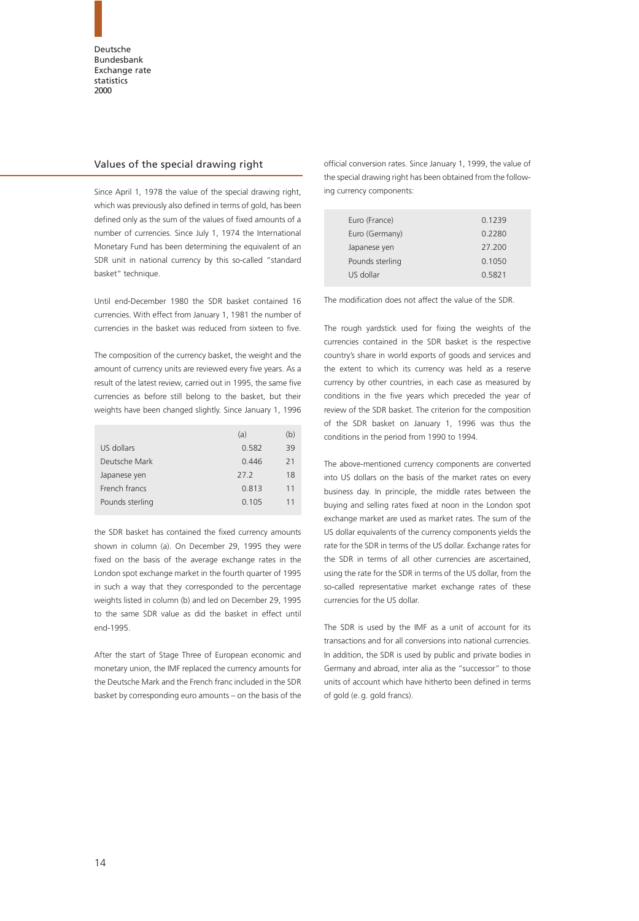## Values of the special drawing right

Since April 1, 1978 the value of the special drawing right, which was previously also defined in terms of gold, has been defined only as the sum of the values of fixed amounts of a number of currencies. Since July 1, 1974 the International Monetary Fund has been determining the equivalent of an SDR unit in national currency by this so-called "standard basket" technique.

Until end-December 1980 the SDR basket contained 16 currencies. With effect from January 1, 1981 the number of currencies in the basket was reduced from sixteen to five.

The composition of the currency basket, the weight and the amount of currency units are reviewed every five years. As a result of the latest review, carried out in 1995, the same five currencies as before still belong to the basket, but their weights have been changed slightly. Since January 1, 1996

| | (a) | (b) |
|---|---|---|
| US dollars | 0.582 | 39 |
| Deutsche Mark | 0.446 | 21 |
| Japanese yen | 27.2 | 18 |
| French francs | 0.813 | 11 |
| Pounds sterling | 0.105 | 11 |

the SDR basket has contained the fixed currency amounts shown in column (a). On December 29, 1995 they were fixed on the basis of the average exchange rates in the London spot exchange market in the fourth quarter of 1995 in such a way that they corresponded to the percentage weights listed in column (b) and led on December 29, 1995 to the same SDR value as did the basket in effect until end-1995.

After the start of Stage Three of European economic and monetary union, the IMF replaced the currency amounts for the Deutsche Mark and the French franc included in the SDR basket by corresponding euro amounts – on the basis of the official conversion rates. Since January 1, 1999, the value of the special drawing right has been obtained from the following currency components:

| | |
|---|---|
| Euro (France) | 0.1239 |
| Euro (Germany) | 0.2280 |
| Japanese yen | 27.200 |
| Pounds sterling | 0.1050 |
| US dollar | 0.5821 |

The modification does not affect the value of the SDR.

The rough yardstick used for fixing the weights of the currencies contained in the SDR basket is the respective country's share in world exports of goods and services and the extent to which its currency was held as a reserve currency by other countries, in each case as measured by conditions in the five years which preceded the year of review of the SDR basket. The criterion for the composition of the SDR basket on January 1, 1996 was thus the conditions in the period from 1990 to 1994.

The above-mentioned currency components are converted into US dollars on the basis of the market rates on every business day. In principle, the middle rates between the buying and selling rates fixed at noon in the London spot exchange market are used as market rates. The sum of the US dollar equivalents of the currency components yields the rate for the SDR in terms of the US dollar. Exchange rates for the SDR in terms of all other currencies are ascertained, using the rate for the SDR in terms of the US dollar, from the so-called representative market exchange rates of these currencies for the US dollar.

The SDR is used by the IMF as a unit of account for its transactions and for all conversions into national currencies. In addition, the SDR is used by public and private bodies in Germany and abroad, inter alia as the "successor" to those units of account which have hitherto been defined in terms of gold (e. g. gold francs).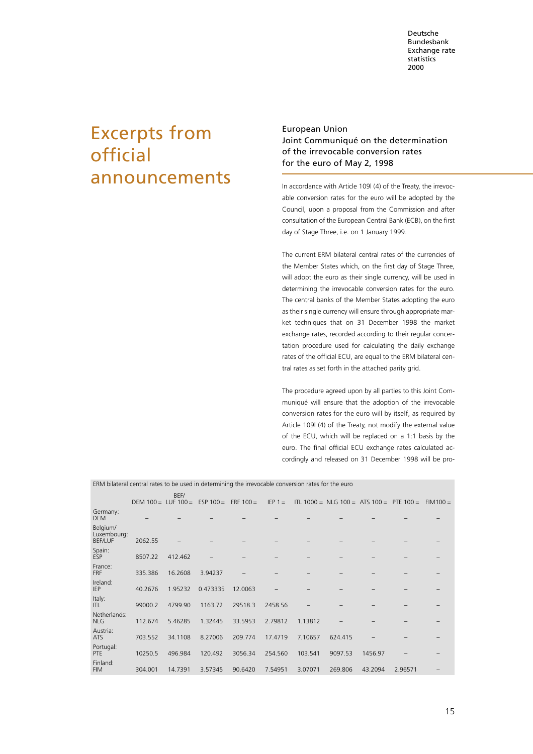# Excerpts from official announcements

## European Union
### Joint Communiqué on the determination of the irrevocable conversion rates for the euro of May 2, 1998

In accordance with Article 109l (4) of the Treaty, the irrevocable conversion rates for the euro will be adopted by the Council, upon a proposal from the Commission and after consultation of the European Central Bank (ECB), on the first day of Stage Three, i.e. on 1 January 1999.

The current ERM bilateral central rates of the currencies of the Member States which, on the first day of Stage Three, will adopt the euro as their single currency, will be used in determining the irrevocable conversion rates for the euro. The central banks of the Member States adopting the euro as their single currency will ensure through appropriate market techniques that on 31 December 1998 the market exchange rates, recorded according to their regular concertation procedure used for calculating the daily exchange rates of the official ECU, are equal to the ERM bilateral central rates as set forth in the attached parity grid.

The procedure agreed upon by all parties to this Joint Communiqué will ensure that the adoption of the irrevocable conversion rates for the euro will by itself, as required by Article 109l (4) of the Treaty, not modify the external value of the ECU, which will be replaced on a 1:1 basis by the euro. The final official ECU exchange rates calculated accordingly and released on 31 December 1998 will be pro-

ERM bilateral central rates to be used in determining the irrevocable conversion rates for the euro

| | DEM 100 = | BEF/ LUF 100 = | ESP 100 = | FRF 100 = | IEP 1 = | ITL 1000 = | NLG 100 = | ATS 100 = | PTE 100 = | FIM 100 = |
|---|---|---|---|---|---|---|---|---|---|---|
| Germany: DEM | – | – | – | – | – | – | – | – | – | – |
| Belgium/ Luxembourg: BEF/LUF | 2062.55 | – | – | – | – | – | – | – | – | – |
| Spain: ESP | 8507.22 | 412.462 | – | – | – | – | – | – | – | – |
| France: FRF | 335.386 | 16.2608 | 3.94237 | – | – | – | – | – | – | – |
| Ireland: IEP | 40.2676 | 1.95232 | 0.473335 | 12.0063 | – | – | – | – | – | – |
| Italy: ITL | 99000.2 | 4799.90 | 1163.72 | 29518.3 | 2458.56 | – | – | – | – | – |
| Netherlands: NLG | 112.674 | 5.46285 | 1.32445 | 33.5953 | 2.79812 | 1.13812 | – | – | – | – |
| Austria: ATS | 703.552 | 34.1108 | 8.27006 | 209.774 | 17.4719 | 7.10657 | 624.415 | – | – | – |
| Portugal: PTE | 10250.5 | 496.984 | 120.492 | 3056.34 | 254.560 | 103.541 | 9097.53 | 1456.97 | – | – |
| Finland: FIM | 304.001 | 14.7391 | 3.57345 | 90.6420 | 7.54951 | 3.07071 | 269.806 | 43.2094 | 2.96571 | – |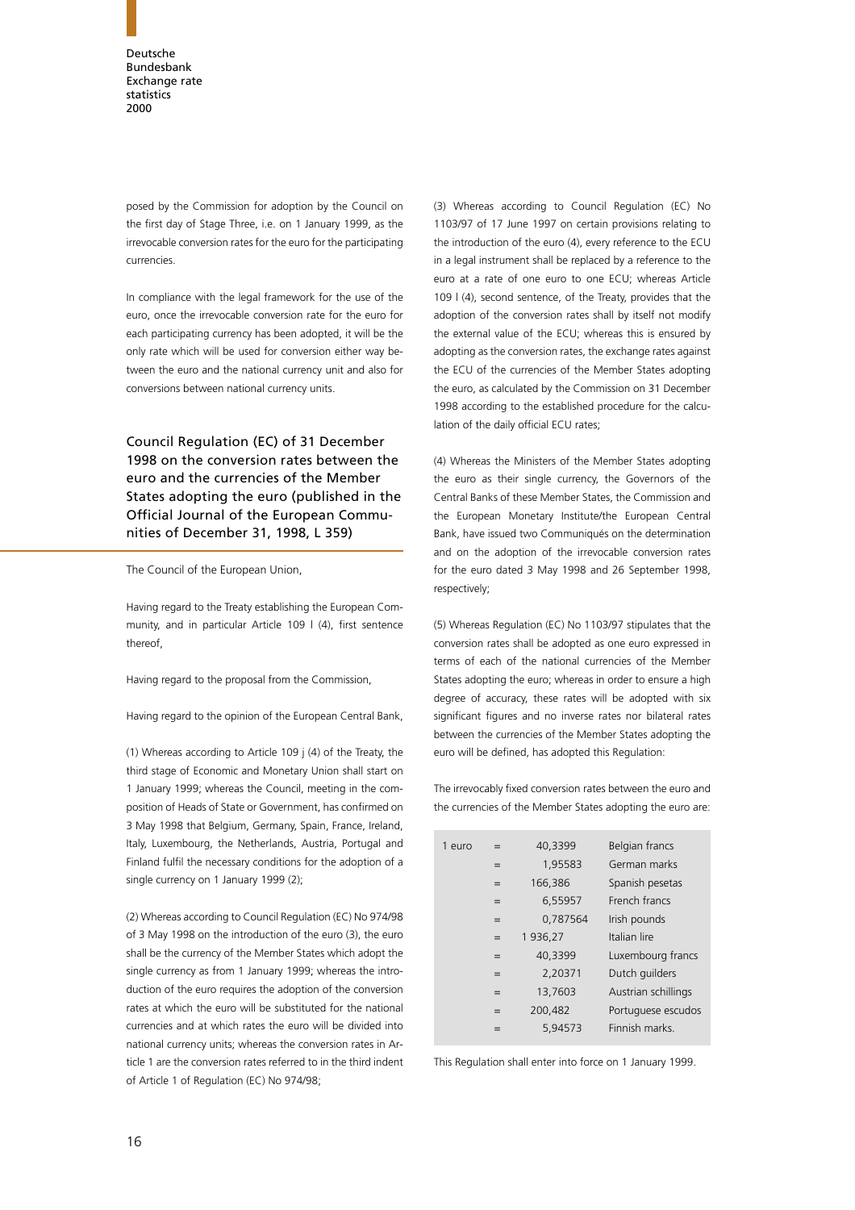posed by the Commission for adoption by the Council on the first day of Stage Three, i.e. on 1 January 1999, as the irrevocable conversion rates for the euro for the participating currencies.

In compliance with the legal framework for the use of the euro, once the irrevocable conversion rate for the euro for each participating currency has been adopted, it will be the only rate which will be used for conversion either way between the euro and the national currency unit and also for conversions between national currency units.

## Council Regulation (EC) of 31 December 1998 on the conversion rates between the euro and the currencies of the Member States adopting the euro (published in the Official Journal of the European Communities of December 31, 1998, L 359)

The Council of the European Union,

Having regard to the Treaty establishing the European Community, and in particular Article 109 l (4), first sentence thereof,

Having regard to the proposal from the Commission,

Having regard to the opinion of the European Central Bank,

(1) Whereas according to Article 109 j (4) of the Treaty, the third stage of Economic and Monetary Union shall start on 1 January 1999; whereas the Council, meeting in the composition of Heads of State or Government, has confirmed on 3 May 1998 that Belgium, Germany, Spain, France, Ireland, Italy, Luxembourg, the Netherlands, Austria, Portugal and Finland fulfil the necessary conditions for the adoption of a single currency on 1 January 1999 (2);

(2) Whereas according to Council Regulation (EC) No 974/98 of 3 May 1998 on the introduction of the euro (3), the euro shall be the currency of the Member States which adopt the single currency as from 1 January 1999; whereas the introduction of the euro requires the adoption of the conversion rates at which the euro will be substituted for the national currencies and at which rates the euro will be divided into national currency units; whereas the conversion rates in Article 1 are the conversion rates referred to in the third indent of Article 1 of Regulation (EC) No 974/98;

(3) Whereas according to Council Regulation (EC) No 1103/97 of 17 June 1997 on certain provisions relating to the introduction of the euro (4), every reference to the ECU in a legal instrument shall be replaced by a reference to the euro at a rate of one euro to one ECU; whereas Article 109 l (4), second sentence, of the Treaty, provides that the adoption of the conversion rates shall by itself not modify the external value of the ECU; whereas this is ensured by adopting as the conversion rates, the exchange rates against the ECU of the currencies of the Member States adopting the euro, as calculated by the Commission on 31 December 1998 according to the established procedure for the calculation of the daily official ECU rates;

(4) Whereas the Ministers of the Member States adopting the euro as their single currency, the Governors of the Central Banks of these Member States, the Commission and the European Monetary Institute/the European Central Bank, have issued two Communiqués on the determination and on the adoption of the irrevocable conversion rates for the euro dated 3 May 1998 and 26 September 1998, respectively;

(5) Whereas Regulation (EC) No 1103/97 stipulates that the conversion rates shall be adopted as one euro expressed in terms of each of the national currencies of the Member States adopting the euro; whereas in order to ensure a high degree of accuracy, these rates will be adopted with six significant figures and no inverse rates nor bilateral rates between the currencies of the Member States adopting the euro will be defined, has adopted this Regulation:

The irrevocably fixed conversion rates between the euro and the currencies of the Member States adopting the euro are:

| | | | |
|---|---|---|---|
| 1 euro | = | 40,3399 | Belgian francs |
| | = | 1,95583 | German marks |
| | = | 166,386 | Spanish pesetas |
| | = | 6,55957 | French francs |
| | = | 0,787564 | Irish pounds |
| | = | 1 936,27 | Italian lire |
| | = | 40,3399 | Luxembourg francs |
| | = | 2,20371 | Dutch guilders |
| | = | 13,7603 | Austrian schillings |
| | = | 200,482 | Portuguese escudos |
| | = | 5,94573 | Finnish marks. |

This Regulation shall enter into force on 1 January 1999.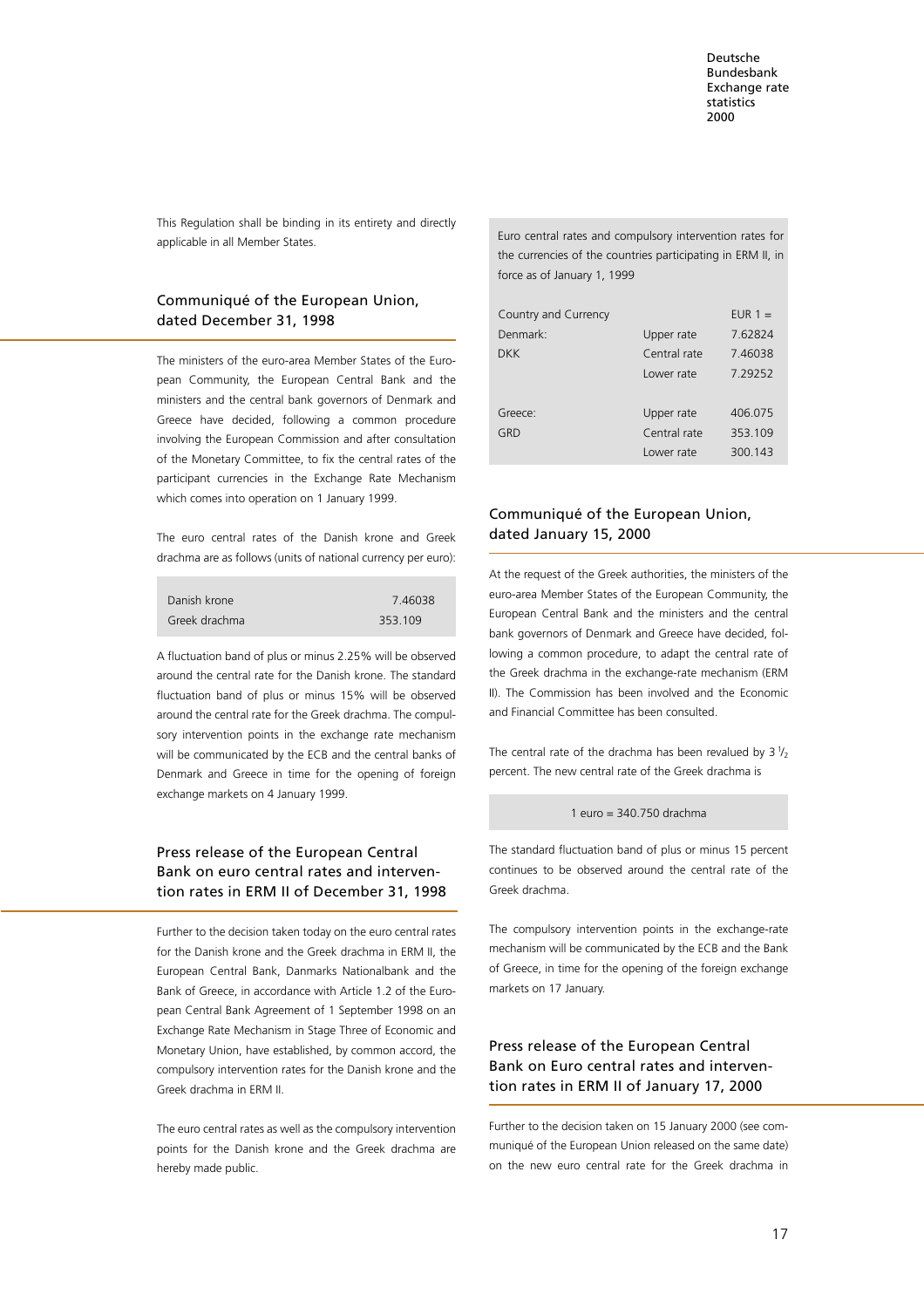This Regulation shall be binding in its entirety and directly applicable in all Member States.

## Communiqué of the European Union, dated December 31, 1998

The ministers of the euro-area Member States of the European Community, the European Central Bank and the ministers and the central bank governors of Denmark and Greece have decided, following a common procedure involving the European Commission and after consultation of the Monetary Committee, to fix the central rates of the participant currencies in the Exchange Rate Mechanism which comes into operation on 1 January 1999.

The euro central rates of the Danish krone and Greek drachma are as follows (units of national currency per euro):

| | |
|---|---|
| Danish krone | 7.46038 |
| Greek drachma | 353.109 |

A fluctuation band of plus or minus 2.25% will be observed around the central rate for the Danish krone. The standard fluctuation band of plus or minus 15% will be observed around the central rate for the Greek drachma. The compulsory intervention points in the exchange rate mechanism will be communicated by the ECB and the central banks of Denmark and Greece in time for the opening of foreign exchange markets on 4 January 1999.

## Press release of the European Central Bank on euro central rates and intervention rates in ERM II of December 31, 1998

Further to the decision taken today on the euro central rates for the Danish krone and the Greek drachma in ERM II, the European Central Bank, Danmarks Nationalbank and the Bank of Greece, in accordance with Article 1.2 of the European Central Bank Agreement of 1 September 1998 on an Exchange Rate Mechanism in Stage Three of Economic and Monetary Union, have established, by common accord, the compulsory intervention rates for the Danish krone and the Greek drachma in ERM II.

The euro central rates as well as the compulsory intervention points for the Danish krone and the Greek drachma are hereby made public.

Euro central rates and compulsory intervention rates for the currencies of the countries participating in ERM II, in force as of January 1, 1999

| Country and Currency | | EUR 1 = |
|---|---|---|
| Denmark: | Upper rate | 7.62824 |
| DKK | Central rate | 7.46038 |
| | Lower rate | 7.29252 |
| Greece: | Upper rate | 406.075 |
| GRD | Central rate | 353.109 |
| | Lower rate | 300.143 |

## Communiqué of the European Union, dated January 15, 2000

At the request of the Greek authorities, the ministers of the euro-area Member States of the European Community, the European Central Bank and the ministers and the central bank governors of Denmark and Greece have decided, following a common procedure, to adapt the central rate of the Greek drachma in the exchange-rate mechanism (ERM II). The Commission has been involved and the Economic and Financial Committee has been consulted.

The central rate of the drachma has been revalued by 3 $^1/_2$ percent. The new central rate of the Greek drachma is

1 euro = 340.750 drachma

The standard fluctuation band of plus or minus 15 percent continues to be observed around the central rate of the Greek drachma.

The compulsory intervention points in the exchange-rate mechanism will be communicated by the ECB and the Bank of Greece, in time for the opening of the foreign exchange markets on 17 January.

## Press release of the European Central Bank on Euro central rates and intervention rates in ERM II of January 17, 2000

Further to the decision taken on 15 January 2000 (see communiqué of the European Union released on the same date) on the new euro central rate for the Greek drachma in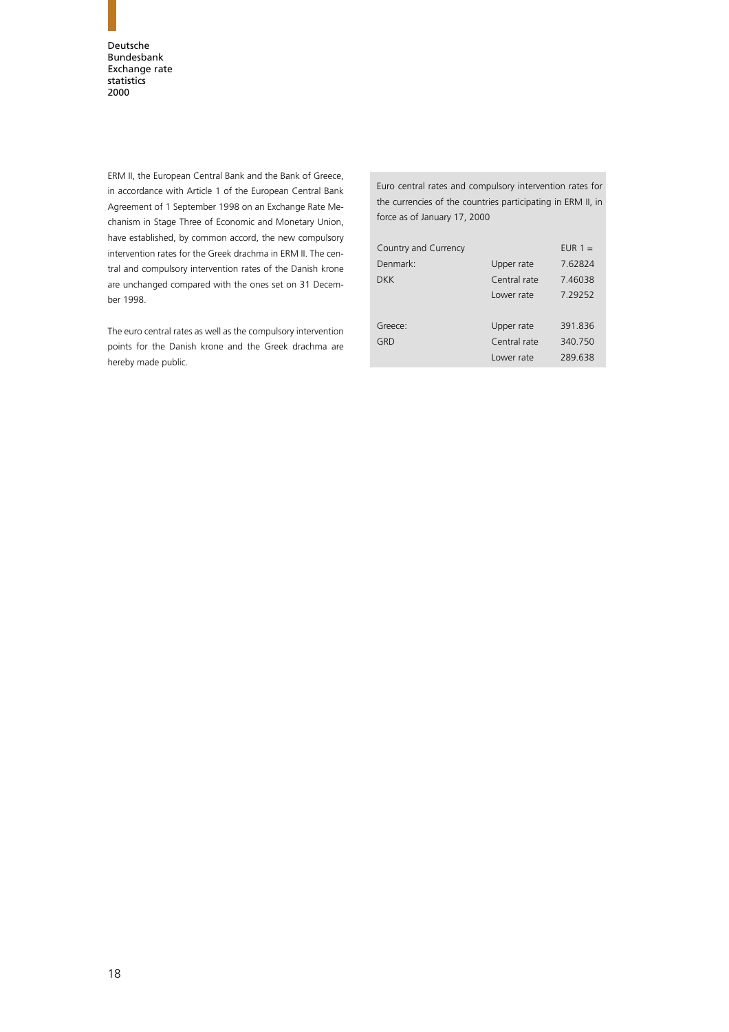ERM II, the European Central Bank and the Bank of Greece, in accordance with Article 1 of the European Central Bank Agreement of 1 September 1998 on an Exchange Rate Mechanism in Stage Three of Economic and Monetary Union, have established, by common accord, the new compulsory intervention rates for the Greek drachma in ERM II. The central and compulsory intervention rates of the Danish krone are unchanged compared with the ones set on 31 December 1998.

The euro central rates as well as the compulsory intervention points for the Danish krone and the Greek drachma are hereby made public.

Euro central rates and compulsory intervention rates for the currencies of the countries participating in ERM II, in force as of January 17, 2000

| Country and Currency | | EUR 1 = |
|---|---|---|
| Denmark: | Upper rate | 7.62824 |
| DKK | Central rate | 7.46038 |
| | Lower rate | 7.29252 |
| Greece: | Upper rate | 391.836 |
| GRD | Central rate | 340.750 |
| | Lower rate | 289.638 |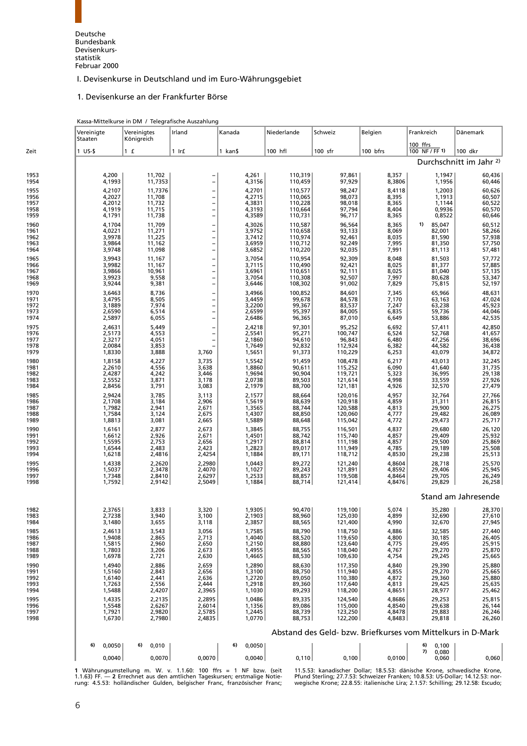Deutsche Bundesbank Devisenkursstatistik Februar 2000

## I. Devisenkurse in Deutschland und im Euro-Währungsgebiet

### 1. Devisenkurse an der Frankfurter Börse

Kassa-Mittelkurse in DM / Telegrafische Auszahlung

| Zeit | Vereinigte Staaten | Vereinigtes Königreich | Irland | Kanada | Niederlande | Schweiz | Belgien | Frankreich | Dänemark |
|---|---|---|---|---|---|---|---|---|---|
| | 1 US-$ | 1 £ | 1 Ir£ | 1 kan$ | 100 hfl | 100 sfr | 100 bfrs | 100 ffrs / 100 NF / FF 1) | 100 dkr |
| | **Durchschnitt im Jahr 2)** | | | | | | | | |
| 1953 | 4,200 | 11,702 | – | 4,261 | 110,319 | 97,861 | 8,357 | 1,1947 | 60,436 |
| 1954 | 4,1993 | 11,7353 | – | 4,3156 | 110,459 | 97,929 | 8,3806 | 1,1956 | 60,446 |
| 1955 | 4,2107 | 11,7376 | – | 4,2701 | 110,577 | 98,247 | 8,4118 | 1,2003 | 60,626 |
| 1956 | 4,2027 | 11,708 | – | 4,2715 | 110,065 | 98,073 | 8,395 | 1,1913 | 60,507 |
| 1957 | 4,2012 | 11,732 | – | 4,3831 | 110,228 | 98,018 | 8,365 | 1,1144 | 60,522 |
| 1958 | 4,1919 | 11,715 | – | 4,3193 | 110,664 | 97,794 | 8,404 | 0,9936 | 60,570 |
| 1959 | 4,1791 | 11,738 | – | 4,3589 | 110,731 | 96,717 | 8,365 | 0,8522 | 60,646 |
| 1960 | 4,1704 | 11,709 | – | 4,3026 | 110,587 | 96,564 | 8,365 | 1) 85,047 | 60,512 |
| 1961 | 4,0221 | 11,271 | – | 3,9752 | 110,658 | 93,133 | 8,069 | 82,001 | 58,266 |
| 1962 | 3,9978 | 11,225 | – | 3,7412 | 110,974 | 92,461 | 8,035 | 81,590 | 57,938 |
| 1963 | 3,9864 | 11,162 | – | 3,6959 | 110,712 | 92,249 | 7,995 | 81,350 | 57,750 |
| 1964 | 3,9748 | 11,098 | – | 3,6852 | 110,220 | 92,035 | 7,991 | 81,113 | 57,481 |
| 1965 | 3,9943 | 11,167 | – | 3,7054 | 110,954 | 92,309 | 8,048 | 81,503 | 57,772 |
| 1966 | 3,9982 | 11,167 | – | 3,7115 | 110,490 | 92,421 | 8,025 | 81,377 | 57,885 |
| 1967 | 3,9866 | 10,961 | – | 3,6961 | 110,651 | 92,111 | 8,025 | 81,040 | 57,135 |
| 1968 | 3,9923 | 9,558 | – | 3,7054 | 110,308 | 92,507 | 7,997 | 80,628 | 53,347 |
| 1969 | 3,9244 | 9,381 | – | 3,6446 | 108,302 | 91,002 | 7,829 | 75,815 | 52,197 |
| 1970 | 3,6463 | 8,736 | – | 3,4966 | 100,852 | 84,601 | 7,345 | 65,966 | 48,631 |
| 1971 | 3,4795 | 8,505 | – | 3,4459 | 99,678 | 84,578 | 7,170 | 63,163 | 47,024 |
| 1972 | 3,1889 | 7,974 | – | 3,2200 | 99,367 | 83,537 | 7,247 | 63,238 | 45,923 |
| 1973 | 2,6590 | 6,514 | – | 2,6599 | 95,397 | 84,005 | 6,835 | 59,736 | 44,046 |
| 1974 | 2,5897 | 6,055 | – | 2,6486 | 96,365 | 87,010 | 6,649 | 53,886 | 42,535 |
| 1975 | 2,4631 | 5,449 | – | 2,4218 | 97,301 | 95,252 | 6,692 | 57,411 | 42,850 |
| 1976 | 2,5173 | 4,553 | – | 2,5541 | 95,271 | 100,747 | 6,524 | 52,768 | 41,657 |
| 1977 | 2,3217 | 4,051 | – | 2,1860 | 94,610 | 96,843 | 6,480 | 47,256 | 38,696 |
| 1978 | 2,0084 | 3,853 | – | 1,7649 | 92,832 | 112,924 | 6,382 | 44,582 | 36,438 |
| 1979 | 1,8330 | 3,888 | 3,760 | 1,5651 | 91,373 | 110,229 | 6,253 | 43,079 | 34,872 |
| 1980 | 1,8158 | 4,227 | 3,735 | 1,5542 | 91,459 | 108,478 | 6,217 | 43,013 | 32,245 |
| 1981 | 2,2610 | 4,556 | 3,638 | 1,8860 | 90,611 | 115,252 | 6,090 | 41,640 | 31,735 |
| 1982 | 2,4287 | 4,242 | 3,446 | 1,9694 | 90,904 | 119,721 | 5,323 | 36,995 | 29,138 |
| 1983 | 2,5552 | 3,871 | 3,178 | 2,0738 | 89,503 | 121,614 | 4,998 | 33,559 | 27,926 |
| 1984 | 2,8456 | 3,791 | 3,083 | 2,1979 | 88,700 | 121,181 | 4,926 | 32,570 | 27,479 |
| 1985 | 2,9424 | 3,785 | 3,113 | 2,1577 | 88,664 | 120,016 | 4,957 | 32,764 | 27,766 |
| 1986 | 2,1708 | 3,184 | 2,906 | 1,5619 | 88,639 | 120,918 | 4,859 | 31,311 | 26,815 |
| 1987 | 1,7982 | 2,941 | 2,671 | 1,3565 | 88,744 | 120,588 | 4,813 | 29,900 | 26,275 |
| 1988 | 1,7584 | 3,124 | 2,675 | 1,4307 | 88,850 | 120,060 | 4,777 | 29,482 | 26,089 |
| 1989 | 1,8813 | 3,081 | 2,665 | 1,5889 | 88,648 | 115,042 | 4,772 | 29,473 | 25,717 |
| 1990 | 1,6161 | 2,877 | 2,673 | 1,3845 | 88,755 | 116,501 | 4,837 | 29,680 | 26,120 |
| 1991 | 1,6612 | 2,926 | 2,671 | 1,4501 | 88,742 | 115,740 | 4,857 | 29,409 | 25,932 |
| 1992 | 1,5595 | 2,753 | 2,656 | 1,2917 | 88,814 | 111,198 | 4,857 | 29,500 | 25,869 |
| 1993 | 1,6544 | 2,483 | 2,423 | 1,2823 | 89,017 | 111,949 | 4,785 | 29,189 | 25,508 |
| 1994 | 1,6218 | 2,4816 | 2,4254 | 1,1884 | 89,171 | 118,712 | 4,8530 | 29,238 | 25,513 |
| 1995 | 1,4338 | 2,2620 | 2,2980 | 1,0443 | 89,272 | 121,240 | 4,8604 | 28,718 | 25,570 |
| 1996 | 1,5037 | 2,3478 | 2,4070 | 1,1027 | 89,243 | 121,891 | 4,8592 | 29,406 | 25,945 |
| 1997 | 1,7348 | 2,8410 | 2,6297 | 1,2533 | 88,857 | 119,508 | 4,8464 | 29,705 | 26,249 |
| 1998 | 1,7592 | 2,9142 | 2,5049 | 1,1884 | 88,714 | 121,414 | 4,8476 | 29,829 | 26,258 |
| | **Stand am Jahresende** | | | | | | | | |
| 1982 | 2,3765 | 3,833 | 3,320 | 1,9305 | 90,470 | 119,100 | 5,074 | 35,280 | 28,370 |
| 1983 | 2,7238 | 3,940 | 3,100 | 2,1903 | 88,960 | 125,030 | 4,899 | 32,690 | 27,610 |
| 1984 | 3,1480 | 3,655 | 3,118 | 2,3857 | 88,565 | 121,400 | 4,990 | 32,670 | 27,945 |
| 1985 | 2,4613 | 3,543 | 3,056 | 1,7585 | 88,790 | 118,750 | 4,886 | 32,585 | 27,440 |
| 1986 | 1,9408 | 2,865 | 2,713 | 1,4040 | 88,520 | 119,650 | 4,800 | 30,185 | 26,405 |
| 1987 | 1,5815 | 2,960 | 2,650 | 1,2150 | 88,880 | 123,640 | 4,775 | 29,495 | 25,915 |
| 1988 | 1,7803 | 3,206 | 2,673 | 1,4955 | 88,565 | 118,040 | 4,767 | 29,270 | 25,870 |
| 1989 | 1,6978 | 2,721 | 2,630 | 1,4665 | 88,530 | 109,630 | 4,754 | 29,245 | 25,665 |
| 1990 | 1,4940 | 2,886 | 2,659 | 1,2890 | 88,630 | 117,350 | 4,840 | 29,390 | 25,880 |
| 1991 | 1,5160 | 2,843 | 2,656 | 1,3100 | 88,750 | 111,940 | 4,855 | 29,270 | 25,665 |
| 1992 | 1,6140 | 2,441 | 2,636 | 1,2720 | 89,050 | 110,380 | 4,872 | 29,360 | 25,880 |
| 1993 | 1,7263 | 2,556 | 2,444 | 1,2918 | 89,360 | 117,640 | 4,813 | 29,425 | 25,635 |
| 1994 | 1,5488 | 2,4207 | 2,3965 | 1,1030 | 89,293 | 118,200 | 4,8651 | 28,977 | 25,462 |
| 1995 | 1,4335 | 2,2135 | 2,2895 | 1,0486 | 89,335 | 124,540 | 4,8686 | 29,253 | 25,815 |
| 1996 | 1,5548 | 2,6267 | 2,6014 | 1,1356 | 89,086 | 115,000 | 4,8540 | 29,638 | 26,144 |
| 1997 | 1,7921 | 2,9820 | 2,5785 | 1,2445 | 88,739 | 123,250 | 4,8478 | 29,883 | 26,246 |
| 1998 | 1,6730 | 2,7980 | 2,4835 | 1,0770 | 88,753 | 122,200 | 4,8483 | 29,818 | 26,260 |
| | **Abstand des Geld- bzw. Briefkurses vom Mittelkurs in D-Mark** | | | | | | | | |
| | 6) 0,0050 | 6) 0,010 | | 6) 0,0050 | | | | 6) 0,100 | |
| | | | | | | | | 7) 0,080 | |
| | 0,0040 | 0,0070 | 0,0070 | 0,0040 | 0,110 | 0,100 | 0,0100 | 0,060 | 0,060 |

**1** Währungsumstellung m. W. v. 1.1.60: 100 ffrs = 1 NF bzw. (seit 1.1.63) FF. — **2** Errechnet aus den amtlichen Tageskursen; erstmalige Notierung: 4.5.53: holländischer Gulden, belgischer Franc, französischer Franc; 11.5.53: kanadischer Dollar; 18.5.53: dänische Krone, schwedische Krone, Pfund Sterling; 27.7.53: Schweizer Franken; 10.8.53: US-Dollar; 14.12.53: norwegische Krone; 22.8.55: italienische Lira; 2.1.57: Schilling; 29.12.58: Escudo;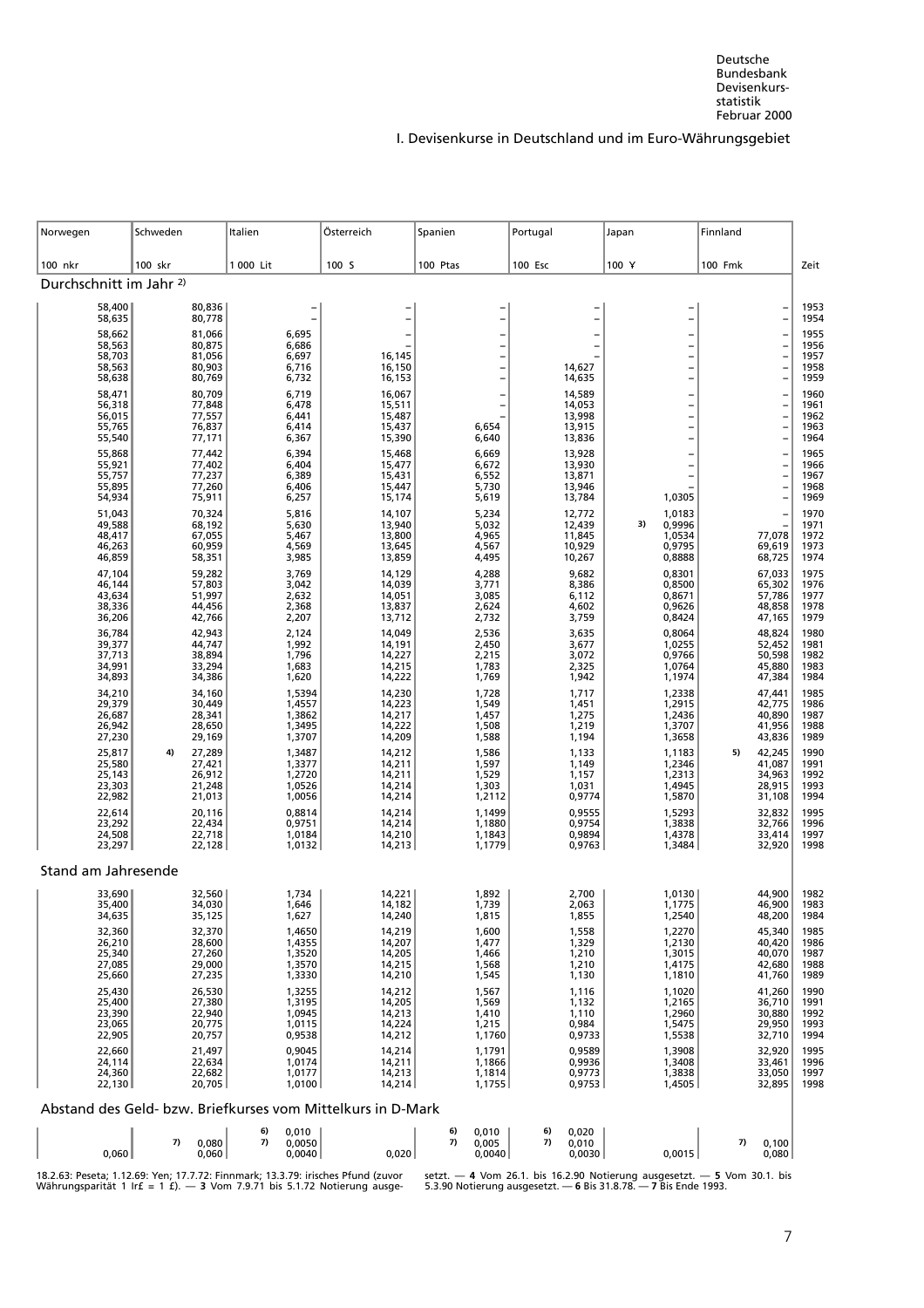Deutsche Bundesbank Devisenkursstatistik Februar 2000

## I. Devisenkurse in Deutschland und im Euro-Währungsgebiet

| Norwegen | Schweden | Italien | Österreich | Spanien | Portugal | Japan | Finnland | |
|---|---|---|---|---|---|---|---|---|
| 100 nkr | 100 skr | 1 000 Lit | 100 S | 100 Ptas | 100 Esc | 100 Y | 100 Fmk | Zeit |
| **Durchschnitt im Jahr 2)** | | | | | | | | |
| 58,400 | 80,836 | – | – | – | – | – | – | 1953 |
| 58,635 | 80,778 | – | – | – | – | – | – | 1954 |
| 58,662 | 81,066 | 6,695 | – | – | – | – | – | 1955 |
| 58,563 | 80,875 | 6,686 | – | – | – | – | – | 1956 |
| 58,703 | 81,056 | 6,697 | 16,145 | – | – | – | – | 1957 |
| 58,563 | 80,903 | 6,716 | 16,150 | – | 14,627 | – | – | 1958 |
| 58,638 | 80,769 | 6,732 | 16,153 | – | 14,635 | – | – | 1959 |
| 58,471 | 80,709 | 6,719 | 16,067 | – | 14,589 | – | – | 1960 |
| 56,318 | 77,848 | 6,478 | 15,511 | – | 14,053 | – | – | 1961 |
| 56,015 | 77,557 | 6,441 | 15,487 | – | 13,998 | – | – | 1962 |
| 55,765 | 76,837 | 6,414 | 15,437 | 6,654 | 13,915 | – | – | 1963 |
| 55,540 | 77,171 | 6,367 | 15,390 | 6,640 | 13,836 | – | – | 1964 |
| 55,868 | 77,442 | 6,394 | 15,468 | 6,669 | 13,928 | – | – | 1965 |
| 55,921 | 77,402 | 6,404 | 15,477 | 6,672 | 13,930 | – | – | 1966 |
| 55,757 | 77,237 | 6,389 | 15,431 | 6,552 | 13,871 | – | – | 1967 |
| 55,895 | 77,260 | 6,406 | 15,447 | 5,730 | 13,946 | – | – | 1968 |
| 54,934 | 75,911 | 6,257 | 15,174 | 5,619 | 13,784 | 1,0305 | – | 1969 |
| 51,043 | 70,324 | 5,816 | 14,107 | 5,234 | 12,772 | 1,0183 | – | 1970 |
| 49,588 | 68,192 | 5,630 | 13,940 | 5,032 | 12,439 | 3) 0,9996 | – | 1971 |
| 48,417 | 67,055 | 5,467 | 13,800 | 4,965 | 11,845 | 1,0534 | 77,078 | 1972 |
| 46,263 | 60,959 | 4,569 | 13,645 | 4,567 | 10,929 | 0,9795 | 69,619 | 1973 |
| 46,859 | 58,351 | 3,985 | 13,859 | 4,495 | 10,267 | 0,8888 | 68,725 | 1974 |
| 47,104 | 59,282 | 3,769 | 14,129 | 4,288 | 9,682 | 0,8301 | 67,033 | 1975 |
| 46,144 | 57,803 | 3,042 | 14,039 | 3,771 | 8,386 | 0,8500 | 65,302 | 1976 |
| 43,634 | 51,997 | 2,632 | 14,051 | 3,085 | 6,112 | 0,8671 | 57,786 | 1977 |
| 38,336 | 44,456 | 2,368 | 13,837 | 2,624 | 4,602 | 0,9626 | 48,858 | 1978 |
| 36,206 | 42,766 | 2,207 | 13,712 | 2,732 | 3,759 | 0,8424 | 47,165 | 1979 |
| 36,784 | 42,943 | 2,124 | 14,049 | 2,536 | 3,635 | 0,8064 | 48,824 | 1980 |
| 39,377 | 44,747 | 1,992 | 14,191 | 2,450 | 3,677 | 1,0255 | 52,452 | 1981 |
| 37,713 | 38,894 | 1,796 | 14,227 | 2,215 | 3,072 | 0,9766 | 50,598 | 1982 |
| 34,991 | 33,294 | 1,683 | 14,215 | 1,783 | 2,325 | 1,0764 | 45,880 | 1983 |
| 34,893 | 34,386 | 1,620 | 14,222 | 1,769 | 1,942 | 1,1974 | 47,384 | 1984 |
| 34,210 | 34,160 | 1,5394 | 14,230 | 1,728 | 1,717 | 1,2338 | 47,441 | 1985 |
| 29,379 | 30,449 | 1,4557 | 14,223 | 1,549 | 1,451 | 1,2915 | 42,775 | 1986 |
| 26,687 | 28,341 | 1,3862 | 14,217 | 1,457 | 1,275 | 1,2436 | 40,890 | 1987 |
| 26,942 | 28,650 | 1,3495 | 14,222 | 1,508 | 1,219 | 1,3707 | 41,956 | 1988 |
| 27,230 | 29,169 | 1,3707 | 14,209 | 1,588 | 1,194 | 1,3658 | 43,836 | 1989 |
| 25,817 | 4) 27,289 | 1,3487 | 14,212 | 1,586 | 1,133 | 1,1183 | 5) 42,245 | 1990 |
| 25,580 | 27,421 | 1,3377 | 14,211 | 1,597 | 1,149 | 1,2346 | 41,087 | 1991 |
| 25,143 | 26,912 | 1,2720 | 14,211 | 1,529 | 1,157 | 1,2313 | 34,963 | 1992 |
| 23,303 | 21,248 | 1,0526 | 14,214 | 1,303 | 1,031 | 1,4945 | 28,915 | 1993 |
| 22,982 | 21,013 | 1,0056 | 14,214 | 1,2112 | 0,9774 | 1,5870 | 31,108 | 1994 |
| 22,614 | 20,116 | 0,8814 | 14,214 | 1,1499 | 0,9555 | 1,5293 | 32,832 | 1995 |
| 23,292 | 22,434 | 0,9751 | 14,214 | 1,1880 | 0,9754 | 1,3838 | 32,766 | 1996 |
| 24,508 | 22,718 | 1,0184 | 14,210 | 1,1843 | 0,9894 | 1,4378 | 33,414 | 1997 |
| 23,297 | 22,128 | 1,0132 | 14,213 | 1,1779 | 0,9763 | 1,3484 | 32,920 | 1998 |
| **Stand am Jahresende** | | | | | | | | |
| 33,690 | 32,560 | 1,734 | 14,221 | 1,892 | 2,700 | 1,0130 | 44,900 | 1982 |
| 35,400 | 34,030 | 1,646 | 14,182 | 1,739 | 2,063 | 1,1775 | 46,900 | 1983 |
| 34,635 | 35,125 | 1,627 | 14,240 | 1,815 | 1,855 | 1,2540 | 48,200 | 1984 |
| 32,360 | 32,370 | 1,4650 | 14,219 | 1,600 | 1,558 | 1,2270 | 45,340 | 1985 |
| 26,210 | 28,600 | 1,4355 | 14,207 | 1,477 | 1,329 | 1,2130 | 40,420 | 1986 |
| 25,340 | 27,260 | 1,3520 | 14,205 | 1,466 | 1,210 | 1,3015 | 40,070 | 1987 |
| 27,085 | 29,000 | 1,3570 | 14,215 | 1,568 | 1,210 | 1,4175 | 42,680 | 1988 |
| 25,660 | 27,235 | 1,3330 | 14,210 | 1,545 | 1,130 | 1,1810 | 41,760 | 1989 |
| 25,430 | 26,530 | 1,3255 | 14,212 | 1,567 | 1,116 | 1,1020 | 41,260 | 1990 |
| 25,400 | 27,380 | 1,3195 | 14,205 | 1,569 | 1,132 | 1,2165 | 36,710 | 1991 |
| 23,390 | 22,940 | 1,0945 | 14,213 | 1,410 | 1,110 | 1,2960 | 30,880 | 1992 |
| 23,065 | 20,775 | 1,0115 | 14,224 | 1,215 | 0,984 | 1,5475 | 29,950 | 1993 |
| 22,905 | 20,757 | 0,9538 | 14,212 | 1,1760 | 0,9733 | 1,5538 | 32,710 | 1994 |
| 22,660 | 21,497 | 0,9045 | 14,214 | 1,1791 | 0,9589 | 1,3908 | 32,920 | 1995 |
| 24,114 | 22,634 | 1,0174 | 14,211 | 1,1866 | 0,9936 | 1,3408 | 33,461 | 1996 |
| 24,360 | 22,682 | 1,0177 | 14,213 | 1,1814 | 0,9773 | 1,3838 | 33,050 | 1997 |
| 22,130 | 20,705 | 1,0100 | 14,214 | 1,1755 | 0,9753 | 1,4505 | 32,895 | 1998 |
| **Abstand des Geld- bzw. Briefkurses vom Mittelkurs in D-Mark** | | | | | | | | |
| | | 6) 0,010 | | 6) 0,010 | 6) 0,020 | | | |
| | 7) 0,080 | 7) 0,0050 | | 7) 0,005 | 7) 0,010 | | 7) 0,100 | |
| 0,060 | 0,060 | 0,0040 | 0,020 | 0,0040 | 0,0030 | 0,0015 | 0,080 | |

18.2.63: Peseta; 1.12.69: Yen; 17.7.72: Finnmark; 13.3.79: irisches Pfund (zuvor Währungsparität 1 Ir£ = 1 £). — **3** Vom 7.9.71 bis 5.1.72 Notierung ausgesetzt. — **4** Vom 26.1. bis 16.2.90 Notierung ausgesetzt. — **5** Vom 30.1. bis 5.3.90 Notierung ausgesetzt. — **6** Bis 31.8.78. — **7** Bis Ende 1993.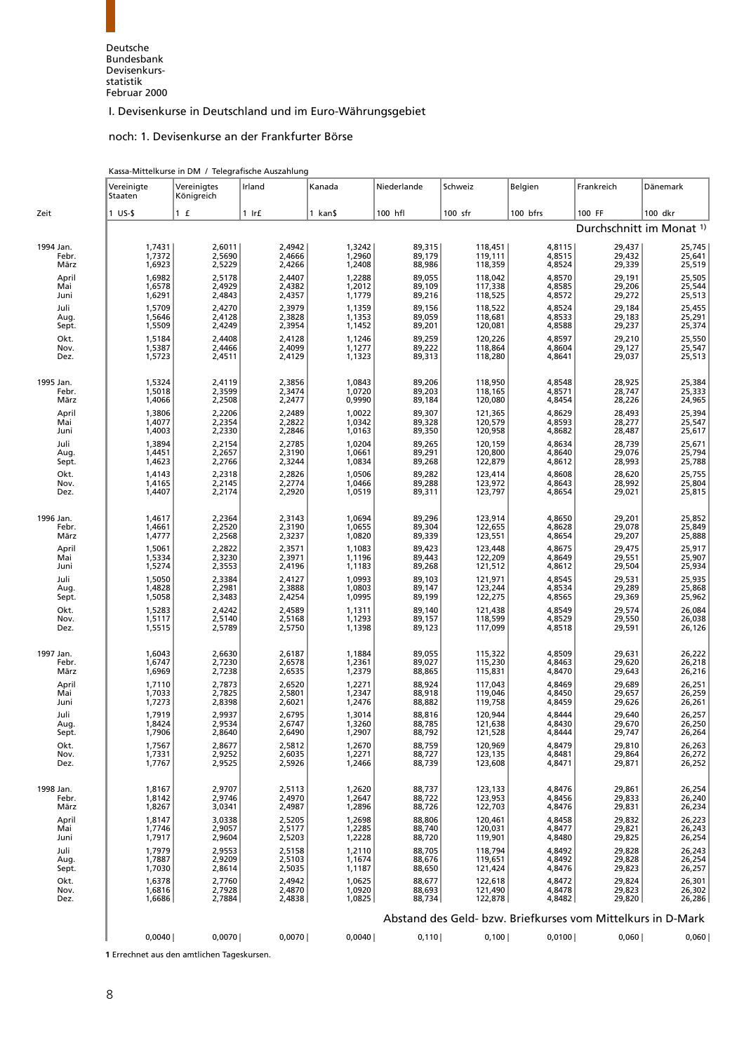Deutsche Bundesbank Devisenkursstatistik Februar 2000

## I. Devisenkurse in Deutschland und im Euro-Währungsgebiet

### noch: 1. Devisenkurse an der Frankfurter Börse

Kassa-Mittelkurse in DM / Telegrafische Auszahlung

| Zeit | Vereinigte Staaten | Vereinigtes Königreich | Irland | Kanada | Niederlande | Schweiz | Belgien | Frankreich | Dänemark |
|---|---|---|---|---|---|---|---|---|---|
| | 1 US-$ | 1 £ | 1 Ir£ | 1 kan$ | 100 hfl | 100 sfr | 100 bfrs | 100 FF | 100 dkr |
| | Durchschnitt im Monat [1] | | | | | | | | |
| 1994 Jan. | 1,7431 | 2,6011 | 2,4942 | 1,3242 | 89,315 | 118,451 | 4,8115 | 29,437 | 25,745 |
| Febr. | 1,7372 | 2,5690 | 2,4666 | 1,2960 | 89,179 | 119,111 | 4,8515 | 29,432 | 25,641 |
| März | 1,6923 | 2,5229 | 2,4266 | 1,2408 | 88,986 | 118,359 | 4,8524 | 29,339 | 25,519 |
| April | 1,6982 | 2,5178 | 2,4407 | 1,2288 | 89,055 | 118,042 | 4,8570 | 29,191 | 25,505 |
| Mai | 1,6578 | 2,4929 | 2,4382 | 1,2012 | 89,109 | 117,338 | 4,8585 | 29,206 | 25,544 |
| Juni | 1,6291 | 2,4843 | 2,4357 | 1,1779 | 89,216 | 118,525 | 4,8572 | 29,272 | 25,513 |
| Juli | 1,5709 | 2,4270 | 2,3979 | 1,1359 | 89,156 | 118,522 | 4,8524 | 29,184 | 25,455 |
| Aug. | 1,5646 | 2,4128 | 2,3828 | 1,1353 | 89,059 | 118,681 | 4,8533 | 29,183 | 25,291 |
| Sept. | 1,5509 | 2,4249 | 2,3954 | 1,1452 | 89,201 | 120,081 | 4,8588 | 29,237 | 25,374 |
| Okt. | 1,5184 | 2,4408 | 2,4128 | 1,1246 | 89,259 | 120,226 | 4,8597 | 29,210 | 25,550 |
| Nov. | 1,5387 | 2,4466 | 2,4099 | 1,1277 | 89,222 | 118,864 | 4,8604 | 29,127 | 25,547 |
| Dez. | 1,5723 | 2,4511 | 2,4129 | 1,1323 | 89,313 | 118,280 | 4,8641 | 29,037 | 25,513 |
| 1995 Jan. | 1,5324 | 2,4119 | 2,3856 | 1,0843 | 89,206 | 118,950 | 4,8548 | 28,925 | 25,384 |
| Febr. | 1,5018 | 2,3599 | 2,3474 | 1,0720 | 89,203 | 118,165 | 4,8571 | 28,747 | 25,333 |
| März | 1,4066 | 2,2508 | 2,2477 | 0,9990 | 89,184 | 120,080 | 4,8454 | 28,226 | 24,965 |
| April | 1,3806 | 2,2206 | 2,2489 | 1,0022 | 89,307 | 121,365 | 4,8629 | 28,493 | 25,394 |
| Mai | 1,4077 | 2,2354 | 2,2822 | 1,0342 | 89,328 | 120,579 | 4,8593 | 28,277 | 25,547 |
| Juni | 1,4003 | 2,2330 | 2,2846 | 1,0163 | 89,350 | 120,958 | 4,8682 | 28,487 | 25,617 |
| Juli | 1,3894 | 2,2154 | 2,2785 | 1,0204 | 89,265 | 120,159 | 4,8634 | 28,739 | 25,671 |
| Aug. | 1,4451 | 2,2657 | 2,3190 | 1,0661 | 89,291 | 120,800 | 4,8640 | 29,076 | 25,794 |
| Sept. | 1,4623 | 2,2766 | 2,3244 | 1,0834 | 89,268 | 122,879 | 4,8612 | 28,993 | 25,788 |
| Okt. | 1,4143 | 2,2318 | 2,2826 | 1,0506 | 89,282 | 123,414 | 4,8608 | 28,620 | 25,755 |
| Nov. | 1,4165 | 2,2145 | 2,2774 | 1,0466 | 89,288 | 123,972 | 4,8643 | 28,992 | 25,804 |
| Dez. | 1,4407 | 2,2174 | 2,2920 | 1,0519 | 89,311 | 123,797 | 4,8654 | 29,021 | 25,815 |
| 1996 Jan. | 1,4617 | 2,2364 | 2,3143 | 1,0694 | 89,296 | 123,914 | 4,8650 | 29,201 | 25,852 |
| Febr. | 1,4661 | 2,2520 | 2,3190 | 1,0655 | 89,304 | 122,655 | 4,8628 | 29,078 | 25,849 |
| März | 1,4777 | 2,2568 | 2,3237 | 1,0820 | 89,339 | 123,551 | 4,8654 | 29,207 | 25,888 |
| April | 1,5061 | 2,2822 | 2,3571 | 1,1083 | 89,423 | 123,448 | 4,8675 | 29,475 | 25,917 |
| Mai | 1,5334 | 2,3230 | 2,3971 | 1,1196 | 89,443 | 122,209 | 4,8649 | 29,551 | 25,907 |
| Juni | 1,5274 | 2,3553 | 2,4196 | 1,1183 | 89,268 | 121,512 | 4,8612 | 29,504 | 25,934 |
| Juli | 1,5050 | 2,3384 | 2,4127 | 1,0993 | 89,103 | 121,971 | 4,8545 | 29,531 | 25,935 |
| Aug. | 1,4828 | 2,2981 | 2,3888 | 1,0803 | 89,147 | 123,244 | 4,8534 | 29,289 | 25,868 |
| Sept. | 1,5058 | 2,3483 | 2,4254 | 1,0995 | 89,199 | 122,275 | 4,8565 | 29,369 | 25,962 |
| Okt. | 1,5283 | 2,4242 | 2,4589 | 1,1311 | 89,140 | 121,438 | 4,8549 | 29,574 | 26,084 |
| Nov. | 1,5117 | 2,5140 | 2,5168 | 1,1293 | 89,157 | 118,599 | 4,8529 | 29,550 | 26,038 |
| Dez. | 1,5515 | 2,5789 | 2,5750 | 1,1398 | 89,123 | 117,099 | 4,8518 | 29,591 | 26,126 |
| 1997 Jan. | 1,6043 | 2,6630 | 2,6187 | 1,1884 | 89,055 | 115,322 | 4,8509 | 29,631 | 26,222 |
| Febr. | 1,6747 | 2,7230 | 2,6578 | 1,2361 | 89,027 | 115,230 | 4,8463 | 29,620 | 26,218 |
| März | 1,6969 | 2,7238 | 2,6535 | 1,2379 | 88,865 | 115,831 | 4,8470 | 29,643 | 26,216 |
| April | 1,7110 | 2,7873 | 2,6520 | 1,2271 | 88,924 | 117,043 | 4,8469 | 29,689 | 26,251 |
| Mai | 1,7033 | 2,7825 | 2,5801 | 1,2347 | 88,918 | 119,046 | 4,8450 | 29,657 | 26,259 |
| Juni | 1,7273 | 2,8398 | 2,6021 | 1,2476 | 88,882 | 119,758 | 4,8459 | 29,626 | 26,261 |
| Juli | 1,7919 | 2,9937 | 2,6795 | 1,3014 | 88,816 | 120,944 | 4,8444 | 29,640 | 26,257 |
| Aug. | 1,8424 | 2,9534 | 2,6747 | 1,3260 | 88,785 | 121,638 | 4,8430 | 29,670 | 26,250 |
| Sept. | 1,7906 | 2,8640 | 2,6490 | 1,2907 | 88,792 | 121,528 | 4,8444 | 29,747 | 26,264 |
| Okt. | 1,7567 | 2,8677 | 2,5812 | 1,2670 | 88,759 | 120,969 | 4,8479 | 29,810 | 26,263 |
| Nov. | 1,7331 | 2,9252 | 2,6035 | 1,2271 | 88,727 | 123,135 | 4,8481 | 29,864 | 26,272 |
| Dez. | 1,7767 | 2,9525 | 2,5926 | 1,2466 | 88,739 | 123,608 | 4,8471 | 29,871 | 26,252 |
| 1998 Jan. | 1,8167 | 2,9707 | 2,5113 | 1,2620 | 88,737 | 123,133 | 4,8476 | 29,861 | 26,254 |
| Febr. | 1,8142 | 2,9746 | 2,4970 | 1,2647 | 88,722 | 123,953 | 4,8456 | 29,833 | 26,240 |
| März | 1,8267 | 3,0341 | 2,4987 | 1,2896 | 88,726 | 122,703 | 4,8476 | 29,831 | 26,234 |
| April | 1,8147 | 3,0338 | 2,5205 | 1,2698 | 88,806 | 120,461 | 4,8458 | 29,832 | 26,223 |
| Mai | 1,7746 | 2,9057 | 2,5177 | 1,2285 | 88,740 | 120,031 | 4,8477 | 29,821 | 26,243 |
| Juni | 1,7917 | 2,9604 | 2,5203 | 1,2228 | 88,720 | 119,901 | 4,8480 | 29,825 | 26,254 |
| Juli | 1,7979 | 2,9553 | 2,5158 | 1,2110 | 88,705 | 118,794 | 4,8492 | 29,828 | 26,243 |
| Aug. | 1,7887 | 2,9209 | 2,5103 | 1,1674 | 88,676 | 119,651 | 4,8492 | 29,828 | 26,254 |
| Sept. | 1,7030 | 2,8614 | 2,5035 | 1,1187 | 88,650 | 121,424 | 4,8476 | 29,823 | 26,257 |
| Okt. | 1,6378 | 2,7760 | 2,4942 | 1,0625 | 88,677 | 122,618 | 4,8472 | 29,824 | 26,301 |
| Nov. | 1,6816 | 2,7928 | 2,4870 | 1,0920 | 88,693 | 121,490 | 4,8478 | 29,823 | 26,302 |
| Dez. | 1,6686 | 2,7884 | 2,4838 | 1,0825 | 88,734 | 122,878 | 4,8482 | 29,820 | 26,286 |
| | Abstand des Geld- bzw. Briefkurses vom Mittelkurs in D-Mark | | | | | | | | |
| | 0,0040 | 0,0070 | 0,0070 | 0,0040 | 0,110 | 0,100 | 0,0100 | 0,060 | 0,060 |

**1** Errechnet aus den amtlichen Tageskursen.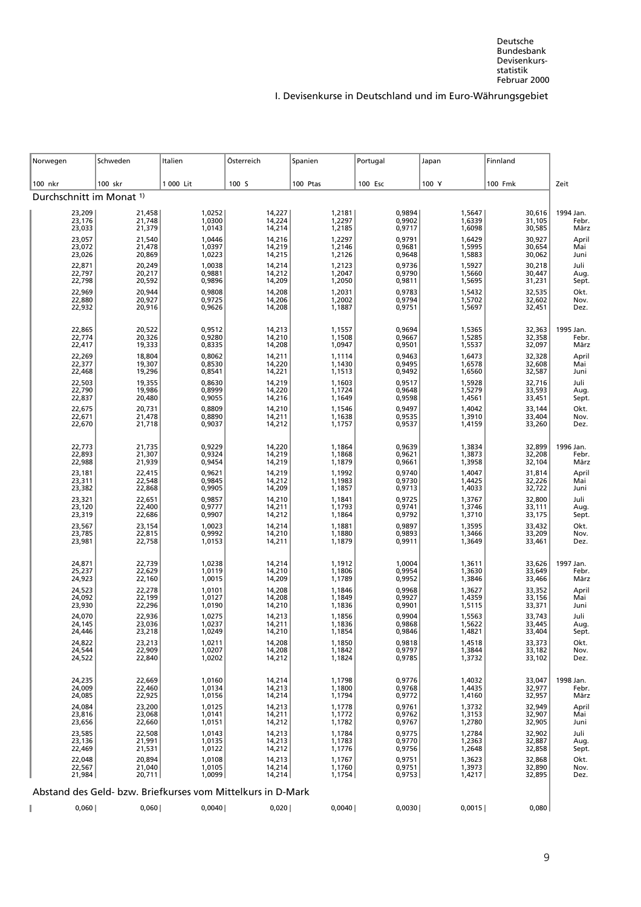I. Devisenkurse in Deutschland und im Euro-Währungsgebiet

| Norwegen | Schweden | Italien | Österreich | Spanien | Portugal | Japan | Finnland | |
|---|---|---|---|---|---|---|---|---|
| 100 nkr | 100 skr | 1 000 Lit | 100 S | 100 Ptas | 100 Esc | 100 Y | 100 Fmk | Zeit |
| **Durchschnitt im Monat** [1] | | | | | | | | |
| 23,209 | 21,458 | 1,0252 | 14,227 | 1,2181 | 0,9894 | 1,5647 | 30,616 | 1994 Jan. |
| 23,176 | 21,748 | 1,0300 | 14,224 | 1,2297 | 0,9902 | 1,6339 | 31,105 | Febr. |
| 23,033 | 21,379 | 1,0143 | 14,214 | 1,2185 | 0,9717 | 1,6098 | 30,585 | März |
| 23,057 | 21,540 | 1,0446 | 14,216 | 1,2297 | 0,9791 | 1,6429 | 30,927 | April |
| 23,072 | 21,478 | 1,0397 | 14,219 | 1,2146 | 0,9681 | 1,5995 | 30,654 | Mai |
| 23,026 | 20,869 | 1,0223 | 14,215 | 1,2126 | 0,9648 | 1,5883 | 30,062 | Juni |
| 22,871 | 20,249 | 1,0038 | 14,214 | 1,2123 | 0,9736 | 1,5927 | 30,218 | Juli |
| 22,797 | 20,217 | 0,9881 | 14,212 | 1,2047 | 0,9790 | 1,5660 | 30,447 | Aug. |
| 22,798 | 20,592 | 0,9896 | 14,209 | 1,2050 | 0,9811 | 1,5695 | 31,231 | Sept. |
| 22,969 | 20,944 | 0,9808 | 14,208 | 1,2031 | 0,9783 | 1,5432 | 32,535 | Okt. |
| 22,880 | 20,927 | 0,9725 | 14,206 | 1,2002 | 0,9794 | 1,5702 | 32,602 | Nov. |
| 22,932 | 20,916 | 0,9626 | 14,208 | 1,1887 | 0,9751 | 1,5697 | 32,451 | Dez. |
| 22,865 | 20,522 | 0,9512 | 14,213 | 1,1557 | 0,9694 | 1,5365 | 32,363 | 1995 Jan. |
| 22,774 | 20,326 | 0,9280 | 14,210 | 1,1508 | 0,9667 | 1,5285 | 32,358 | Febr. |
| 22,417 | 19,333 | 0,8335 | 14,208 | 1,0947 | 0,9501 | 1,5537 | 32,097 | März |
| 22,269 | 18,804 | 0,8062 | 14,211 | 1,1114 | 0,9463 | 1,6473 | 32,328 | April |
| 22,377 | 19,307 | 0,8530 | 14,220 | 1,1430 | 0,9495 | 1,6578 | 32,608 | Mai |
| 22,468 | 19,296 | 0,8541 | 14,221 | 1,1513 | 0,9492 | 1,6560 | 32,587 | Juni |
| 22,503 | 19,355 | 0,8630 | 14,219 | 1,1603 | 0,9517 | 1,5928 | 32,716 | Juli |
| 22,790 | 19,986 | 0,8999 | 14,220 | 1,1724 | 0,9648 | 1,5279 | 33,593 | Aug. |
| 22,837 | 20,480 | 0,9055 | 14,216 | 1,1649 | 0,9598 | 1,4561 | 33,451 | Sept. |
| 22,675 | 20,731 | 0,8809 | 14,210 | 1,1546 | 0,9497 | 1,4042 | 33,144 | Okt. |
| 22,671 | 21,478 | 0,8890 | 14,211 | 1,1638 | 0,9535 | 1,3910 | 33,404 | Nov. |
| 22,670 | 21,718 | 0,9037 | 14,212 | 1,1757 | 0,9537 | 1,4159 | 33,260 | Dez. |
| 22,773 | 21,735 | 0,9229 | 14,220 | 1,1864 | 0,9639 | 1,3834 | 32,899 | 1996 Jan. |
| 22,893 | 21,307 | 0,9324 | 14,219 | 1,1868 | 0,9621 | 1,3873 | 32,208 | Febr. |
| 22,988 | 21,939 | 0,9454 | 14,219 | 1,1879 | 0,9661 | 1,3958 | 32,104 | März |
| 23,181 | 22,415 | 0,9621 | 14,219 | 1,1992 | 0,9740 | 1,4047 | 31,814 | April |
| 23,311 | 22,548 | 0,9845 | 14,212 | 1,1983 | 0,9730 | 1,4425 | 32,226 | Mai |
| 23,382 | 22,868 | 0,9905 | 14,209 | 1,1857 | 0,9713 | 1,4033 | 32,722 | Juni |
| 23,321 | 22,651 | 0,9857 | 14,210 | 1,1841 | 0,9725 | 1,3767 | 32,800 | Juli |
| 23,120 | 22,400 | 0,9777 | 14,211 | 1,1793 | 0,9741 | 1,3746 | 33,111 | Aug. |
| 23,319 | 22,686 | 0,9907 | 14,212 | 1,1864 | 0,9792 | 1,3710 | 33,175 | Sept. |
| 23,567 | 23,154 | 1,0023 | 14,214 | 1,1881 | 0,9897 | 1,3595 | 33,432 | Okt. |
| 23,785 | 22,815 | 0,9992 | 14,210 | 1,1880 | 0,9893 | 1,3466 | 33,209 | Nov. |
| 23,981 | 22,758 | 1,0153 | 14,211 | 1,1879 | 0,9911 | 1,3649 | 33,461 | Dez. |
| 24,871 | 22,739 | 1,0238 | 14,214 | 1,1912 | 1,0004 | 1,3611 | 33,626 | 1997 Jan. |
| 25,237 | 22,629 | 1,0119 | 14,210 | 1,1806 | 0,9954 | 1,3630 | 33,649 | Febr. |
| 24,923 | 22,160 | 1,0015 | 14,209 | 1,1789 | 0,9952 | 1,3846 | 33,466 | März |
| 24,523 | 22,278 | 1,0101 | 14,208 | 1,1846 | 0,9968 | 1,3627 | 33,352 | April |
| 24,092 | 22,199 | 1,0127 | 14,208 | 1,1849 | 0,9927 | 1,4359 | 33,156 | Mai |
| 23,930 | 22,296 | 1,0190 | 14,210 | 1,1836 | 0,9901 | 1,5115 | 33,371 | Juni |
| 24,070 | 22,936 | 1,0275 | 14,213 | 1,1856 | 0,9904 | 1,5563 | 33,743 | Juli |
| 24,145 | 23,036 | 1,0237 | 14,211 | 1,1836 | 0,9868 | 1,5622 | 33,445 | Aug. |
| 24,446 | 23,218 | 1,0249 | 14,210 | 1,1854 | 0,9846 | 1,4821 | 33,404 | Sept. |
| 24,822 | 23,213 | 1,0211 | 14,208 | 1,1850 | 0,9818 | 1,4518 | 33,373 | Okt. |
| 24,544 | 22,909 | 1,0207 | 14,208 | 1,1842 | 0,9797 | 1,3844 | 33,182 | Nov. |
| 24,522 | 22,840 | 1,0202 | 14,212 | 1,1824 | 0,9785 | 1,3732 | 33,102 | Dez. |
| 24,235 | 22,669 | 1,0160 | 14,214 | 1,1798 | 0,9776 | 1,4032 | 33,047 | 1998 Jan. |
| 24,009 | 22,460 | 1,0134 | 14,213 | 1,1800 | 0,9768 | 1,4435 | 32,977 | Febr. |
| 24,085 | 22,925 | 1,0156 | 14,214 | 1,1794 | 0,9772 | 1,4160 | 32,957 | März |
| 24,084 | 23,200 | 1,0125 | 14,213 | 1,1778 | 0,9761 | 1,3732 | 32,949 | April |
| 23,816 | 23,068 | 1,0141 | 14,211 | 1,1772 | 0,9762 | 1,3153 | 32,907 | Mai |
| 23,656 | 22,660 | 1,0151 | 14,212 | 1,1782 | 0,9767 | 1,2780 | 32,905 | Juni |
| 23,585 | 22,508 | 1,0143 | 14,213 | 1,1784 | 0,9775 | 1,2784 | 32,902 | Juli |
| 23,136 | 21,991 | 1,0135 | 14,213 | 1,1783 | 0,9770 | 1,2363 | 32,887 | Aug. |
| 22,469 | 21,531 | 1,0122 | 14,212 | 1,1776 | 0,9756 | 1,2648 | 32,858 | Sept. |
| 22,048 | 20,894 | 1,0108 | 14,213 | 1,1767 | 0,9751 | 1,3623 | 32,868 | Okt. |
| 22,567 | 21,040 | 1,0105 | 14,214 | 1,1760 | 0,9751 | 1,3973 | 32,890 | Nov. |
| 21,984 | 20,711 | 1,0099 | 14,214 | 1,1754 | 0,9753 | 1,4217 | 32,895 | Dez. |
| **Abstand des Geld- bzw. Briefkurses vom Mittelkurs in D-Mark** | | | | | | | | |
| 0,060 | 0,060 | 0,0040 | 0,020 | 0,0040 | 0,0030 | 0,0015 | 0,080 | |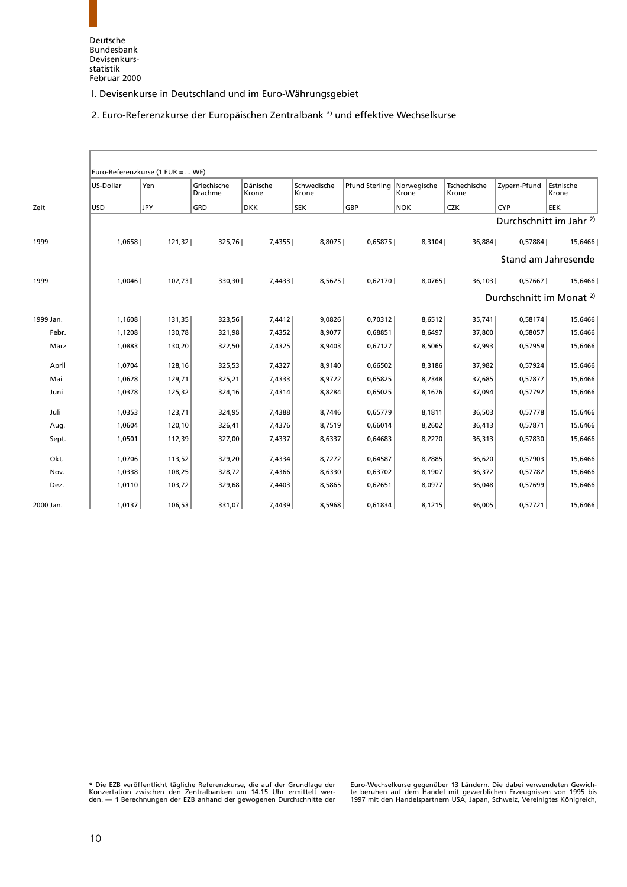Deutsche Bundesbank Devisenkursstatistik Februar 2000

## I. Devisenkurse in Deutschland und im Euro-Währungsgebiet

### 2. Euro-Referenzkurse der Europäischen Zentralbank *) und effektive Wechselkurse

| | Euro-Referenzkurse (1 EUR = ... WE) | | | | | | | | | |
|---|---|---|---|---|---|---|---|---|---|---|
| | US-Dollar | Yen | Griechische Drachme | Dänische Krone | Schwedische Krone | Pfund Sterling | Norwegische Krone | Tschechische Krone | Zypern-Pfund | Estnische Krone |
| Zeit | USD | JPY | GRD | DKK | SEK | GBP | NOK | CZK | CYP | EEK |
| | Durchschnitt im Jahr 2) | | | | | | | | | |
| 1999 | 1,0658 | 121,32 | 325,76 | 7,4355 | 8,8075 | 0,65875 | 8,3104 | 36,884 | 0,57884 | 15,6466 |
| | Stand am Jahresende | | | | | | | | | |
| 1999 | 1,0046 | 102,73 | 330,30 | 7,4433 | 8,5625 | 0,62170 | 8,0765 | 36,103 | 0,57667 | 15,6466 |
| | Durchschnitt im Monat 2) | | | | | | | | | |
| 1999 Jan. | 1,1608 | 131,35 | 323,56 | 7,4412 | 9,0826 | 0,70312 | 8,6512 | 35,741 | 0,58174 | 15,6466 |
| Febr. | 1,1208 | 130,78 | 321,98 | 7,4352 | 8,9077 | 0,68851 | 8,6497 | 37,800 | 0,58057 | 15,6466 |
| März | 1,0883 | 130,20 | 322,50 | 7,4325 | 8,9403 | 0,67127 | 8,5065 | 37,993 | 0,57959 | 15,6466 |
| April | 1,0704 | 128,16 | 325,53 | 7,4327 | 8,9140 | 0,66502 | 8,3186 | 37,982 | 0,57924 | 15,6466 |
| Mai | 1,0628 | 129,71 | 325,21 | 7,4333 | 8,9722 | 0,65825 | 8,2348 | 37,685 | 0,57877 | 15,6466 |
| Juni | 1,0378 | 125,32 | 324,16 | 7,4314 | 8,8284 | 0,65025 | 8,1676 | 37,094 | 0,57792 | 15,6466 |
| Juli | 1,0353 | 123,71 | 324,95 | 7,4388 | 8,7446 | 0,65779 | 8,1811 | 36,503 | 0,57778 | 15,6466 |
| Aug. | 1,0604 | 120,10 | 326,41 | 7,4376 | 8,7519 | 0,66014 | 8,2602 | 36,413 | 0,57871 | 15,6466 |
| Sept. | 1,0501 | 112,39 | 327,00 | 7,4337 | 8,6337 | 0,64683 | 8,2270 | 36,313 | 0,57830 | 15,6466 |
| Okt. | 1,0706 | 113,52 | 329,20 | 7,4334 | 8,7272 | 0,64587 | 8,2885 | 36,620 | 0,57903 | 15,6466 |
| Nov. | 1,0338 | 108,25 | 328,72 | 7,4366 | 8,6330 | 0,63702 | 8,1907 | 36,372 | 0,57782 | 15,6466 |
| Dez. | 1,0110 | 103,72 | 329,68 | 7,4403 | 8,5865 | 0,62651 | 8,0977 | 36,048 | 0,57699 | 15,6466 |
| 2000 Jan. | 1,0137 | 106,53 | 331,07 | 7,4439 | 8,5968 | 0,61834 | 8,1215 | 36,005 | 0,57721 | 15,6466 |

* Die EZB veröffentlicht tägliche Referenzkurse, die auf der Grundlage der Konzertation zwischen den Zentralbanken um 14.15 Uhr ermittelt werden. — **1** Berechnungen der EZB anhand der gewogenen Durchschnitte der Euro-Wechselkurse gegenüber 13 Ländern. Die dabei verwendeten Gewichte beruhen auf dem Handel mit gewerblichen Erzeugnissen von 1995 bis 1997 mit den Handelspartnern USA, Japan, Schweiz, Vereinigtes Königreich,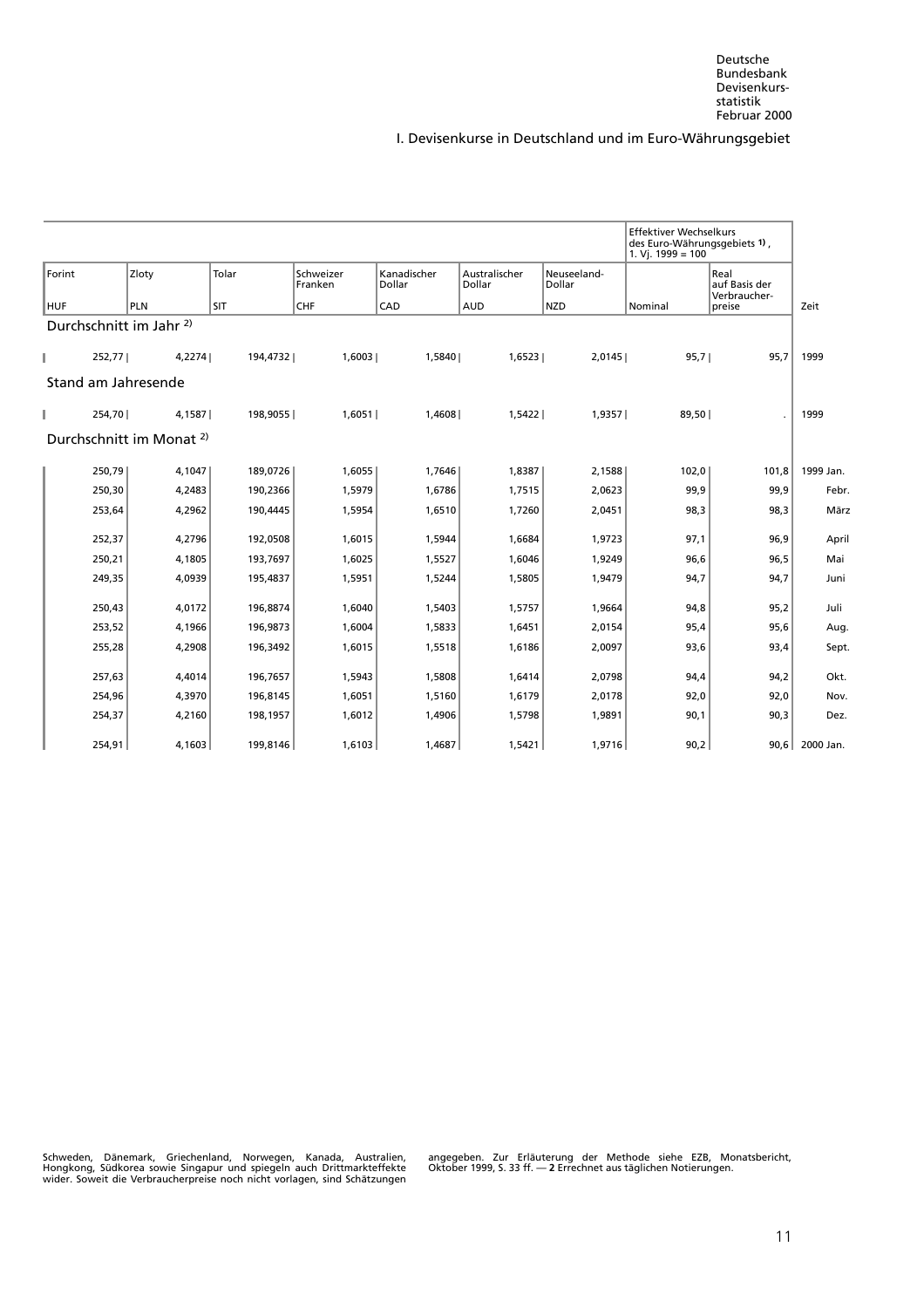I. Devisenkurse in Deutschland und im Euro-Währungsgebiet

| Forint | Zloty | Tolar | Schweizer Franken | Kanadischer Dollar | Australischer Dollar | Neuseeland-Dollar | Effektiver Wechselkurs des Euro-Währungsgebiets [1], 1. Vj. 1999 = 100 | | |
|---|---|---|---|---|---|---|---|---|---|
| HUF | PLN | SIT | CHF | CAD | AUD | NZD | Nominal | Real auf Basis der Verbraucherpreise | Zeit |
| **Durchschnitt im Jahr [2]** | | | | | | | | | |
| 252,77 | 4,2274 | 194,4732 | 1,6003 | 1,5840 | 1,6523 | 2,0145 | 95,7 | 95,7 | 1999 |
| **Stand am Jahresende** | | | | | | | | | |
| 254,70 | 4,1587 | 198,9055 | 1,6051 | 1,4608 | 1,5422 | 1,9357 | 89,50 | . | 1999 |
| **Durchschnitt im Monat [2]** | | | | | | | | | |
| 250,79 | 4,1047 | 189,0726 | 1,6055 | 1,7646 | 1,8387 | 2,1588 | 102,0 | 101,8 | 1999 Jan. |
| 250,30 | 4,2483 | 190,2366 | 1,5979 | 1,6786 | 1,7515 | 2,0623 | 99,9 | 99,9 | Febr. |
| 253,64 | 4,2962 | 190,4445 | 1,5954 | 1,6510 | 1,7260 | 2,0451 | 98,3 | 98,3 | März |
| 252,37 | 4,2796 | 192,0508 | 1,6015 | 1,5944 | 1,6684 | 1,9723 | 97,1 | 96,9 | April |
| 250,21 | 4,1805 | 193,7697 | 1,6025 | 1,5527 | 1,6046 | 1,9249 | 96,6 | 96,5 | Mai |
| 249,35 | 4,0939 | 195,4837 | 1,5951 | 1,5244 | 1,5805 | 1,9479 | 94,7 | 94,7 | Juni |
| 250,43 | 4,0172 | 196,8874 | 1,6040 | 1,5403 | 1,5757 | 1,9664 | 94,8 | 95,2 | Juli |
| 253,52 | 4,1966 | 196,9873 | 1,6004 | 1,5833 | 1,6451 | 2,0154 | 95,4 | 95,6 | Aug. |
| 255,28 | 4,2908 | 196,3492 | 1,6015 | 1,5518 | 1,6186 | 2,0097 | 93,6 | 93,4 | Sept. |
| 257,63 | 4,4014 | 196,7657 | 1,5943 | 1,5808 | 1,6414 | 2,0798 | 94,4 | 94,2 | Okt. |
| 254,96 | 4,3970 | 196,8145 | 1,6051 | 1,5160 | 1,6179 | 2,0178 | 92,0 | 92,0 | Nov. |
| 254,37 | 4,2160 | 198,1957 | 1,6012 | 1,4906 | 1,5798 | 1,9891 | 90,1 | 90,3 | Dez. |
| 254,91 | 4,1603 | 199,8146 | 1,6103 | 1,4687 | 1,5421 | 1,9716 | 90,2 | 90,6 | 2000 Jan. |

Schweden, Dänemark, Griechenland, Norwegen, Kanada, Australien, Hongkong, Südkorea sowie Singapur und spiegeln auch Drittmarkteffekte wider. Soweit die Verbraucherpreise noch nicht vorlagen, sind Schätzungen angegeben. Zur Erläuterung der Methode siehe EZB, Monatsbericht, Oktober 1999, S. 33 ff. — **2** Errechnet aus täglichen Notierungen.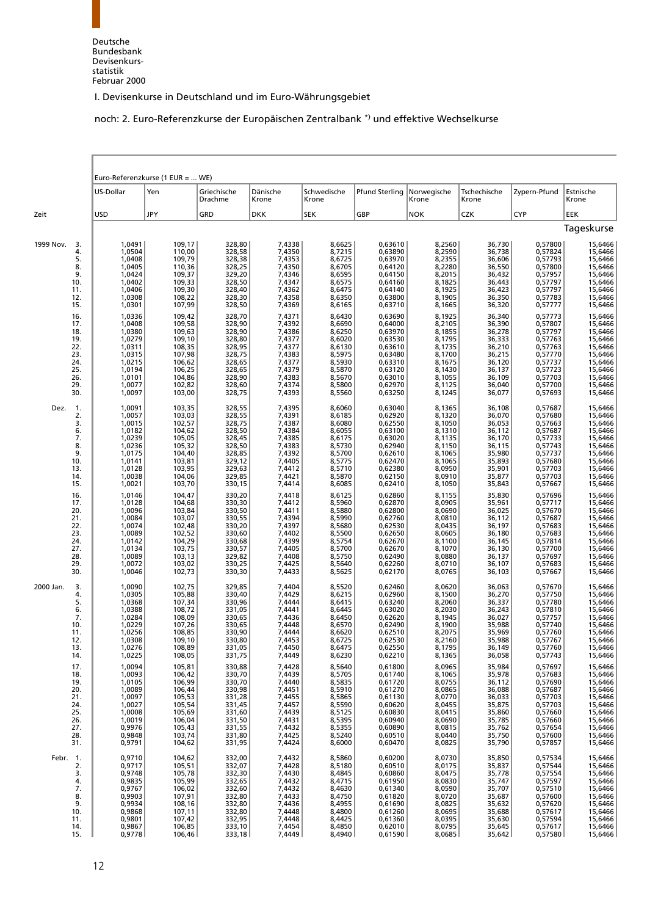Deutsche Bundesbank Devisenkursstatistik Februar 2000

## I. Devisenkurse in Deutschland und im Euro-Währungsgebiet

### noch: 2. Euro-Referenzkurse der Europäischen Zentralbank *) und effektive Wechselkurse

| Zeit | | Euro-Referenzkurse (1 EUR = ... WE) | | | | | | | | | |
|---|---|---|---|---|---|---|---|---|---|---|---|
| | | US-Dollar | Yen | Griechische Drachme | Dänische Krone | Schwedische Krone | Pfund Sterling | Norwegische Krone | Tschechische Krone | Zypern-Pfund | Estnische Krone |
| | | USD | JPY | GRD | DKK | SEK | GBP | NOK | CZK | CYP | EEK |
| | | Tageskurse | | | | | | | | | |
| 1999 Nov. | 3. | 1,0491 | 109,17 | 328,80 | 7,4338 | 8,6625 | 0,63610 | 8,2560 | 36,730 | 0,57800 | 15,6466 |
| | 4. | 1,0504 | 110,00 | 328,58 | 7,4350 | 8,7215 | 0,63890 | 8,2590 | 36,738 | 0,57824 | 15,6466 |
| | 5. | 1,0408 | 109,79 | 328,38 | 7,4353 | 8,6725 | 0,63970 | 8,2355 | 36,606 | 0,57793 | 15,6466 |
| | 8. | 1,0405 | 110,36 | 328,25 | 7,4350 | 8,6705 | 0,64120 | 8,2280 | 36,550 | 0,57800 | 15,6466 |
| | 9. | 1,0424 | 109,37 | 329,20 | 7,4346 | 8,6595 | 0,64150 | 8,2015 | 36,432 | 0,57957 | 15,6466 |
| | 10. | 1,0402 | 109,33 | 328,50 | 7,4347 | 8,6575 | 0,64160 | 8,1825 | 36,443 | 0,57797 | 15,6466 |
| | 11. | 1,0406 | 109,30 | 328,40 | 7,4362 | 8,6475 | 0,64140 | 8,1925 | 36,423 | 0,57797 | 15,6466 |
| | 12. | 1,0308 | 108,22 | 328,30 | 7,4358 | 8,6350 | 0,63800 | 8,1905 | 36,350 | 0,57783 | 15,6466 |
| | 15. | 1,0301 | 107,99 | 328,50 | 7,4369 | 8,6165 | 0,63710 | 8,1665 | 36,320 | 0,57777 | 15,6466 |
| | 16. | 1,0336 | 109,42 | 328,70 | 7,4371 | 8,6430 | 0,63690 | 8,1925 | 36,340 | 0,57773 | 15,6466 |
| | 17. | 1,0408 | 109,58 | 328,90 | 7,4392 | 8,6690 | 0,64000 | 8,2105 | 36,390 | 0,57807 | 15,6466 |
| | 18. | 1,0380 | 109,63 | 328,90 | 7,4386 | 8,6250 | 0,63970 | 8,1855 | 36,278 | 0,57797 | 15,6466 |
| | 19. | 1,0279 | 109,10 | 328,80 | 7,4377 | 8,6020 | 0,63530 | 8,1795 | 36,333 | 0,57763 | 15,6466 |
| | 22. | 1,0311 | 108,35 | 328,95 | 7,4377 | 8,6130 | 0,63610 | 8,1735 | 36,210 | 0,57763 | 15,6466 |
| | 23. | 1,0315 | 107,98 | 328,75 | 7,4383 | 8,5975 | 0,63480 | 8,1700 | 36,215 | 0,57770 | 15,6466 |
| | 24. | 1,0215 | 106,62 | 328,65 | 7,4377 | 8,5930 | 0,63310 | 8,1675 | 36,120 | 0,57737 | 15,6466 |
| | 25. | 1,0194 | 106,25 | 328,65 | 7,4379 | 8,5870 | 0,63120 | 8,1430 | 36,137 | 0,57723 | 15,6466 |
| | 26. | 1,0101 | 104,86 | 328,90 | 7,4383 | 8,5670 | 0,63010 | 8,1055 | 36,109 | 0,57703 | 15,6466 |
| | 29. | 1,0077 | 102,82 | 328,60 | 7,4374 | 8,5800 | 0,62970 | 8,1125 | 36,040 | 0,57700 | 15,6466 |
| | 30. | 1,0097 | 103,00 | 328,75 | 7,4393 | 8,5560 | 0,63250 | 8,1245 | 36,077 | 0,57693 | 15,6466 |
| Dez. | 1. | 1,0091 | 103,35 | 328,55 | 7,4395 | 8,6060 | 0,63040 | 8,1365 | 36,108 | 0,57687 | 15,6466 |
| | 2. | 1,0057 | 103,03 | 328,55 | 7,4391 | 8,6185 | 0,62920 | 8,1320 | 36,070 | 0,57680 | 15,6466 |
| | 3. | 1,0015 | 102,57 | 328,75 | 7,4387 | 8,6080 | 0,62550 | 8,1050 | 36,053 | 0,57663 | 15,6466 |
| | 6. | 1,0182 | 104,62 | 328,50 | 7,4384 | 8,6055 | 0,63100 | 8,1310 | 36,112 | 0,57687 | 15,6466 |
| | 7. | 1,0239 | 105,05 | 328,45 | 7,4385 | 8,6175 | 0,63020 | 8,1135 | 36,170 | 0,57733 | 15,6466 |
| | 8. | 1,0236 | 105,32 | 328,50 | 7,4383 | 8,5730 | 0,62940 | 8,1150 | 36,115 | 0,57743 | 15,6466 |
| | 9. | 1,0175 | 104,40 | 328,85 | 7,4392 | 8,5700 | 0,62610 | 8,1065 | 35,980 | 0,57737 | 15,6466 |
| | 10. | 1,0141 | 103,81 | 329,12 | 7,4405 | 8,5775 | 0,62470 | 8,1065 | 35,893 | 0,57680 | 15,6466 |
| | 13. | 1,0128 | 103,95 | 329,63 | 7,4412 | 8,5710 | 0,62380 | 8,0950 | 35,901 | 0,57703 | 15,6466 |
| | 14. | 1,0038 | 104,06 | 329,85 | 7,4421 | 8,5870 | 0,62150 | 8,0910 | 35,877 | 0,57703 | 15,6466 |
| | 15. | 1,0021 | 103,70 | 330,15 | 7,4414 | 8,6085 | 0,62410 | 8,1050 | 35,843 | 0,57667 | 15,6466 |
| | 16. | 1,0146 | 104,47 | 330,20 | 7,4418 | 8,6125 | 0,62860 | 8,1155 | 35,830 | 0,57696 | 15,6466 |
| | 17. | 1,0128 | 104,68 | 330,30 | 7,4412 | 8,5960 | 0,62870 | 8,0905 | 35,961 | 0,57717 | 15,6466 |
| | 20. | 1,0096 | 103,84 | 330,50 | 7,4411 | 8,5880 | 0,62800 | 8,0690 | 36,025 | 0,57670 | 15,6466 |
| | 21. | 1,0084 | 103,07 | 330,55 | 7,4394 | 8,5990 | 0,62760 | 8,0810 | 36,112 | 0,57687 | 15,6466 |
| | 22. | 1,0074 | 102,48 | 330,20 | 7,4397 | 8,5680 | 0,62530 | 8,0435 | 36,197 | 0,57683 | 15,6466 |
| | 23. | 1,0089 | 102,52 | 330,60 | 7,4402 | 8,5500 | 0,62650 | 8,0605 | 36,180 | 0,57683 | 15,6466 |
| | 24. | 1,0142 | 104,29 | 330,68 | 7,4399 | 8,5754 | 0,62670 | 8,1100 | 36,145 | 0,57814 | 15,6466 |
| | 27. | 1,0134 | 103,75 | 330,57 | 7,4405 | 8,5700 | 0,62670 | 8,1070 | 36,130 | 0,57700 | 15,6466 |
| | 28. | 1,0089 | 103,13 | 329,82 | 7,4408 | 8,5750 | 0,62490 | 8,0880 | 36,137 | 0,57697 | 15,6466 |
| | 29. | 1,0072 | 103,02 | 330,25 | 7,4425 | 8,5640 | 0,62260 | 8,0710 | 36,107 | 0,57683 | 15,6466 |
| | 30. | 1,0046 | 102,73 | 330,30 | 7,4433 | 8,5625 | 0,62170 | 8,0765 | 36,103 | 0,57667 | 15,6466 |
| 2000 Jan. | 3. | 1,0090 | 102,75 | 329,85 | 7,4404 | 8,5520 | 0,62460 | 8,0620 | 36,063 | 0,57670 | 15,6466 |
| | 4. | 1,0305 | 105,88 | 330,40 | 7,4429 | 8,6215 | 0,62960 | 8,1500 | 36,270 | 0,57750 | 15,6466 |
| | 5. | 1,0368 | 107,34 | 330,96 | 7,4444 | 8,6415 | 0,63240 | 8,2060 | 36,337 | 0,57780 | 15,6466 |
| | 6. | 1,0388 | 108,72 | 331,05 | 7,4441 | 8,6445 | 0,63020 | 8,2030 | 36,243 | 0,57810 | 15,6466 |
| | 7. | 1,0284 | 108,09 | 330,65 | 7,4436 | 8,6450 | 0,62620 | 8,1945 | 36,027 | 0,57757 | 15,6466 |
| | 10. | 1,0229 | 107,26 | 330,65 | 7,4448 | 8,6570 | 0,62490 | 8,1900 | 35,988 | 0,57740 | 15,6466 |
| | 11. | 1,0256 | 108,85 | 330,90 | 7,4444 | 8,6620 | 0,62510 | 8,2075 | 35,969 | 0,57760 | 15,6466 |
| | 12. | 1,0308 | 109,10 | 330,80 | 7,4453 | 8,6725 | 0,62530 | 8,2160 | 35,988 | 0,57767 | 15,6466 |
| | 13. | 1,0276 | 108,89 | 331,05 | 7,4450 | 8,6475 | 0,62550 | 8,1795 | 36,149 | 0,57760 | 15,6466 |
| | 14. | 1,0225 | 108,05 | 331,75 | 7,4449 | 8,6230 | 0,62210 | 8,1365 | 36,058 | 0,57743 | 15,6466 |
| | 17. | 1,0094 | 105,81 | 330,88 | 7,4428 | 8,5640 | 0,61800 | 8,0965 | 35,984 | 0,57697 | 15,6466 |
| | 18. | 1,0093 | 106,42 | 330,70 | 7,4439 | 8,5705 | 0,61740 | 8,1065 | 35,978 | 0,57683 | 15,6466 |
| | 19. | 1,0105 | 106,99 | 330,70 | 7,4440 | 8,5835 | 0,61720 | 8,0755 | 36,112 | 0,57690 | 15,6466 |
| | 20. | 1,0089 | 106,44 | 330,98 | 7,4451 | 8,5910 | 0,61270 | 8,0865 | 36,088 | 0,57687 | 15,6466 |
| | 21. | 1,0097 | 105,53 | 331,28 | 7,4455 | 8,5865 | 0,61130 | 8,0770 | 36,033 | 0,57703 | 15,6466 |
| | 24. | 1,0027 | 105,54 | 331,45 | 7,4457 | 8,5590 | 0,60620 | 8,0455 | 35,875 | 0,57703 | 15,6466 |
| | 25. | 1,0008 | 105,69 | 331,60 | 7,4439 | 8,5125 | 0,60830 | 8,0415 | 35,860 | 0,57660 | 15,6466 |
| | 26. | 1,0019 | 106,04 | 331,50 | 7,4431 | 8,5395 | 0,60940 | 8,0690 | 35,785 | 0,57660 | 15,6466 |
| | 27. | 0,9976 | 105,43 | 331,55 | 7,4432 | 8,5355 | 0,60890 | 8,0815 | 35,762 | 0,57654 | 15,6466 |
| | 28. | 0,9848 | 103,74 | 331,80 | 7,4425 | 8,5240 | 0,60510 | 8,0440 | 35,750 | 0,57600 | 15,6466 |
| | 31. | 0,9791 | 104,62 | 331,95 | 7,4424 | 8,6000 | 0,60470 | 8,0825 | 35,790 | 0,57857 | 15,6466 |
| Febr. | 1. | 0,9710 | 104,62 | 332,00 | 7,4432 | 8,5860 | 0,60200 | 8,0730 | 35,850 | 0,57534 | 15,6466 |
| | 2. | 0,9717 | 105,51 | 332,07 | 7,4428 | 8,5180 | 0,60510 | 8,0175 | 35,837 | 0,57544 | 15,6466 |
| | 3. | 0,9748 | 105,78 | 332,30 | 7,4430 | 8,4845 | 0,60860 | 8,0475 | 35,778 | 0,57554 | 15,6466 |
| | 4. | 0,9835 | 105,99 | 332,65 | 7,4432 | 8,4715 | 0,61950 | 8,0830 | 35,747 | 0,57597 | 15,6466 |
| | 7. | 0,9767 | 106,02 | 332,60 | 7,4432 | 8,4630 | 0,61340 | 8,0590 | 35,707 | 0,57510 | 15,6466 |
| | 8. | 0,9903 | 107,91 | 332,80 | 7,4433 | 8,4750 | 0,61820 | 8,0720 | 35,687 | 0,57600 | 15,6466 |
| | 9. | 0,9934 | 108,16 | 332,80 | 7,4436 | 8,4955 | 0,61690 | 8,0825 | 35,632 | 0,57620 | 15,6466 |
| | 10. | 0,9868 | 107,11 | 332,80 | 7,4448 | 8,4800 | 0,61260 | 8,0695 | 35,688 | 0,57617 | 15,6466 |
| | 11. | 0,9801 | 107,42 | 332,95 | 7,4448 | 8,4425 | 0,61360 | 8,0395 | 35,630 | 0,57594 | 15,6466 |
| | 14. | 0,9867 | 106,85 | 333,10 | 7,4454 | 8,4850 | 0,62010 | 8,0795 | 35,645 | 0,57617 | 15,6466 |
| | 15. | 0,9778 | 106,46 | 333,18 | 7,4449 | 8,4940 | 0,61590 | 8,0685 | 35,642 | 0,57580 | 15,6466 |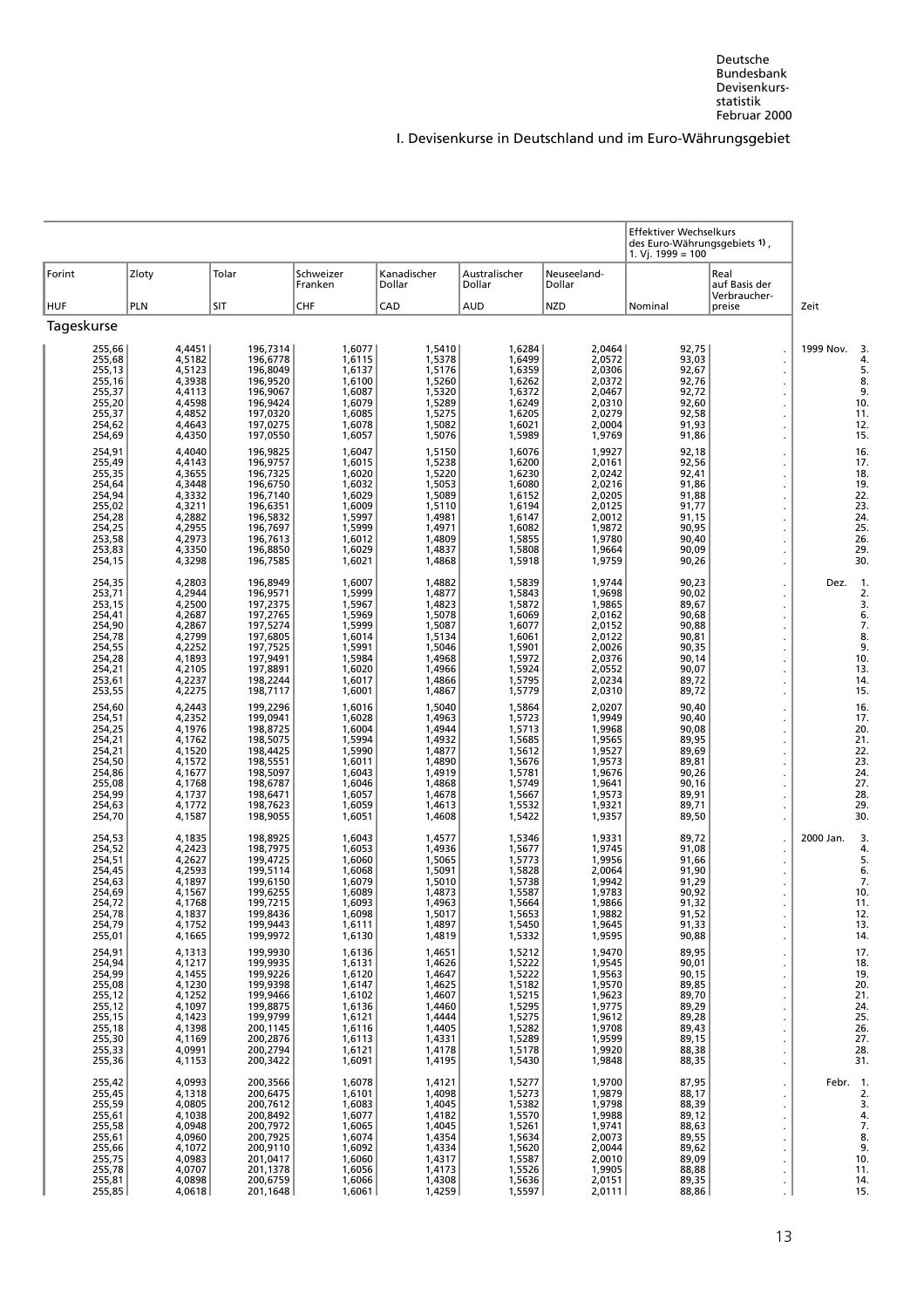# I. Devisenkurse in Deutschland und im Euro-Währungsgebiet

| Forint | Zloty | Tolar | Schweizer Franken | Kanadischer Dollar | Australischer Dollar | Neuseeland-Dollar | Effektiver Wechselkurs des Euro-Währungsgebiets 1), 1. Vj. 1999 = 100 | | Zeit | |
|---|---|---|---|---|---|---|---|---|---|---|
| HUF | PLN | SIT | CHF | CAD | AUD | NZD | Nominal | Real auf Basis der Verbraucher-preise | | |
| **Tageskurse** | | | | | | | | | | |
| 255,66 | 4,4451 | 196,7314 | 1,6077 | 1,5410 | 1,6284 | 2,0464 | 92,75 | . | 1999 Nov. | 3. |
| 255,68 | 4,5182 | 196,6778 | 1,6115 | 1,5378 | 1,6499 | 2,0572 | 93,03 | . | | 4. |
| 255,13 | 4,5123 | 196,8049 | 1,6137 | 1,5176 | 1,6359 | 2,0306 | 92,67 | . | | 5. |
| 255,16 | 4,3938 | 196,9520 | 1,6100 | 1,5260 | 1,6262 | 2,0372 | 92,76 | . | | 8. |
| 255,37 | 4,4113 | 196,9067 | 1,6087 | 1,5320 | 1,6372 | 2,0467 | 92,72 | . | | 9. |
| 255,20 | 4,4598 | 196,9424 | 1,6079 | 1,5289 | 1,6249 | 2,0310 | 92,60 | . | | 10. |
| 255,37 | 4,4852 | 197,0320 | 1,6085 | 1,5275 | 1,6205 | 2,0279 | 92,58 | . | | 11. |
| 254,62 | 4,4643 | 197,0275 | 1,6078 | 1,5082 | 1,6021 | 2,0004 | 91,93 | . | | 12. |
| 254,69 | 4,4350 | 197,0550 | 1,6057 | 1,5076 | 1,5989 | 1,9769 | 91,86 | . | | 15. |
| 254,91 | 4,4040 | 196,9825 | 1,6047 | 1,5150 | 1,6076 | 1,9927 | 92,18 | . | | 16. |
| 255,49 | 4,4143 | 196,9757 | 1,6015 | 1,5238 | 1,6200 | 2,0161 | 92,56 | . | | 17. |
| 255,35 | 4,3655 | 196,7325 | 1,6020 | 1,5220 | 1,6230 | 2,0242 | 92,41 | . | | 18. |
| 254,64 | 4,3448 | 196,6750 | 1,6032 | 1,5053 | 1,6080 | 2,0216 | 91,86 | . | | 19. |
| 254,94 | 4,3332 | 196,7140 | 1,6029 | 1,5089 | 1,6152 | 2,0205 | 91,88 | . | | 22. |
| 255,02 | 4,3211 | 196,6351 | 1,6009 | 1,5110 | 1,6194 | 2,0125 | 91,77 | . | | 23. |
| 254,28 | 4,2882 | 196,5832 | 1,5997 | 1,4981 | 1,6147 | 2,0012 | 91,15 | . | | 24. |
| 254,25 | 4,2955 | 196,7697 | 1,5999 | 1,4971 | 1,6082 | 1,9872 | 90,95 | . | | 25. |
| 253,58 | 4,2973 | 196,7613 | 1,6012 | 1,4809 | 1,5855 | 1,9780 | 90,40 | . | | 26. |
| 253,83 | 4,3350 | 196,8850 | 1,6029 | 1,4837 | 1,5808 | 1,9664 | 90,09 | . | | 29. |
| 254,15 | 4,3298 | 196,7585 | 1,6021 | 1,4868 | 1,5918 | 1,9759 | 90,26 | . | | 30. |
| 254,35 | 4,2803 | 196,8949 | 1,6007 | 1,4882 | 1,5839 | 1,9744 | 90,23 | . | Dez. | 1. |
| 253,71 | 4,2944 | 196,9571 | 1,5999 | 1,4877 | 1,5843 | 1,9698 | 90,02 | . | | 2. |
| 253,15 | 4,2500 | 197,2375 | 1,5967 | 1,4823 | 1,5872 | 1,9865 | 89,67 | . | | 3. |
| 254,41 | 4,2687 | 197,2765 | 1,5969 | 1,5078 | 1,6069 | 2,0162 | 90,68 | . | | 6. |
| 254,90 | 4,2867 | 197,5274 | 1,5999 | 1,5087 | 1,6077 | 2,0152 | 90,88 | . | | 7. |
| 254,78 | 4,2799 | 197,6805 | 1,6014 | 1,5134 | 1,6061 | 2,0122 | 90,81 | . | | 8. |
| 254,55 | 4,2252 | 197,7525 | 1,5991 | 1,5046 | 1,5901 | 2,0026 | 90,35 | . | | 9. |
| 254,28 | 4,1893 | 197,9491 | 1,5984 | 1,4968 | 1,5972 | 2,0376 | 90,14 | . | | 10. |
| 254,21 | 4,2105 | 197,8891 | 1,6020 | 1,4966 | 1,5924 | 2,0552 | 90,07 | . | | 13. |
| 253,61 | 4,2237 | 198,2244 | 1,6017 | 1,4866 | 1,5795 | 2,0234 | 89,72 | . | | 14. |
| 253,55 | 4,2275 | 198,7117 | 1,6001 | 1,4867 | 1,5779 | 2,0310 | 89,72 | . | | 15. |
| 254,60 | 4,2443 | 199,2296 | 1,6016 | 1,5040 | 1,5864 | 2,0207 | 90,40 | . | | 16. |
| 254,51 | 4,2352 | 199,0941 | 1,6028 | 1,4963 | 1,5723 | 1,9949 | 90,40 | . | | 17. |
| 254,25 | 4,1976 | 198,8725 | 1,6004 | 1,4944 | 1,5713 | 1,9968 | 90,08 | . | | 20. |
| 254,21 | 4,1762 | 198,5075 | 1,5994 | 1,4932 | 1,5685 | 1,9565 | 89,95 | . | | 21. |
| 254,21 | 4,1520 | 198,4425 | 1,5990 | 1,4877 | 1,5612 | 1,9527 | 89,69 | . | | 22. |
| 254,50 | 4,1572 | 198,5551 | 1,6011 | 1,4890 | 1,5676 | 1,9573 | 89,81 | . | | 23. |
| 254,86 | 4,1677 | 198,5097 | 1,6043 | 1,4919 | 1,5781 | 1,9676 | 90,26 | . | | 24. |
| 255,08 | 4,1768 | 198,6787 | 1,6046 | 1,4868 | 1,5749 | 1,9641 | 90,16 | . | | 27. |
| 254,99 | 4,1737 | 198,6471 | 1,6057 | 1,4678 | 1,5667 | 1,9573 | 89,91 | . | | 28. |
| 254,63 | 4,1772 | 198,7623 | 1,6059 | 1,4613 | 1,5532 | 1,9321 | 89,71 | . | | 29. |
| 254,70 | 4,1587 | 198,9055 | 1,6051 | 1,4608 | 1,5422 | 1,9357 | 89,50 | . | | 30. |
| 254,53 | 4,1835 | 198,8925 | 1,6043 | 1,4577 | 1,5346 | 1,9331 | 89,72 | . | 2000 Jan. | 3. |
| 254,52 | 4,2423 | 198,7975 | 1,6053 | 1,4936 | 1,5677 | 1,9745 | 91,08 | . | | 4. |
| 254,51 | 4,2627 | 199,4725 | 1,6060 | 1,5065 | 1,5773 | 1,9956 | 91,66 | . | | 5. |
| 254,45 | 4,2593 | 199,5114 | 1,6068 | 1,5091 | 1,5828 | 2,0064 | 91,90 | . | | 6. |
| 254,63 | 4,1897 | 199,6150 | 1,6079 | 1,5010 | 1,5738 | 1,9942 | 91,29 | . | | 7. |
| 254,69 | 4,1567 | 199,6255 | 1,6089 | 1,4873 | 1,5587 | 1,9783 | 90,92 | . | | 10. |
| 254,72 | 4,1768 | 199,7215 | 1,6093 | 1,4963 | 1,5664 | 1,9866 | 91,32 | . | | 11. |
| 254,78 | 4,1837 | 199,8436 | 1,6098 | 1,5017 | 1,5653 | 1,9882 | 91,52 | . | | 12. |
| 254,79 | 4,1752 | 199,9443 | 1,6111 | 1,4897 | 1,5450 | 1,9645 | 91,33 | . | | 13. |
| 255,01 | 4,1665 | 199,9972 | 1,6130 | 1,4819 | 1,5332 | 1,9595 | 90,88 | . | | 14. |
| 254,91 | 4,1313 | 199,9930 | 1,6136 | 1,4651 | 1,5212 | 1,9470 | 89,95 | . | | 17. |
| 254,94 | 4,1217 | 199,9935 | 1,6131 | 1,4626 | 1,5222 | 1,9545 | 90,01 | . | | 18. |
| 254,99 | 4,1455 | 199,9226 | 1,6120 | 1,4647 | 1,5222 | 1,9563 | 90,15 | . | | 19. |
| 255,08 | 4,1230 | 199,9398 | 1,6147 | 1,4625 | 1,5182 | 1,9570 | 89,85 | . | | 20. |
| 255,12 | 4,1252 | 199,9466 | 1,6102 | 1,4607 | 1,5215 | 1,9623 | 89,70 | . | | 21. |
| 255,12 | 4,1097 | 199,8875 | 1,6136 | 1,4460 | 1,5295 | 1,9775 | 89,29 | . | | 24. |
| 255,15 | 4,1423 | 199,9799 | 1,6121 | 1,4444 | 1,5275 | 1,9612 | 89,28 | . | | 25. |
| 255,18 | 4,1398 | 200,1145 | 1,6116 | 1,4405 | 1,5282 | 1,9708 | 89,43 | . | | 26. |
| 255,30 | 4,1169 | 200,2876 | 1,6113 | 1,4331 | 1,5289 | 1,9599 | 89,15 | . | | 27. |
| 255,33 | 4,0991 | 200,2794 | 1,6121 | 1,4178 | 1,5178 | 1,9920 | 88,38 | . | | 28. |
| 255,36 | 4,1153 | 200,3422 | 1,6091 | 1,4195 | 1,5430 | 1,9848 | 88,35 | . | | 31. |
| 255,42 | 4,0993 | 200,3566 | 1,6078 | 1,4121 | 1,5277 | 1,9700 | 87,95 | . | Febr. | 1. |
| 255,45 | 4,1318 | 200,6475 | 1,6101 | 1,4098 | 1,5273 | 1,9879 | 88,17 | . | | 2. |
| 255,59 | 4,0805 | 200,7612 | 1,6083 | 1,4045 | 1,5382 | 1,9798 | 88,39 | . | | 3. |
| 255,61 | 4,1038 | 200,8492 | 1,6077 | 1,4182 | 1,5570 | 1,9988 | 89,12 | . | | 4. |
| 255,58 | 4,0948 | 200,7972 | 1,6065 | 1,4045 | 1,5261 | 1,9741 | 88,63 | . | | 7. |
| 255,61 | 4,0960 | 200,7925 | 1,6074 | 1,4354 | 1,5634 | 2,0073 | 89,55 | . | | 8. |
| 255,66 | 4,1072 | 200,9110 | 1,6092 | 1,4334 | 1,5620 | 2,0044 | 89,62 | . | | 9. |
| 255,75 | 4,0983 | 201,0417 | 1,6060 | 1,4317 | 1,5587 | 2,0010 | 89,09 | . | | 10. |
| 255,78 | 4,0707 | 201,1378 | 1,6056 | 1,4173 | 1,5526 | 1,9905 | 88,88 | . | | 11. |
| 255,81 | 4,0898 | 200,6759 | 1,6066 | 1,4308 | 1,5636 | 2,0151 | 89,35 | . | | 14. |
| 255,85 | 4,0618 | 201,1648 | 1,6061 | 1,4259 | 1,5597 | 2,0111 | 88,86 | . | | 15. |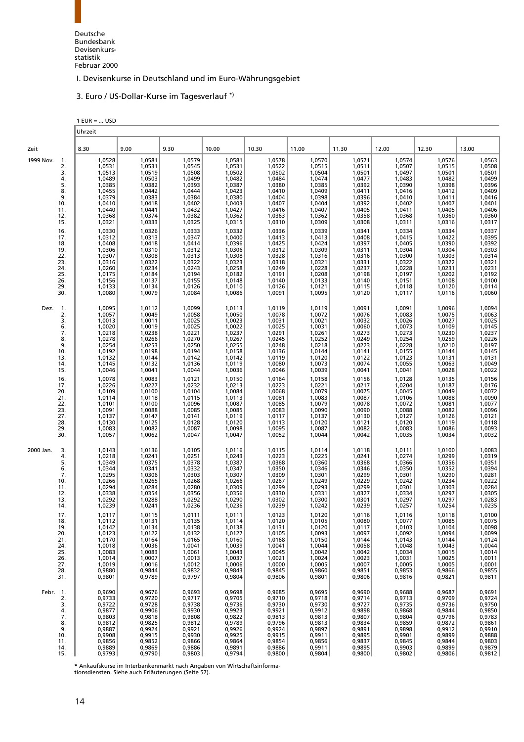Deutsche Bundesbank
Devisenkursstatistik
Februar 2000

## I. Devisenkurse in Deutschland und im Euro-Währungsgebiet

### 3. Euro / US-Dollar-Kurse im Tagesverlauf *)

1 EUR = ... USD

| Zeit | | Uhrzeit 8.30 | 9.00 | 9.30 | 10.00 | 10.30 | 11.00 | 11.30 | 12.00 | 12.30 | 13.00 |
|---|---|---|---|---|---|---|---|---|---|---|---|
| 1999 Nov. | 1. | 1,0528 | 1,0581 | 1,0579 | 1,0581 | 1,0578 | 1,0570 | 1,0571 | 1,0574 | 1,0576 | 1,0563 |
| | 2. | 1,0531 | 1,0531 | 1,0545 | 1,0531 | 1,0522 | 1,0515 | 1,0511 | 1,0507 | 1,0515 | 1,0508 |
| | 3. | 1,0513 | 1,0519 | 1,0508 | 1,0502 | 1,0502 | 1,0504 | 1,0501 | 1,0497 | 1,0501 | 1,0501 |
| | 4. | 1,0489 | 1,0503 | 1,0499 | 1,0482 | 1,0484 | 1,0474 | 1,0477 | 1,0483 | 1,0482 | 1,0499 |
| | 5. | 1,0385 | 1,0382 | 1,0393 | 1,0387 | 1,0380 | 1,0385 | 1,0392 | 1,0390 | 1,0398 | 1,0396 |
| | 8. | 1,0455 | 1,0442 | 1,0444 | 1,0423 | 1,0410 | 1,0409 | 1,0411 | 1,0416 | 1,0412 | 1,0409 |
| | 9. | 1,0379 | 1,0383 | 1,0384 | 1,0380 | 1,0404 | 1,0398 | 1,0396 | 1,0410 | 1,0411 | 1,0416 |
| | 10. | 1,0410 | 1,0418 | 1,0402 | 1,0403 | 1,0407 | 1,0404 | 1,0392 | 1,0402 | 1,0407 | 1,0401 |
| | 11. | 1,0440 | 1,0441 | 1,0432 | 1,0427 | 1,0416 | 1,0407 | 1,0405 | 1,0411 | 1,0405 | 1,0406 |
| | 12. | 1,0368 | 1,0374 | 1,0382 | 1,0362 | 1,0363 | 1,0362 | 1,0358 | 1,0368 | 1,0360 | 1,0360 |
| | 15. | 1,0321 | 1,0333 | 1,0325 | 1,0315 | 1,0310 | 1,0309 | 1,0308 | 1,0311 | 1,0316 | 1,0317 |
| | 16. | 1,0330 | 1,0326 | 1,0333 | 1,0332 | 1,0336 | 1,0339 | 1,0341 | 1,0334 | 1,0334 | 1,0337 |
| | 17. | 1,0312 | 1,0313 | 1,0347 | 1,0400 | 1,0413 | 1,0413 | 1,0408 | 1,0415 | 1,0422 | 1,0395 |
| | 18. | 1,0408 | 1,0418 | 1,0414 | 1,0396 | 1,0425 | 1,0424 | 1,0397 | 1,0405 | 1,0390 | 1,0392 |
| | 19. | 1,0306 | 1,0310 | 1,0312 | 1,0306 | 1,0312 | 1,0309 | 1,0311 | 1,0304 | 1,0304 | 1,0303 |
| | 22. | 1,0307 | 1,0308 | 1,0313 | 1,0308 | 1,0328 | 1,0316 | 1,0316 | 1,0300 | 1,0303 | 1,0314 |
| | 23. | 1,0316 | 1,0322 | 1,0322 | 1,0323 | 1,0318 | 1,0321 | 1,0331 | 1,0322 | 1,0322 | 1,0321 |
| | 24. | 1,0260 | 1,0234 | 1,0243 | 1,0258 | 1,0249 | 1,0228 | 1,0237 | 1,0228 | 1,0231 | 1,0231 |
| | 25. | 1,0175 | 1,0184 | 1,0194 | 1,0182 | 1,0191 | 1,0208 | 1,0198 | 1,0197 | 1,0202 | 1,0192 |
| | 26. | 1,0156 | 1,0137 | 1,0155 | 1,0148 | 1,0140 | 1,0133 | 1,0140 | 1,0151 | 1,0108 | 1,0100 |
| | 29. | 1,0133 | 1,0134 | 1,0126 | 1,0110 | 1,0126 | 1,0121 | 1,0115 | 1,0118 | 1,0120 | 1,0114 |
| | 30. | 1,0080 | 1,0079 | 1,0084 | 1,0086 | 1,0091 | 1,0095 | 1,0120 | 1,0117 | 1,0116 | 1,0060 |
| Dez. | 1. | 1,0095 | 1,0112 | 1,0099 | 1,0113 | 1,0119 | 1,0119 | 1,0091 | 1,0091 | 1,0096 | 1,0094 |
| | 2. | 1,0057 | 1,0049 | 1,0058 | 1,0050 | 1,0078 | 1,0072 | 1,0076 | 1,0083 | 1,0075 | 1,0063 |
| | 3. | 1,0013 | 1,0011 | 1,0025 | 1,0023 | 1,0031 | 1,0021 | 1,0032 | 1,0026 | 1,0027 | 1,0025 |
| | 6. | 1,0020 | 1,0019 | 1,0025 | 1,0022 | 1,0025 | 1,0031 | 1,0060 | 1,0073 | 1,0109 | 1,0145 |
| | 7. | 1,0218 | 1,0238 | 1,0221 | 1,0237 | 1,0291 | 1,0261 | 1,0273 | 1,0273 | 1,0230 | 1,0237 |
| | 8. | 1,0278 | 1,0266 | 1,0270 | 1,0267 | 1,0245 | 1,0252 | 1,0249 | 1,0254 | 1,0259 | 1,0226 |
| | 9. | 1,0254 | 1,0253 | 1,0250 | 1,0255 | 1,0248 | 1,0218 | 1,0223 | 1,0228 | 1,0210 | 1,0197 |
| | 10. | 1,0192 | 1,0198 | 1,0194 | 1,0158 | 1,0136 | 1,0144 | 1,0141 | 1,0155 | 1,0144 | 1,0145 |
| | 13. | 1,0132 | 1,0144 | 1,0142 | 1,0142 | 1,0119 | 1,0120 | 1,0122 | 1,0123 | 1,0131 | 1,0131 |
| | 14. | 1,0145 | 1,0132 | 1,0136 | 1,0119 | 1,0080 | 1,0073 | 1,0074 | 1,0055 | 1,0063 | 1,0049 |
| | 15. | 1,0046 | 1,0041 | 1,0044 | 1,0036 | 1,0046 | 1,0039 | 1,0041 | 1,0041 | 1,0028 | 1,0022 |
| | 16. | 1,0078 | 1,0083 | 1,0121 | 1,0150 | 1,0164 | 1,0158 | 1,0156 | 1,0128 | 1,0135 | 1,0156 |
| | 17. | 1,0226 | 1,0227 | 1,0232 | 1,0213 | 1,0223 | 1,0221 | 1,0217 | 1,0204 | 1,0187 | 1,0176 |
| | 20. | 1,0109 | 1,0100 | 1,0104 | 1,0084 | 1,0068 | 1,0079 | 1,0075 | 1,0045 | 1,0049 | 1,0072 |
| | 21. | 1,0114 | 1,0118 | 1,0115 | 1,0113 | 1,0081 | 1,0083 | 1,0087 | 1,0106 | 1,0088 | 1,0090 |
| | 22. | 1,0101 | 1,0100 | 1,0096 | 1,0087 | 1,0085 | 1,0079 | 1,0078 | 1,0072 | 1,0081 | 1,0077 |
| | 23. | 1,0091 | 1,0088 | 1,0085 | 1,0085 | 1,0083 | 1,0090 | 1,0090 | 1,0088 | 1,0082 | 1,0096 |
| | 27. | 1,0137 | 1,0147 | 1,0141 | 1,0119 | 1,0117 | 1,0137 | 1,0130 | 1,0127 | 1,0126 | 1,0121 |
| | 28. | 1,0130 | 1,0125 | 1,0128 | 1,0120 | 1,0113 | 1,0120 | 1,0121 | 1,0120 | 1,0119 | 1,0118 |
| | 29. | 1,0083 | 1,0082 | 1,0087 | 1,0098 | 1,0095 | 1,0087 | 1,0082 | 1,0083 | 1,0086 | 1,0093 |
| | 30. | 1,0057 | 1,0062 | 1,0047 | 1,0047 | 1,0052 | 1,0044 | 1,0042 | 1,0035 | 1,0034 | 1,0032 |
| 2000 Jan. | 3. | 1,0143 | 1,0136 | 1,0105 | 1,0116 | 1,0115 | 1,0114 | 1,0118 | 1,0111 | 1,0100 | 1,0083 |
| | 4. | 1,0218 | 1,0241 | 1,0251 | 1,0243 | 1,0223 | 1,0225 | 1,0241 | 1,0274 | 1,0299 | 1,0319 |
| | 5. | 1,0349 | 1,0375 | 1,0378 | 1,0387 | 1,0368 | 1,0360 | 1,0368 | 1,0366 | 1,0356 | 1,0351 |
| | 6. | 1,0344 | 1,0341 | 1,0332 | 1,0347 | 1,0350 | 1,0346 | 1,0346 | 1,0350 | 1,0352 | 1,0394 |
| | 7. | 1,0295 | 1,0306 | 1,0303 | 1,0307 | 1,0309 | 1,0301 | 1,0299 | 1,0301 | 1,0290 | 1,0281 |
| | 10. | 1,0266 | 1,0265 | 1,0268 | 1,0266 | 1,0267 | 1,0249 | 1,0229 | 1,0242 | 1,0234 | 1,0222 |
| | 11. | 1,0294 | 1,0284 | 1,0280 | 1,0309 | 1,0299 | 1,0293 | 1,0299 | 1,0301 | 1,0303 | 1,0284 |
| | 12. | 1,0338 | 1,0354 | 1,0356 | 1,0356 | 1,0330 | 1,0331 | 1,0327 | 1,0334 | 1,0297 | 1,0305 |
| | 13. | 1,0292 | 1,0288 | 1,0292 | 1,0290 | 1,0302 | 1,0300 | 1,0301 | 1,0297 | 1,0297 | 1,0283 |
| | 14. | 1,0239 | 1,0241 | 1,0236 | 1,0236 | 1,0239 | 1,0242 | 1,0239 | 1,0257 | 1,0254 | 1,0235 |
| | 17. | 1,0117 | 1,0115 | 1,0111 | 1,0111 | 1,0123 | 1,0120 | 1,0116 | 1,0116 | 1,0118 | 1,0100 |
| | 18. | 1,0112 | 1,0131 | 1,0135 | 1,0114 | 1,0120 | 1,0105 | 1,0080 | 1,0077 | 1,0085 | 1,0075 |
| | 19. | 1,0142 | 1,0134 | 1,0138 | 1,0138 | 1,0131 | 1,0120 | 1,0117 | 1,0103 | 1,0104 | 1,0098 |
| | 20. | 1,0123 | 1,0122 | 1,0132 | 1,0127 | 1,0105 | 1,0093 | 1,0097 | 1,0092 | 1,0094 | 1,0099 |
| | 21. | 1,0170 | 1,0164 | 1,0165 | 1,0160 | 1,0168 | 1,0150 | 1,0144 | 1,0143 | 1,0144 | 1,0124 |
| | 24. | 1,0018 | 1,0036 | 1,0041 | 1,0039 | 1,0041 | 1,0044 | 1,0058 | 1,0048 | 1,0043 | 1,0044 |
| | 25. | 1,0083 | 1,0083 | 1,0061 | 1,0043 | 1,0045 | 1,0042 | 1,0042 | 1,0034 | 1,0015 | 1,0014 |
| | 26. | 1,0014 | 1,0007 | 1,0013 | 1,0037 | 1,0021 | 1,0024 | 1,0023 | 1,0031 | 1,0025 | 1,0011 |
| | 27. | 1,0019 | 1,0016 | 1,0012 | 1,0006 | 1,0000 | 1,0005 | 1,0007 | 1,0005 | 1,0005 | 1,0001 |
| | 28. | 0,9880 | 0,9844 | 0,9832 | 0,9843 | 0,9845 | 0,9860 | 0,9851 | 0,9853 | 0,9866 | 0,9855 |
| | 31. | 0,9801 | 0,9789 | 0,9797 | 0,9804 | 0,9806 | 0,9801 | 0,9806 | 0,9816 | 0,9821 | 0,9811 |
| Febr. | 1. | 0,9690 | 0,9676 | 0,9693 | 0,9698 | 0,9685 | 0,9695 | 0,9690 | 0,9688 | 0,9687 | 0,9691 |
| | 2. | 0,9733 | 0,9720 | 0,9717 | 0,9705 | 0,9710 | 0,9718 | 0,9714 | 0,9713 | 0,9709 | 0,9724 |
| | 3. | 0,9722 | 0,9728 | 0,9738 | 0,9736 | 0,9730 | 0,9730 | 0,9727 | 0,9735 | 0,9736 | 0,9750 |
| | 4. | 0,9877 | 0,9906 | 0,9930 | 0,9923 | 0,9921 | 0,9912 | 0,9898 | 0,9868 | 0,9844 | 0,9850 |
| | 7. | 0,9803 | 0,9818 | 0,9808 | 0,9822 | 0,9813 | 0,9813 | 0,9807 | 0,9804 | 0,9796 | 0,9783 |
| | 8. | 0,9812 | 0,9825 | 0,9812 | 0,9789 | 0,9796 | 0,9813 | 0,9834 | 0,9859 | 0,9872 | 0,9861 |
| | 9. | 0,9887 | 0,9924 | 0,9921 | 0,9926 | 0,9924 | 0,9897 | 0,9891 | 0,9898 | 0,9912 | 0,9910 |
| | 10. | 0,9908 | 0,9915 | 0,9930 | 0,9925 | 0,9915 | 0,9911 | 0,9895 | 0,9901 | 0,9899 | 0,9888 |
| | 11. | 0,9856 | 0,9852 | 0,9866 | 0,9864 | 0,9854 | 0,9856 | 0,9837 | 0,9845 | 0,9844 | 0,9803 |
| | 14. | 0,9889 | 0,9869 | 0,9886 | 0,9891 | 0,9886 | 0,9911 | 0,9895 | 0,9903 | 0,9899 | 0,9879 |
| | 15. | 0,9793 | 0,9790 | 0,9803 | 0,9794 | 0,9800 | 0,9804 | 0,9800 | 0,9802 | 0,9806 | 0,9812 |

* Ankaufskurse im Interbankenmarkt nach Angaben von Wirtschaftsinformationsdiensten. Siehe auch Erläuterungen (Seite 57).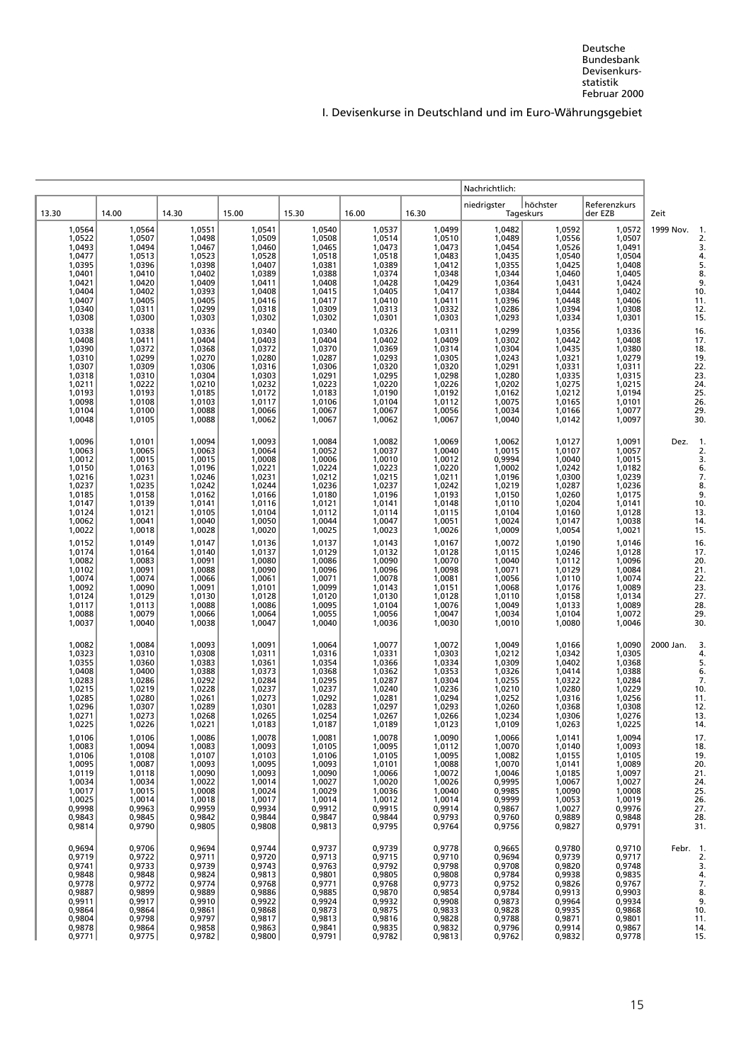Deutsche Bundesbank
Devisenkurs-statistik
Februar 2000

## I. Devisenkurse in Deutschland und im Euro-Währungsgebiet

| 13.30 | 14.00 | 14.30 | 15.00 | 15.30 | 16.00 | 16.30 | Nachrichtlich: niedrigster Tageskurs | höchster Tageskurs | Referenzkurs der EZB | Zeit |
|---|---|---|---|---|---|---|---|---|---|---|
| 1,0564 | 1,0564 | 1,0551 | 1,0541 | 1,0540 | 1,0537 | 1,0499 | 1,0482 | 1,0592 | 1,0572 | 1999 Nov. 1. |
| 1,0522 | 1,0507 | 1,0498 | 1,0509 | 1,0508 | 1,0514 | 1,0510 | 1,0489 | 1,0556 | 1,0507 | 2. |
| 1,0493 | 1,0494 | 1,0467 | 1,0460 | 1,0465 | 1,0473 | 1,0473 | 1,0454 | 1,0526 | 1,0491 | 3. |
| 1,0477 | 1,0513 | 1,0523 | 1,0528 | 1,0518 | 1,0518 | 1,0483 | 1,0435 | 1,0540 | 1,0504 | 4. |
| 1,0395 | 1,0396 | 1,0398 | 1,0407 | 1,0381 | 1,0389 | 1,0412 | 1,0355 | 1,0425 | 1,0408 | 5. |
| 1,0401 | 1,0410 | 1,0402 | 1,0389 | 1,0388 | 1,0374 | 1,0348 | 1,0344 | 1,0460 | 1,0405 | 8. |
| 1,0421 | 1,0420 | 1,0409 | 1,0411 | 1,0408 | 1,0428 | 1,0429 | 1,0364 | 1,0431 | 1,0424 | 9. |
| 1,0404 | 1,0402 | 1,0393 | 1,0408 | 1,0415 | 1,0405 | 1,0417 | 1,0384 | 1,0444 | 1,0402 | 10. |
| 1,0407 | 1,0405 | 1,0405 | 1,0416 | 1,0417 | 1,0410 | 1,0411 | 1,0396 | 1,0448 | 1,0406 | 11. |
| 1,0340 | 1,0311 | 1,0299 | 1,0318 | 1,0309 | 1,0313 | 1,0332 | 1,0286 | 1,0394 | 1,0308 | 12. |
| 1,0308 | 1,0300 | 1,0303 | 1,0302 | 1,0302 | 1,0301 | 1,0303 | 1,0293 | 1,0334 | 1,0301 | 15. |
| 1,0338 | 1,0338 | 1,0336 | 1,0340 | 1,0340 | 1,0326 | 1,0311 | 1,0299 | 1,0356 | 1,0336 | 16. |
| 1,0408 | 1,0411 | 1,0404 | 1,0403 | 1,0404 | 1,0402 | 1,0409 | 1,0302 | 1,0442 | 1,0408 | 17. |
| 1,0390 | 1,0372 | 1,0368 | 1,0372 | 1,0370 | 1,0369 | 1,0314 | 1,0304 | 1,0435 | 1,0380 | 18. |
| 1,0310 | 1,0299 | 1,0270 | 1,0280 | 1,0287 | 1,0293 | 1,0305 | 1,0243 | 1,0321 | 1,0279 | 19. |
| 1,0307 | 1,0309 | 1,0306 | 1,0316 | 1,0306 | 1,0320 | 1,0320 | 1,0291 | 1,0331 | 1,0311 | 22. |
| 1,0318 | 1,0310 | 1,0304 | 1,0303 | 1,0291 | 1,0295 | 1,0298 | 1,0280 | 1,0335 | 1,0315 | 23. |
| 1,0211 | 1,0222 | 1,0210 | 1,0232 | 1,0223 | 1,0220 | 1,0226 | 1,0202 | 1,0275 | 1,0215 | 24. |
| 1,0193 | 1,0193 | 1,0185 | 1,0172 | 1,0183 | 1,0190 | 1,0192 | 1,0162 | 1,0212 | 1,0194 | 25. |
| 1,0098 | 1,0108 | 1,0103 | 1,0117 | 1,0106 | 1,0104 | 1,0112 | 1,0075 | 1,0165 | 1,0101 | 26. |
| 1,0104 | 1,0100 | 1,0088 | 1,0066 | 1,0067 | 1,0067 | 1,0056 | 1,0034 | 1,0166 | 1,0077 | 29. |
| 1,0048 | 1,0105 | 1,0088 | 1,0062 | 1,0067 | 1,0062 | 1,0067 | 1,0040 | 1,0142 | 1,0097 | 30. |
| 1,0096 | 1,0101 | 1,0094 | 1,0093 | 1,0084 | 1,0082 | 1,0069 | 1,0062 | 1,0127 | 1,0091 | Dez. 1. |
| 1,0063 | 1,0065 | 1,0063 | 1,0064 | 1,0052 | 1,0037 | 1,0040 | 1,0015 | 1,0107 | 1,0057 | 2. |
| 1,0012 | 1,0015 | 1,0015 | 1,0008 | 1,0006 | 1,0010 | 1,0012 | 0,9994 | 1,0040 | 1,0015 | 3. |
| 1,0150 | 1,0163 | 1,0196 | 1,0221 | 1,0224 | 1,0223 | 1,0220 | 1,0002 | 1,0242 | 1,0182 | 6. |
| 1,0216 | 1,0231 | 1,0246 | 1,0231 | 1,0212 | 1,0215 | 1,0211 | 1,0196 | 1,0300 | 1,0239 | 7. |
| 1,0237 | 1,0235 | 1,0242 | 1,0244 | 1,0236 | 1,0237 | 1,0242 | 1,0219 | 1,0287 | 1,0236 | 8. |
| 1,0185 | 1,0158 | 1,0162 | 1,0166 | 1,0180 | 1,0196 | 1,0193 | 1,0150 | 1,0260 | 1,0175 | 9. |
| 1,0147 | 1,0139 | 1,0141 | 1,0116 | 1,0121 | 1,0141 | 1,0148 | 1,0110 | 1,0204 | 1,0141 | 10. |
| 1,0124 | 1,0121 | 1,0105 | 1,0104 | 1,0112 | 1,0114 | 1,0115 | 1,0104 | 1,0160 | 1,0128 | 13. |
| 1,0062 | 1,0041 | 1,0040 | 1,0050 | 1,0044 | 1,0047 | 1,0051 | 1,0024 | 1,0147 | 1,0038 | 14. |
| 1,0022 | 1,0018 | 1,0028 | 1,0020 | 1,0025 | 1,0023 | 1,0026 | 1,0009 | 1,0054 | 1,0021 | 15. |
| 1,0152 | 1,0149 | 1,0147 | 1,0136 | 1,0137 | 1,0143 | 1,0167 | 1,0072 | 1,0190 | 1,0146 | 16. |
| 1,0174 | 1,0164 | 1,0140 | 1,0137 | 1,0129 | 1,0132 | 1,0128 | 1,0115 | 1,0246 | 1,0128 | 17. |
| 1,0082 | 1,0083 | 1,0091 | 1,0080 | 1,0086 | 1,0090 | 1,0070 | 1,0040 | 1,0112 | 1,0096 | 20. |
| 1,0102 | 1,0091 | 1,0088 | 1,0090 | 1,0096 | 1,0096 | 1,0098 | 1,0071 | 1,0129 | 1,0084 | 21. |
| 1,0074 | 1,0074 | 1,0066 | 1,0061 | 1,0071 | 1,0078 | 1,0081 | 1,0056 | 1,0110 | 1,0074 | 22. |
| 1,0092 | 1,0090 | 1,0091 | 1,0101 | 1,0099 | 1,0143 | 1,0151 | 1,0068 | 1,0176 | 1,0089 | 23. |
| 1,0124 | 1,0129 | 1,0130 | 1,0128 | 1,0120 | 1,0130 | 1,0128 | 1,0110 | 1,0158 | 1,0134 | 27. |
| 1,0117 | 1,0113 | 1,0088 | 1,0086 | 1,0095 | 1,0104 | 1,0076 | 1,0049 | 1,0133 | 1,0089 | 28. |
| 1,0088 | 1,0079 | 1,0066 | 1,0064 | 1,0055 | 1,0056 | 1,0047 | 1,0034 | 1,0104 | 1,0072 | 29. |
| 1,0037 | 1,0040 | 1,0038 | 1,0047 | 1,0040 | 1,0036 | 1,0030 | 1,0010 | 1,0080 | 1,0046 | 30. |
| 1,0082 | 1,0084 | 1,0093 | 1,0091 | 1,0064 | 1,0077 | 1,0072 | 1,0049 | 1,0166 | 1,0090 | 2000 Jan. 3. |
| 1,0323 | 1,0310 | 1,0308 | 1,0311 | 1,0316 | 1,0331 | 1,0303 | 1,0212 | 1,0342 | 1,0305 | 4. |
| 1,0355 | 1,0360 | 1,0383 | 1,0361 | 1,0354 | 1,0366 | 1,0334 | 1,0309 | 1,0402 | 1,0368 | 5. |
| 1,0408 | 1,0400 | 1,0388 | 1,0373 | 1,0368 | 1,0362 | 1,0353 | 1,0326 | 1,0414 | 1,0388 | 6. |
| 1,0283 | 1,0286 | 1,0292 | 1,0284 | 1,0295 | 1,0287 | 1,0304 | 1,0255 | 1,0322 | 1,0284 | 7. |
| 1,0215 | 1,0219 | 1,0228 | 1,0237 | 1,0237 | 1,0240 | 1,0236 | 1,0210 | 1,0280 | 1,0229 | 10. |
| 1,0285 | 1,0280 | 1,0261 | 1,0273 | 1,0292 | 1,0281 | 1,0294 | 1,0252 | 1,0316 | 1,0256 | 11. |
| 1,0296 | 1,0307 | 1,0289 | 1,0301 | 1,0283 | 1,0297 | 1,0293 | 1,0260 | 1,0368 | 1,0308 | 12. |
| 1,0271 | 1,0273 | 1,0268 | 1,0265 | 1,0254 | 1,0267 | 1,0266 | 1,0234 | 1,0306 | 1,0276 | 13. |
| 1,0225 | 1,0226 | 1,0221 | 1,0183 | 1,0187 | 1,0189 | 1,0123 | 1,0109 | 1,0263 | 1,0225 | 14. |
| 1,0106 | 1,0106 | 1,0086 | 1,0078 | 1,0081 | 1,0078 | 1,0090 | 1,0066 | 1,0141 | 1,0094 | 17. |
| 1,0083 | 1,0094 | 1,0083 | 1,0093 | 1,0105 | 1,0095 | 1,0112 | 1,0070 | 1,0140 | 1,0093 | 18. |
| 1,0106 | 1,0108 | 1,0107 | 1,0103 | 1,0106 | 1,0105 | 1,0095 | 1,0082 | 1,0155 | 1,0105 | 19. |
| 1,0095 | 1,0087 | 1,0093 | 1,0095 | 1,0093 | 1,0101 | 1,0088 | 1,0070 | 1,0141 | 1,0089 | 20. |
| 1,0119 | 1,0118 | 1,0090 | 1,0093 | 1,0090 | 1,0066 | 1,0072 | 1,0046 | 1,0185 | 1,0097 | 21. |
| 1,0034 | 1,0034 | 1,0022 | 1,0014 | 1,0027 | 1,0020 | 1,0026 | 0,9995 | 1,0067 | 1,0027 | 24. |
| 1,0017 | 1,0015 | 1,0008 | 1,0024 | 1,0029 | 1,0036 | 1,0040 | 0,9985 | 1,0090 | 1,0008 | 25. |
| 1,0025 | 1,0014 | 1,0018 | 1,0017 | 1,0014 | 1,0012 | 1,0014 | 0,9999 | 1,0053 | 1,0019 | 26. |
| 0,9998 | 0,9963 | 0,9959 | 0,9934 | 0,9912 | 0,9915 | 0,9914 | 0,9867 | 1,0027 | 0,9976 | 27. |
| 0,9843 | 0,9845 | 0,9842 | 0,9844 | 0,9847 | 0,9844 | 0,9793 | 0,9760 | 0,9889 | 0,9848 | 28. |
| 0,9814 | 0,9790 | 0,9805 | 0,9808 | 0,9813 | 0,9795 | 0,9764 | 0,9756 | 0,9827 | 0,9791 | 31. |
| 0,9694 | 0,9706 | 0,9694 | 0,9744 | 0,9737 | 0,9739 | 0,9778 | 0,9665 | 0,9780 | 0,9710 | Febr. 1. |
| 0,9719 | 0,9722 | 0,9711 | 0,9720 | 0,9713 | 0,9715 | 0,9710 | 0,9694 | 0,9739 | 0,9717 | 2. |
| 0,9741 | 0,9733 | 0,9739 | 0,9743 | 0,9763 | 0,9792 | 0,9798 | 0,9708 | 0,9820 | 0,9748 | 3. |
| 0,9848 | 0,9848 | 0,9824 | 0,9813 | 0,9801 | 0,9805 | 0,9808 | 0,9784 | 0,9938 | 0,9835 | 4. |
| 0,9778 | 0,9772 | 0,9774 | 0,9768 | 0,9771 | 0,9768 | 0,9773 | 0,9752 | 0,9826 | 0,9767 | 7. |
| 0,9887 | 0,9899 | 0,9889 | 0,9886 | 0,9885 | 0,9870 | 0,9854 | 0,9784 | 0,9913 | 0,9903 | 8. |
| 0,9911 | 0,9917 | 0,9910 | 0,9922 | 0,9924 | 0,9932 | 0,9908 | 0,9873 | 0,9964 | 0,9934 | 9. |
| 0,9864 | 0,9864 | 0,9861 | 0,9868 | 0,9873 | 0,9875 | 0,9833 | 0,9828 | 0,9935 | 0,9868 | 10. |
| 0,9804 | 0,9798 | 0,9797 | 0,9817 | 0,9813 | 0,9816 | 0,9828 | 0,9788 | 0,9871 | 0,9801 | 11. |
| 0,9878 | 0,9864 | 0,9858 | 0,9863 | 0,9841 | 0,9835 | 0,9832 | 0,9796 | 0,9914 | 0,9867 | 14. |
| 0,9771 | 0,9775 | 0,9782 | 0,9800 | 0,9791 | 0,9782 | 0,9813 | 0,9762 | 0,9832 | 0,9778 | 15. |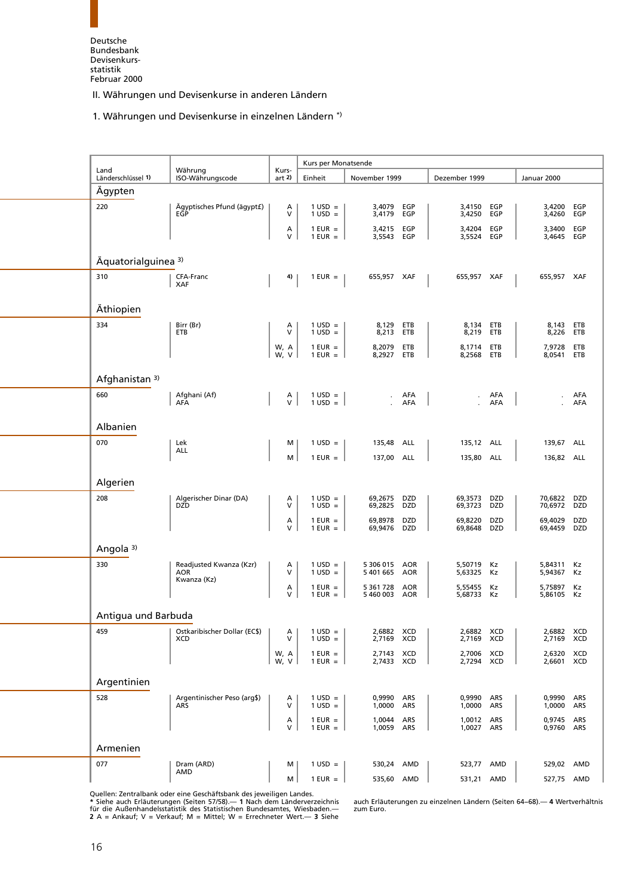Deutsche Bundesbank Devisenkursstatistik Februar 2000

## II. Währungen und Devisenkurse in anderen Ländern

### 1. Währungen und Devisenkurse in einzelnen Ländern *)

| Land Länderschlüssel 1) | Währung ISO-Währungscode | Kursart 2) | Kurs per Monatsende Einheit | November 1999 | Dezember 1999 | Januar 2000 |
|---|---|---|---|---|---|---|
| **Ägypten** | | | | | | |
| 220 | Ägyptisches Pfund (ägypt£) EGP | A | 1 USD = | 3,4079 EGP | 3,4150 EGP | 3,4200 EGP |
| | | V | 1 USD = | 3,4179 EGP | 3,4250 EGP | 3,4260 EGP |
| | | A | 1 EUR = | 3,4215 EGP | 3,4204 EGP | 3,3400 EGP |
| | | V | 1 EUR = | 3,5543 EGP | 3,5524 EGP | 3,4645 EGP |
| **Äquatorialguinea 3)** | | | | | | |
| 310 | CFA-Franc XAF | 4) | 1 EUR = | 655,957 XAF | 655,957 XAF | 655,957 XAF |
| **Äthiopien** | | | | | | |
| 334 | Birr (Br) ETB | A | 1 USD = | 8,129 ETB | 8,134 ETB | 8,143 ETB |
| | | V | 1 USD = | 8,213 ETB | 8,219 ETB | 8,226 ETB |
| | | W, A | 1 EUR = | 8,2079 ETB | 8,1714 ETB | 7,9728 ETB |
| | | W, V | 1 EUR = | 8,2927 ETB | 8,2568 ETB | 8,0541 ETB |
| **Afghanistan 3)** | | | | | | |
| 660 | Afghani (Af) AFA | A | 1 USD = | . AFA | . AFA | . AFA |
| | | V | 1 USD = | . AFA | . AFA | . AFA |
| **Albanien** | | | | | | |
| 070 | Lek ALL | M | 1 USD = | 135,48 ALL | 135,12 ALL | 139,67 ALL |
| | | M | 1 EUR = | 137,00 ALL | 135,80 ALL | 136,82 ALL |
| **Algerien** | | | | | | |
| 208 | Algerischer Dinar (DA) DZD | A | 1 USD = | 69,2675 DZD | 69,3573 DZD | 70,6822 DZD |
| | | V | 1 USD = | 69,2825 DZD | 69,3723 DZD | 70,6972 DZD |
| | | A | 1 EUR = | 69,8978 DZD | 69,8220 DZD | 69,4029 DZD |
| | | V | 1 EUR = | 69,9476 DZD | 69,8648 DZD | 69,4459 DZD |
| **Angola 3)** | | | | | | |
| 330 | Readjusted Kwanza (Kzr) AOR Kwanza (Kz) | A | 1 USD = | 5 306 015 AOR | 5,50719 Kz | 5,84311 Kz |
| | | V | 1 USD = | 5 401 665 AOR | 5,63325 Kz | 5,94367 Kz |
| | | A | 1 EUR = | 5 361 728 AOR | 5,55455 Kz | 5,75897 Kz |
| | | V | 1 EUR = | 5 460 003 AOR | 5,68733 Kz | 5,86105 Kz |
| **Antigua und Barbuda** | | | | | | |
| 459 | Ostkaribischer Dollar (EC$) XCD | A | 1 USD = | 2,6882 XCD | 2,6882 XCD | 2,6882 XCD |
| | | V | 1 USD = | 2,7169 XCD | 2,7169 XCD | 2,7169 XCD |
| | | W, A | 1 EUR = | 2,7143 XCD | 2,7006 XCD | 2,6320 XCD |
| | | W, V | 1 EUR = | 2,7433 XCD | 2,7294 XCD | 2,6601 XCD |
| **Argentinien** | | | | | | |
| 528 | Argentinischer Peso (arg$) ARS | A | 1 USD = | 0,9990 ARS | 0,9990 ARS | 0,9990 ARS |
| | | V | 1 USD = | 1,0000 ARS | 1,0000 ARS | 1,0000 ARS |
| | | A | 1 EUR = | 1,0044 ARS | 1,0012 ARS | 0,9745 ARS |
| | | V | 1 EUR = | 1,0059 ARS | 1,0027 ARS | 0,9760 ARS |
| **Armenien** | | | | | | |
| 077 | Dram (ARD) AMD | M | 1 USD = | 530,24 AMD | 523,77 AMD | 529,02 AMD |
| | | M | 1 EUR = | 535,60 AMD | 531,21 AMD | 527,75 AMD |

Quellen: Zentralbank oder eine Geschäftsbank des jeweiligen Landes.
* Siehe auch Erläuterungen (Seiten 57/58).— **1** Nach dem Länderverzeichnis für die Außenhandelsstatistik des Statistischen Bundesamtes, Wiesbaden.— **2** A = Ankauf; V = Verkauf; M = Mittel; W = Errechneter Wert.— **3** Siehe auch Erläuterungen zu einzelnen Ländern (Seiten 64–68).— **4** Wertverhältnis zum Euro.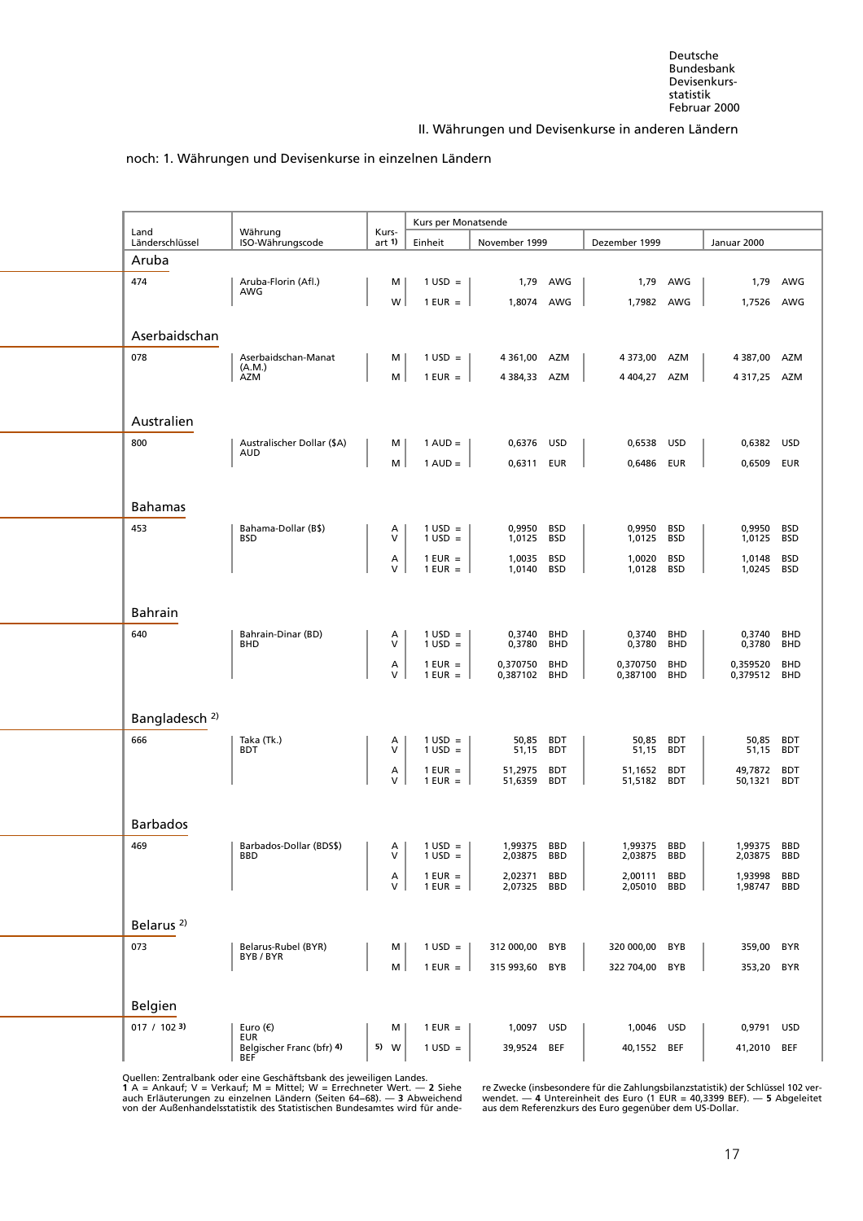## II. Währungen und Devisenkurse in anderen Ländern

noch: 1. Währungen und Devisenkurse in einzelnen Ländern

| Land Länderschlüssel | Währung ISO-Währungscode | Kursart 1) | Kurs per Monatsende | | | | | | |
|---|---|---|---|---|---|---|---|---|---|
| | | | Einheit | November 1999 | | Dezember 1999 | | Januar 2000 | |
| **Aruba** | | | | | | | | | |
| 474 | Aruba-Florin (Afl.) AWG | M | 1 USD = | 1,79 | AWG | 1,79 | AWG | 1,79 | AWG |
| | | W | 1 EUR = | 1,8074 | AWG | 1,7982 | AWG | 1,7526 | AWG |
| **Aserbaidschan** | | | | | | | | | |
| 078 | Aserbaidschan-Manat (A.M.) AZM | M | 1 USD = | 4 361,00 | AZM | 4 373,00 | AZM | 4 387,00 | AZM |
| | | M | 1 EUR = | 4 384,33 | AZM | 4 404,27 | AZM | 4 317,25 | AZM |
| **Australien** | | | | | | | | | |
| 800 | Australischer Dollar ($A) AUD | M | 1 AUD = | 0,6376 | USD | 0,6538 | USD | 0,6382 | USD |
| | | M | 1 AUD = | 0,6311 | EUR | 0,6486 | EUR | 0,6509 | EUR |
| **Bahamas** | | | | | | | | | |
| 453 | Bahama-Dollar (B$) BSD | A | 1 USD = | 0,9950 | BSD | 0,9950 | BSD | 0,9950 | BSD |
| | | V | 1 USD = | 1,0125 | BSD | 1,0125 | BSD | 1,0125 | BSD |
| | | A | 1 EUR = | 1,0035 | BSD | 1,0020 | BSD | 1,0148 | BSD |
| | | V | 1 EUR = | 1,0140 | BSD | 1,0128 | BSD | 1,0245 | BSD |
| **Bahrain** | | | | | | | | | |
| 640 | Bahrain-Dinar (BD) BHD | A | 1 USD = | 0,3740 | BHD | 0,3740 | BHD | 0,3740 | BHD |
| | | V | 1 USD = | 0,3780 | BHD | 0,3780 | BHD | 0,3780 | BHD |
| | | A | 1 EUR = | 0,370750 | BHD | 0,370750 | BHD | 0,359520 | BHD |
| | | V | 1 EUR = | 0,387102 | BHD | 0,387100 | BHD | 0,379512 | BHD |
| **Bangladesch 2)** | | | | | | | | | |
| 666 | Taka (Tk.) BDT | A | 1 USD = | 50,85 | BDT | 50,85 | BDT | 50,85 | BDT |
| | | V | 1 USD = | 51,15 | BDT | 51,15 | BDT | 51,15 | BDT |
| | | A | 1 EUR = | 51,2975 | BDT | 51,1652 | BDT | 49,7872 | BDT |
| | | V | 1 EUR = | 51,6359 | BDT | 51,5182 | BDT | 50,1321 | BDT |
| **Barbados** | | | | | | | | | |
| 469 | Barbados-Dollar (BDS$) BBD | A | 1 USD = | 1,99375 | BBD | 1,99375 | BBD | 1,99375 | BBD |
| | | V | 1 USD = | 2,03875 | BBD | 2,03875 | BBD | 2,03875 | BBD |
| | | A | 1 EUR = | 2,02371 | BBD | 2,00111 | BBD | 1,93998 | BBD |
| | | V | 1 EUR = | 2,07325 | BBD | 2,05010 | BBD | 1,98747 | BBD |
| **Belarus 2)** | | | | | | | | | |
| 073 | Belarus-Rubel (BYR) BYB / BYR | M | 1 USD = | 312 000,00 | BYB | 320 000,00 | BYB | 359,00 | BYR |
| | | M | 1 EUR = | 315 993,60 | BYB | 322 704,00 | BYB | 353,20 | BYR |
| **Belgien** | | | | | | | | | |
| 017 / 102 3) | Euro (€) EUR | M | 1 EUR = | 1,0097 | USD | 1,0046 | USD | 0,9791 | USD |
| | Belgischer Franc (bfr) 4) BEF | 5) W | 1 USD = | 39,9524 | BEF | 40,1552 | BEF | 41,2010 | BEF |

Quellen: Zentralbank oder eine Geschäftsbank des jeweiligen Landes.
**1** A = Ankauf; V = Verkauf; M = Mittel; W = Errechneter Wert. — **2** Siehe auch Erläuterungen zu einzelnen Ländern (Seiten 64–68). — **3** Abweichend von der Außenhandelsstatistik des Statistischen Bundesamtes wird für andere Zwecke (insbesondere für die Zahlungsbilanzstatistik) der Schlüssel 102 verwendet. — **4** Untereinheit des Euro (1 EUR = 40,3399 BEF). — **5** Abgeleitet aus dem Referenzkurs des Euro gegenüber dem US-Dollar.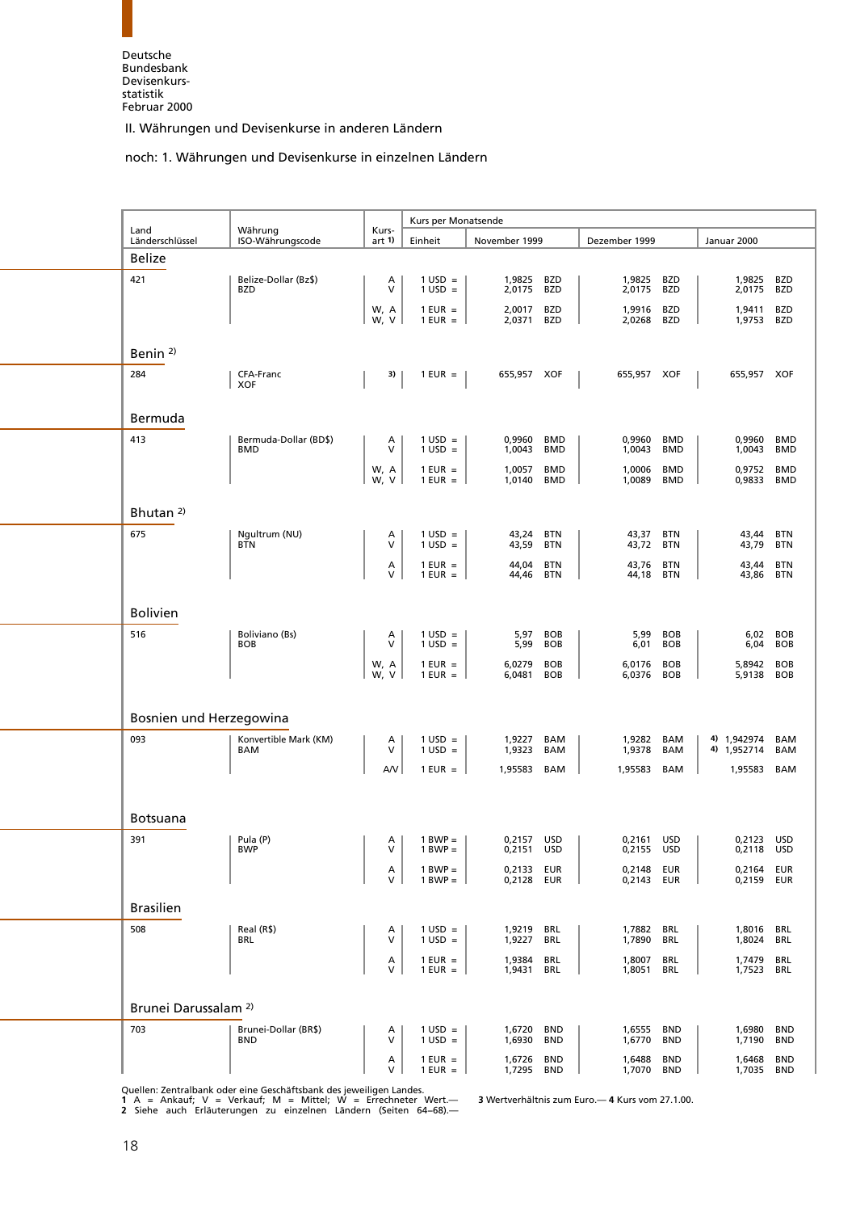Deutsche Bundesbank Devisenkurs-statistik Februar 2000

## II. Währungen und Devisenkurse in anderen Ländern

### noch: 1. Währungen und Devisenkurse in einzelnen Ländern

| Land Länderschlüssel | Währung ISO-Währungscode | Kurs-art 1) | Kurs per Monatsende | | | |
|---|---|---|---|---|---|---|
| | | | Einheit | November 1999 | Dezember 1999 | Januar 2000 |
| **Belize** | | | | | | |
| 421 | Belize-Dollar (Bz$) BZD | A | 1 USD = | 1,9825 BZD | 1,9825 BZD | 1,9825 BZD |
| | | V | 1 USD = | 2,0175 BZD | 2,0175 BZD | 2,0175 BZD |
| | | W, A | 1 EUR = | 2,0017 BZD | 1,9916 BZD | 1,9411 BZD |
| | | W, V | 1 EUR = | 2,0371 BZD | 2,0268 BZD | 1,9753 BZD |
| **Benin 2)** | | | | | | |
| 284 | CFA-Franc XOF | 3) | 1 EUR = | 655,957 XOF | 655,957 XOF | 655,957 XOF |
| **Bermuda** | | | | | | |
| 413 | Bermuda-Dollar (BD$) BMD | A | 1 USD = | 0,9960 BMD | 0,9960 BMD | 0,9960 BMD |
| | | V | 1 USD = | 1,0043 BMD | 1,0043 BMD | 1,0043 BMD |
| | | W, A | 1 EUR = | 1,0057 BMD | 1,0006 BMD | 0,9752 BMD |
| | | W, V | 1 EUR = | 1,0140 BMD | 1,0089 BMD | 0,9833 BMD |
| **Bhutan 2)** | | | | | | |
| 675 | Ngultrum (NU) BTN | A | 1 USD = | 43,24 BTN | 43,37 BTN | 43,44 BTN |
| | | V | 1 USD = | 43,59 BTN | 43,72 BTN | 43,79 BTN |
| | | A | 1 EUR = | 44,04 BTN | 43,76 BTN | 43,44 BTN |
| | | V | 1 EUR = | 44,46 BTN | 44,18 BTN | 43,86 BTN |
| **Bolivien** | | | | | | |
| 516 | Boliviano (Bs) BOB | A | 1 USD = | 5,97 BOB | 5,99 BOB | 6,02 BOB |
| | | V | 1 USD = | 5,99 BOB | 6,01 BOB | 6,04 BOB |
| | | W, A | 1 EUR = | 6,0279 BOB | 6,0176 BOB | 5,8942 BOB |
| | | W, V | 1 EUR = | 6,0481 BOB | 6,0376 BOB | 5,9138 BOB |
| **Bosnien und Herzegowina** | | | | | | |
| 093 | Konvertible Mark (KM) BAM | A | 1 USD = | 1,9227 BAM | 1,9282 BAM | 4) 1,942974 BAM |
| | | V | 1 USD = | 1,9323 BAM | 1,9378 BAM | 4) 1,952714 BAM |
| | | A/V | 1 EUR = | 1,95583 BAM | 1,95583 BAM | 1,95583 BAM |
| **Botsuana** | | | | | | |
| 391 | Pula (P) BWP | A | 1 BWP = | 0,2157 USD | 0,2161 USD | 0,2123 USD |
| | | V | 1 BWP = | 0,2151 USD | 0,2155 USD | 0,2118 USD |
| | | A | 1 BWP = | 0,2133 EUR | 0,2148 EUR | 0,2164 EUR |
| | | V | 1 BWP = | 0,2128 EUR | 0,2143 EUR | 0,2159 EUR |
| **Brasilien** | | | | | | |
| 508 | Real (R$) BRL | A | 1 USD = | 1,9219 BRL | 1,7882 BRL | 1,8016 BRL |
| | | V | 1 USD = | 1,9227 BRL | 1,7890 BRL | 1,8024 BRL |
| | | A | 1 EUR = | 1,9384 BRL | 1,8007 BRL | 1,7479 BRL |
| | | V | 1 EUR = | 1,9431 BRL | 1,8051 BRL | 1,7523 BRL |
| **Brunei Darussalam 2)** | | | | | | |
| 703 | Brunei-Dollar (BR$) BND | A | 1 USD = | 1,6720 BND | 1,6555 BND | 1,6980 BND |
| | | V | 1 USD = | 1,6930 BND | 1,6770 BND | 1,7190 BND |
| | | A | 1 EUR = | 1,6726 BND | 1,6488 BND | 1,6468 BND |
| | | V | 1 EUR = | 1,7295 BND | 1,7070 BND | 1,7035 BND |

Quellen: Zentralbank oder eine Geschäftsbank des jeweiligen Landes.
**1** A = Ankauf; V = Verkauf; M = Mittel; W = Errechneter Wert.— **2** Siehe auch Erläuterungen zu einzelnen Ländern (Seiten 64–68).— **3** Wertverhältnis zum Euro.— **4** Kurs vom 27.1.00.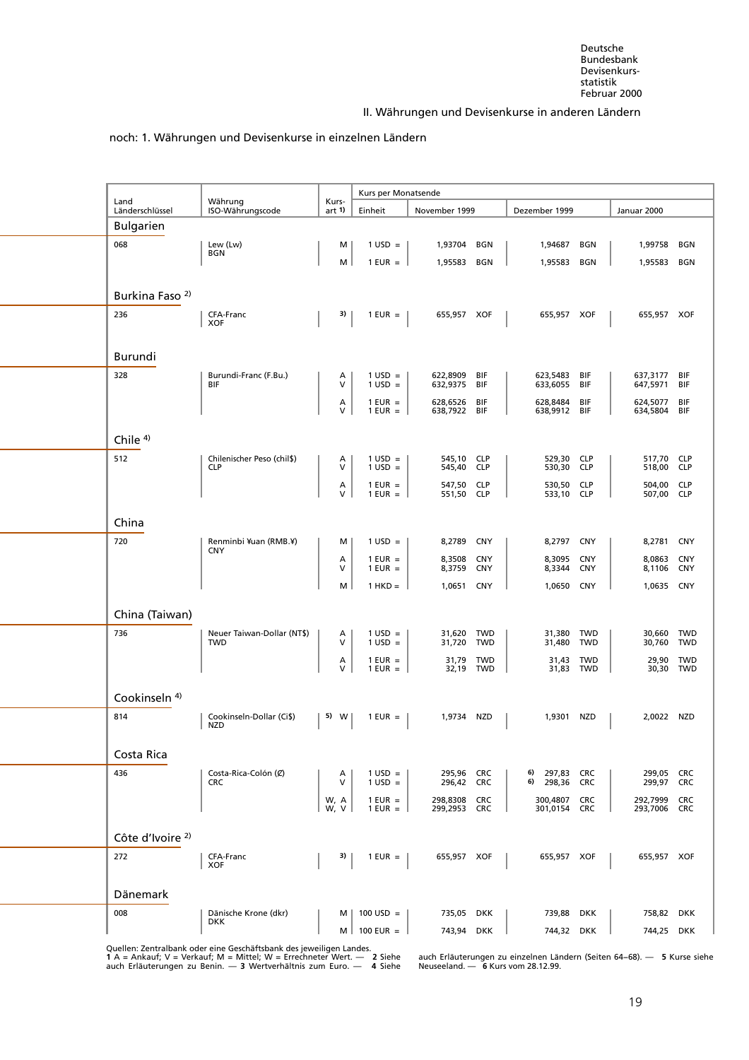Deutsche Bundesbank Devisenkursstatistik Februar 2000

## II. Währungen und Devisenkurse in anderen Ländern

### noch: 1. Währungen und Devisenkurse in einzelnen Ländern

| Land Länderschlüssel | Währung ISO-Währungscode | Kursart 1) | Kurs per Monatsende | | | |
|---|---|---|---|---|---|---|
| | | | Einheit | November 1999 | Dezember 1999 | Januar 2000 |
| **Bulgarien** | | | | | | |
| 068 | Lew (Lw) BGN | M | 1 USD = | 1,93704 BGN | 1,94687 BGN | 1,99758 BGN |
| | | M | 1 EUR = | 1,95583 BGN | 1,95583 BGN | 1,95583 BGN |
| **Burkina Faso 2)** | | | | | | |
| 236 | CFA-Franc XOF | 3) | 1 EUR = | 655,957 XOF | 655,957 XOF | 655,957 XOF |
| **Burundi** | | | | | | |
| 328 | Burundi-Franc (F.Bu.) BIF | A | 1 USD = | 622,8909 BIF | 623,5483 BIF | 637,3177 BIF |
| | | V | 1 USD = | 632,9375 BIF | 633,6055 BIF | 647,5971 BIF |
| | | A | 1 EUR = | 628,6526 BIF | 628,8484 BIF | 624,5077 BIF |
| | | V | 1 EUR = | 638,7922 BIF | 638,9912 BIF | 634,5804 BIF |
| **Chile 4)** | | | | | | |
| 512 | Chilenischer Peso (chil$) CLP | A | 1 USD = | 545,10 CLP | 529,30 CLP | 517,70 CLP |
| | | V | 1 USD = | 545,40 CLP | 530,30 CLP | 518,00 CLP |
| | | A | 1 EUR = | 547,50 CLP | 530,50 CLP | 504,00 CLP |
| | | V | 1 EUR = | 551,50 CLP | 533,10 CLP | 507,00 CLP |
| **China** | | | | | | |
| 720 | Renminbi ¥uan (RMB.¥) CNY | M | 1 USD = | 8,2789 CNY | 8,2797 CNY | 8,2781 CNY |
| | | A | 1 EUR = | 8,3508 CNY | 8,3095 CNY | 8,0863 CNY |
| | | V | 1 EUR = | 8,3759 CNY | 8,3344 CNY | 8,1106 CNY |
| | | M | 1 HKD = | 1,0651 CNY | 1,0650 CNY | 1,0635 CNY |
| **China (Taiwan)** | | | | | | |
| 736 | Neuer Taiwan-Dollar (NT$) TWD | A | 1 USD = | 31,620 TWD | 31,380 TWD | 30,660 TWD |
| | | V | 1 USD = | 31,720 TWD | 31,480 TWD | 30,760 TWD |
| | | A | 1 EUR = | 31,79 TWD | 31,43 TWD | 29,90 TWD |
| | | V | 1 EUR = | 32,19 TWD | 31,83 TWD | 30,30 TWD |
| **Cookinseln 4)** | | | | | | |
| 814 | Cookinseln-Dollar (Ci$) NZD | 5) W | 1 EUR = | 1,9734 NZD | 1,9301 NZD | 2,0022 NZD |
| **Costa Rica** | | | | | | |
| 436 | Costa-Rica-Colón (₡) CRC | A | 1 USD = | 295,96 CRC | 6) 297,83 CRC | 299,05 CRC |
| | | V | 1 USD = | 296,42 CRC | 6) 298,36 CRC | 299,97 CRC |
| | | W, A | 1 EUR = | 298,8308 CRC | 300,4807 CRC | 292,7999 CRC |
| | | W, V | 1 EUR = | 299,2953 CRC | 301,0154 CRC | 293,7006 CRC |
| **Côte d'Ivoire 2)** | | | | | | |
| 272 | CFA-Franc XOF | 3) | 1 EUR = | 655,957 XOF | 655,957 XOF | 655,957 XOF |
| **Dänemark** | | | | | | |
| 008 | Dänische Krone (dkr) DKK | M | 100 USD = | 735,05 DKK | 739,88 DKK | 758,82 DKK |
| | | M | 100 EUR = | 743,94 DKK | 744,32 DKK | 744,25 DKK |

Quellen: Zentralbank oder eine Geschäftsbank des jeweiligen Landes.
**1** A = Ankauf; V = Verkauf; M = Mittel; W = Errechneter Wert. — **2** Siehe auch Erläuterungen zu Benin. — **3** Wertverhältnis zum Euro. — **4** Siehe auch Erläuterungen zu einzelnen Ländern (Seiten 64–68). — **5** Kurse siehe Neuseeland. — **6** Kurs vom 28.12.99.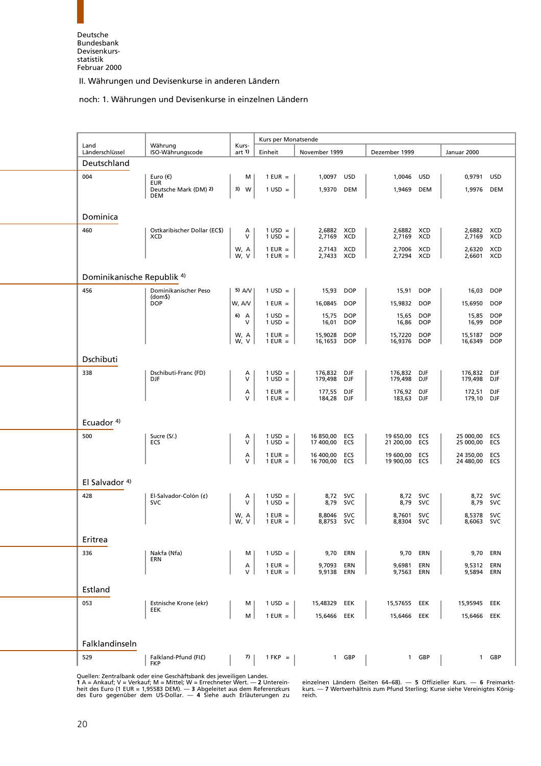## II. Währungen und Devisenkurse in anderen Ländern

### noch: 1. Währungen und Devisenkurse in einzelnen Ländern

| Land Länderschlüssel | Währung ISO-Währungscode | Kursart 1) | Kurs per Monatsende | | | | | | |
|---|---|---|---|---|---|---|---|---|---|
| | | | Einheit | November 1999 | | Dezember 1999 | | Januar 2000 | |
| **Deutschland** | | | | | | | | | |
| 004 | Euro (€) EUR | M | 1 EUR = | 1,0097 | USD | 1,0046 | USD | 0,9791 | USD |
| | Deutsche Mark (DM) 2) DEM | 3) W | 1 USD = | 1,9370 | DEM | 1,9469 | DEM | 1,9976 | DEM |
| **Dominica** | | | | | | | | | |
| 460 | Ostkaribischer Dollar (EC$) XCD | A | 1 USD = | 2,6882 | XCD | 2,6882 | XCD | 2,6882 | XCD |
| | | V | 1 USD = | 2,7169 | XCD | 2,7169 | XCD | 2,7169 | XCD |
| | | W, A | 1 EUR = | 2,7143 | XCD | 2,7006 | XCD | 2,6320 | XCD |
| | | W, V | 1 EUR = | 2,7433 | XCD | 2,7294 | XCD | 2,6601 | XCD |
| **Dominikanische Republik 4)** | | | | | | | | | |
| 456 | Dominikanischer Peso (dom$) DOP | 5) A/V | 1 USD = | 15,93 | DOP | 15,91 | DOP | 16,03 | DOP |
| | | W, A/V | 1 EUR = | 16,0845 | DOP | 15,9832 | DOP | 15,6950 | DOP |
| | | 6) A | 1 USD = | 15,75 | DOP | 15,65 | DOP | 15,85 | DOP |
| | | V | 1 USD = | 16,01 | DOP | 16,86 | DOP | 16,99 | DOP |
| | | W, A | 1 EUR = | 15,9028 | DOP | 15,7220 | DOP | 15,5187 | DOP |
| | | W, V | 1 EUR = | 16,1653 | DOP | 16,9376 | DOP | 16,6349 | DOP |
| **Dschibuti** | | | | | | | | | |
| 338 | Dschibuti-Franc (FD) DJF | A | 1 USD = | 176,832 | DJF | 176,832 | DJF | 176,832 | DJF |
| | | V | 1 USD = | 179,498 | DJF | 179,498 | DJF | 179,498 | DJF |
| | | A | 1 EUR = | 177,55 | DJF | 176,92 | DJF | 172,51 | DJF |
| | | V | 1 EUR = | 184,28 | DJF | 183,63 | DJF | 179,10 | DJF |
| **Ecuador 4)** | | | | | | | | | |
| 500 | Sucre (S/.) ECS | A | 1 USD = | 16 850,00 | ECS | 19 650,00 | ECS | 25 000,00 | ECS |
| | | V | 1 USD = | 17 400,00 | ECS | 21 200,00 | ECS | 25 000,00 | ECS |
| | | A | 1 EUR = | 16 400,00 | ECS | 19 600,00 | ECS | 24 350,00 | ECS |
| | | V | 1 EUR = | 16 700,00 | ECS | 19 900,00 | ECS | 24 480,00 | ECS |
| **El Salvador 4)** | | | | | | | | | |
| 428 | El-Salvador-Colón (¢) SVC | A | 1 USD = | 8,72 | SVC | 8,72 | SVC | 8,72 | SVC |
| | | V | 1 USD = | 8,79 | SVC | 8,79 | SVC | 8,79 | SVC |
| | | W, A | 1 EUR = | 8,8046 | SVC | 8,7601 | SVC | 8,5378 | SVC |
| | | W, V | 1 EUR = | 8,8753 | SVC | 8,8304 | SVC | 8,6063 | SVC |
| **Eritrea** | | | | | | | | | |
| 336 | Nakfa (Nfa) ERN | M | 1 USD = | 9,70 | ERN | 9,70 | ERN | 9,70 | ERN |
| | | A | 1 EUR = | 9,7093 | ERN | 9,6981 | ERN | 9,5312 | ERN |
| | | V | 1 EUR = | 9,9138 | ERN | 9,7563 | ERN | 9,5894 | ERN |
| **Estland** | | | | | | | | | |
| 053 | Estnische Krone (ekr) EEK | M | 1 USD = | 15,48329 | EEK | 15,57655 | EEK | 15,95945 | EEK |
| | | M | 1 EUR = | 15,6466 | EEK | 15,6466 | EEK | 15,6466 | EEK |
| **Falklandinseln** | | | | | | | | | |
| 529 | Falkland-Pfund (Fl£) FKP | 7) | 1 FKP = | 1 | GBP | 1 | GBP | 1 | GBP |

Quellen: Zentralbank oder eine Geschäftsbank des jeweiligen Landes.
**1** A = Ankauf; V = Verkauf; M = Mittel; W = Errechneter Wert. — **2** Untereinheit des Euro (1 EUR = 1,95583 DEM). — **3** Abgeleitet aus dem Referenzkurs des Euro gegenüber dem US-Dollar. — **4** Siehe auch Erläuterungen zu einzelnen Ländern (Seiten 64–68). — **5** Offizieller Kurs. — **6** Freimarktkurs. — **7** Wertverhältnis zum Pfund Sterling; Kurse siehe Vereinigtes Königreich.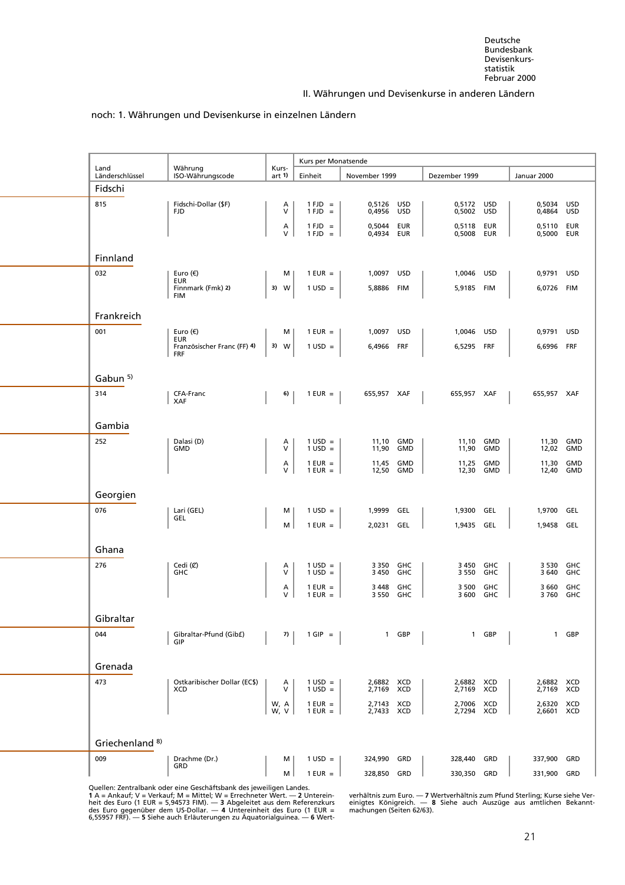## II. Währungen und Devisenkurse in anderen Ländern

noch: 1. Währungen und Devisenkurse in einzelnen Ländern

| Land Länderschlüssel | Währung ISO-Währungscode | Kursart 1) | Kurs per Monatsende | | | |
|---|---|---|---|---|---|---|
| | | | Einheit | November 1999 | Dezember 1999 | Januar 2000 |
| **Fidschi** | | | | | | |
| 815 | Fidschi-Dollar ($F) FJD | A | 1 FJD = | 0,5126 USD | 0,5172 USD | 0,5034 USD |
| | | V | 1 FJD = | 0,4956 USD | 0,5002 USD | 0,4864 USD |
| | | A | 1 FJD = | 0,5044 EUR | 0,5118 EUR | 0,5110 EUR |
| | | V | 1 FJD = | 0,4934 EUR | 0,5008 EUR | 0,5000 EUR |
| **Finnland** | | | | | | |
| 032 | Euro (€) EUR | M | 1 EUR = | 1,0097 USD | 1,0046 USD | 0,9791 USD |
| | Finnmark (Fmk) 2) FIM | 3) W | 1 USD = | 5,8886 FIM | 5,9185 FIM | 6,0726 FIM |
| **Frankreich** | | | | | | |
| 001 | Euro (€) EUR | M | 1 EUR = | 1,0097 USD | 1,0046 USD | 0,9791 USD |
| | Französischer Franc (FF) 4) FRF | 3) W | 1 USD = | 6,4966 FRF | 6,5295 FRF | 6,6996 FRF |
| **Gabun 5)** | | | | | | |
| 314 | CFA-Franc XAF | 6) | 1 EUR = | 655,957 XAF | 655,957 XAF | 655,957 XAF |
| **Gambia** | | | | | | |
| 252 | Dalasi (D) GMD | A | 1 USD = | 11,10 GMD | 11,10 GMD | 11,30 GMD |
| | | V | 1 USD = | 11,90 GMD | 11,90 GMD | 12,02 GMD |
| | | A | 1 EUR = | 11,45 GMD | 11,25 GMD | 11,30 GMD |
| | | V | 1 EUR = | 12,50 GMD | 12,30 GMD | 12,40 GMD |
| **Georgien** | | | | | | |
| 076 | Lari (GEL) GEL | M | 1 USD = | 1,9999 GEL | 1,9300 GEL | 1,9700 GEL |
| | | M | 1 EUR = | 2,0231 GEL | 1,9435 GEL | 1,9458 GEL |
| **Ghana** | | | | | | |
| 276 | Cedi (₵) GHC | A | 1 USD = | 3 350 GHC | 3 450 GHC | 3 530 GHC |
| | | V | 1 USD = | 3 450 GHC | 3 550 GHC | 3 640 GHC |
| | | A | 1 EUR = | 3 448 GHC | 3 500 GHC | 3 660 GHC |
| | | V | 1 EUR = | 3 550 GHC | 3 600 GHC | 3 760 GHC |
| **Gibraltar** | | | | | | |
| 044 | Gibraltar-Pfund (Gib£) GIP | 7) | 1 GIP = | 1 GBP | 1 GBP | 1 GBP |
| **Grenada** | | | | | | |
| 473 | Ostkaribischer Dollar (EC$) XCD | A | 1 USD = | 2,6882 XCD | 2,6882 XCD | 2,6882 XCD |
| | | V | 1 USD = | 2,7169 XCD | 2,7169 XCD | 2,7169 XCD |
| | | W, A | 1 EUR = | 2,7143 XCD | 2,7006 XCD | 2,6320 XCD |
| | | W, V | 1 EUR = | 2,7433 XCD | 2,7294 XCD | 2,6601 XCD |
| **Griechenland 8)** | | | | | | |
| 009 | Drachme (Dr.) GRD | M | 1 USD = | 324,990 GRD | 328,440 GRD | 337,900 GRD |
| | | M | 1 EUR = | 328,850 GRD | 330,350 GRD | 331,900 GRD |

Quellen: Zentralbank oder eine Geschäftsbank des jeweiligen Landes.
**1** A = Ankauf; V = Verkauf; M = Mittel; W = Errechneter Wert. — **2** Untereinheit des Euro (1 EUR = 5,94573 FIM). — **3** Abgeleitet aus dem Referenzkurs des Euro gegenüber dem US-Dollar. — **4** Untereinheit des Euro (1 EUR = 6,55957 FRF). — **5** Siehe auch Erläuterungen zu Äquatorialguinea. — **6** Wertverhältnis zum Euro. — **7** Wertverhältnis zum Pfund Sterling; Kurse siehe Vereinigtes Königreich. — **8** Siehe auch Auszüge aus amtlichen Bekanntmachungen (Seiten 62/63).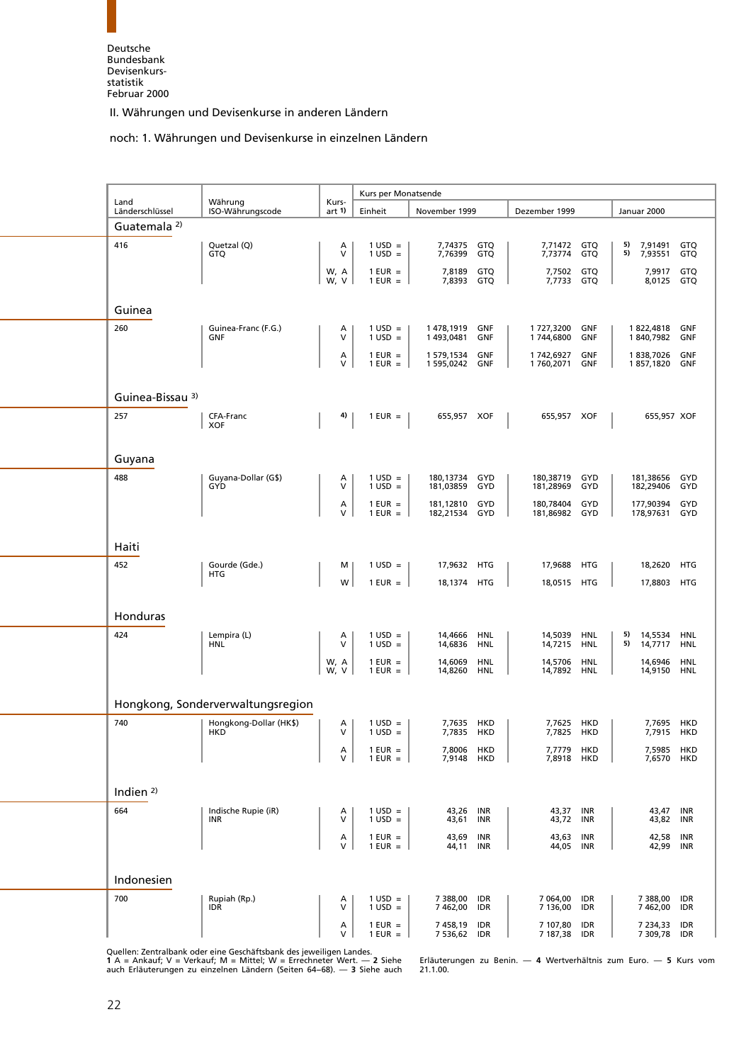Deutsche Bundesbank Devisenkursstatistik Februar 2000

## II. Währungen und Devisenkurse in anderen Ländern

### noch: 1. Währungen und Devisenkurse in einzelnen Ländern

| Land Länderschlüssel | Währung ISO-Währungscode | Kursart 1) | Kurs per Monatsende | | | |
|---|---|---|---|---|---|---|
| | | | Einheit | November 1999 | Dezember 1999 | Januar 2000 |
| **Guatemala 2)** | | | | | | |
| 416 | Quetzal (Q) GTQ | A | 1 USD = | 7,74375 GTQ | 7,71472 GTQ | 5) 7,91491 GTQ |
| | | V | 1 USD = | 7,76399 GTQ | 7,73774 GTQ | 5) 7,93551 GTQ |
| | | W, A | 1 EUR = | 7,8189 GTQ | 7,7502 GTQ | 7,9917 GTQ |
| | | W, V | 1 EUR = | 7,8393 GTQ | 7,7733 GTQ | 8,0125 GTQ |
| **Guinea** | | | | | | |
| 260 | Guinea-Franc (F.G.) GNF | A | 1 USD = | 1 478,1919 GNF | 1 727,3200 GNF | 1 822,4818 GNF |
| | | V | 1 USD = | 1 493,0481 GNF | 1 744,6800 GNF | 1 840,7982 GNF |
| | | A | 1 EUR = | 1 579,1534 GNF | 1 742,6927 GNF | 1 838,7026 GNF |
| | | V | 1 EUR = | 1 595,0242 GNF | 1 760,2071 GNF | 1 857,1820 GNF |
| **Guinea-Bissau 3)** | | | | | | |
| 257 | CFA-Franc XOF | 4) | 1 EUR = | 655,957 XOF | 655,957 XOF | 655,957 XOF |
| **Guyana** | | | | | | |
| 488 | Guyana-Dollar (G$) GYD | A | 1 USD = | 180,13734 GYD | 180,38719 GYD | 181,38656 GYD |
| | | V | 1 USD = | 181,03859 GYD | 181,28969 GYD | 182,29406 GYD |
| | | A | 1 EUR = | 181,12810 GYD | 180,78404 GYD | 177,90394 GYD |
| | | V | 1 EUR = | 182,21534 GYD | 181,86982 GYD | 178,97631 GYD |
| **Haiti** | | | | | | |
| 452 | Gourde (Gde.) HTG | M | 1 USD = | 17,9632 HTG | 17,9688 HTG | 18,2620 HTG |
| | | W | 1 EUR = | 18,1374 HTG | 18,0515 HTG | 17,8803 HTG |
| **Honduras** | | | | | | |
| 424 | Lempira (L) HNL | A | 1 USD = | 14,4666 HNL | 14,5039 HNL | 5) 14,5534 HNL |
| | | V | 1 USD = | 14,6836 HNL | 14,7215 HNL | 5) 14,7717 HNL |
| | | W, A | 1 EUR = | 14,6069 HNL | 14,5706 HNL | 14,6946 HNL |
| | | W, V | 1 EUR = | 14,8260 HNL | 14,7892 HNL | 14,9150 HNL |
| **Hongkong, Sonderverwaltungsregion** | | | | | | |
| 740 | Hongkong-Dollar (HK$) HKD | A | 1 USD = | 7,7635 HKD | 7,7625 HKD | 7,7695 HKD |
| | | V | 1 USD = | 7,7835 HKD | 7,7825 HKD | 7,7915 HKD |
| | | A | 1 EUR = | 7,8006 HKD | 7,7779 HKD | 7,5985 HKD |
| | | V | 1 EUR = | 7,9148 HKD | 7,8918 HKD | 7,6570 HKD |
| **Indien 2)** | | | | | | |
| 664 | Indische Rupie (iR) INR | A | 1 USD = | 43,26 INR | 43,37 INR | 43,47 INR |
| | | V | 1 USD = | 43,61 INR | 43,72 INR | 43,82 INR |
| | | A | 1 EUR = | 43,69 INR | 43,63 INR | 42,58 INR |
| | | V | 1 EUR = | 44,11 INR | 44,05 INR | 42,99 INR |
| **Indonesien** | | | | | | |
| 700 | Rupiah (Rp.) IDR | A | 1 USD = | 7 388,00 IDR | 7 064,00 IDR | 7 388,00 IDR |
| | | V | 1 USD = | 7 462,00 IDR | 7 136,00 IDR | 7 462,00 IDR |
| | | A | 1 EUR = | 7 458,19 IDR | 7 107,80 IDR | 7 234,33 IDR |
| | | V | 1 EUR = | 7 536,62 IDR | 7 187,38 IDR | 7 309,78 IDR |

Quellen: Zentralbank oder eine Geschäftsbank des jeweiligen Landes.
**1** A = Ankauf; V = Verkauf; M = Mittel; W = Errechneter Wert. — **2** Siehe auch Erläuterungen zu einzelnen Ländern (Seiten 64–68). — **3** Siehe auch Erläuterungen zu Benin. — **4** Wertverhältnis zum Euro. — **5** Kurs vom 21.1.00.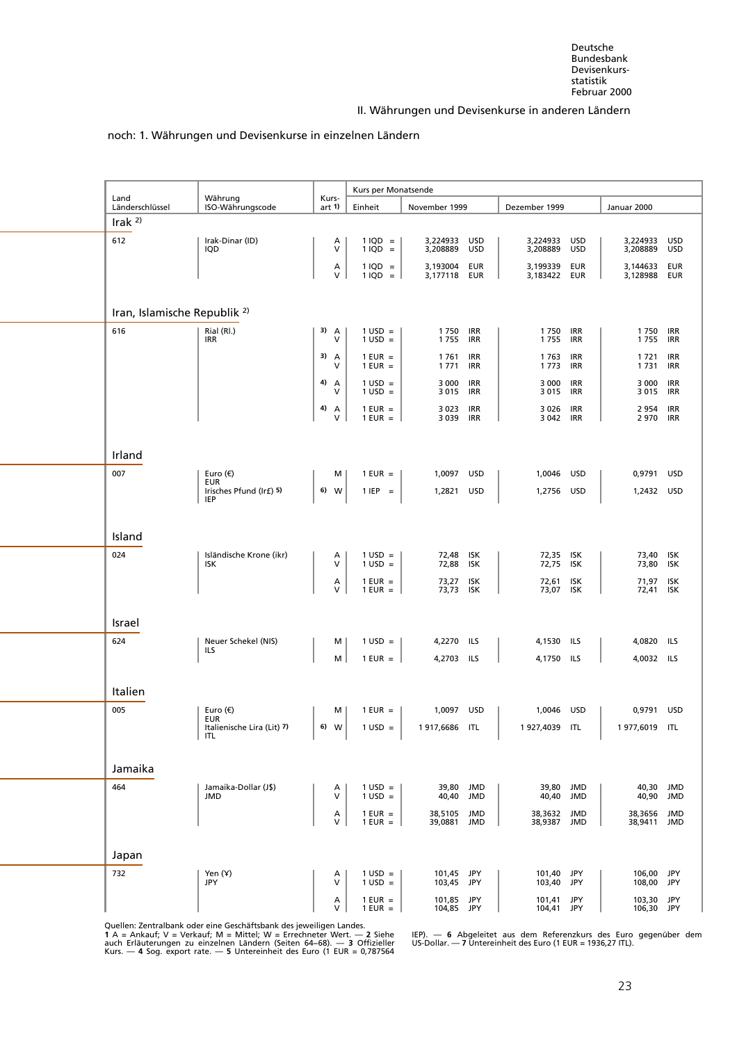## II. Währungen und Devisenkurse in anderen Ländern

noch: 1. Währungen und Devisenkurse in einzelnen Ländern

| Land Länderschlüssel | Währung ISO-Währungscode | Kursart 1) | Kurs per Monatsende | | | |
|---|---|---|---|---|---|---|
| | | | Einheit | November 1999 | Dezember 1999 | Januar 2000 |
| **Irak 2)** | | | | | | |
| 612 | Irak-Dinar (ID) IQD | A | 1 IQD = | 3,224933 USD | 3,224933 USD | 3,224933 USD |
| | | V | 1 IQD = | 3,208889 USD | 3,208889 USD | 3,208889 USD |
| | | A | 1 IQD = | 3,193004 EUR | 3,199339 EUR | 3,144633 EUR |
| | | V | 1 IQD = | 3,177118 EUR | 3,183422 EUR | 3,128988 EUR |
| **Iran, Islamische Republik 2)** | | | | | | |
| 616 | Rial (Rl.) IRR | 3) A | 1 USD = | 1 750 IRR | 1 750 IRR | 1 750 IRR |
| | | V | 1 USD = | 1 755 IRR | 1 755 IRR | 1 755 IRR |
| | | 3) A | 1 EUR = | 1 761 IRR | 1 763 IRR | 1 721 IRR |
| | | V | 1 EUR = | 1 771 IRR | 1 773 IRR | 1 731 IRR |
| | | 4) A | 1 USD = | 3 000 IRR | 3 000 IRR | 3 000 IRR |
| | | V | 1 USD = | 3 015 IRR | 3 015 IRR | 3 015 IRR |
| | | 4) A | 1 EUR = | 3 023 IRR | 3 026 IRR | 2 954 IRR |
| | | V | 1 EUR = | 3 039 IRR | 3 042 IRR | 2 970 IRR |
| **Irland** | | | | | | |
| 007 | Euro (€) EUR | M | 1 EUR = | 1,0097 USD | 1,0046 USD | 0,9791 USD |
| | Irisches Pfund (Ir£) 5) IEP | 6) W | 1 IEP = | 1,2821 USD | 1,2756 USD | 1,2432 USD |
| **Island** | | | | | | |
| 024 | Isländische Krone (ikr) ISK | A | 1 USD = | 72,48 ISK | 72,35 ISK | 73,40 ISK |
| | | V | 1 USD = | 72,88 ISK | 72,75 ISK | 73,80 ISK |
| | | A | 1 EUR = | 73,27 ISK | 72,61 ISK | 71,97 ISK |
| | | V | 1 EUR = | 73,73 ISK | 73,07 ISK | 72,41 ISK |
| **Israel** | | | | | | |
| 624 | Neuer Schekel (NIS) ILS | M | 1 USD = | 4,2270 ILS | 4,1530 ILS | 4,0820 ILS |
| | | M | 1 EUR = | 4,2703 ILS | 4,1750 ILS | 4,0032 ILS |
| **Italien** | | | | | | |
| 005 | Euro (€) EUR | M | 1 EUR = | 1,0097 USD | 1,0046 USD | 0,9791 USD |
| | Italienische Lira (Lit) 7) ITL | 6) W | 1 USD = | 1 917,6686 ITL | 1 927,4039 ITL | 1 977,6019 ITL |
| **Jamaika** | | | | | | |
| 464 | Jamaika-Dollar (J$) JMD | A | 1 USD = | 39,80 JMD | 39,80 JMD | 40,30 JMD |
| | | V | 1 USD = | 40,40 JMD | 40,40 JMD | 40,90 JMD |
| | | A | 1 EUR = | 38,5105 JMD | 38,3632 JMD | 38,3656 JMD |
| | | V | 1 EUR = | 39,0881 JMD | 38,9387 JMD | 38,9411 JMD |
| **Japan** | | | | | | |
| 732 | Yen (¥) JPY | A | 1 USD = | 101,45 JPY | 101,40 JPY | 106,00 JPY |
| | | V | 1 USD = | 103,45 JPY | 103,40 JPY | 108,00 JPY |
| | | A | 1 EUR = | 101,85 JPY | 101,41 JPY | 103,30 JPY |
| | | V | 1 EUR = | 104,85 JPY | 104,41 JPY | 106,30 JPY |

Quellen: Zentralbank oder eine Geschäftsbank des jeweiligen Landes.
1 A = Ankauf; V = Verkauf; M = Mittel; W = Errechneter Wert. — 2 Siehe auch Erläuterungen zu einzelnen Ländern (Seiten 64–68). — 3 Offizieller Kurs. — 4 Sog. export rate. — 5 Untereinheit des Euro (1 EUR = 0,787564 IEP). — 6 Abgeleitet aus dem Referenzkurs des Euro gegenüber dem US-Dollar. — 7 Untereinheit des Euro (1 EUR = 1936,27 ITL).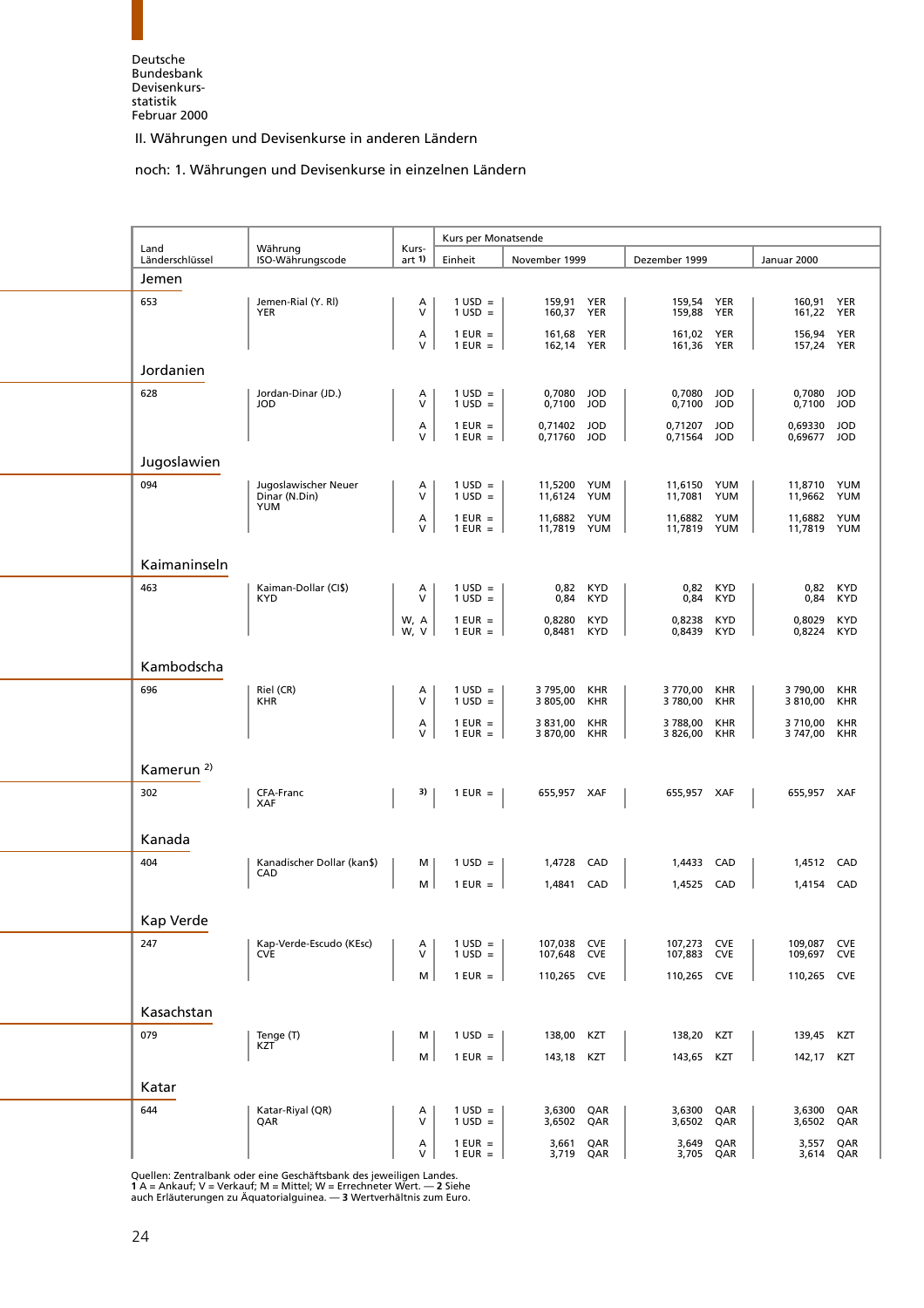II. Währungen und Devisenkurse in anderen Ländern

noch: 1. Währungen und Devisenkurse in einzelnen Ländern

| Land Länderschlüssel | Währung ISO-Währungscode | Kursart 1) | Kurs per Monatsende | | | |
|---|---|---|---|---|---|---|
| | | | Einheit | November 1999 | Dezember 1999 | Januar 2000 |
| **Jemen** | | | | | | |
| 653 | Jemen-Rial (Y. Rl) YER | A | 1 USD = | 159,91 YER | 159,54 YER | 160,91 YER |
| | | V | 1 USD = | 160,37 YER | 159,88 YER | 161,22 YER |
| | | A | 1 EUR = | 161,68 YER | 161,02 YER | 156,94 YER |
| | | V | 1 EUR = | 162,14 YER | 161,36 YER | 157,24 YER |
| **Jordanien** | | | | | | |
| 628 | Jordan-Dinar (JD.) JOD | A | 1 USD = | 0,7080 JOD | 0,7080 JOD | 0,7080 JOD |
| | | V | 1 USD = | 0,7100 JOD | 0,7100 JOD | 0,7100 JOD |
| | | A | 1 EUR = | 0,71402 JOD | 0,71207 JOD | 0,69330 JOD |
| | | V | 1 EUR = | 0,71760 JOD | 0,71564 JOD | 0,69677 JOD |
| **Jugoslawien** | | | | | | |
| 094 | Jugoslawischer Neuer Dinar (N.Din) YUM | A | 1 USD = | 11,5200 YUM | 11,6150 YUM | 11,8710 YUM |
| | | V | 1 USD = | 11,6124 YUM | 11,7081 YUM | 11,9662 YUM |
| | | A | 1 EUR = | 11,6882 YUM | 11,6882 YUM | 11,6882 YUM |
| | | V | 1 EUR = | 11,7819 YUM | 11,7819 YUM | 11,7819 YUM |
| **Kaimaninseln** | | | | | | |
| 463 | Kaiman-Dollar (CI$) KYD | A | 1 USD = | 0,82 KYD | 0,82 KYD | 0,82 KYD |
| | | V | 1 USD = | 0,84 KYD | 0,84 KYD | 0,84 KYD |
| | | W, A | 1 EUR = | 0,8280 KYD | 0,8238 KYD | 0,8029 KYD |
| | | W, V | 1 EUR = | 0,8481 KYD | 0,8439 KYD | 0,8224 KYD |
| **Kambodscha** | | | | | | |
| 696 | Riel (CR) KHR | A | 1 USD = | 3 795,00 KHR | 3 770,00 KHR | 3 790,00 KHR |
| | | V | 1 USD = | 3 805,00 KHR | 3 780,00 KHR | 3 810,00 KHR |
| | | A | 1 EUR = | 3 831,00 KHR | 3 788,00 KHR | 3 710,00 KHR |
| | | V | 1 EUR = | 3 870,00 KHR | 3 826,00 KHR | 3 747,00 KHR |
| **Kamerun 2)** | | | | | | |
| 302 | CFA-Franc XAF | 3) | 1 EUR = | 655,957 XAF | 655,957 XAF | 655,957 XAF |
| **Kanada** | | | | | | |
| 404 | Kanadischer Dollar (kan$) CAD | M | 1 USD = | 1,4728 CAD | 1,4433 CAD | 1,4512 CAD |
| | | M | 1 EUR = | 1,4841 CAD | 1,4525 CAD | 1,4154 CAD |
| **Kap Verde** | | | | | | |
| 247 | Kap-Verde-Escudo (KEsc) CVE | A | 1 USD = | 107,038 CVE | 107,273 CVE | 109,087 CVE |
| | | V | 1 USD = | 107,648 CVE | 107,883 CVE | 109,697 CVE |
| | | M | 1 EUR = | 110,265 CVE | 110,265 CVE | 110,265 CVE |
| **Kasachstan** | | | | | | |
| 079 | Tenge (T) KZT | M | 1 USD = | 138,00 KZT | 138,20 KZT | 139,45 KZT |
| | | M | 1 EUR = | 143,18 KZT | 143,65 KZT | 142,17 KZT |
| **Katar** | | | | | | |
| 644 | Katar-Riyal (QR) QAR | A | 1 USD = | 3,6300 QAR | 3,6300 QAR | 3,6300 QAR |
| | | V | 1 USD = | 3,6502 QAR | 3,6502 QAR | 3,6502 QAR |
| | | A | 1 EUR = | 3,661 QAR | 3,649 QAR | 3,557 QAR |
| | | V | 1 EUR = | 3,719 QAR | 3,705 QAR | 3,614 QAR |

Quellen: Zentralbank oder eine Geschäftsbank des jeweiligen Landes.
**1** A = Ankauf; V = Verkauf; M = Mittel; W = Errechneter Wert. — **2** Siehe auch Erläuterungen zu Äquatorialguinea. — **3** Wertverhältnis zum Euro.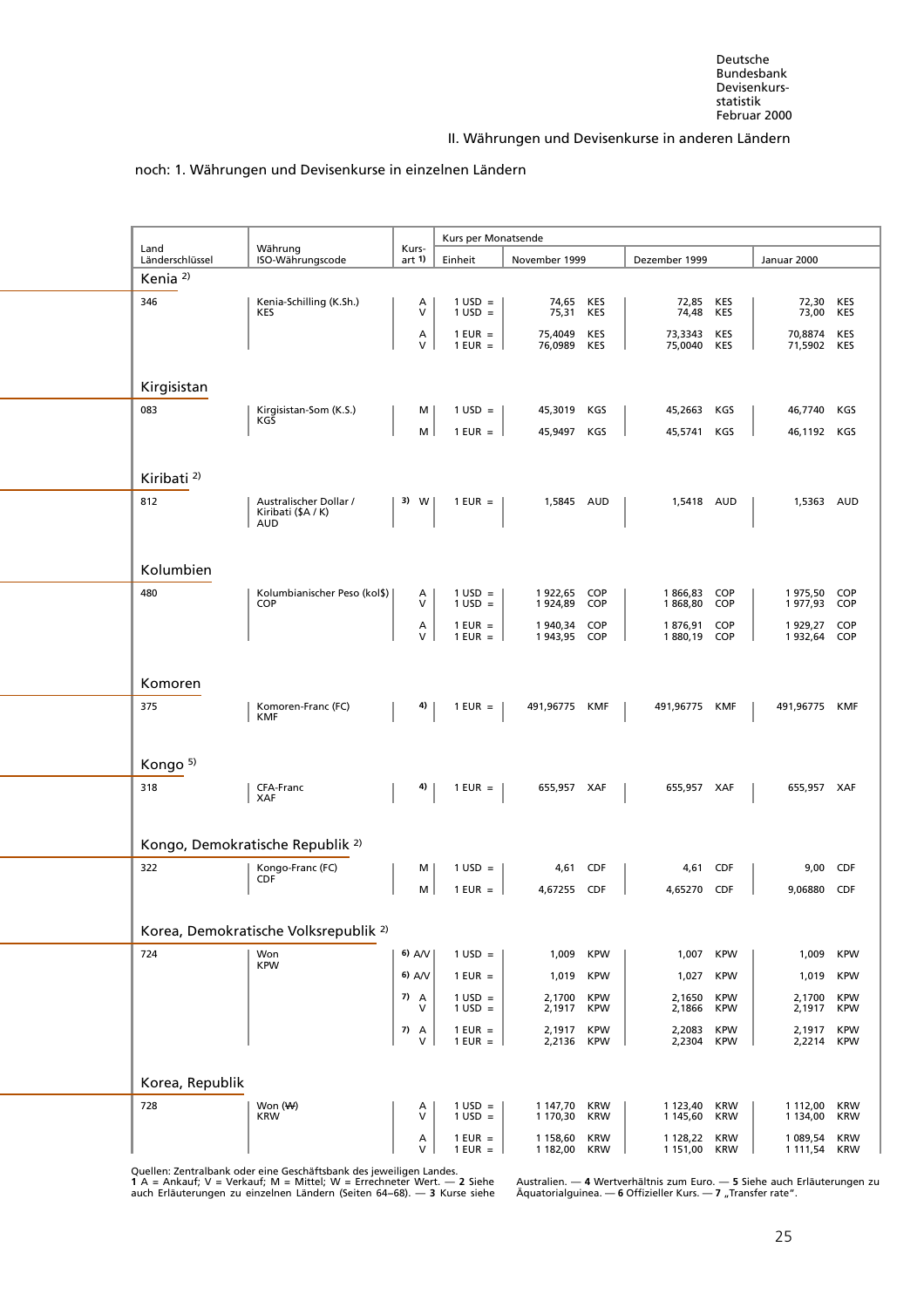## II. Währungen und Devisenkurse in anderen Ländern

### noch: 1. Währungen und Devisenkurse in einzelnen Ländern

| Land Länderschlüssel | Währung ISO-Währungscode | Kursart 1) | Kurs per Monatsende Einheit | November 1999 | Dezember 1999 | Januar 2000 |
|---|---|---|---|---|---|---|
| **Kenia 2)** | | | | | | |
| 346 | Kenia-Schilling (K.Sh.) KES | A | 1 USD = | 74,65 KES | 72,85 KES | 72,30 KES |
| | | V | 1 USD = | 75,31 KES | 74,48 KES | 73,00 KES |
| | | A | 1 EUR = | 75,4049 KES | 73,3343 KES | 70,8874 KES |
| | | V | 1 EUR = | 76,0989 KES | 75,0040 KES | 71,5902 KES |
| **Kirgisistan** | | | | | | |
| 083 | Kirgisistan-Som (K.S.) KGS | M | 1 USD = | 45,3019 KGS | 45,2663 KGS | 46,7740 KGS |
| | | M | 1 EUR = | 45,9497 KGS | 45,5741 KGS | 46,1192 KGS |
| **Kiribati 2)** | | | | | | |
| 812 | Australischer Dollar / Kiribati ($A / K) AUD | 3) W | 1 EUR = | 1,5845 AUD | 1,5418 AUD | 1,5363 AUD |
| **Kolumbien** | | | | | | |
| 480 | Kolumbianischer Peso (kol$) COP | A | 1 USD = | 1 922,65 COP | 1 866,83 COP | 1 975,50 COP |
| | | V | 1 USD = | 1 924,89 COP | 1 868,80 COP | 1 977,93 COP |
| | | A | 1 EUR = | 1 940,34 COP | 1 876,91 COP | 1 929,27 COP |
| | | V | 1 EUR = | 1 943,95 COP | 1 880,19 COP | 1 932,64 COP |
| **Komoren** | | | | | | |
| 375 | Komoren-Franc (FC) KMF | 4) | 1 EUR = | 491,96775 KMF | 491,96775 KMF | 491,96775 KMF |
| **Kongo 5)** | | | | | | |
| 318 | CFA-Franc XAF | 4) | 1 EUR = | 655,957 XAF | 655,957 XAF | 655,957 XAF |
| **Kongo, Demokratische Republik 2)** | | | | | | |
| 322 | Kongo-Franc (FC) CDF | M | 1 USD = | 4,61 CDF | 4,61 CDF | 9,00 CDF |
| | | M | 1 EUR = | 4,67255 CDF | 4,65270 CDF | 9,06880 CDF |
| **Korea, Demokratische Volksrepublik 2)** | | | | | | |
| 724 | Won KPW | 6) A/V | 1 USD = | 1,009 KPW | 1,007 KPW | 1,009 KPW |
| | | 6) A/V | 1 EUR = | 1,019 KPW | 1,027 KPW | 1,019 KPW |
| | | 7) A | 1 USD = | 2,1700 KPW | 2,1650 KPW | 2,1700 KPW |
| | | V | 1 USD = | 2,1917 KPW | 2,1866 KPW | 2,1917 KPW |
| | | 7) A | 1 EUR = | 2,1917 KPW | 2,2083 KPW | 2,1917 KPW |
| | | V | 1 EUR = | 2,2136 KPW | 2,2304 KPW | 2,2214 KPW |
| **Korea, Republik** | | | | | | |
| 728 | Won (₩) KRW | A | 1 USD = | 1 147,70 KRW | 1 123,40 KRW | 1 112,00 KRW |
| | | V | 1 USD = | 1 170,30 KRW | 1 145,60 KRW | 1 134,00 KRW |
| | | A | 1 EUR = | 1 158,60 KRW | 1 128,22 KRW | 1 089,54 KRW |
| | | V | 1 EUR = | 1 182,00 KRW | 1 151,00 KRW | 1 111,54 KRW |

Quellen: Zentralbank oder eine Geschäftsbank des jeweiligen Landes.
**1** A = Ankauf; V = Verkauf; M = Mittel; W = Errechneter Wert. — **2** Siehe auch Erläuterungen zu einzelnen Ländern (Seiten 64–68). — **3** Kurse siehe Australien. — **4** Wertverhältnis zum Euro. — **5** Siehe auch Erläuterungen zu Äquatorialguinea. — **6** Offizieller Kurs. — **7** „Transfer rate".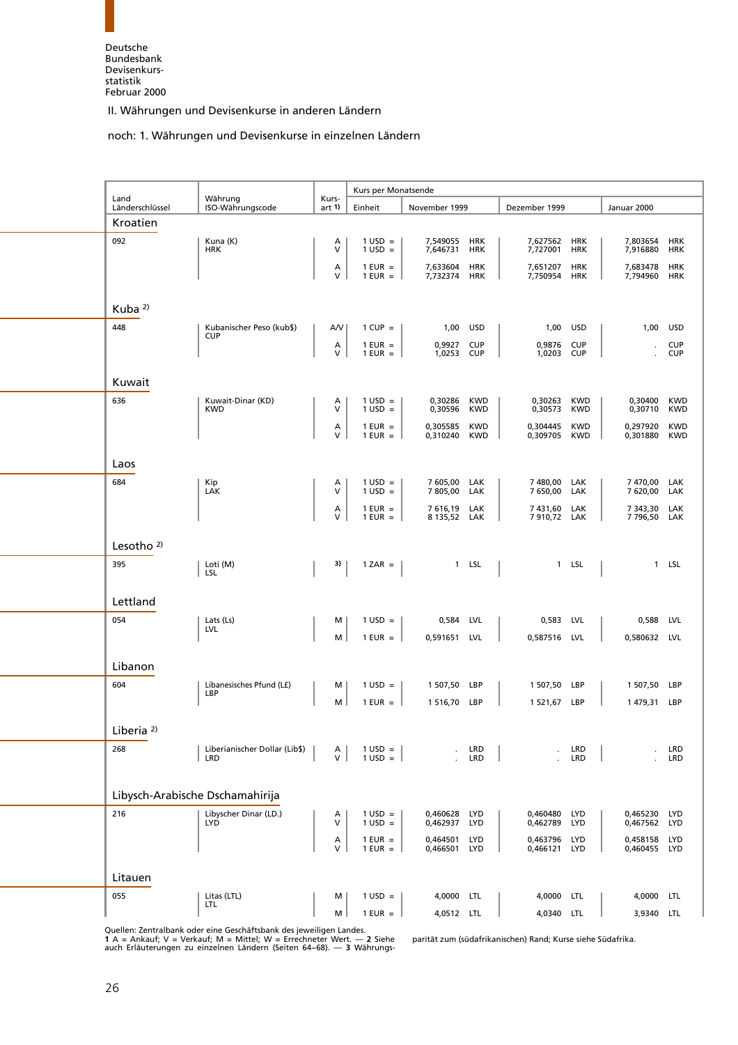Deutsche Bundesbank
Devisenkursstatistik
Februar 2000

## II. Währungen und Devisenkurse in anderen Ländern

### noch: 1. Währungen und Devisenkurse in einzelnen Ländern

| Land Länderschlüssel | Währung ISO-Währungscode | Kursart 1) | Kurs per Monatsende Einheit | November 1999 | | Dezember 1999 | | Januar 2000 | |
|---|---|---|---|---|---|---|---|---|---|
| **Kroatien** | | | | | | | | | |
| 092 | Kuna (K) HRK | A | 1 USD = | 7,549055 | HRK | 7,627562 | HRK | 7,803654 | HRK |
| | | V | 1 USD = | 7,646731 | HRK | 7,727001 | HRK | 7,916880 | HRK |
| | | A | 1 EUR = | 7,633604 | HRK | 7,651207 | HRK | 7,683478 | HRK |
| | | V | 1 EUR = | 7,732374 | HRK | 7,750954 | HRK | 7,794960 | HRK |
| **Kuba 2)** | | | | | | | | | |
| 448 | Kubanischer Peso (kub$) CUP | A/V | 1 CUP = | 1,00 | USD | 1,00 | USD | 1,00 | USD |
| | | A | 1 EUR = | 0,9927 | CUP | 0,9876 | CUP | . | CUP |
| | | V | 1 EUR = | 1,0253 | CUP | 1,0203 | CUP | . | CUP |
| **Kuwait** | | | | | | | | | |
| 636 | Kuwait-Dinar (KD) KWD | A | 1 USD = | 0,30286 | KWD | 0,30263 | KWD | 0,30400 | KWD |
| | | V | 1 USD = | 0,30596 | KWD | 0,30573 | KWD | 0,30710 | KWD |
| | | A | 1 EUR = | 0,305585 | KWD | 0,304445 | KWD | 0,297920 | KWD |
| | | V | 1 EUR = | 0,310240 | KWD | 0,309705 | KWD | 0,301880 | KWD |
| **Laos** | | | | | | | | | |
| 684 | Kip LAK | A | 1 USD = | 7 605,00 | LAK | 7 480,00 | LAK | 7 470,00 | LAK |
| | | V | 1 USD = | 7 805,00 | LAK | 7 650,00 | LAK | 7 620,00 | LAK |
| | | A | 1 EUR = | 7 616,19 | LAK | 7 431,60 | LAK | 7 343,30 | LAK |
| | | V | 1 EUR = | 8 135,52 | LAK | 7 910,72 | LAK | 7 796,50 | LAK |
| **Lesotho 2)** | | | | | | | | | |
| 395 | Loti (M) LSL | 3) | 1 ZAR = | 1 | LSL | 1 | LSL | 1 | LSL |
| **Lettland** | | | | | | | | | |
| 054 | Lats (Ls) LVL | M | 1 USD = | 0,584 | LVL | 0,583 | LVL | 0,588 | LVL |
| | | M | 1 EUR = | 0,591651 | LVL | 0,587516 | LVL | 0,580632 | LVL |
| **Libanon** | | | | | | | | | |
| 604 | Libanesisches Pfund (L£) LBP | M | 1 USD = | 1 507,50 | LBP | 1 507,50 | LBP | 1 507,50 | LBP |
| | | M | 1 EUR = | 1 516,70 | LBP | 1 521,67 | LBP | 1 479,31 | LBP |
| **Liberia 2)** | | | | | | | | | |
| 268 | Liberianischer Dollar (Lib$) LRD | A | 1 USD = | . | LRD | . | LRD | . | LRD |
| | | V | 1 USD = | . | LRD | . | LRD | . | LRD |
| **Libysch-Arabische Dschamahirija** | | | | | | | | | |
| 216 | Libyscher Dinar (LD.) LYD | A | 1 USD = | 0,460628 | LYD | 0,460480 | LYD | 0,465230 | LYD |
| | | V | 1 USD = | 0,462937 | LYD | 0,462789 | LYD | 0,467562 | LYD |
| | | A | 1 EUR = | 0,464501 | LYD | 0,463796 | LYD | 0,458158 | LYD |
| | | V | 1 EUR = | 0,466501 | LYD | 0,466121 | LYD | 0,460455 | LYD |
| **Litauen** | | | | | | | | | |
| 055 | Litas (LTL) LTL | M | 1 USD = | 4,0000 | LTL | 4,0000 | LTL | 4,0000 | LTL |
| | | M | 1 EUR = | 4,0512 | LTL | 4,0340 | LTL | 3,9340 | LTL |

Quellen: Zentralbank oder eine Geschäftsbank des jeweiligen Landes.
1 A = Ankauf; V = Verkauf; M = Mittel; W = Errechneter Wert. — 2 Siehe auch Erläuterungen zu einzelnen Ländern (Seiten 64–68). — 3 Währungsparität zum (südafrikanischen) Rand; Kurse siehe Südafrika.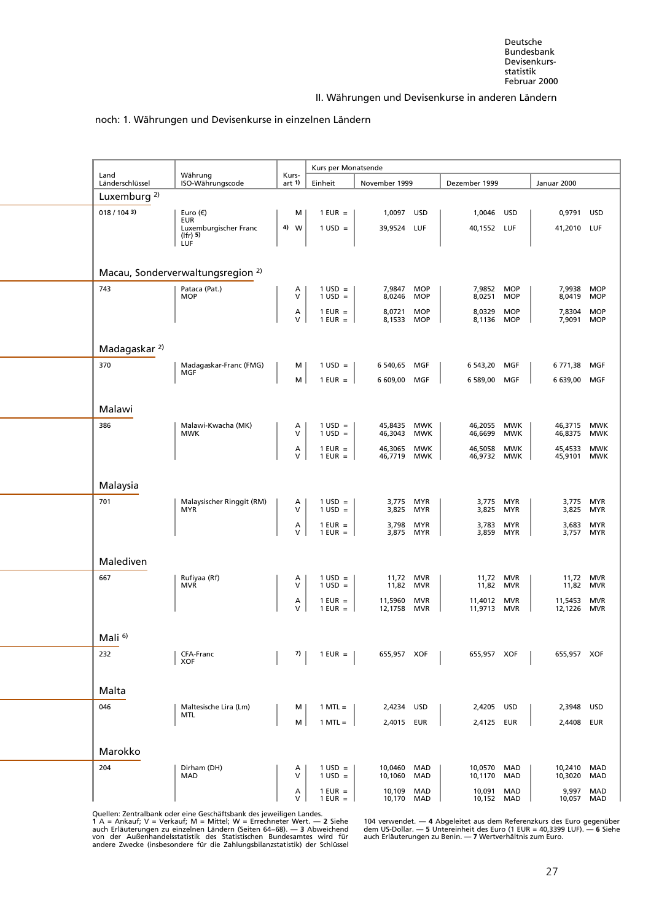## II. Währungen und Devisenkurse in anderen Ländern

### noch: 1. Währungen und Devisenkurse in einzelnen Ländern

| Land Länderschlüssel | Währung ISO-Währungscode | Kursart 1) | Kurs per Monatsende | | | |
|---|---|---|---|---|---|---|
| | | | Einheit | November 1999 | Dezember 1999 | Januar 2000 |
| **Luxemburg 2)** | | | | | | |
| 018 / 104 3) | Euro (€) EUR | M | 1 EUR = | 1,0097 USD | 1,0046 USD | 0,9791 USD |
| | Luxemburgischer Franc (lfr) 5) LUF | 4) W | 1 USD = | 39,9524 LUF | 40,1552 LUF | 41,2010 LUF |
| **Macau, Sonderverwaltungsregion 2)** | | | | | | |
| 743 | Pataca (Pat.) MOP | A | 1 USD = | 7,9847 MOP | 7,9852 MOP | 7,9938 MOP |
| | | V | 1 USD = | 8,0246 MOP | 8,0251 MOP | 8,0419 MOP |
| | | A | 1 EUR = | 8,0721 MOP | 8,0329 MOP | 7,8304 MOP |
| | | V | 1 EUR = | 8,1533 MOP | 8,1136 MOP | 7,9091 MOP |
| **Madagaskar 2)** | | | | | | |
| 370 | Madagaskar-Franc (FMG) MGF | M | 1 USD = | 6 540,65 MGF | 6 543,20 MGF | 6 771,38 MGF |
| | | M | 1 EUR = | 6 609,00 MGF | 6 589,00 MGF | 6 639,00 MGF |
| **Malawi** | | | | | | |
| 386 | Malawi-Kwacha (MK) MWK | A | 1 USD = | 45,8435 MWK | 46,2055 MWK | 46,3715 MWK |
| | | V | 1 USD = | 46,3043 MWK | 46,6699 MWK | 46,8375 MWK |
| | | A | 1 EUR = | 46,3065 MWK | 46,5058 MWK | 45,4533 MWK |
| | | V | 1 EUR = | 46,7719 MWK | 46,9732 MWK | 45,9101 MWK |
| **Malaysia** | | | | | | |
| 701 | Malaysischer Ringgit (RM) MYR | A | 1 USD = | 3,775 MYR | 3,775 MYR | 3,775 MYR |
| | | V | 1 USD = | 3,825 MYR | 3,825 MYR | 3,825 MYR |
| | | A | 1 EUR = | 3,798 MYR | 3,783 MYR | 3,683 MYR |
| | | V | 1 EUR = | 3,875 MYR | 3,859 MYR | 3,757 MYR |
| **Malediven** | | | | | | |
| 667 | Rufiyaa (Rf) MVR | A | 1 USD = | 11,72 MVR | 11,72 MVR | 11,72 MVR |
| | | V | 1 USD = | 11,82 MVR | 11,82 MVR | 11,82 MVR |
| | | A | 1 EUR = | 11,5960 MVR | 11,4012 MVR | 11,5453 MVR |
| | | V | 1 EUR = | 12,1758 MVR | 11,9713 MVR | 12,1226 MVR |
| **Mali 6)** | | | | | | |
| 232 | CFA-Franc XOF | 7) | 1 EUR = | 655,957 XOF | 655,957 XOF | 655,957 XOF |
| **Malta** | | | | | | |
| 046 | Maltesische Lira (Lm) MTL | M | 1 MTL = | 2,4234 USD | 2,4205 USD | 2,3948 USD |
| | | M | 1 MTL = | 2,4015 EUR | 2,4125 EUR | 2,4408 EUR |
| **Marokko** | | | | | | |
| 204 | Dirham (DH) MAD | A | 1 USD = | 10,0460 MAD | 10,0570 MAD | 10,2410 MAD |
| | | V | 1 USD = | 10,1060 MAD | 10,1170 MAD | 10,3020 MAD |
| | | A | 1 EUR = | 10,109 MAD | 10,091 MAD | 9,997 MAD |
| | | V | 1 EUR = | 10,170 MAD | 10,152 MAD | 10,057 MAD |

Quellen: Zentralbank oder eine Geschäftsbank des jeweiligen Landes.
**1** A = Ankauf; V = Verkauf; M = Mittel; W = Errechneter Wert. — **2** Siehe auch Erläuterungen zu einzelnen Ländern (Seiten 64–68). — **3** Abweichend von der Außenhandelsstatistik des Statistischen Bundesamtes wird für andere Zwecke (insbesondere für die Zahlungsbilanzstatistik) der Schlüssel 104 verwendet. — **4** Abgeleitet aus dem Referenzkurs des Euro gegenüber dem US-Dollar. — **5** Untereinheit des Euro (1 EUR = 40,3399 LUF). — **6** Siehe auch Erläuterungen zu Benin. — **7** Wertverhältnis zum Euro.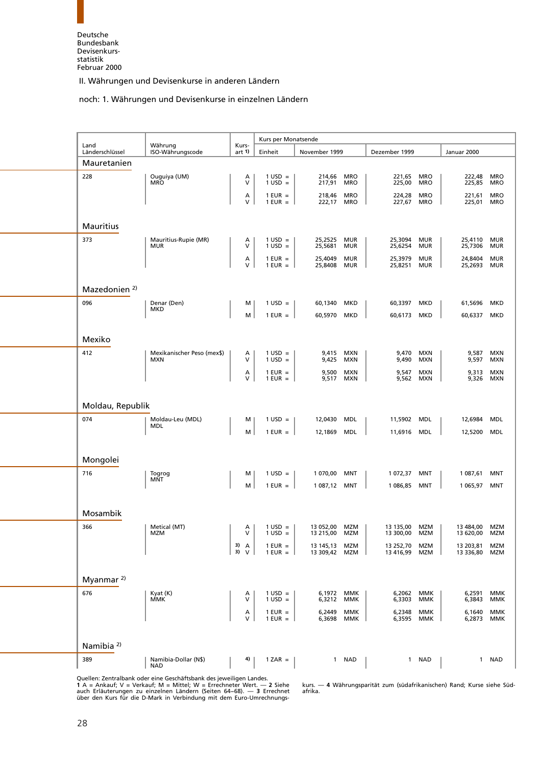Deutsche Bundesbank
Devisenkurs-statistik
Februar 2000

## II. Währungen und Devisenkurse in anderen Ländern

### noch: 1. Währungen und Devisenkurse in einzelnen Ländern

| Land Länderschlüssel | Währung ISO-Währungscode | Kurs-art 1) | Kurs per Monatsende Einheit | November 1999 | | Dezember 1999 | | Januar 2000 | |
|---|---|---|---|---|---|---|---|---|---|
| **Mauretanien** | | | | | | | | | |
| 228 | Ouguiya (UM) MRO | A | 1 USD = | 214,66 | MRO | 221,65 | MRO | 222,48 | MRO |
| | | V | 1 USD = | 217,91 | MRO | 225,00 | MRO | 225,85 | MRO |
| | | A | 1 EUR = | 218,46 | MRO | 224,28 | MRO | 221,61 | MRO |
| | | V | 1 EUR = | 222,17 | MRO | 227,67 | MRO | 225,01 | MRO |
| **Mauritius** | | | | | | | | | |
| 373 | Mauritius-Rupie (MR) MUR | A | 1 USD = | 25,2525 | MUR | 25,3094 | MUR | 25,4110 | MUR |
| | | V | 1 USD = | 25,5681 | MUR | 25,6254 | MUR | 25,7306 | MUR |
| | | A | 1 EUR = | 25,4049 | MUR | 25,3979 | MUR | 24,8804 | MUR |
| | | V | 1 EUR = | 25,8408 | MUR | 25,8251 | MUR | 25,2693 | MUR |
| **Mazedonien 2)** | | | | | | | | | |
| 096 | Denar (Den) MKD | M | 1 USD = | 60,1340 | MKD | 60,3397 | MKD | 61,5696 | MKD |
| | | M | 1 EUR = | 60,5970 | MKD | 60,6173 | MKD | 60,6337 | MKD |
| **Mexiko** | | | | | | | | | |
| 412 | Mexikanischer Peso (mex$) MXN | A | 1 USD = | 9,415 | MXN | 9,470 | MXN | 9,587 | MXN |
| | | V | 1 USD = | 9,425 | MXN | 9,490 | MXN | 9,597 | MXN |
| | | A | 1 EUR = | 9,500 | MXN | 9,547 | MXN | 9,313 | MXN |
| | | V | 1 EUR = | 9,517 | MXN | 9,562 | MXN | 9,326 | MXN |
| **Moldau, Republik** | | | | | | | | | |
| 074 | Moldau-Leu (MDL) MDL | M | 1 USD = | 12,0430 | MDL | 11,5902 | MDL | 12,6984 | MDL |
| | | M | 1 EUR = | 12,1869 | MDL | 11,6916 | MDL | 12,5200 | MDL |
| **Mongolei** | | | | | | | | | |
| 716 | Togrog MNT | M | 1 USD = | 1 070,00 | MNT | 1 072,37 | MNT | 1 087,61 | MNT |
| | | M | 1 EUR = | 1 087,12 | MNT | 1 086,85 | MNT | 1 065,97 | MNT |
| **Mosambik** | | | | | | | | | |
| 366 | Metical (MT) MZM | A | 1 USD = | 13 052,00 | MZM | 13 135,00 | MZM | 13 484,00 | MZM |
| | | V | 1 USD = | 13 215,00 | MZM | 13 300,00 | MZM | 13 620,00 | MZM |
| | | 3) A | 1 EUR = | 13 145,13 | MZM | 13 252,70 | MZM | 13 203,81 | MZM |
| | | 3) V | 1 EUR = | 13 309,42 | MZM | 13 416,99 | MZM | 13 336,80 | MZM |
| **Myanmar 2)** | | | | | | | | | |
| 676 | Kyat (K) MMK | A | 1 USD = | 6,1972 | MMK | 6,2062 | MMK | 6,2591 | MMK |
| | | V | 1 USD = | 6,3212 | MMK | 6,3303 | MMK | 6,3843 | MMK |
| | | A | 1 EUR = | 6,2449 | MMK | 6,2348 | MMK | 6,1640 | MMK |
| | | V | 1 EUR = | 6,3698 | MMK | 6,3595 | MMK | 6,2873 | MMK |
| **Namibia 2)** | | | | | | | | | |
| 389 | Namibia-Dollar (N$) NAD | 4) | 1 ZAR = | 1 | NAD | 1 | NAD | 1 | NAD |

Quellen: Zentralbank oder eine Geschäftsbank des jeweiligen Landes.
1 A = Ankauf; V = Verkauf; M = Mittel; W = Errechneter Wert. — 2 Siehe auch Erläuterungen zu einzelnen Ländern (Seiten 64–68). — 3 Errechnet über den Kurs für die D-Mark in Verbindung mit dem Euro-Umrechnungskurs. — 4 Währungsparität zum (südafrikanischen) Rand; Kurse siehe Südafrika.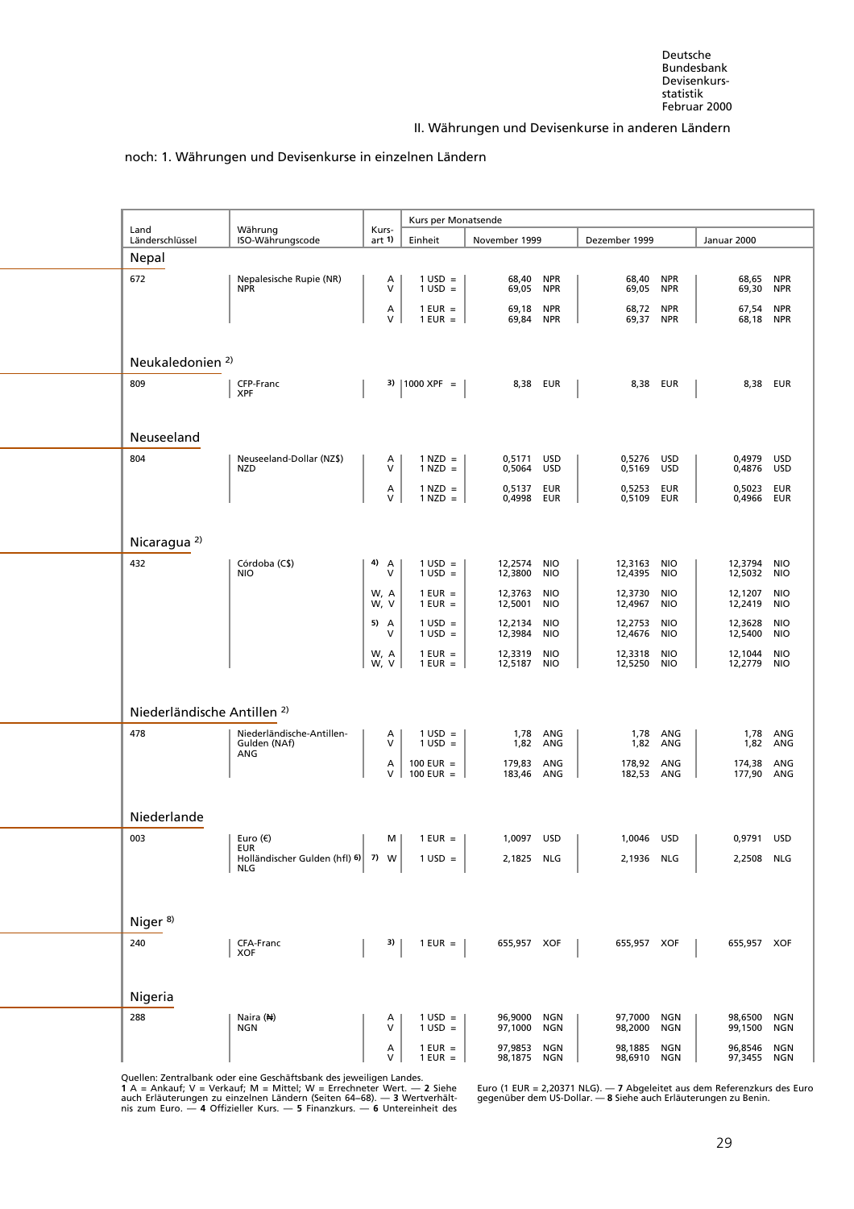II. Währungen und Devisenkurse in anderen Ländern

noch: 1. Währungen und Devisenkurse in einzelnen Ländern

| Land Länderschlüssel | Währung ISO-Währungscode | Kursart 1) | Kurs per Monatsende | | | |
|---|---|---|---|---|---|---|
| | | | Einheit | November 1999 | Dezember 1999 | Januar 2000 |
| **Nepal** | | | | | | |
| 672 | Nepalesische Rupie (NR) NPR | A | 1 USD = | 68,40 NPR | 68,40 NPR | 68,65 NPR |
| | | V | 1 USD = | 69,05 NPR | 69,05 NPR | 69,30 NPR |
| | | A | 1 EUR = | 69,18 NPR | 68,72 NPR | 67,54 NPR |
| | | V | 1 EUR = | 69,84 NPR | 69,37 NPR | 68,18 NPR |
| **Neukaledonien 2)** | | | | | | |
| 809 | CFP-Franc XPF | 3) | 1000 XPF = | 8,38 EUR | 8,38 EUR | 8,38 EUR |
| **Neuseeland** | | | | | | |
| 804 | Neuseeland-Dollar (NZ$) NZD | A | 1 NZD = | 0,5171 USD | 0,5276 USD | 0,4979 USD |
| | | V | 1 NZD = | 0,5064 USD | 0,5169 USD | 0,4876 USD |
| | | A | 1 NZD = | 0,5137 EUR | 0,5253 EUR | 0,5023 EUR |
| | | V | 1 NZD = | 0,4998 EUR | 0,5109 EUR | 0,4966 EUR |
| **Nicaragua 2)** | | | | | | |
| 432 | Córdoba (C$) NIO | 4) A | 1 USD = | 12,2574 NIO | 12,3163 NIO | 12,3794 NIO |
| | | V | 1 USD = | 12,3800 NIO | 12,4395 NIO | 12,5032 NIO |
| | | W, A | 1 EUR = | 12,3763 NIO | 12,3730 NIO | 12,1207 NIO |
| | | W, V | 1 EUR = | 12,5001 NIO | 12,4967 NIO | 12,2419 NIO |
| | | 5) A | 1 USD = | 12,2134 NIO | 12,2753 NIO | 12,3628 NIO |
| | | V | 1 USD = | 12,3984 NIO | 12,4676 NIO | 12,5400 NIO |
| | | W, A | 1 EUR = | 12,3319 NIO | 12,3318 NIO | 12,1044 NIO |
| | | W, V | 1 EUR = | 12,5187 NIO | 12,5250 NIO | 12,2779 NIO |
| **Niederländische Antillen 2)** | | | | | | |
| 478 | Niederländische-Antillen-Gulden (NAf) ANG | A | 1 USD = | 1,78 ANG | 1,78 ANG | 1,78 ANG |
| | | V | 1 USD = | 1,82 ANG | 1,82 ANG | 1,82 ANG |
| | | A | 100 EUR = | 179,83 ANG | 178,92 ANG | 174,38 ANG |
| | | V | 100 EUR = | 183,46 ANG | 182,53 ANG | 177,90 ANG |
| **Niederlande** | | | | | | |
| 003 | Euro (€) EUR | M | 1 EUR = | 1,0097 USD | 1,0046 USD | 0,9791 USD |
| | Holländischer Gulden (hfl) 6) NLG | 7) W | 1 USD = | 2,1825 NLG | 2,1936 NLG | 2,2508 NLG |
| **Niger 8)** | | | | | | |
| 240 | CFA-Franc XOF | 3) | 1 EUR = | 655,957 XOF | 655,957 XOF | 655,957 XOF |
| **Nigeria** | | | | | | |
| 288 | Naira (₦) NGN | A | 1 USD = | 96,9000 NGN | 97,7000 NGN | 98,6500 NGN |
| | | V | 1 USD = | 97,1000 NGN | 98,2000 NGN | 99,1500 NGN |
| | | A | 1 EUR = | 97,9853 NGN | 98,1885 NGN | 96,8546 NGN |
| | | V | 1 EUR = | 98,1875 NGN | 98,6910 NGN | 97,3455 NGN |

Quellen: Zentralbank oder eine Geschäftsbank des jeweiligen Landes.
**1** A = Ankauf; V = Verkauf; M = Mittel; W = Errechneter Wert. — **2** Siehe auch Erläuterungen zu einzelnen Ländern (Seiten 64–68). — **3** Wertverhältnis zum Euro. — **4** Offizieller Kurs. — **5** Finanzkurs. — **6** Untereinheit des Euro (1 EUR = 2,20371 NLG). — **7** Abgeleitet aus dem Referenzkurs des Euro gegenüber dem US-Dollar. — **8** Siehe auch Erläuterungen zu Benin.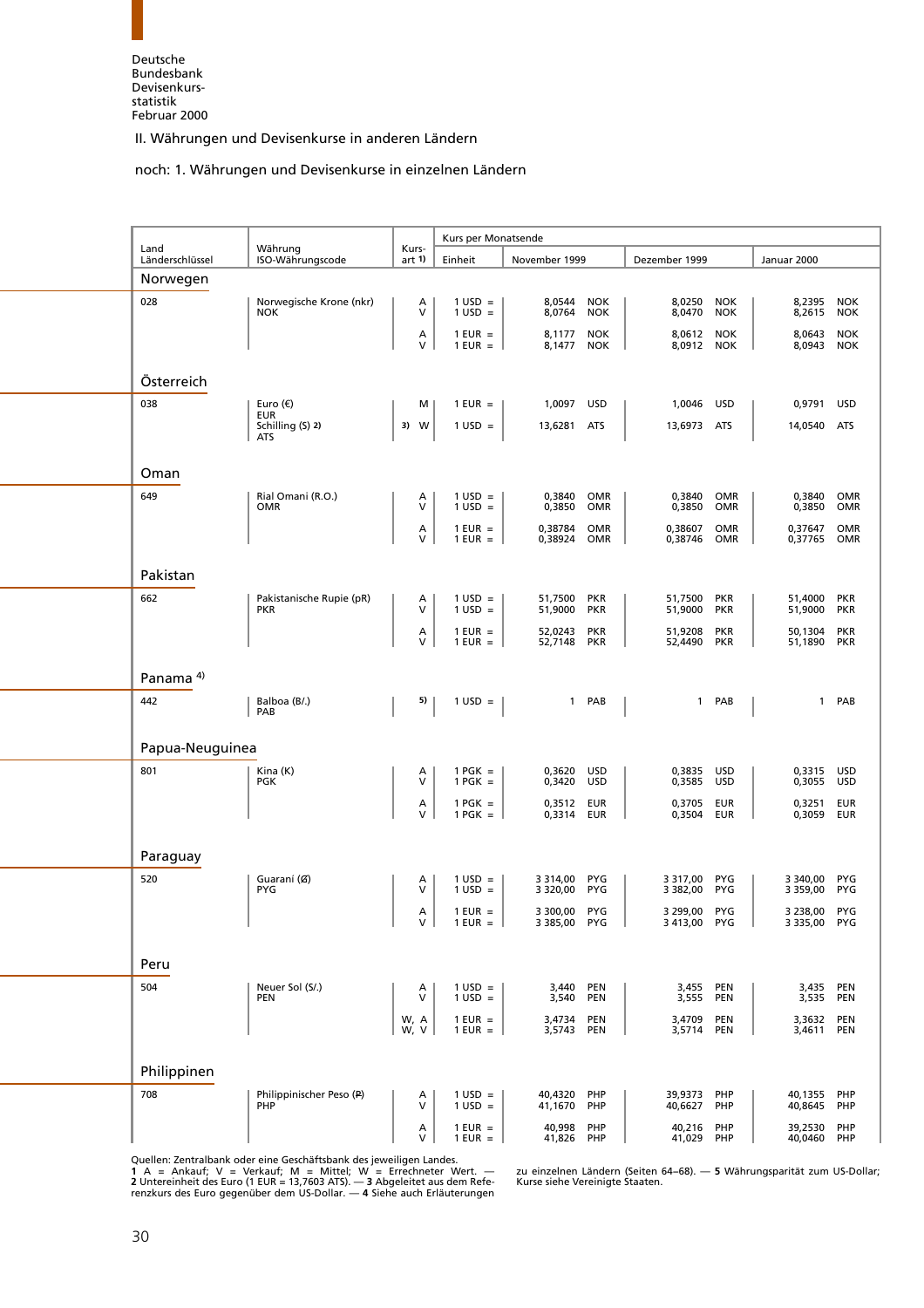Deutsche Bundesbank Devisenkursstatistik Februar 2000

## II. Währungen und Devisenkurse in anderen Ländern

### noch: 1. Währungen und Devisenkurse in einzelnen Ländern

| Land Länderschlüssel | Währung ISO-Währungscode | Kursart 1) | Kurs per Monatsende | | | |
|---|---|---|---|---|---|---|
| | | | Einheit | November 1999 | Dezember 1999 | Januar 2000 |
| **Norwegen** | | | | | | |
| 028 | Norwegische Krone (nkr) NOK | A | 1 USD = | 8,0544 NOK | 8,0250 NOK | 8,2395 NOK |
| | | V | 1 USD = | 8,0764 NOK | 8,0470 NOK | 8,2615 NOK |
| | | A | 1 EUR = | 8,1177 NOK | 8,0612 NOK | 8,0643 NOK |
| | | V | 1 EUR = | 8,1477 NOK | 8,0912 NOK | 8,0943 NOK |
| **Österreich** | | | | | | |
| 038 | Euro (€) EUR | M | 1 EUR = | 1,0097 USD | 1,0046 USD | 0,9791 USD |
| | Schilling (S) 2) ATS | 3) W | 1 USD = | 13,6281 ATS | 13,6973 ATS | 14,0540 ATS |
| **Oman** | | | | | | |
| 649 | Rial Omani (R.O.) OMR | A | 1 USD = | 0,3840 OMR | 0,3840 OMR | 0,3840 OMR |
| | | V | 1 USD = | 0,3850 OMR | 0,3850 OMR | 0,3850 OMR |
| | | A | 1 EUR = | 0,38784 OMR | 0,38607 OMR | 0,37647 OMR |
| | | V | 1 EUR = | 0,38924 OMR | 0,38746 OMR | 0,37765 OMR |
| **Pakistan** | | | | | | |
| 662 | Pakistanische Rupie (pR) PKR | A | 1 USD = | 51,7500 PKR | 51,7500 PKR | 51,4000 PKR |
| | | V | 1 USD = | 51,9000 PKR | 51,9000 PKR | 51,9000 PKR |
| | | A | 1 EUR = | 52,0243 PKR | 51,9208 PKR | 50,1304 PKR |
| | | V | 1 EUR = | 52,7148 PKR | 52,4490 PKR | 51,1890 PKR |
| **Panama 4)** | | | | | | |
| 442 | Balboa (B/.) PAB | 5) | 1 USD = | 1 PAB | 1 PAB | 1 PAB |
| **Papua-Neuguinea** | | | | | | |
| 801 | Kina (K) PGK | A | 1 PGK = | 0,3620 USD | 0,3835 USD | 0,3315 USD |
| | | V | 1 PGK = | 0,3420 USD | 0,3585 USD | 0,3055 USD |
| | | A | 1 PGK = | 0,3512 EUR | 0,3705 EUR | 0,3251 EUR |
| | | V | 1 PGK = | 0,3314 EUR | 0,3504 EUR | 0,3059 EUR |
| **Paraguay** | | | | | | |
| 520 | Guaraní (₲) PYG | A | 1 USD = | 3 314,00 PYG | 3 317,00 PYG | 3 340,00 PYG |
| | | V | 1 USD = | 3 320,00 PYG | 3 382,00 PYG | 3 359,00 PYG |
| | | A | 1 EUR = | 3 300,00 PYG | 3 299,00 PYG | 3 238,00 PYG |
| | | V | 1 EUR = | 3 385,00 PYG | 3 413,00 PYG | 3 335,00 PYG |
| **Peru** | | | | | | |
| 504 | Neuer Sol (S/.) PEN | A | 1 USD = | 3,440 PEN | 3,455 PEN | 3,435 PEN |
| | | V | 1 USD = | 3,540 PEN | 3,555 PEN | 3,535 PEN |
| | | W, A | 1 EUR = | 3,4734 PEN | 3,4709 PEN | 3,3632 PEN |
| | | W, V | 1 EUR = | 3,5743 PEN | 3,5714 PEN | 3,4611 PEN |
| **Philippinen** | | | | | | |
| 708 | Philippinischer Peso (₱) PHP | A | 1 USD = | 40,4320 PHP | 39,9373 PHP | 40,1355 PHP |
| | | V | 1 USD = | 41,1670 PHP | 40,6627 PHP | 40,8645 PHP |
| | | A | 1 EUR = | 40,998 PHP | 40,216 PHP | 39,2530 PHP |
| | | V | 1 EUR = | 41,826 PHP | 41,029 PHP | 40,0460 PHP |

Quellen: Zentralbank oder eine Geschäftsbank des jeweiligen Landes.
**1** A = Ankauf; V = Verkauf; M = Mittel; W = Errechneter Wert. — **2** Untereinheit des Euro (1 EUR = 13,7603 ATS). — **3** Abgeleitet aus dem Referenzkurs des Euro gegenüber dem US-Dollar. — **4** Siehe auch Erläuterungen zu einzelnen Ländern (Seiten 64–68). — **5** Währungsparität zum US-Dollar; Kurse siehe Vereinigte Staaten.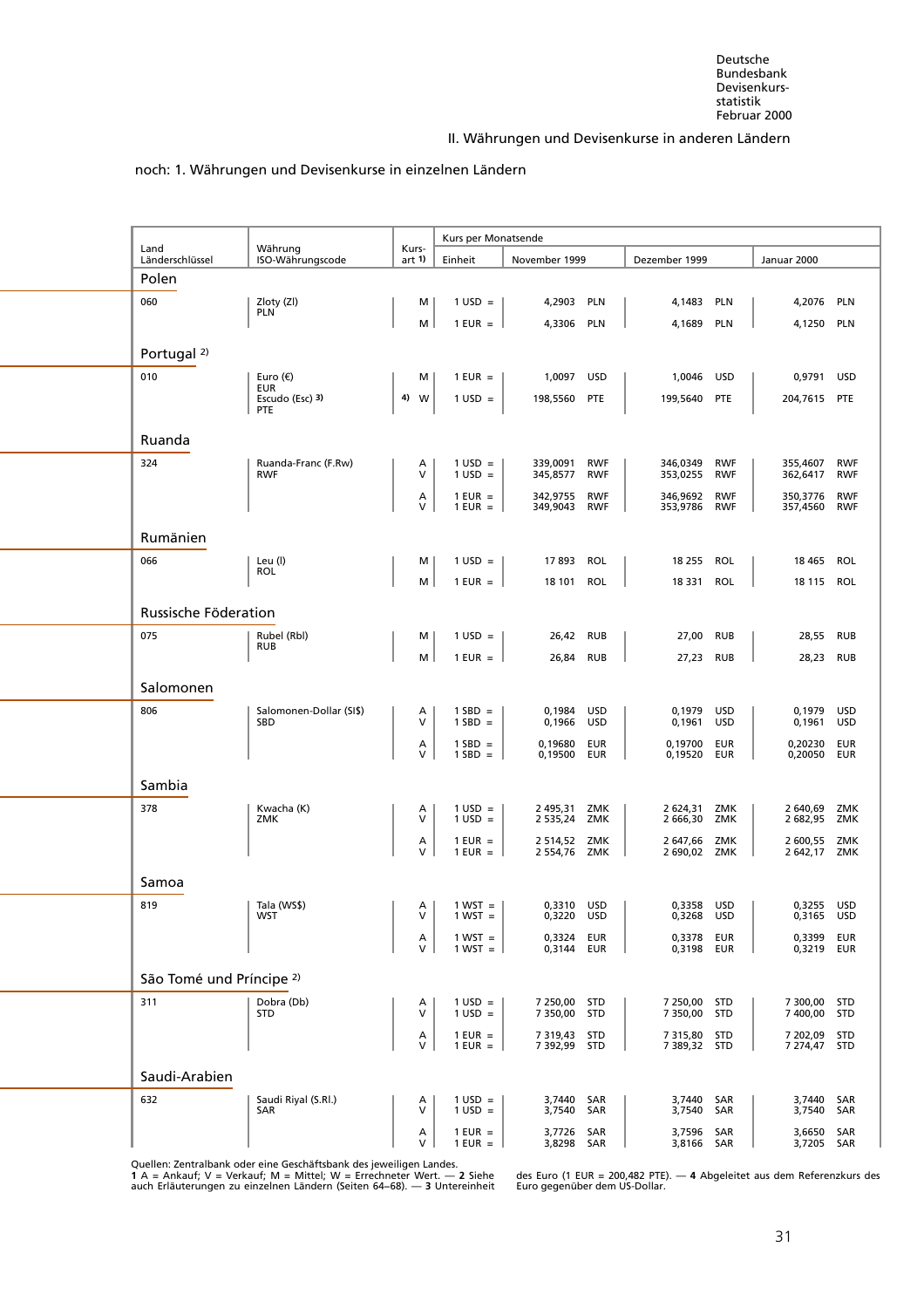## II. Währungen und Devisenkurse in anderen Ländern

noch: 1. Währungen und Devisenkurse in einzelnen Ländern

| Land<br>Länderschlüssel | Währung<br>ISO-Währungscode | Kurs-<br>art 1) | Kurs per Monatsende<br>Einheit | November 1999 | | Dezember 1999 | | Januar 2000 | |
|---|---|---|---|---|---|---|---|---|---|
| **Polen** | | | | | | | | | |
| 060 | Zloty (Zl)<br>PLN | M | 1 USD = | 4,2903 | PLN | 4,1483 | PLN | 4,2076 | PLN |
| | | M | 1 EUR = | 4,3306 | PLN | 4,1689 | PLN | 4,1250 | PLN |
| **Portugal 2)** | | | | | | | | | |
| 010 | Euro (€)<br>EUR | M | 1 EUR = | 1,0097 | USD | 1,0046 | USD | 0,9791 | USD |
| | Escudo (Esc) 3)<br>PTE | 4) W | 1 USD = | 198,5560 | PTE | 199,5640 | PTE | 204,7615 | PTE |
| **Ruanda** | | | | | | | | | |
| 324 | Ruanda-Franc (F.Rw)<br>RWF | A | 1 USD = | 339,0091 | RWF | 346,0349 | RWF | 355,4607 | RWF |
| | | V | 1 USD = | 345,8577 | RWF | 353,0255 | RWF | 362,6417 | RWF |
| | | A | 1 EUR = | 342,9755 | RWF | 346,9692 | RWF | 350,3776 | RWF |
| | | V | 1 EUR = | 349,9043 | RWF | 353,9786 | RWF | 357,4560 | RWF |
| **Rumänien** | | | | | | | | | |
| 066 | Leu (l)<br>ROL | M | 1 USD = | 17 893 | ROL | 18 255 | ROL | 18 465 | ROL |
| | | M | 1 EUR = | 18 101 | ROL | 18 331 | ROL | 18 115 | ROL |
| **Russische Föderation** | | | | | | | | | |
| 075 | Rubel (Rbl)<br>RUB | M | 1 USD = | 26,42 | RUB | 27,00 | RUB | 28,55 | RUB |
| | | M | 1 EUR = | 26,84 | RUB | 27,23 | RUB | 28,23 | RUB |
| **Salomonen** | | | | | | | | | |
| 806 | Salomonen-Dollar (SI$)<br>SBD | A | 1 SBD = | 0,1984 | USD | 0,1979 | USD | 0,1979 | USD |
| | | V | 1 SBD = | 0,1966 | USD | 0,1961 | USD | 0,1961 | USD |
| | | A | 1 SBD = | 0,19680 | EUR | 0,19700 | EUR | 0,20230 | EUR |
| | | V | 1 SBD = | 0,19500 | EUR | 0,19520 | EUR | 0,20050 | EUR |
| **Sambia** | | | | | | | | | |
| 378 | Kwacha (K)<br>ZMK | A | 1 USD = | 2 495,31 | ZMK | 2 624,31 | ZMK | 2 640,69 | ZMK |
| | | V | 1 USD = | 2 535,24 | ZMK | 2 666,30 | ZMK | 2 682,95 | ZMK |
| | | A | 1 EUR = | 2 514,52 | ZMK | 2 647,66 | ZMK | 2 600,55 | ZMK |
| | | V | 1 EUR = | 2 554,76 | ZMK | 2 690,02 | ZMK | 2 642,17 | ZMK |
| **Samoa** | | | | | | | | | |
| 819 | Tala (WS$)<br>WST | A | 1 WST = | 0,3310 | USD | 0,3358 | USD | 0,3255 | USD |
| | | V | 1 WST = | 0,3220 | USD | 0,3268 | USD | 0,3165 | USD |
| | | A | 1 WST = | 0,3324 | EUR | 0,3378 | EUR | 0,3399 | EUR |
| | | V | 1 WST = | 0,3144 | EUR | 0,3198 | EUR | 0,3219 | EUR |
| **São Tomé und Príncipe 2)** | | | | | | | | | |
| 311 | Dobra (Db)<br>STD | A | 1 USD = | 7 250,00 | STD | 7 250,00 | STD | 7 300,00 | STD |
| | | V | 1 USD = | 7 350,00 | STD | 7 350,00 | STD | 7 400,00 | STD |
| | | A | 1 EUR = | 7 319,43 | STD | 7 315,80 | STD | 7 202,09 | STD |
| | | V | 1 EUR = | 7 392,99 | STD | 7 389,32 | STD | 7 274,47 | STD |
| **Saudi-Arabien** | | | | | | | | | |
| 632 | Saudi Riyal (S.Rl.)<br>SAR | A | 1 USD = | 3,7440 | SAR | 3,7440 | SAR | 3,7440 | SAR |
| | | V | 1 USD = | 3,7540 | SAR | 3,7540 | SAR | 3,7540 | SAR |
| | | A | 1 EUR = | 3,7726 | SAR | 3,7596 | SAR | 3,6650 | SAR |
| | | V | 1 EUR = | 3,8298 | SAR | 3,8166 | SAR | 3,7205 | SAR |

Quellen: Zentralbank oder eine Geschäftsbank des jeweiligen Landes.
**1** A = Ankauf; V = Verkauf; M = Mittel; W = Errechneter Wert. — **2** Siehe auch Erläuterungen zu einzelnen Ländern (Seiten 64–68). — **3** Untereinheit des Euro (1 EUR = 200,482 PTE). — **4** Abgeleitet aus dem Referenzkurs des Euro gegenüber dem US-Dollar.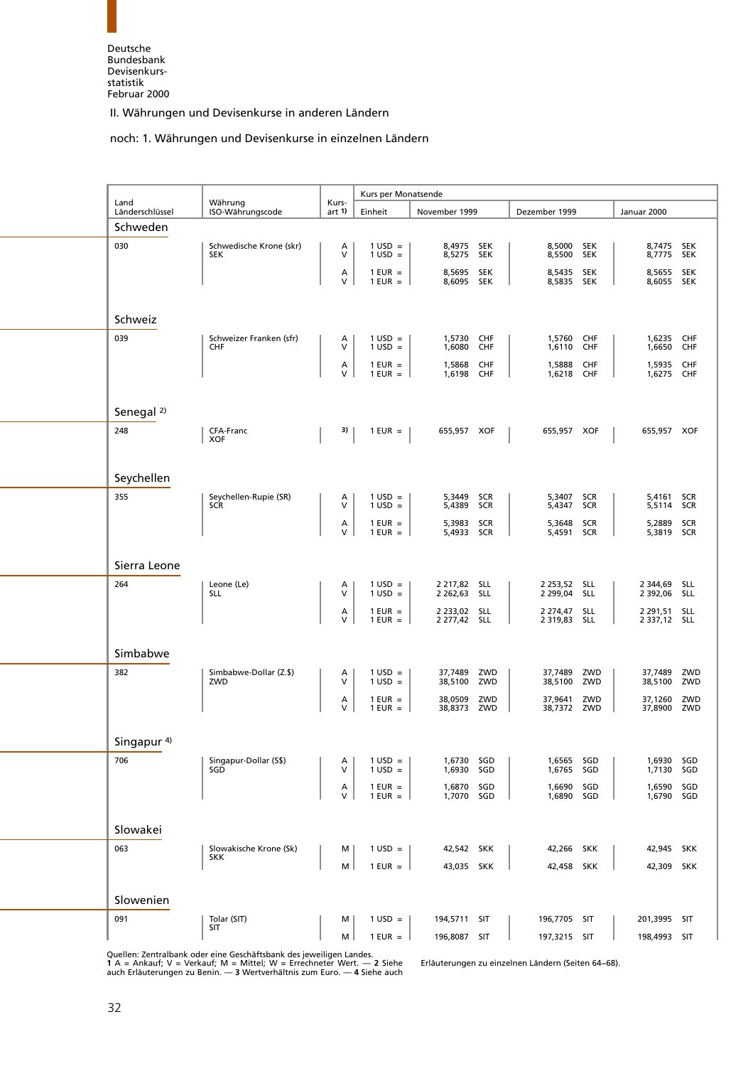Deutsche Bundesbank Devisenkursstatistik Februar 2000

## II. Währungen und Devisenkurse in anderen Ländern

### noch: 1. Währungen und Devisenkurse in einzelnen Ländern

| Land Länderschlüssel | Währung ISO-Währungscode | Kursart 1) | Kurs per Monatsende | | | |
|---|---|---|---|---|---|---|
| | | | Einheit | November 1999 | Dezember 1999 | Januar 2000 |
| **Schweden** | | | | | | |
| 030 | Schwedische Krone (skr) SEK | A | 1 USD = | 8,4975 SEK | 8,5000 SEK | 8,7475 SEK |
| | | V | 1 USD = | 8,5275 SEK | 8,5500 SEK | 8,7775 SEK |
| | | A | 1 EUR = | 8,5695 SEK | 8,5435 SEK | 8,5655 SEK |
| | | V | 1 EUR = | 8,6095 SEK | 8,5835 SEK | 8,6055 SEK |
| **Schweiz** | | | | | | |
| 039 | Schweizer Franken (sfr) CHF | A | 1 USD = | 1,5730 CHF | 1,5760 CHF | 1,6235 CHF |
| | | V | 1 USD = | 1,6080 CHF | 1,6110 CHF | 1,6650 CHF |
| | | A | 1 EUR = | 1,5868 CHF | 1,5888 CHF | 1,5935 CHF |
| | | V | 1 EUR = | 1,6198 CHF | 1,6218 CHF | 1,6275 CHF |
| **Senegal 2)** | | | | | | |
| 248 | CFA-Franc XOF | 3) | 1 EUR = | 655,957 XOF | 655,957 XOF | 655,957 XOF |
| **Seychellen** | | | | | | |
| 355 | Seychellen-Rupie (SR) SCR | A | 1 USD = | 5,3449 SCR | 5,3407 SCR | 5,4161 SCR |
| | | V | 1 USD = | 5,4389 SCR | 5,4347 SCR | 5,5114 SCR |
| | | A | 1 EUR = | 5,3983 SCR | 5,3648 SCR | 5,2889 SCR |
| | | V | 1 EUR = | 5,4933 SCR | 5,4591 SCR | 5,3819 SCR |
| **Sierra Leone** | | | | | | |
| 264 | Leone (Le) SLL | A | 1 USD = | 2 217,82 SLL | 2 253,52 SLL | 2 344,69 SLL |
| | | V | 1 USD = | 2 262,63 SLL | 2 299,04 SLL | 2 392,06 SLL |
| | | A | 1 EUR = | 2 233,02 SLL | 2 274,47 SLL | 2 291,51 SLL |
| | | V | 1 EUR = | 2 277,42 SLL | 2 319,83 SLL | 2 337,12 SLL |
| **Simbabwe** | | | | | | |
| 382 | Simbabwe-Dollar (Z.$) ZWD | A | 1 USD = | 37,7489 ZWD | 37,7489 ZWD | 37,7489 ZWD |
| | | V | 1 USD = | 38,5100 ZWD | 38,5100 ZWD | 38,5100 ZWD |
| | | A | 1 EUR = | 38,0509 ZWD | 37,9641 ZWD | 37,1260 ZWD |
| | | V | 1 EUR = | 38,8373 ZWD | 38,7372 ZWD | 37,8900 ZWD |
| **Singapur 4)** | | | | | | |
| 706 | Singapur-Dollar (S$) SGD | A | 1 USD = | 1,6730 SGD | 1,6565 SGD | 1,6930 SGD |
| | | V | 1 USD = | 1,6930 SGD | 1,6765 SGD | 1,7130 SGD |
| | | A | 1 EUR = | 1,6870 SGD | 1,6690 SGD | 1,6590 SGD |
| | | V | 1 EUR = | 1,7070 SGD | 1,6890 SGD | 1,6790 SGD |
| **Slowakei** | | | | | | |
| 063 | Slowakische Krone (Sk) SKK | M | 1 USD = | 42,542 SKK | 42,266 SKK | 42,945 SKK |
| | | M | 1 EUR = | 43,035 SKK | 42,458 SKK | 42,309 SKK |
| **Slowenien** | | | | | | |
| 091 | Tolar (SIT) SIT | M | 1 USD = | 194,5711 SIT | 196,7705 SIT | 201,3995 SIT |
| | | M | 1 EUR = | 196,8087 SIT | 197,3215 SIT | 198,4993 SIT |

Quellen: Zentralbank oder eine Geschäftsbank des jeweiligen Landes.
**1** A = Ankauf; V = Verkauf; M = Mittel; W = Errechneter Wert. — **2** Siehe auch Erläuterungen zu Benin. — **3** Wertverhältnis zum Euro. — **4** Siehe auch Erläuterungen zu einzelnen Ländern (Seiten 64–68).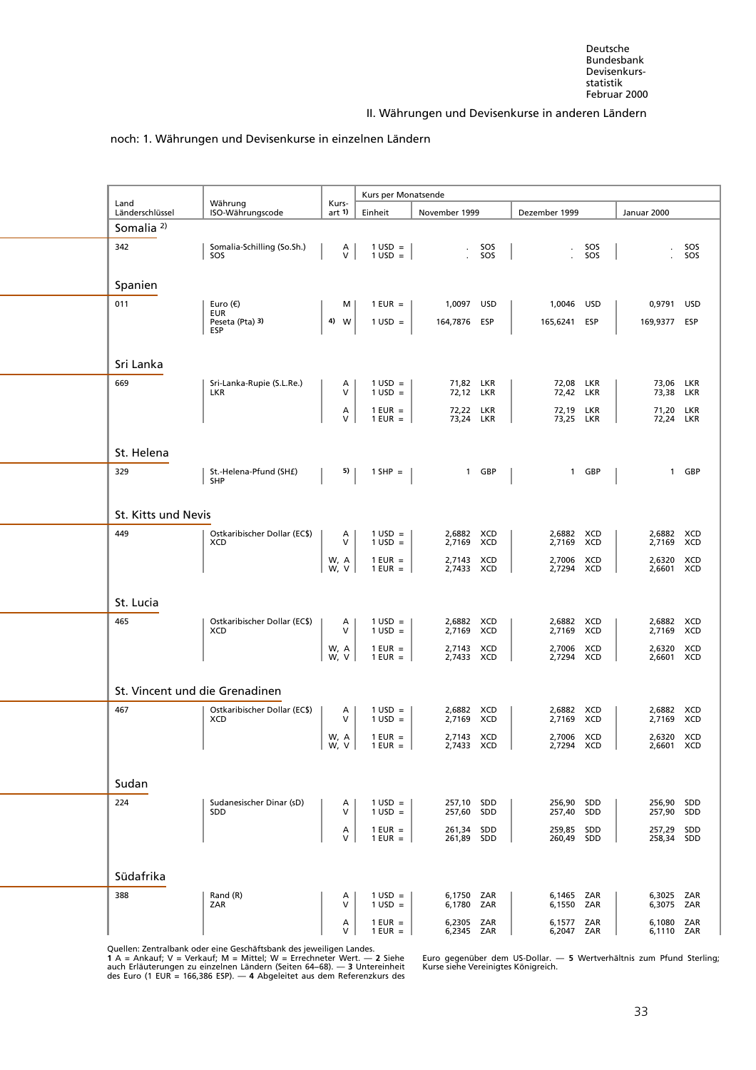II. Währungen und Devisenkurse in anderen Ländern

noch: 1. Währungen und Devisenkurse in einzelnen Ländern

| Land<br>Länderschlüssel | Währung<br>ISO-Währungscode | Kursart 1) | Kurs per Monatsende<br>Einheit | November 1999 | | Dezember 1999 | | Januar 2000 | |
|---|---|---|---|---|---|---|---|---|---|
| **Somalia 2)** | | | | | | | | | |
| 342 | Somalia-Schilling (So.Sh.)<br>SOS | A<br>V | 1 USD =<br>1 USD = | .<br>. | SOS<br>SOS | .<br>. | SOS<br>SOS | .<br>. | SOS<br>SOS |
| **Spanien** | | | | | | | | | |
| 011 | Euro (€)<br>EUR | M | 1 EUR = | 1,0097 | USD | 1,0046 | USD | 0,9791 | USD |
| | Peseta (Pta) 3)<br>ESP | 4) W | 1 USD = | 164,7876 | ESP | 165,6241 | ESP | 169,9377 | ESP |
| **Sri Lanka** | | | | | | | | | |
| 669 | Sri-Lanka-Rupie (S.L.Re.)<br>LKR | A<br>V | 1 USD =<br>1 USD = | 71,82<br>72,12 | LKR<br>LKR | 72,08<br>72,42 | LKR<br>LKR | 73,06<br>73,38 | LKR<br>LKR |
| | | A<br>V | 1 EUR =<br>1 EUR = | 72,22<br>73,24 | LKR<br>LKR | 72,19<br>73,25 | LKR<br>LKR | 71,20<br>72,24 | LKR<br>LKR |
| **St. Helena** | | | | | | | | | |
| 329 | St.-Helena-Pfund (SH£)<br>SHP | 5) | 1 SHP = | 1 | GBP | 1 | GBP | 1 | GBP |
| **St. Kitts und Nevis** | | | | | | | | | |
| 449 | Ostkaribischer Dollar (EC$)<br>XCD | A<br>V | 1 USD =<br>1 USD = | 2,6882<br>2,7169 | XCD<br>XCD | 2,6882<br>2,7169 | XCD<br>XCD | 2,6882<br>2,7169 | XCD<br>XCD |
| | | W, A<br>W, V | 1 EUR =<br>1 EUR = | 2,7143<br>2,7433 | XCD<br>XCD | 2,7006<br>2,7294 | XCD<br>XCD | 2,6320<br>2,6601 | XCD<br>XCD |
| **St. Lucia** | | | | | | | | | |
| 465 | Ostkaribischer Dollar (EC$)<br>XCD | A<br>V | 1 USD =<br>1 USD = | 2,6882<br>2,7169 | XCD<br>XCD | 2,6882<br>2,7169 | XCD<br>XCD | 2,6882<br>2,7169 | XCD<br>XCD |
| | | W, A<br>W, V | 1 EUR =<br>1 EUR = | 2,7143<br>2,7433 | XCD<br>XCD | 2,7006<br>2,7294 | XCD<br>XCD | 2,6320<br>2,6601 | XCD<br>XCD |
| **St. Vincent und die Grenadinen** | | | | | | | | | |
| 467 | Ostkaribischer Dollar (EC$)<br>XCD | A<br>V | 1 USD =<br>1 USD = | 2,6882<br>2,7169 | XCD<br>XCD | 2,6882<br>2,7169 | XCD<br>XCD | 2,6882<br>2,7169 | XCD<br>XCD |
| | | W, A<br>W, V | 1 EUR =<br>1 EUR = | 2,7143<br>2,7433 | XCD<br>XCD | 2,7006<br>2,7294 | XCD<br>XCD | 2,6320<br>2,6601 | XCD<br>XCD |
| **Sudan** | | | | | | | | | |
| 224 | Sudanesischer Dinar (sD)<br>SDD | A<br>V | 1 USD =<br>1 USD = | 257,10<br>257,60 | SDD<br>SDD | 256,90<br>257,40 | SDD<br>SDD | 256,90<br>257,90 | SDD<br>SDD |
| | | A<br>V | 1 EUR =<br>1 EUR = | 261,34<br>261,89 | SDD<br>SDD | 259,85<br>260,49 | SDD<br>SDD | 257,29<br>258,34 | SDD<br>SDD |
| **Südafrika** | | | | | | | | | |
| 388 | Rand (R)<br>ZAR | A<br>V | 1 USD =<br>1 USD = | 6,1750<br>6,1780 | ZAR<br>ZAR | 6,1465<br>6,1550 | ZAR<br>ZAR | 6,3025<br>6,3075 | ZAR<br>ZAR |
| | | A<br>V | 1 EUR =<br>1 EUR = | 6,2305<br>6,2345 | ZAR<br>ZAR | 6,1577<br>6,2047 | ZAR<br>ZAR | 6,1080<br>6,1110 | ZAR<br>ZAR |

Quellen: Zentralbank oder eine Geschäftsbank des jeweiligen Landes.
**1** A = Ankauf; V = Verkauf; M = Mittel; W = Errechneter Wert. — **2** Siehe auch Erläuterungen zu einzelnen Ländern (Seiten 64–68). — **3** Untereinheit des Euro (1 EUR = 166,386 ESP). — **4** Abgeleitet aus dem Referenzkurs des Euro gegenüber dem US-Dollar. — **5** Wertverhältnis zum Pfund Sterling; Kurse siehe Vereinigtes Königreich.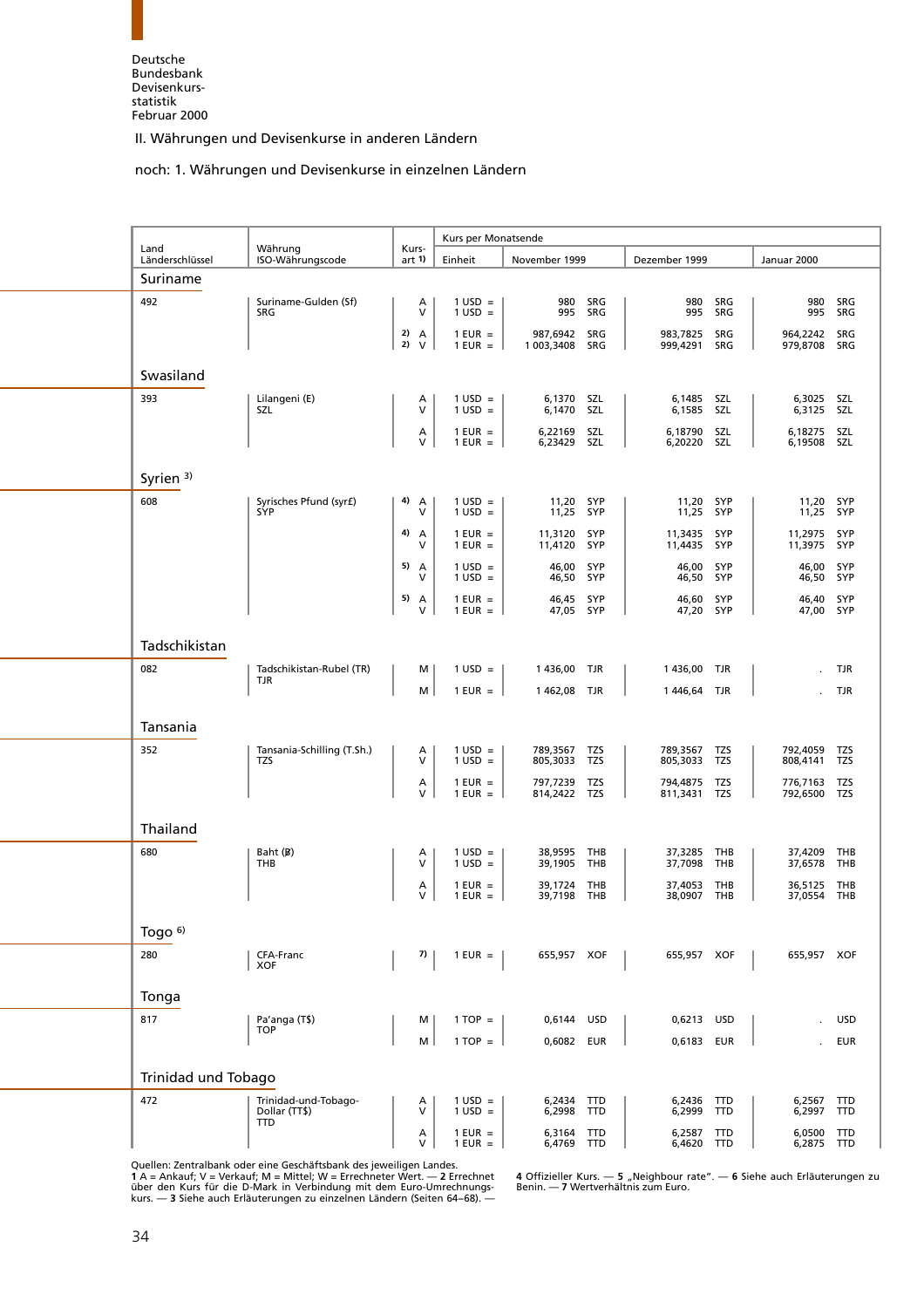Deutsche Bundesbank Devisenkursstatistik Februar 2000

## II. Währungen und Devisenkurse in anderen Ländern

### noch: 1. Währungen und Devisenkurse in einzelnen Ländern

| Land Länderschlüssel | Währung ISO-Währungscode | Kursart 1) | Kurs per Monatsende Einheit | November 1999 | Dezember 1999 | Januar 2000 |
|---|---|---|---|---|---|---|
| **Suriname** | | | | | | |
| 492 | Suriname-Gulden (Sf) SRG | A | 1 USD = | 980 SRG | 980 SRG | 980 SRG |
| | | V | 1 USD = | 995 SRG | 995 SRG | 995 SRG |
| | | 2) A | 1 EUR = | 987,6942 SRG | 983,7825 SRG | 964,2242 SRG |
| | | 2) V | 1 EUR = | 1 003,3408 SRG | 999,4291 SRG | 979,8708 SRG |
| **Swasiland** | | | | | | |
| 393 | Lilangeni (E) SZL | A | 1 USD = | 6,1370 SZL | 6,1485 SZL | 6,3025 SZL |
| | | V | 1 USD = | 6,1470 SZL | 6,1585 SZL | 6,3125 SZL |
| | | A | 1 EUR = | 6,22169 SZL | 6,18790 SZL | 6,18275 SZL |
| | | V | 1 EUR = | 6,23429 SZL | 6,20220 SZL | 6,19508 SZL |
| **Syrien 3)** | | | | | | |
| 608 | Syrisches Pfund (syr£) SYP | 4) A | 1 USD = | 11,20 SYP | 11,20 SYP | 11,20 SYP |
| | | V | 1 USD = | 11,25 SYP | 11,25 SYP | 11,25 SYP |
| | | 4) A | 1 EUR = | 11,3120 SYP | 11,3435 SYP | 11,2975 SYP |
| | | V | 1 EUR = | 11,4120 SYP | 11,4435 SYP | 11,3975 SYP |
| | | 5) A | 1 USD = | 46,00 SYP | 46,00 SYP | 46,00 SYP |
| | | V | 1 USD = | 46,50 SYP | 46,50 SYP | 46,50 SYP |
| | | 5) A | 1 EUR = | 46,45 SYP | 46,60 SYP | 46,40 SYP |
| | | V | 1 EUR = | 47,05 SYP | 47,20 SYP | 47,00 SYP |
| **Tadschikistan** | | | | | | |
| 082 | Tadschikistan-Rubel (TR) TJR | M | 1 USD = | 1 436,00 TJR | 1 436,00 TJR | . TJR |
| | | M | 1 EUR = | 1 462,08 TJR | 1 446,64 TJR | . TJR |
| **Tansania** | | | | | | |
| 352 | Tansania-Schilling (T.Sh.) TZS | A | 1 USD = | 789,3567 TZS | 789,3567 TZS | 792,4059 TZS |
| | | V | 1 USD = | 805,3033 TZS | 805,3033 TZS | 808,4141 TZS |
| | | A | 1 EUR = | 797,7239 TZS | 794,4875 TZS | 776,7163 TZS |
| | | V | 1 EUR = | 814,2422 TZS | 811,3431 TZS | 792,6500 TZS |
| **Thailand** | | | | | | |
| 680 | Baht (฿) THB | A | 1 USD = | 38,9595 THB | 37,3285 THB | 37,4209 THB |
| | | V | 1 USD = | 39,1905 THB | 37,7098 THB | 37,6578 THB |
| | | A | 1 EUR = | 39,1724 THB | 37,4053 THB | 36,5125 THB |
| | | V | 1 EUR = | 39,7198 THB | 38,0907 THB | 37,0554 THB |
| **Togo 6)** | | | | | | |
| 280 | CFA-Franc XOF | 7) | 1 EUR = | 655,957 XOF | 655,957 XOF | 655,957 XOF |
| **Tonga** | | | | | | |
| 817 | Pa'anga (T$) TOP | M | 1 TOP = | 0,6144 USD | 0,6213 USD | . USD |
| | | M | 1 TOP = | 0,6082 EUR | 0,6183 EUR | . EUR |
| **Trinidad und Tobago** | | | | | | |
| 472 | Trinidad-und-Tobago-Dollar (TT$) TTD | A | 1 USD = | 6,2434 TTD | 6,2436 TTD | 6,2567 TTD |
| | | V | 1 USD = | 6,2998 TTD | 6,2999 TTD | 6,2997 TTD |
| | | A | 1 EUR = | 6,3164 TTD | 6,2587 TTD | 6,0500 TTD |
| | | V | 1 EUR = | 6,4769 TTD | 6,4620 TTD | 6,2875 TTD |

Quellen: Zentralbank oder eine Geschäftsbank des jeweiligen Landes.
**1** A = Ankauf; V = Verkauf; M = Mittel; W = Errechneter Wert. — **2** Errechnet über den Kurs für die D-Mark in Verbindung mit dem Euro-Umrechnungskurs. — **3** Siehe auch Erläuterungen zu einzelnen Ländern (Seiten 64–68). — **4** Offizieller Kurs. — **5** „Neighbour rate". — **6** Siehe auch Erläuterungen zu Benin. — **7** Wertverhältnis zum Euro.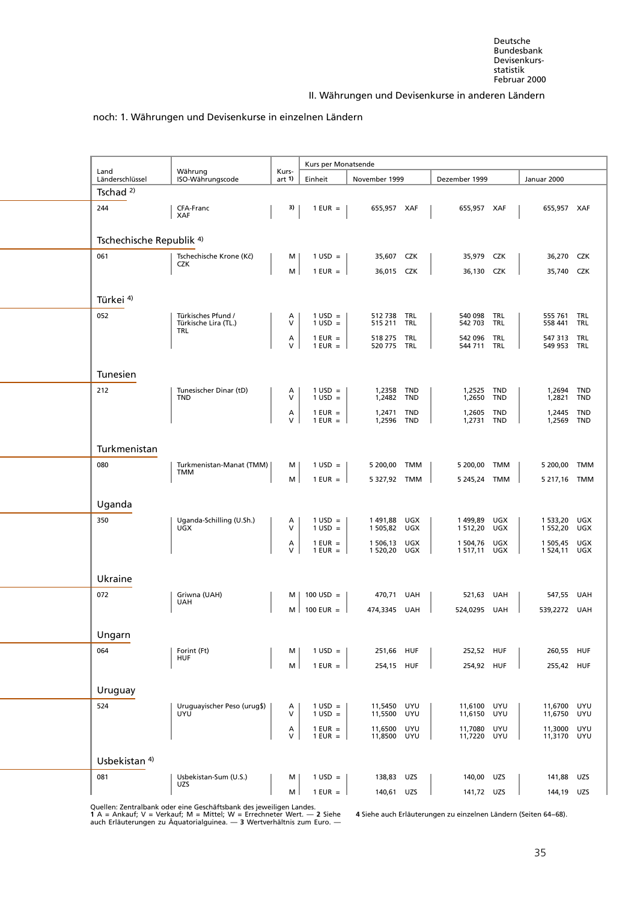II. Währungen und Devisenkurse in anderen Ländern

noch: 1. Währungen und Devisenkurse in einzelnen Ländern

| Land Länderschlüssel | Währung ISO-Währungscode | Kursart 1) | Kurs per Monatsende | | | | | | |
|---|---|---|---|---|---|---|---|---|---|
| | | | Einheit | November 1999 | | Dezember 1999 | | Januar 2000 | |
| **Tschad** 2) | | | | | | | | | |
| 244 | CFA-Franc XAF | 3) | 1 EUR = | 655,957 | XAF | 655,957 | XAF | 655,957 | XAF |
| **Tschechische Republik** 4) | | | | | | | | | |
| 061 | Tschechische Krone (Kč) CZK | M | 1 USD = | 35,607 | CZK | 35,979 | CZK | 36,270 | CZK |
| | | M | 1 EUR = | 36,015 | CZK | 36,130 | CZK | 35,740 | CZK |
| **Türkei** 4) | | | | | | | | | |
| 052 | Türkisches Pfund / Türkische Lira (TL.) TRL | A | 1 USD = | 512 738 | TRL | 540 098 | TRL | 555 761 | TRL |
| | | V | 1 USD = | 515 211 | TRL | 542 703 | TRL | 558 441 | TRL |
| | | A | 1 EUR = | 518 275 | TRL | 542 096 | TRL | 547 313 | TRL |
| | | V | 1 EUR = | 520 775 | TRL | 544 711 | TRL | 549 953 | TRL |
| **Tunesien** | | | | | | | | | |
| 212 | Tunesischer Dinar (tD) TND | A | 1 USD = | 1,2358 | TND | 1,2525 | TND | 1,2694 | TND |
| | | V | 1 USD = | 1,2482 | TND | 1,2650 | TND | 1,2821 | TND |
| | | A | 1 EUR = | 1,2471 | TND | 1,2605 | TND | 1,2445 | TND |
| | | V | 1 EUR = | 1,2596 | TND | 1,2731 | TND | 1,2569 | TND |
| **Turkmenistan** | | | | | | | | | |
| 080 | Turkmenistan-Manat (TMM) TMM | M | 1 USD = | 5 200,00 | TMM | 5 200,00 | TMM | 5 200,00 | TMM |
| | | M | 1 EUR = | 5 327,92 | TMM | 5 245,24 | TMM | 5 217,16 | TMM |
| **Uganda** | | | | | | | | | |
| 350 | Uganda-Schilling (U.Sh.) UGX | A | 1 USD = | 1 491,88 | UGX | 1 499,89 | UGX | 1 533,20 | UGX |
| | | V | 1 USD = | 1 505,82 | UGX | 1 512,20 | UGX | 1 552,20 | UGX |
| | | A | 1 EUR = | 1 506,13 | UGX | 1 504,76 | UGX | 1 505,45 | UGX |
| | | V | 1 EUR = | 1 520,20 | UGX | 1 517,11 | UGX | 1 524,11 | UGX |
| **Ukraine** | | | | | | | | | |
| 072 | Griwna (UAH) UAH | M | 100 USD = | 470,71 | UAH | 521,63 | UAH | 547,55 | UAH |
| | | M | 100 EUR = | 474,3345 | UAH | 524,0295 | UAH | 539,2272 | UAH |
| **Ungarn** | | | | | | | | | |
| 064 | Forint (Ft) HUF | M | 1 USD = | 251,66 | HUF | 252,52 | HUF | 260,55 | HUF |
| | | M | 1 EUR = | 254,15 | HUF | 254,92 | HUF | 255,42 | HUF |
| **Uruguay** | | | | | | | | | |
| 524 | Uruguayischer Peso (urug$) UYU | A | 1 USD = | 11,5450 | UYU | 11,6100 | UYU | 11,6700 | UYU |
| | | V | 1 USD = | 11,5500 | UYU | 11,6150 | UYU | 11,6750 | UYU |
| | | A | 1 EUR = | 11,6500 | UYU | 11,7080 | UYU | 11,3000 | UYU |
| | | V | 1 EUR = | 11,8500 | UYU | 11,7220 | UYU | 11,3170 | UYU |
| **Usbekistan** 4) | | | | | | | | | |
| 081 | Usbekistan-Sum (U.S.) UZS | M | 1 USD = | 138,83 | UZS | 140,00 | UZS | 141,88 | UZS |
| | | M | 1 EUR = | 140,61 | UZS | 141,72 | UZS | 144,19 | UZS |

Quellen: Zentralbank oder eine Geschäftsbank des jeweiligen Landes.
1 A = Ankauf; V = Verkauf; M = Mittel; W = Errechneter Wert. — 2 Siehe auch Erläuterungen zu Äquatorialguinea. — 3 Wertverhältnis zum Euro. — 4 Siehe auch Erläuterungen zu einzelnen Ländern (Seiten 64–68).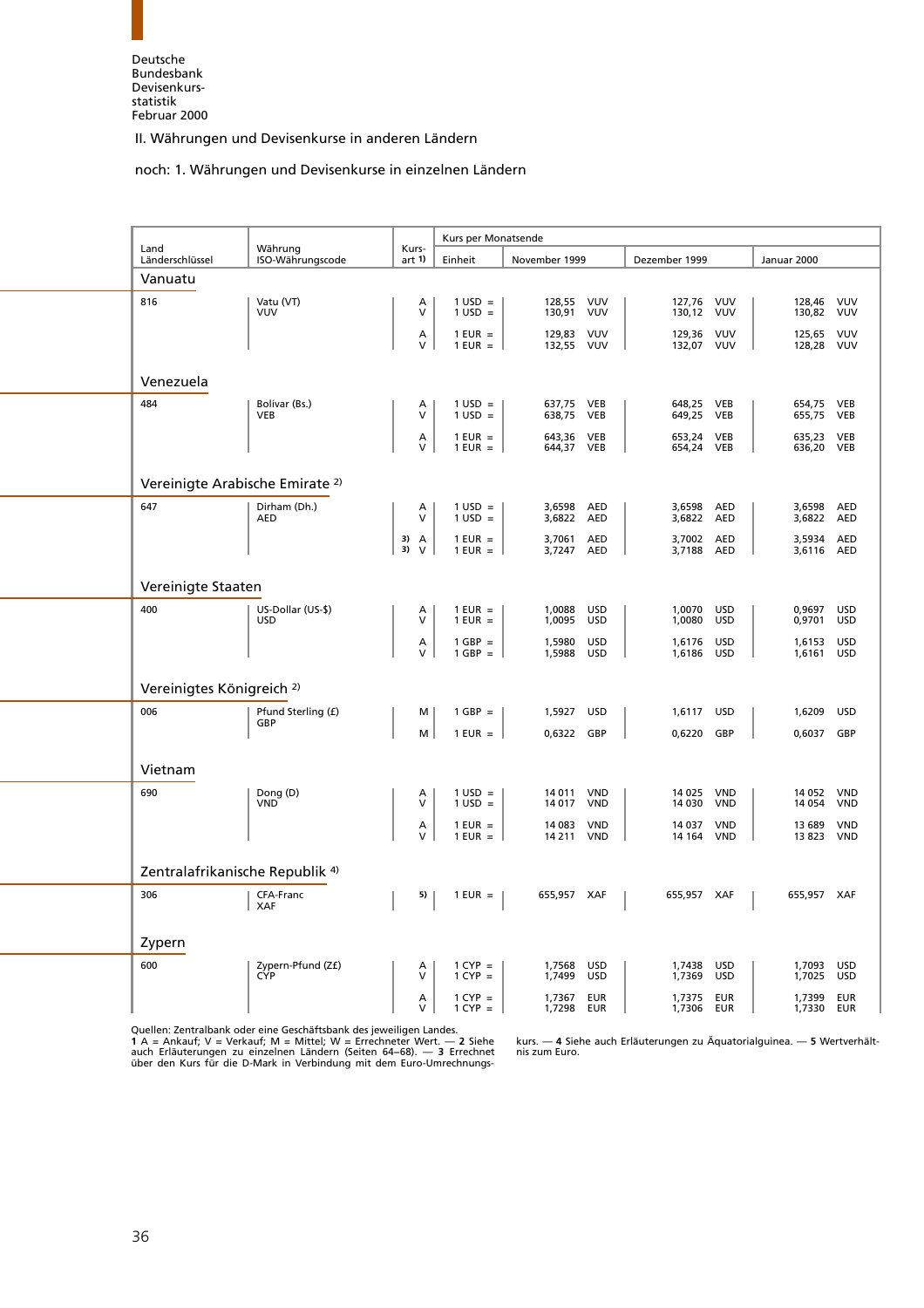Deutsche Bundesbank
Devisenkursstatistik
Februar 2000

II. Währungen und Devisenkurse in anderen Ländern

noch: 1. Währungen und Devisenkurse in einzelnen Ländern

| Land / Länderschlüssel | Währung / ISO-Währungscode | Kursart 1) | Kurs per Monatsende: Einheit | November 1999 | Dezember 1999 | Januar 2000 |
|---|---|---|---|---|---|---|
| **Vanuatu** | | | | | | |
| 816 | Vatu (VT) VUV | A | 1 USD = | 128,55 VUV | 127,76 VUV | 128,46 VUV |
| | | V | 1 USD = | 130,91 VUV | 130,12 VUV | 130,82 VUV |
| | | A | 1 EUR = | 129,83 VUV | 129,36 VUV | 125,65 VUV |
| | | V | 1 EUR = | 132,55 VUV | 132,07 VUV | 128,28 VUV |
| **Venezuela** | | | | | | |
| 484 | Bolivar (Bs.) VEB | A | 1 USD = | 637,75 VEB | 648,25 VEB | 654,75 VEB |
| | | V | 1 USD = | 638,75 VEB | 649,25 VEB | 655,75 VEB |
| | | A | 1 EUR = | 643,36 VEB | 653,24 VEB | 635,23 VEB |
| | | V | 1 EUR = | 644,37 VEB | 654,24 VEB | 636,20 VEB |
| **Vereinigte Arabische Emirate 2)** | | | | | | |
| 647 | Dirham (Dh.) AED | A | 1 USD = | 3,6598 AED | 3,6598 AED | 3,6598 AED |
| | | V | 1 USD = | 3,6822 AED | 3,6822 AED | 3,6822 AED |
| | | 3) A | 1 EUR = | 3,7061 AED | 3,7002 AED | 3,5934 AED |
| | | 3) V | 1 EUR = | 3,7247 AED | 3,7188 AED | 3,6116 AED |
| **Vereinigte Staaten** | | | | | | |
| 400 | US-Dollar (US-$) USD | A | 1 EUR = | 1,0088 USD | 1,0070 USD | 0,9697 USD |
| | | V | 1 EUR = | 1,0095 USD | 1,0080 USD | 0,9701 USD |
| | | A | 1 GBP = | 1,5980 USD | 1,6176 USD | 1,6153 USD |
| | | V | 1 GBP = | 1,5988 USD | 1,6186 USD | 1,6161 USD |
| **Vereinigtes Königreich 2)** | | | | | | |
| 006 | Pfund Sterling (£) GBP | M | 1 GBP = | 1,5927 USD | 1,6117 USD | 1,6209 USD |
| | | M | 1 EUR = | 0,6322 GBP | 0,6220 GBP | 0,6037 GBP |
| **Vietnam** | | | | | | |
| 690 | Dong (D) VND | A | 1 USD = | 14 011 VND | 14 025 VND | 14 052 VND |
| | | V | 1 USD = | 14 017 VND | 14 030 VND | 14 054 VND |
| | | A | 1 EUR = | 14 083 VND | 14 037 VND | 13 689 VND |
| | | V | 1 EUR = | 14 211 VND | 14 164 VND | 13 823 VND |
| **Zentralafrikanische Republik 4)** | | | | | | |
| 306 | CFA-Franc XAF | 5) | 1 EUR = | 655,957 XAF | 655,957 XAF | 655,957 XAF |
| **Zypern** | | | | | | |
| 600 | Zypern-Pfund (Z£) CYP | A | 1 CYP = | 1,7568 USD | 1,7438 USD | 1,7093 USD |
| | | V | 1 CYP = | 1,7499 USD | 1,7369 USD | 1,7025 USD |
| | | A | 1 CYP = | 1,7367 EUR | 1,7375 EUR | 1,7399 EUR |
| | | V | 1 CYP = | 1,7298 EUR | 1,7306 EUR | 1,7330 EUR |

Quellen: Zentralbank oder eine Geschäftsbank des jeweiligen Landes.
**1** A = Ankauf; V = Verkauf; M = Mittel; W = Errechneter Wert. — **2** Siehe auch Erläuterungen zu einzelnen Ländern (Seiten 64–68). — **3** Errechnet über den Kurs für die D-Mark in Verbindung mit dem Euro-Umrechnungskurs. — **4** Siehe auch Erläuterungen zu Äquatorialguinea. — **5** Wertverhältnis zum Euro.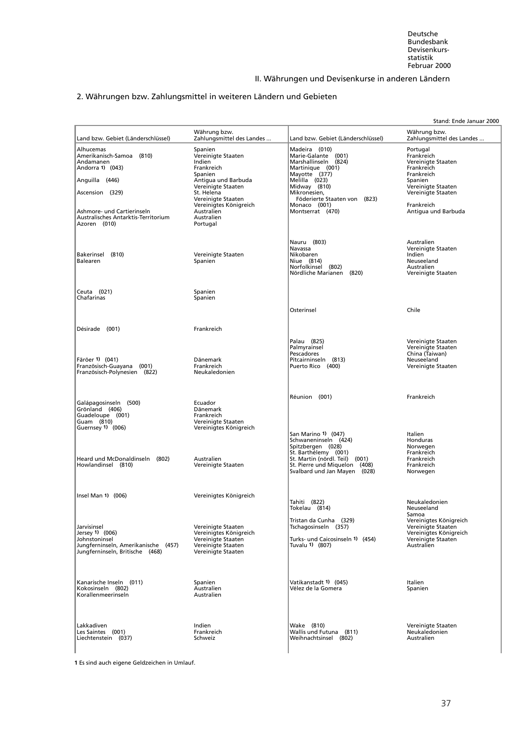Deutsche Bundesbank
Devisenkursstatistik
Februar 2000

## II. Währungen und Devisenkurse in anderen Ländern

### 2. Währungen bzw. Zahlungsmittel in weiteren Ländern und Gebieten

Stand: Ende Januar 2000

| Land bzw. Gebiet (Länderschlüssel) | Währung bzw. Zahlungsmittel des Landes ... |
|---|---|
| Alhucemas | Spanien |
| Amerikanisch-Samoa (810) | Vereinigte Staaten |
| Andamanen | Indien |
| Andorra [1] (043) | Frankreich, Spanien |
| Anguilla (446) | Antigua und Barbuda, Vereinigte Staaten |
| Ascension (329) | St. Helena, Vereinigte Staaten, Vereinigtes Königreich |
| Ashmore- und Cartierinseln | Australien |
| Australisches Antarktis-Territorium | Australien |
| Azoren (010) | Portugal |
| Bakerinsel (810) | Vereinigte Staaten |
| Balearen | Spanien |
| Ceuta (021) | Spanien |
| Chafarinas | Spanien |
| Désirade (001) | Frankreich |
| Färöer [1] (041) | Dänemark |
| Französisch-Guayana (001) | Frankreich |
| Französisch-Polynesien (822) | Neukaledonien |
| Galápagosinseln (500) | Ecuador |
| Grönland (406) | Dänemark |
| Guadeloupe (001) | Frankreich |
| Guam (810) | Vereinigte Staaten |
| Guernsey [1] (006) | Vereinigtes Königreich |
| Heard und McDonaldinseln (802) | Australien |
| Howlandinsel (810) | Vereinigte Staaten |
| Insel Man [1] (006) | Vereinigtes Königreich |
| Jarvisinsel | Vereinigte Staaten |
| Jersey [1] (006) | Vereinigtes Königreich |
| Johnstoninsel | Vereinigte Staaten |
| Jungferninseln, Amerikanische (457) | Vereinigte Staaten |
| Jungferninseln, Britische (468) | Vereinigte Staaten |
| Kanarische Inseln (011) | Spanien |
| Kokosinseln (802) | Australien |
| Korallenmeerinseln | Australien |
| Lakkadiven | Indien |
| Les Saintes (001) | Frankreich |
| Liechtenstein (037) | Schweiz |
| Madeira (010) | Portugal |
| Marie-Galante (001) | Frankreich |
| Marshallinseln (824) | Vereinigte Staaten |
| Martinique (001) | Frankreich |
| Mayotte (377) | Frankreich |
| Melilla (023) | Spanien |
| Midway (810) | Vereinigte Staaten |
| Mikronesien, Föderierte Staaten von (823) | Vereinigte Staaten |
| Monaco (001) | Frankreich |
| Montserrat (470) | Antigua und Barbuda |
| Nauru (803) | Australien |
| Navassa | Vereinigte Staaten |
| Nikobaren | Indien |
| Niue (814) | Neuseeland |
| Norfolkinsel (802) | Australien |
| Nördliche Marianen (820) | Vereinigte Staaten |
| Osterinsel | Chile |
| Palau (825) | Vereinigte Staaten |
| Palmyrainsel | Vereinigte Staaten |
| Pescadores | China (Taiwan) |
| Pitcairninseln (813) | Neuseeland |
| Puerto Rico (400) | Vereinigte Staaten |
| Réunion (001) | Frankreich |
| San Marino [1] (047) | Italien |
| Schwaneninseln (424) | Honduras |
| Spitzbergen (028) | Norwegen |
| St. Barthélemy (001) | Frankreich |
| St. Martin (nördl. Teil) (001) | Frankreich |
| St. Pierre und Miquelon (408) | Frankreich |
| Svalbard und Jan Mayen (028) | Norwegen |
| Tahiti (822) | Neukaledonien |
| Tokelau (814) | Neuseeland, Samoa |
| Tristan da Cunha (329) | Vereinigtes Königreich |
| Tschagosinseln (357) | Vereinigte Staaten, Vereinigtes Königreich |
| Turks- und Caicosinseln [1] (454) | Vereinigte Staaten |
| Tuvalu [1] (807) | Australien |
| Vatikanstadt [1] (045) | Italien |
| Vélez de la Gomera | Spanien |
| Wake (810) | Vereinigte Staaten |
| Wallis und Futuna (811) | Neukaledonien |
| Weihnachtsinsel (802) | Australien |

**1** Es sind auch eigene Geldzeichen in Umlauf.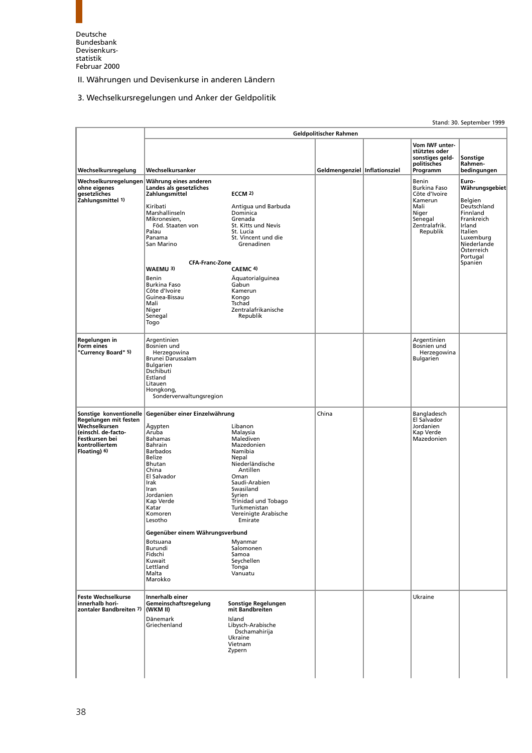## II. Währungen und Devisenkurse in anderen Ländern

### 3. Wechselkursregelungen und Anker der Geldpolitik

Stand: 30. September 1999

| Wechselkursregelung | Geldpolitischer Rahmen: Wechselkursanker | Geldmengenziel | Inflationsziel | Vom IWF unterstütztes oder sonstiges geldpolitisches Programm | Sonstige Rahmenbedingungen |
|---|---|---|---|---|---|
| **Wechselkursregelungen ohne eigenes gesetzliches Zahlungsmittel 1)** | **Währung eines anderen Landes als gesetzliches Zahlungsmittel**: Kiribati, Marshallinseln, Mikronesien, Föd. Staaten von, Palau, Panama, San Marino<br>**ECCM 2)**: Antigua und Barbuda, Dominica, Grenada, St. Kitts und Nevis, St. Lucia, St. Vincent und die Grenadinen<br>**CFA-Franc-Zone**<br>**WAEMU 3)**: Benin, Burkina Faso, Côte d'Ivoire, Guinea-Bissau, Mali, Niger, Senegal, Togo<br>**CAEMC 4)**: Äquatorialguinea, Gabun, Kamerun, Kongo, Tschad, Zentralafrikanische Republik | | | Benin, Burkina Faso, Côte d'Ivoire, Kamerun, Mali, Niger, Senegal, Zentralafrik. Republik | **Euro-Währungsgebiet**: Belgien, Deutschland, Finnland, Frankreich, Irland, Italien, Luxemburg, Niederlande, Österreich, Portugal, Spanien |
| **Regelungen in Form eines "Currency Board" 5)** | Argentinien, Bosnien und Herzegowina, Brunei Darussalam, Bulgarien, Dschibuti, Estland, Litauen, Hongkong, Sonderverwaltungsregion | | | Argentinien, Bosnien und Herzegowina, Bulgarien | |
| **Sonstige konventionelle Regelungen mit festen Wechselkursen (einschl. de-facto-Festkursen bei kontrolliertem Floating) 6)** | **Gegenüber einer Einzelwährung**: Ägypten, Aruba, Bahamas, Bahrain, Barbados, Belize, Bhutan, China, El Salvador, Irak, Iran, Jordanien, Kap Verde, Katar, Komoren, Lesotho, Libanon, Malaysia, Malediven, Mazedonien, Namibia, Nepal, Niederländische Antillen, Oman, Saudi-Arabien, Swasiland, Syrien, Trinidad und Tobago, Turkmenistan, Vereinigte Arabische Emirate<br>**Gegenüber einem Währungsverbund**: Botsuana, Burundi, Fidschi, Kuwait, Lettland, Malta, Marokko, Myanmar, Salomonen, Samoa, Seychellen, Tonga, Vanuatu | China | | Bangladesch, El Salvador, Jordanien, Kap Verde, Mazedonien | |
| **Feste Wechselkurse innerhalb horizontaler Bandbreiten 7)** | **Innerhalb einer Gemeinschaftsregelung (WKM II)**: Dänemark, Griechenland<br>**Sonstige Regelungen mit Bandbreiten**: Island, Libysch-Arabische Dschamahirija, Ukraine, Vietnam, Zypern | | | Ukraine | |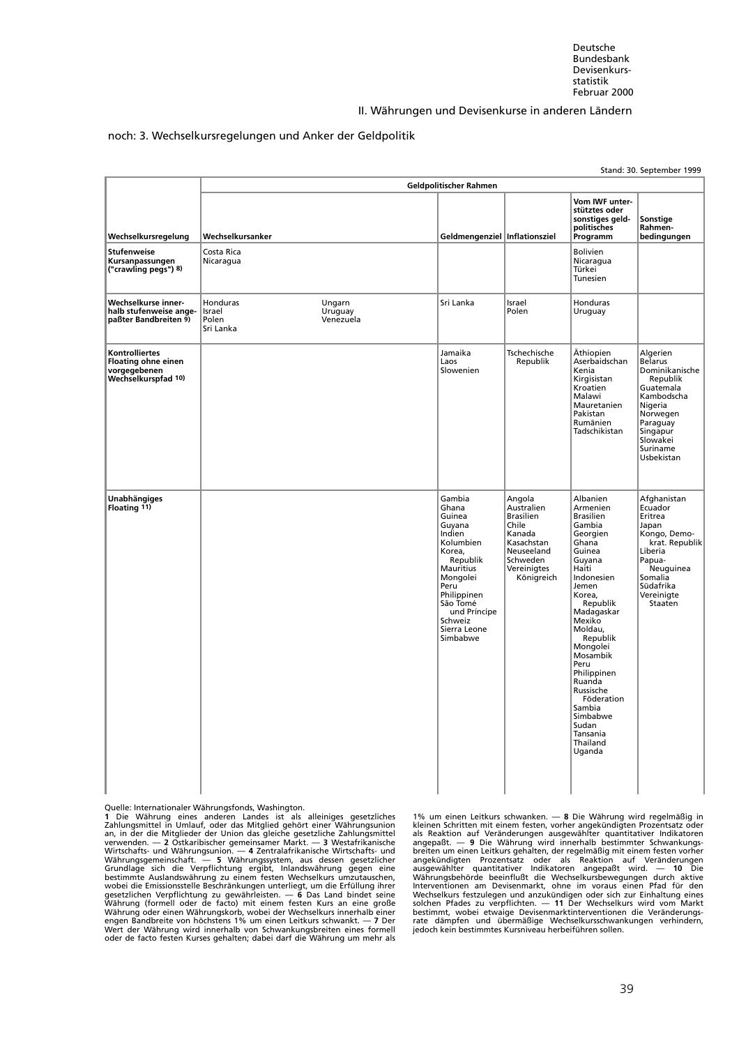II. Währungen und Devisenkurse in anderen Ländern

noch: 3. Wechselkursregelungen und Anker der Geldpolitik

Stand: 30. September 1999

| | Geldpolitischer Rahmen | | | | |
|---|---|---|---|---|---|
| Wechselkursregelung | Wechselkursanker | Geldmengenziel | Inflationsziel | Vom IWF unterstütztes oder sonstiges geldpolitisches Programm | Sonstige Rahmenbedingungen |
| Stufenweise Kursanpassungen ("crawling pegs") 8) | Costa Rica<br>Nicaragua | | | Bolivien<br>Nicaragua<br>Türkei<br>Tunesien | |
| Wechselkurse innerhalb stufenweise angepaßter Bandbreiten 9) | Honduras<br>Israel<br>Polen<br>Sri Lanka<br>Ungarn<br>Uruguay<br>Venezuela | Sri Lanka | Israel<br>Polen | Honduras<br>Uruguay | |
| Kontrolliertes Floating ohne einen vorgegebenen Wechselkurspfad 10) | | Jamaika<br>Laos<br>Slowenien | Tschechische Republik | Äthiopien<br>Aserbaidschan<br>Kenia<br>Kirgisistan<br>Kroatien<br>Malawi<br>Mauretanien<br>Pakistan<br>Rumänien<br>Tadschikistan | Algerien<br>Belarus<br>Dominikanische Republik<br>Guatemala<br>Kambodscha<br>Nigeria<br>Norwegen<br>Paraguay<br>Singapur<br>Slowakei<br>Suriname<br>Usbekistan |
| Unabhängiges Floating 11) | | Gambia<br>Ghana<br>Guinea<br>Guyana<br>Indien<br>Kolumbien<br>Korea, Republik<br>Mauritius<br>Mongolei<br>Peru<br>Philippinen<br>São Tomé und Príncipe<br>Schweiz<br>Sierra Leone<br>Simbabwe | Angola<br>Australien<br>Brasilien<br>Chile<br>Kanada<br>Kasachstan<br>Neuseeland<br>Schweden<br>Vereinigtes Königreich | Albanien<br>Armenien<br>Brasilien<br>Gambia<br>Georgien<br>Ghana<br>Guinea<br>Guyana<br>Haiti<br>Indonesien<br>Jemen<br>Korea, Republik<br>Madagaskar<br>Mexiko<br>Moldau, Republik<br>Mongolei<br>Mosambik<br>Peru<br>Philippinen<br>Ruanda<br>Russische Föderation<br>Sambia<br>Simbabwe<br>Sudan<br>Tansania<br>Thailand<br>Uganda | Afghanistan<br>Ecuador<br>Eritrea<br>Japan<br>Kongo, Demokrat. Republik<br>Liberia<br>Papua-Neuguinea<br>Somalia<br>Südafrika<br>Vereinigte Staaten |

Quelle: Internationaler Währungsfonds, Washington.
**1** Die Währung eines anderen Landes ist als alleiniges gesetzliches Zahlungsmittel in Umlauf, oder das Mitglied gehört einer Währungsunion an, in der die Mitglieder der Union das gleiche gesetzliche Zahlungsmittel verwenden. — **2** Ostkaribischer gemeinsamer Markt. — **3** Westafrikanische Wirtschafts- und Währungsunion. — **4** Zentralafrikanische Wirtschafts- und Währungsgemeinschaft. — **5** Währungssystem, aus dessen gesetzlicher Grundlage sich die Verpflichtung ergibt, Inlandswährung gegen eine bestimmte Auslandswährung zu einem festen Wechselkurs umzutauschen, wobei die Emissionsstelle Beschränkungen unterliegt, um die Erfüllung ihrer gesetzlichen Verpflichtung zu gewährleisten. — **6** Das Land bindet seine Währung (formell oder de facto) mit einem festen Kurs an eine große Währung oder einen Währungskorb, wobei der Wechselkurs innerhalb einer engen Bandbreite von höchstens 1% um einen Leitkurs schwankt. — **7** Der Wert der Währung wird innerhalb von Schwankungsbreiten eines formell oder de facto festen Kurses gehalten; dabei darf die Währung um mehr als 1% um einen Leitkurs schwanken. — **8** Die Währung wird regelmäßig in kleinen Schritten mit einem festen, vorher angekündigten Prozentsatz oder als Reaktion auf Veränderungen ausgewählter quantitativer Indikatoren angepaßt. — **9** Die Währung wird innerhalb bestimmter Schwankungsbreiten um einen Leitkurs gehalten, der regelmäßig mit einem festen vorher angekündigten Prozentsatz oder als Reaktion auf Veränderungen ausgewählter quantitativer Indikatoren angepaßt wird. — **10** Die Währungsbehörde beeinflußt die Wechselkursbewegungen durch aktive Interventionen am Devisenmarkt, ohne im voraus einen Pfad für den Wechselkurs festzulegen und anzukündigen oder sich zur Einhaltung eines solchen Pfades zu verpflichten. — **11** Der Wechselkurs wird vom Markt bestimmt, wobei etwaige Devisenmarktinterventionen die Veränderungsrate dämpfen und übermäßige Wechselkursschwankungen verhindern, jedoch kein bestimmtes Kursniveau herbeiführen sollen.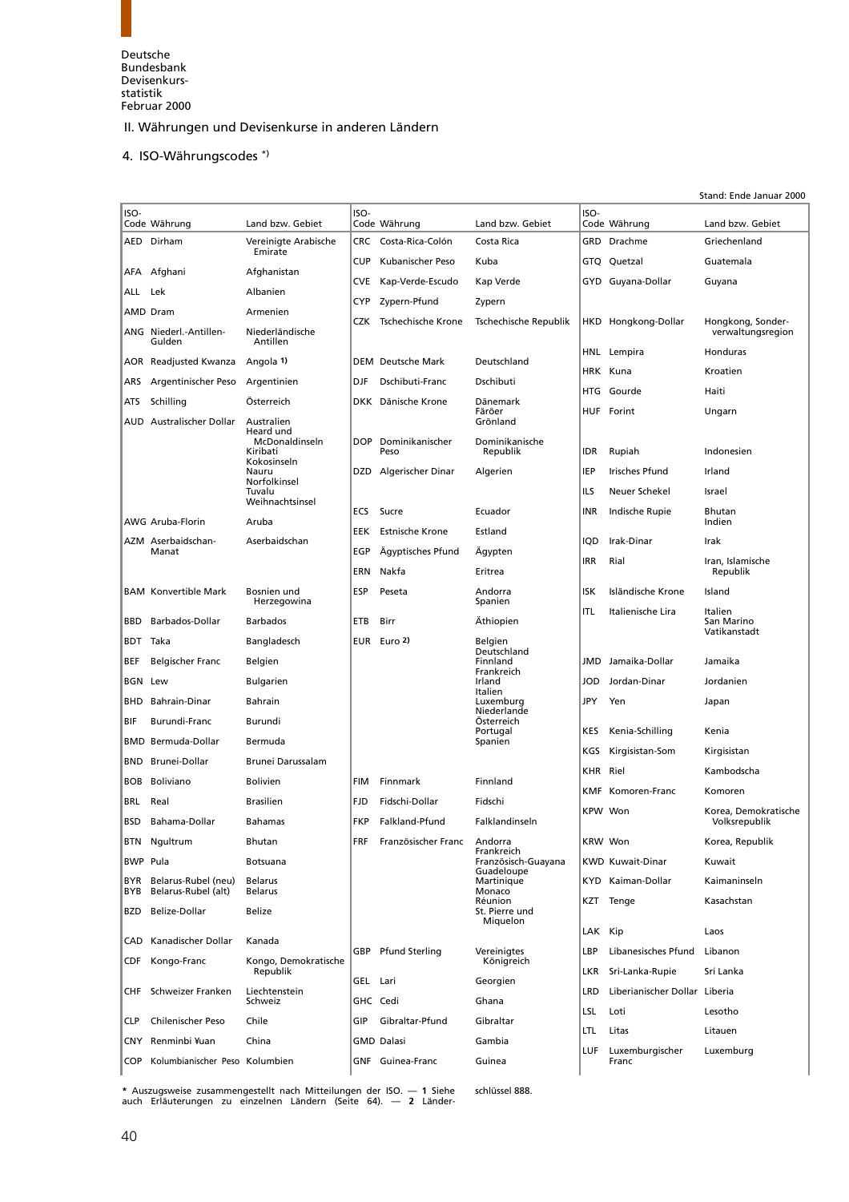## II. Währungen und Devisenkurse in anderen Ländern

### 4. ISO-Währungscodes *)

Stand: Ende Januar 2000

| ISO-Code | Währung | Land bzw. Gebiet |
|---|---|---|
| AED | Dirham | Vereinigte Arabische Emirate |
| AFA | Afghani | Afghanistan |
| ALL | Lek | Albanien |
| AMD | Dram | Armenien |
| ANG | Niederl.-Antillen-Gulden | Niederländische Antillen |
| AOR | Readjusted Kwanza | Angola 1) |
| ARS | Argentinischer Peso | Argentinien |
| ATS | Schilling | Österreich |
| AUD | Australischer Dollar | Australien, Heard und McDonaldinseln, Kiribati, Kokosinseln, Nauru, Norfolkinsel, Tuvalu, Weihnachtsinsel |
| AWG | Aruba-Florin | Aruba |
| AZM | Aserbaidschan-Manat | Aserbaidschan |
| BAM | Konvertible Mark | Bosnien und Herzegowina |
| BBD | Barbados-Dollar | Barbados |
| BDT | Taka | Bangladesch |
| BEF | Belgischer Franc | Belgien |
| BGN | Lew | Bulgarien |
| BHD | Bahrain-Dinar | Bahrain |
| BIF | Burundi-Franc | Burundi |
| BMD | Bermuda-Dollar | Bermuda |
| BND | Brunei-Dollar | Brunei Darussalam |
| BOB | Boliviano | Bolivien |
| BRL | Real | Brasilien |
| BSD | Bahama-Dollar | Bahamas |
| BTN | Ngultrum | Bhutan |
| BWP | Pula | Botsuana |
| BYR | Belarus-Rubel (neu) | Belarus |
| BYB | Belarus-Rubel (alt) | Belarus |
| BZD | Belize-Dollar | Belize |
| CAD | Kanadischer Dollar | Kanada |
| CDF | Kongo-Franc | Kongo, Demokratische Republik |
| CHF | Schweizer Franken | Liechtenstein, Schweiz |
| CLP | Chilenischer Peso | Chile |
| CNY | Renminbi ¥uan | China |
| COP | Kolumbianischer Peso | Kolumbien |
| CRC | Costa-Rica-Colón | Costa Rica |
| CUP | Kubanischer Peso | Kuba |
| CVE | Kap-Verde-Escudo | Kap Verde |
| CYP | Zypern-Pfund | Zypern |
| CZK | Tschechische Krone | Tschechische Republik |
| DEM | Deutsche Mark | Deutschland |
| DJF | Dschibuti-Franc | Dschibuti |
| DKK | Dänische Krone | Dänemark, Färöer, Grönland |
| DOP | Dominikanischer Peso | Dominikanische Republik |
| DZD | Algerischer Dinar | Algerien |
| ECS | Sucre | Ecuador |
| EEK | Estnische Krone | Estland |
| EGP | Ägyptisches Pfund | Ägypten |
| ERN | Nakfa | Eritrea |
| ESP | Peseta | Andorra, Spanien |
| ETB | Birr | Äthiopien |
| EUR | Euro 2) | Belgien, Deutschland, Finnland, Frankreich, Irland, Italien, Luxemburg, Niederlande, Österreich, Portugal, Spanien |
| FIM | Finnmark | Finnland |
| FJD | Fidschi-Dollar | Fidschi |
| FKP | Falkland-Pfund | Falklandinseln |
| FRF | Französischer Franc | Andorra, Frankreich, Französisch-Guayana, Guadeloupe, Martinique, Monaco, Réunion, St. Pierre und Miquelon |
| GBP | Pfund Sterling | Vereinigtes Königreich |
| GEL | Lari | Georgien |
| GHC | Cedi | Ghana |
| GIP | Gibraltar-Pfund | Gibraltar |
| GMD | Dalasi | Gambia |
| GNF | Guinea-Franc | Guinea |
| GRD | Drachme | Griechenland |
| GTQ | Quetzal | Guatemala |
| GYD | Guyana-Dollar | Guyana |
| HKD | Hongkong-Dollar | Hongkong, Sonderverwaltungsregion |
| HNL | Lempira | Honduras |
| HRK | Kuna | Kroatien |
| HTG | Gourde | Haiti |
| HUF | Forint | Ungarn |
| IDR | Rupiah | Indonesien |
| IEP | Irisches Pfund | Irland |
| ILS | Neuer Schekel | Israel |
| INR | Indische Rupie | Bhutan, Indien |
| IQD | Irak-Dinar | Irak |
| IRR | Rial | Iran, Islamische Republik |
| ISK | Isländische Krone | Island |
| ITL | Italienische Lira | Italien, San Marino, Vatikanstadt |
| JMD | Jamaika-Dollar | Jamaika |
| JOD | Jordan-Dinar | Jordanien |
| JPY | Yen | Japan |
| KES | Kenia-Schilling | Kenia |
| KGS | Kirgisistan-Som | Kirgisistan |
| KHR | Riel | Kambodscha |
| KMF | Komoren-Franc | Komoren |
| KPW | Won | Korea, Demokratische Volksrepublik |
| KRW | Won | Korea, Republik |
| KWD | Kuwait-Dinar | Kuwait |
| KYD | Kaiman-Dollar | Kaimaninseln |
| KZT | Tenge | Kasachstan |
| LAK | Kip | Laos |
| LBP | Libanesisches Pfund | Libanon |
| LKR | Sri-Lanka-Rupie | Sri Lanka |
| LRD | Liberianischer Dollar | Liberia |
| LSL | Loti | Lesotho |
| LTL | Litas | Litauen |
| LUF | Luxemburgischer Franc | Luxemburg |

* Auszugsweise zusammengestellt nach Mitteilungen der ISO. — 1 Siehe auch Erläuterungen zu einzelnen Ländern (Seite 64). — 2 Länderschlüssel 888.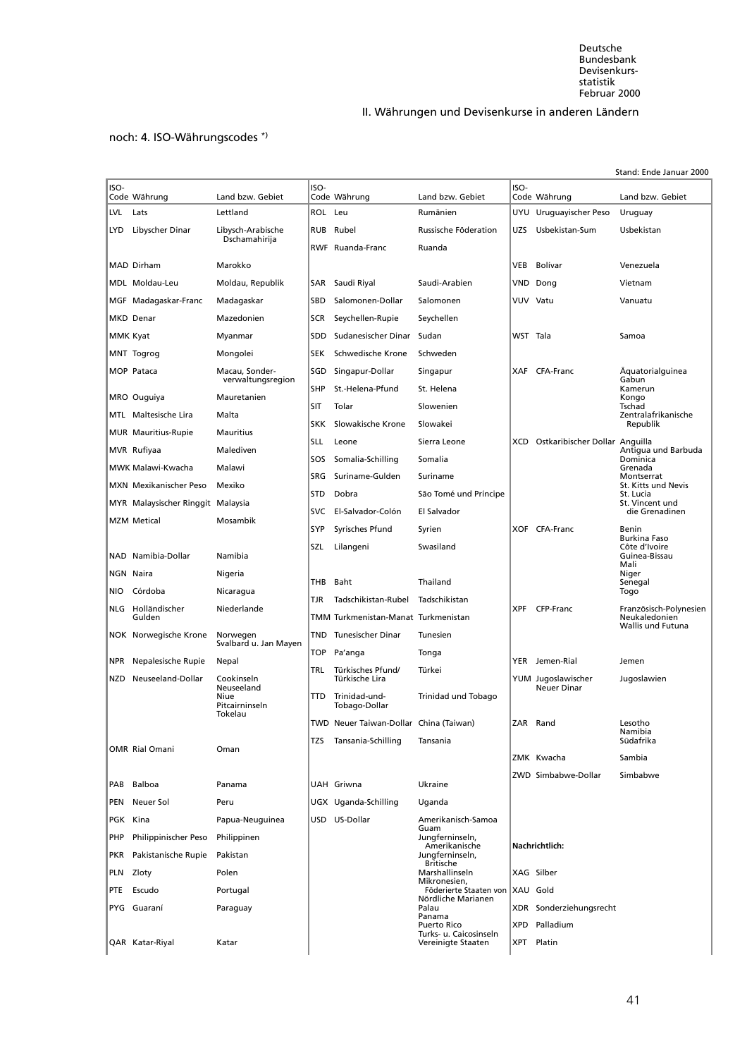## II. Währungen und Devisenkurse in anderen Ländern

noch: 4. ISO-Währungscodes *)

Stand: Ende Januar 2000

| ISO-Code | Währung | Land bzw. Gebiet | ISO-Code | Währung | Land bzw. Gebiet | ISO-Code | Währung | Land bzw. Gebiet |
|---|---|---|---|---|---|---|---|---|
| LVL | Lats | Lettland | ROL | Leu | Rumänien | UYU | Uruguayischer Peso | Uruguay |
| LYD | Libyscher Dinar | Libysch-Arabische Dschamahirija | RUB | Rubel | Russische Föderation | UZS | Usbekistan-Sum | Usbekistan |
| | | | RWF | Ruanda-Franc | Ruanda | | | |
| MAD | Dirham | Marokko | | | | VEB | Bolívar | Venezuela |
| MDL | Moldau-Leu | Moldau, Republik | SAR | Saudi Riyal | Saudi-Arabien | VND | Dong | Vietnam |
| MGF | Madagaskar-Franc | Madagaskar | SBD | Salomonen-Dollar | Salomonen | VUV | Vatu | Vanuatu |
| MKD | Denar | Mazedonien | SCR | Seychellen-Rupie | Seychellen | | | |
| MMK | Kyat | Myanmar | SDD | Sudanesischer Dinar | Sudan | WST | Tala | Samoa |
| MNT | Togrog | Mongolei | SEK | Schwedische Krone | Schweden | | | |
| MOP | Pataca | Macau, Sonderverwaltungsregion | SGD | Singapur-Dollar | Singapur | XAF | CFA-Franc | Äquatorialguinea, Gabun, Kamerun, Kongo, Tschad, Zentralafrikanische Republik |
| MRO | Ouguiya | Mauretanien | SHP | St.-Helena-Pfund | St. Helena | | | |
| MTL | Maltesische Lira | Malta | SIT | Tolar | Slowenien | | | |
| MUR | Mauritius-Rupie | Mauritius | SKK | Slowakische Krone | Slowakei | | | |
| MVR | Rufiyaa | Malediven | SLL | Leone | Sierra Leone | XCD | Ostkaribischer Dollar | Anguilla, Antigua und Barbuda, Dominica, Grenada, Montserrat, St. Kitts und Nevis, St. Lucia, St. Vincent und die Grenadinen |
| MWK | Malawi-Kwacha | Malawi | SOS | Somalia-Schilling | Somalia | | | |
| MXN | Mexikanischer Peso | Mexiko | SRG | Suriname-Gulden | Suriname | | | |
| MYR | Malaysischer Ringgit | Malaysia | STD | Dobra | São Tomé und Príncipe | | | |
| MZM | Metical | Mosambik | SVC | El-Salvador-Colón | El Salvador | | | |
| | | | SYP | Syrisches Pfund | Syrien | XOF | CFA-Franc | Benin, Burkina Faso, Côte d'Ivoire, Guinea-Bissau, Mali, Niger, Senegal, Togo |
| NAD | Namibia-Dollar | Namibia | SZL | Lilangeni | Swasiland | | | |
| NGN | Naira | Nigeria | | | | | | |
| NIO | Córdoba | Nicaragua | THB | Baht | Thailand | | | |
| NLG | Holländischer Gulden | Niederlande | TJR | Tadschikistan-Rubel | Tadschikistan | XPF | CFP-Franc | Französisch-Polynesien, Neukaledonien, Wallis und Futuna |
| | | | TMM | Turkmenistan-Manat | Turkmenistan | | | |
| NOK | Norwegische Krone | Norwegen, Svalbard u. Jan Mayen | TND | Tunesischer Dinar | Tunesien | | | |
| NPR | Nepalesische Rupie | Nepal | TOP | Pa'anga | Tonga | YER | Jemen-Rial | Jemen |
| NZD | Neuseeland-Dollar | Cookinseln, Neuseeland, Niue, Pitcairninseln, Tokelau | TRL | Türkisches Pfund/ Türkische Lira | Türkei | YUM | Jugoslawischer Neuer Dinar | Jugoslawien |
| | | | TTD | Trinidad-und-Tobago-Dollar | Trinidad und Tobago | | | |
| | | | TWD | Neuer Taiwan-Dollar | China (Taiwan) | ZAR | Rand | Lesotho, Namibia, Südafrika |
| OMR | Rial Omani | Oman | TZS | Tansania-Schilling | Tansania | | | |
| | | | | | | ZMK | Kwacha | Sambia |
| PAB | Balboa | Panama | UAH | Griwna | Ukraine | ZWD | Simbabwe-Dollar | Simbabwe |
| PEN | Neuer Sol | Peru | UGX | Uganda-Schilling | Uganda | | | |
| PGK | Kina | Papua-Neuguinea | USD | US-Dollar | Amerikanisch-Samoa, Guam, Jungferninseln, Amerikanische, Jungferninseln, Britische, Marshallinseln, Mikronesien, Föderierte Staaten von, Nördliche Marianen, Palau, Panama, Puerto Rico, Turks- u. Caicosinseln, Vereinigte Staaten | | | |
| PHP | Philippinischer Peso | Philippinen | | | | | **Nachrichtlich:** | |
| PKR | Pakistanische Rupie | Pakistan | | | | | | |
| PLN | Zloty | Polen | | | | XAG | Silber | |
| PTE | Escudo | Portugal | | | | XAU | Gold | |
| PYG | Guaraní | Paraguay | | | | XDR | Sonderziehungsrecht | |
| | | | | | | XPD | Palladium | |
| QAR | Katar-Riyal | Katar | | | | XPT | Platin | |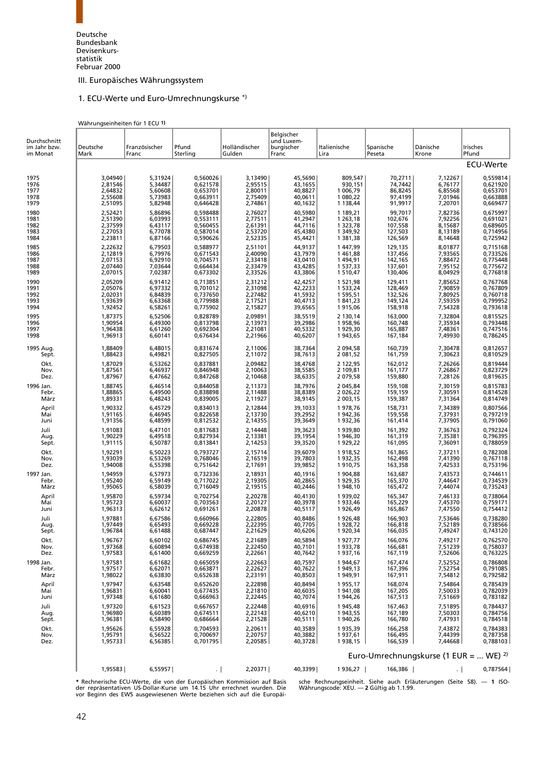Deutsche Bundesbank
Devisenkursstatistik
Februar 2000

## III. Europäisches Währungssystem

### 1. ECU-Werte und Euro-Umrechnungskurse *)

Währungseinheiten für 1 ECU 1)

| Durchschnitt im Jahr bzw. im Monat | Deutsche Mark | Französischer Franc | Pfund Sterling | Holländischer Gulden | Belgischer und Luxemburgischer Franc | Italienische Lira | Spanische Peseta | Dänische Krone | Irisches Pfund |
|---|---|---|---|---|---|---|---|---|---|
| | ECU-Werte | | | | | | | | |
| 1975 | 3,04940 | 5,31924 | 0,560026 | 3,13490 | 45,5690 | 809,547 | 70,2711 | 7,12267 | 0,559814 |
| 1976 | 2,81546 | 5,34487 | 0,621578 | 2,95515 | 43,1655 | 930,151 | 74,7442 | 6,76177 | 0,621920 |
| 1977 | 2,64832 | 5,60608 | 0,653701 | 2,80011 | 40,8827 | 1 006,79 | 86,8245 | 6,85568 | 0,653701 |
| 1978 | 2,55608 | 5,73983 | 0,663911 | 2,75409 | 40,0611 | 1 080,22 | 97,4199 | 7,01946 | 0,663888 |
| 1979 | 2,51095 | 5,82948 | 0,646428 | 2,74861 | 40,1632 | 1 138,44 | 91,9917 | 7,20701 | 0,669477 |
| 1980 | 2,52421 | 5,86896 | 0,598488 | 2,76027 | 40,5980 | 1 189,21 | 99,7017 | 7,82736 | 0,675997 |
| 1981 | 2,51390 | 6,03993 | 0,553111 | 2,77511 | 41,2947 | 1 263,18 | 102,676 | 7,92256 | 0,691021 |
| 1982 | 2,37599 | 6,43117 | 0,560455 | 2,61391 | 44,7116 | 1 323,78 | 107,558 | 8,15687 | 0,689605 |
| 1983 | 2,27053 | 6,77078 | 0,587014 | 2,53720 | 45,4380 | 1 349,92 | 127,503 | 8,13189 | 0,714956 |
| 1984 | 2,23811 | 6,87166 | 0,590626 | 2,52335 | 45,4421 | 1 381,38 | 126,569 | 8,14648 | 0,725942 |
| 1985 | 2,22632 | 6,79503 | 0,588977 | 2,51101 | 44,9137 | 1 447,99 | 129,135 | 8,01877 | 0,715168 |
| 1986 | 2,12819 | 6,79976 | 0,671543 | 2,40090 | 43,7979 | 1 461,88 | 137,456 | 7,93565 | 0,733526 |
| 1987 | 2,07153 | 6,92910 | 0,704571 | 2,33418 | 43,0410 | 1 494,91 | 142,165 | 7,88472 | 0,775448 |
| 1988 | 2,07440 | 7,03644 | 0,664434 | 2,33479 | 43,4285 | 1 537,33 | 137,601 | 7,95152 | 0,775672 |
| 1989 | 2,07015 | 7,02387 | 0,673302 | 2,33526 | 43,3806 | 1 510,47 | 130,406 | 8,04929 | 0,776818 |
| 1990 | 2,05209 | 6,91412 | 0,713851 | 2,31212 | 42,4257 | 1 521,98 | 129,411 | 7,85652 | 0,767768 |
| 1991 | 2,05076 | 6,97332 | 0,701012 | 2,31098 | 42,2233 | 1 533,24 | 128,469 | 7,90859 | 0,767809 |
| 1992 | 2,02031 | 6,84839 | 0,737650 | 2,27482 | 41,5932 | 1 595,51 | 132,526 | 7,80925 | 0,760718 |
| 1993 | 1,93639 | 6,63368 | 0,779988 | 2,17521 | 40,4713 | 1 841,23 | 149,124 | 7,59359 | 0,799952 |
| 1994 | 1,92452 | 6,58261 | 0,775902 | 2,15827 | 39,6565 | 1 915,06 | 158,918 | 7,54328 | 0,793618 |
| 1995 | 1,87375 | 6,52506 | 0,828789 | 2,09891 | 38,5519 | 2 130,14 | 163,000 | 7,32804 | 0,815525 |
| 1996 | 1,90954 | 6,49300 | 0,813798 | 2,13973 | 39,2986 | 1 958,96 | 160,748 | 7,35934 | 0,793448 |
| 1997 | 1,96438 | 6,61260 | 0,692304 | 2,21081 | 40,5332 | 1 929,30 | 165,887 | 7,48361 | 0,747516 |
| 1998 | 1,96913 | 6,60141 | 0,676434 | 2,21966 | 40,6207 | 1 943,65 | 167,184 | 7,49930 | 0,786245 |
| 1995 Aug. | 1,88409 | 6,48015 | 0,831674 | 2,11006 | 38,7364 | 2 094,58 | 160,739 | 7,30478 | 0,812657 |
| Sept. | 1,88423 | 6,49821 | 0,827505 | 2,11072 | 38,7613 | 2 081,52 | 161,759 | 7,30623 | 0,810529 |
| Okt. | 1,87029 | 6,53262 | 0,837881 | 2,09482 | 38,4768 | 2 122,95 | 162,012 | 7,26266 | 0,819444 |
| Nov. | 1,87561 | 6,46937 | 0,846948 | 2,10063 | 38,5585 | 2 109,81 | 161,177 | 7,26867 | 0,823729 |
| Dez. | 1,87967 | 6,47662 | 0,847268 | 2,10468 | 38,6335 | 2 079,58 | 159,880 | 7,28126 | 0,819635 |
| 1996 Jan. | 1,88745 | 6,46514 | 0,844058 | 2,11373 | 38,7976 | 2 045,84 | 159,108 | 7,30159 | 0,815783 |
| Febr. | 1,88865 | 6,49500 | 0,838898 | 2,11488 | 38,8389 | 2 026,22 | 159,159 | 7,30591 | 0,814528 |
| März | 1,89331 | 6,48243 | 0,839005 | 2,11927 | 38,9145 | 2 003,15 | 159,387 | 7,31364 | 0,814749 |
| April | 1,90332 | 6,45729 | 0,834013 | 2,12844 | 39,1033 | 1 978,76 | 158,731 | 7,34389 | 0,807566 |
| Mai | 1,91165 | 6,46945 | 0,822658 | 2,13730 | 39,2952 | 1 942,36 | 159,558 | 7,37931 | 0,797219 |
| Juni | 1,91356 | 6,48599 | 0,812532 | 2,14355 | 39,3649 | 1 932,36 | 161,414 | 7,37905 | 0,791060 |
| Juli | 1,91083 | 6,47101 | 0,817683 | 2,14448 | 39,3623 | 1 939,80 | 161,392 | 7,36763 | 0,792324 |
| Aug. | 1,90229 | 6,49518 | 0,827934 | 2,13381 | 39,1954 | 1 946,30 | 161,319 | 7,35381 | 0,796395 |
| Sept. | 1,91115 | 6,50787 | 0,813841 | 2,14253 | 39,3520 | 1 929,22 | 161,095 | 7,36091 | 0,788059 |
| Okt. | 1,92291 | 6,50223 | 0,793727 | 2,15714 | 39,6079 | 1 918,52 | 161,865 | 7,37211 | 0,782308 |
| Nov. | 1,93039 | 6,53269 | 0,768046 | 2,16519 | 39,7803 | 1 932,35 | 162,498 | 7,41390 | 0,767118 |
| Dez. | 1,94008 | 6,55398 | 0,751642 | 2,17691 | 39,9852 | 1 910,75 | 163,358 | 7,42533 | 0,753196 |
| 1997 Jan. | 1,94959 | 6,57973 | 0,732336 | 2,18931 | 40,1916 | 1 904,88 | 163,687 | 7,43573 | 0,744611 |
| Febr. | 1,95240 | 6,59149 | 0,717022 | 2,19305 | 40,2865 | 1 929,35 | 165,370 | 7,44647 | 0,734539 |
| März | 1,95065 | 6,58039 | 0,716049 | 2,19515 | 40,2446 | 1 948,10 | 165,472 | 7,44074 | 0,735243 |
| April | 1,95870 | 6,59734 | 0,702754 | 2,20278 | 40,4130 | 1 939,02 | 165,347 | 7,46133 | 0,738064 |
| Mai | 1,95723 | 6,60037 | 0,703563 | 2,20127 | 40,3978 | 1 933,46 | 165,229 | 7,45370 | 0,759171 |
| Juni | 1,96313 | 6,62612 | 0,691261 | 2,20878 | 40,5117 | 1 926,49 | 165,867 | 7,47550 | 0,754412 |
| Juli | 1,97881 | 6,67586 | 0,660966 | 2,22805 | 40,8486 | 1 926,48 | 166,903 | 7,53646 | 0,738280 |
| Aug. | 1,97449 | 6,65493 | 0,669228 | 2,22395 | 40,7705 | 1 928,72 | 166,818 | 7,52189 | 0,738566 |
| Sept. | 1,96784 | 6,61488 | 0,687447 | 2,21629 | 40,6206 | 1 920,34 | 166,035 | 7,49247 | 0,743120 |
| Okt. | 1,96767 | 6,60102 | 0,686745 | 2,21689 | 40,5894 | 1 927,77 | 166,076 | 7,49217 | 0,762570 |
| Nov. | 1,97368 | 6,60894 | 0,674938 | 2,22450 | 40,7101 | 1 933,78 | 166,681 | 7,51239 | 0,758037 |
| Dez. | 1,97583 | 6,61400 | 0,669259 | 2,22661 | 40,7642 | 1 937,16 | 167,119 | 7,52606 | 0,763225 |
| 1998 Jan. | 1,97581 | 6,61682 | 0,665059 | 2,22663 | 40,7597 | 1 944,67 | 167,474 | 7,52552 | 0,786808 |
| Febr. | 1,97517 | 6,62071 | 0,663871 | 2,22627 | 40,7622 | 1 949,13 | 167,396 | 7,52754 | 0,791085 |
| März | 1,98022 | 6,63830 | 0,652638 | 2,23191 | 40,8503 | 1 949,91 | 167,911 | 7,54812 | 0,792582 |
| April | 1,97947 | 6,63548 | 0,652620 | 2,22898 | 40,8494 | 1 955,17 | 168,074 | 7,54864 | 0,785439 |
| Mai | 1,96831 | 6,60041 | 0,677435 | 2,21810 | 40,6035 | 1 941,08 | 167,205 | 7,50033 | 0,782039 |
| Juni | 1,97348 | 6,61680 | 0,666963 | 2,22445 | 40,7074 | 1 944,26 | 167,513 | 7,51669 | 0,783182 |
| Juli | 1,97320 | 6,61523 | 0,667657 | 2,22448 | 40,6916 | 1 945,48 | 167,463 | 7,51895 | 0,784437 |
| Aug. | 1,96980 | 6,60389 | 0,674511 | 2,22143 | 40,6210 | 1 943,55 | 167,189 | 7,50303 | 0,784756 |
| Sept. | 1,96381 | 6,58490 | 0,686664 | 2,21528 | 40,5111 | 1 940,26 | 166,780 | 7,47931 | 0,784518 |
| Okt. | 1,95626 | 6,55928 | 0,704593 | 2,20611 | 40,3589 | 1 935,39 | 166,258 | 7,43872 | 0,784383 |
| Nov. | 1,95791 | 6,56522 | 0,700697 | 2,20757 | 40,3882 | 1 937,61 | 166,495 | 7,44399 | 0,787358 |
| Dez. | 1,95733 | 6,56385 | 0,701795 | 2,20585 | 40,3728 | 1 938,15 | 166,539 | 7,44668 | 0,788103 |
| | Euro-Umrechnungskurse (1 EUR = ... WE) 2) | | | | | | | | |
| | 1,95583 | 6,55957 | . | 2,20371 | 40,3399 | 1 936,27 | 166,386 | . | 0,787564 |

* Rechnerische ECU-Werte, die von der Europäischen Kommission auf Basis der repräsentativen US-Dollar-Kurse um 14.15 Uhr errechnet wurden. Die vor Beginn des EWS ausgewiesenen Werte beziehen sich auf die Europäische Rechnungseinheit. Siehe auch Erläuterungen (Seite 58). — 1 ISO-Währungscode: XEU. — 2 Gültig ab 1.1.99.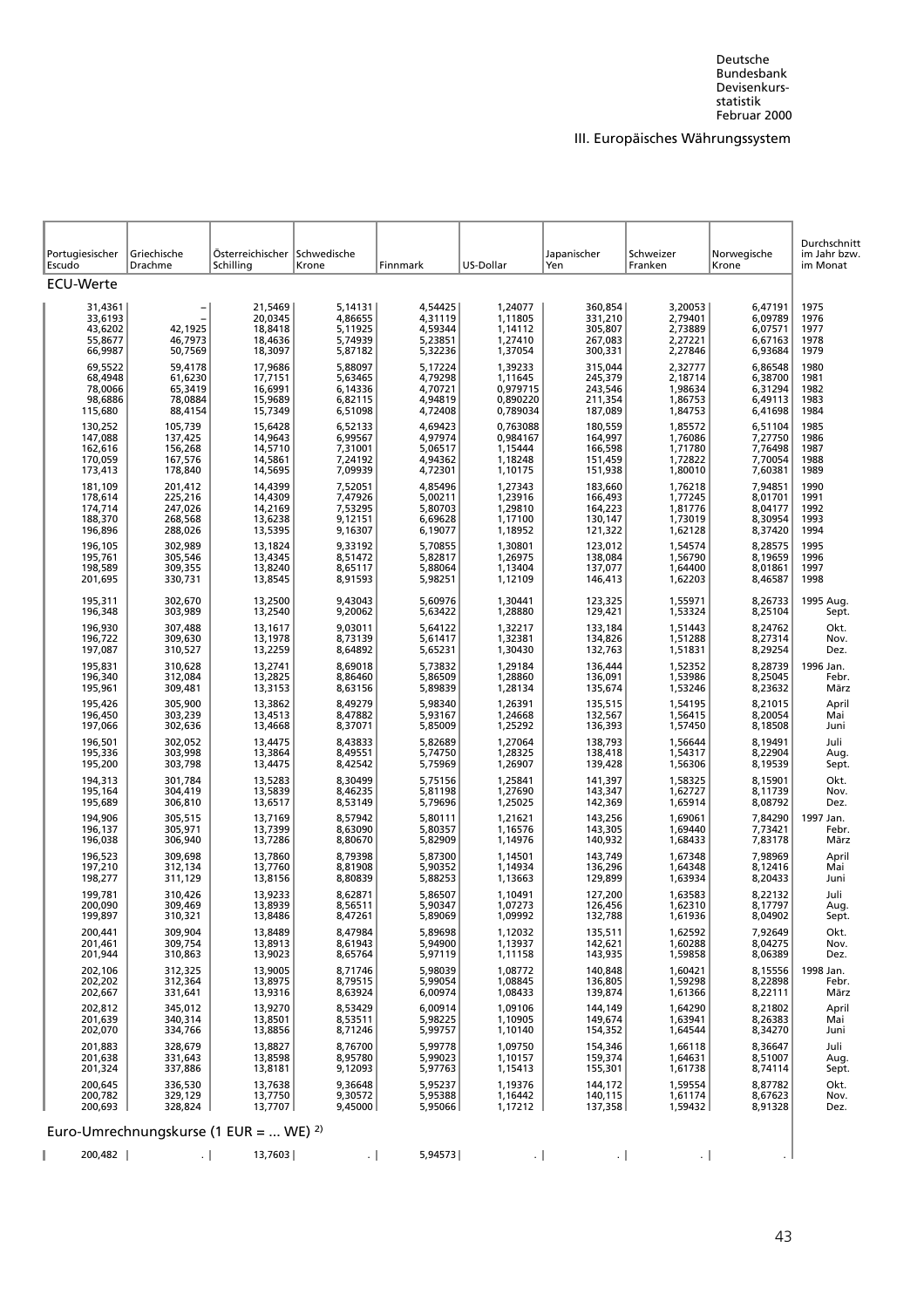## III. Europäisches Währungssystem

| Portugiesischer Escudo | Griechische Drachme | Österreichischer Schilling | Schwedische Krone | Finnmark | US-Dollar | Japanischer Yen | Schweizer Franken | Norwegische Krone | Durchschnitt im Jahr bzw. im Monat |
|---|---|---|---|---|---|---|---|---|---|
| **ECU-Werte** | | | | | | | | | |
| 31,4361 | – | 21,5469 | 5,14131 | 4,54425 | 1,24077 | 360,854 | 3,20053 | 6,47191 | 1975 |
| 33,6193 | – | 20,0345 | 4,86655 | 4,31119 | 1,11805 | 331,210 | 2,79401 | 6,09789 | 1976 |
| 43,6202 | 42,1925 | 18,8418 | 5,11925 | 4,59344 | 1,14112 | 305,807 | 2,73889 | 6,07571 | 1977 |
| 55,8677 | 46,7973 | 18,4636 | 5,74939 | 5,23851 | 1,27410 | 267,083 | 2,27221 | 6,67163 | 1978 |
| 66,9987 | 50,7569 | 18,3097 | 5,87182 | 5,32236 | 1,37054 | 300,331 | 2,27846 | 6,93684 | 1979 |
| 69,5522 | 59,4178 | 17,9686 | 5,88097 | 5,17224 | 1,39233 | 315,044 | 2,32777 | 6,86548 | 1980 |
| 68,4948 | 61,6230 | 17,7151 | 5,63465 | 4,79298 | 1,11645 | 245,379 | 2,18714 | 6,38700 | 1981 |
| 78,0066 | 65,3419 | 16,6991 | 6,14336 | 4,70721 | 0,979715 | 243,546 | 1,98634 | 6,31294 | 1982 |
| 98,6886 | 78,0884 | 15,9689 | 6,82115 | 4,94819 | 0,890220 | 211,354 | 1,86753 | 6,49113 | 1983 |
| 115,680 | 88,4154 | 15,7349 | 6,51098 | 4,72408 | 0,789034 | 187,089 | 1,84753 | 6,41698 | 1984 |
| 130,252 | 105,739 | 15,6428 | 6,52133 | 4,69423 | 0,763088 | 180,559 | 1,85572 | 6,51104 | 1985 |
| 147,088 | 137,425 | 14,9643 | 6,99567 | 4,97974 | 0,984167 | 164,997 | 1,76086 | 7,27750 | 1986 |
| 162,616 | 156,268 | 14,5710 | 7,31001 | 5,06517 | 1,15444 | 166,598 | 1,71780 | 7,76498 | 1987 |
| 170,059 | 167,576 | 14,5861 | 7,24192 | 4,94362 | 1,18248 | 151,459 | 1,72822 | 7,70054 | 1988 |
| 173,413 | 178,840 | 14,5695 | 7,09939 | 4,72301 | 1,10175 | 151,938 | 1,80010 | 7,60381 | 1989 |
| 181,109 | 201,412 | 14,4399 | 7,52051 | 4,85496 | 1,27343 | 183,660 | 1,76218 | 7,94851 | 1990 |
| 178,614 | 225,216 | 14,4309 | 7,47926 | 5,00211 | 1,23916 | 166,493 | 1,77245 | 8,01701 | 1991 |
| 174,714 | 247,026 | 14,2169 | 7,53295 | 5,80703 | 1,29810 | 164,223 | 1,81776 | 8,04177 | 1992 |
| 188,370 | 268,568 | 13,6238 | 9,12151 | 6,69628 | 1,17100 | 130,147 | 1,73019 | 8,30954 | 1993 |
| 196,896 | 288,026 | 13,5395 | 9,16307 | 6,19077 | 1,18952 | 121,322 | 1,62128 | 8,37420 | 1994 |
| 196,105 | 302,989 | 13,1824 | 9,33192 | 5,70855 | 1,30801 | 123,012 | 1,54574 | 8,28575 | 1995 |
| 195,761 | 305,546 | 13,4345 | 8,51472 | 5,82817 | 1,26975 | 138,084 | 1,56790 | 8,19659 | 1996 |
| 198,589 | 309,355 | 13,8240 | 8,65117 | 5,88064 | 1,13404 | 137,077 | 1,64400 | 8,01861 | 1997 |
| 201,695 | 330,731 | 13,8545 | 8,91593 | 5,98251 | 1,12109 | 146,413 | 1,62203 | 8,46587 | 1998 |
| 195,311 | 302,670 | 13,2500 | 9,43043 | 5,60976 | 1,30441 | 123,325 | 1,55971 | 8,26733 | 1995 Aug. |
| 196,348 | 303,989 | 13,2540 | 9,20062 | 5,63422 | 1,28880 | 129,421 | 1,53324 | 8,25104 | Sept. |
| 196,930 | 307,488 | 13,1617 | 9,03011 | 5,64122 | 1,32217 | 133,184 | 1,51443 | 8,24762 | Okt. |
| 196,722 | 309,630 | 13,1978 | 8,73139 | 5,61417 | 1,32381 | 134,826 | 1,51288 | 8,27314 | Nov. |
| 197,087 | 310,527 | 13,2259 | 8,64892 | 5,65231 | 1,30430 | 132,763 | 1,51831 | 8,29254 | Dez. |
| 195,831 | 310,628 | 13,2741 | 8,69018 | 5,73832 | 1,29184 | 136,444 | 1,52352 | 8,28739 | 1996 Jan. |
| 196,340 | 312,084 | 13,2825 | 8,86460 | 5,86509 | 1,28860 | 136,091 | 1,53986 | 8,25045 | Febr. |
| 195,961 | 309,481 | 13,3153 | 8,63156 | 5,89839 | 1,28134 | 135,674 | 1,53246 | 8,23632 | März |
| 195,426 | 305,900 | 13,3862 | 8,49279 | 5,98340 | 1,26391 | 135,515 | 1,54195 | 8,21015 | April |
| 196,450 | 303,239 | 13,4513 | 8,47882 | 5,93167 | 1,24668 | 132,567 | 1,56415 | 8,20054 | Mai |
| 197,066 | 302,636 | 13,4668 | 8,37071 | 5,85009 | 1,25292 | 136,393 | 1,57450 | 8,18508 | Juni |
| 196,501 | 302,052 | 13,4475 | 8,43833 | 5,82689 | 1,27064 | 138,793 | 1,56644 | 8,19491 | Juli |
| 195,336 | 303,998 | 13,3864 | 8,49551 | 5,74750 | 1,28325 | 138,418 | 1,54317 | 8,22904 | Aug. |
| 195,200 | 303,798 | 13,4475 | 8,42542 | 5,75969 | 1,26907 | 139,428 | 1,56306 | 8,19539 | Sept. |
| 194,313 | 301,784 | 13,5283 | 8,30499 | 5,75156 | 1,25841 | 141,397 | 1,58325 | 8,15901 | Okt. |
| 195,164 | 304,419 | 13,5839 | 8,46235 | 5,81198 | 1,27690 | 143,347 | 1,62727 | 8,11739 | Nov. |
| 195,689 | 306,810 | 13,6517 | 8,53149 | 5,79696 | 1,25025 | 142,369 | 1,65914 | 8,08792 | Dez. |
| 194,906 | 305,515 | 13,7169 | 8,57942 | 5,80111 | 1,21621 | 143,256 | 1,69061 | 7,84290 | 1997 Jan. |
| 196,137 | 305,971 | 13,7399 | 8,63090 | 5,80357 | 1,16576 | 143,305 | 1,69440 | 7,73421 | Febr. |
| 196,038 | 306,940 | 13,7286 | 8,80670 | 5,82909 | 1,14976 | 140,932 | 1,68433 | 7,83178 | März |
| 196,523 | 309,698 | 13,7860 | 8,79398 | 5,87300 | 1,14501 | 143,749 | 1,67348 | 7,98969 | April |
| 197,210 | 312,134 | 13,7760 | 8,81908 | 5,90352 | 1,14934 | 136,296 | 1,64348 | 8,12416 | Mai |
| 198,277 | 311,129 | 13,8156 | 8,80839 | 5,88253 | 1,13663 | 129,899 | 1,63934 | 8,20433 | Juni |
| 199,781 | 310,426 | 13,9233 | 8,62871 | 5,86507 | 1,10491 | 127,200 | 1,63583 | 8,22132 | Juli |
| 200,090 | 309,469 | 13,8939 | 8,56511 | 5,90347 | 1,07273 | 126,456 | 1,62310 | 8,17797 | Aug. |
| 199,897 | 310,321 | 13,8486 | 8,47261 | 5,89069 | 1,09992 | 132,788 | 1,61936 | 8,04902 | Sept. |
| 200,441 | 309,904 | 13,8489 | 8,47984 | 5,89698 | 1,12032 | 135,511 | 1,62592 | 7,92649 | Okt. |
| 201,461 | 309,754 | 13,8913 | 8,61943 | 5,94900 | 1,13937 | 142,621 | 1,60288 | 8,04275 | Nov. |
| 201,944 | 310,863 | 13,9023 | 8,65764 | 5,97119 | 1,11158 | 143,935 | 1,59858 | 8,06389 | Dez. |
| 202,106 | 312,325 | 13,9005 | 8,71746 | 5,98039 | 1,08772 | 140,848 | 1,60421 | 8,15556 | 1998 Jan. |
| 202,202 | 312,364 | 13,8975 | 8,79515 | 5,99054 | 1,08845 | 136,805 | 1,59298 | 8,22898 | Febr. |
| 202,667 | 331,641 | 13,9316 | 8,63924 | 6,00974 | 1,08433 | 139,874 | 1,61366 | 8,22111 | März |
| 202,812 | 345,012 | 13,9270 | 8,53429 | 6,00914 | 1,09106 | 144,149 | 1,64290 | 8,21802 | April |
| 201,639 | 340,314 | 13,8501 | 8,53511 | 5,98225 | 1,10905 | 149,674 | 1,63941 | 8,26383 | Mai |
| 202,070 | 334,766 | 13,8856 | 8,71246 | 5,99757 | 1,10140 | 154,352 | 1,64544 | 8,34270 | Juni |
| 201,883 | 328,679 | 13,8827 | 8,76700 | 5,99778 | 1,09750 | 154,346 | 1,66118 | 8,36647 | Juli |
| 201,638 | 331,643 | 13,8598 | 8,95780 | 5,99023 | 1,10157 | 159,374 | 1,64631 | 8,51007 | Aug. |
| 201,324 | 337,886 | 13,8181 | 9,12093 | 5,97763 | 1,15413 | 155,301 | 1,61738 | 8,74114 | Sept. |
| 200,645 | 336,530 | 13,7638 | 9,36648 | 5,95237 | 1,19376 | 144,172 | 1,59554 | 8,87782 | Okt. |
| 200,782 | 329,129 | 13,7750 | 9,30572 | 5,95388 | 1,16442 | 140,115 | 1,61174 | 8,67623 | Nov. |
| 200,693 | 328,824 | 13,7707 | 9,45000 | 5,95066 | 1,17212 | 137,358 | 1,59432 | 8,91328 | Dez. |
| **Euro-Umrechnungskurse (1 EUR = ... WE) 2)** | | | | | | | | | |
| 200,482 | . | 13,7603 | . | 5,94573 | . | . | . | . | |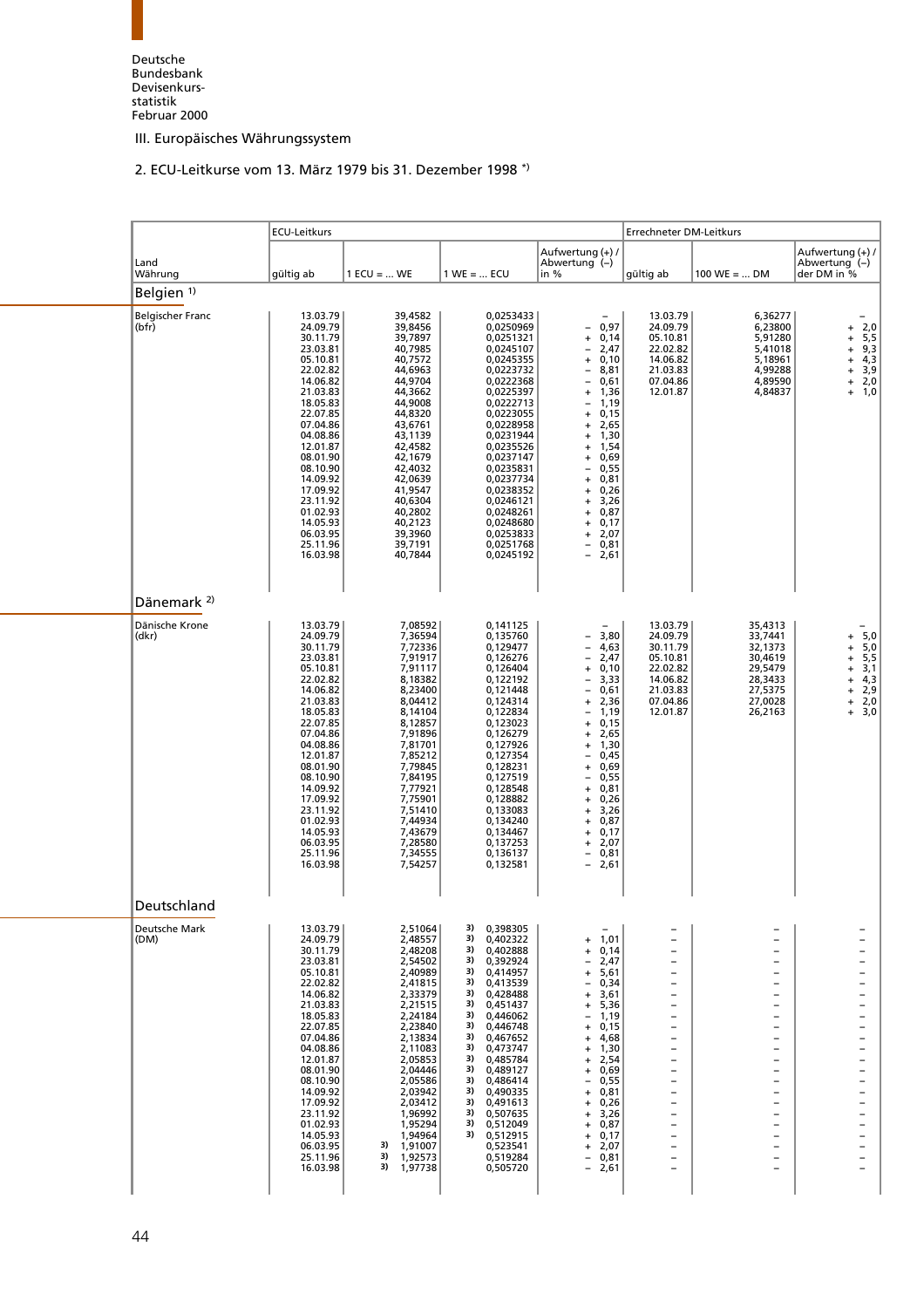Deutsche Bundesbank
Devisenkursstatistik
Februar 2000

III. Europäisches Währungssystem

2. ECU-Leitkurse vom 13. März 1979 bis 31. Dezember 1998 *)

| Land Währung | ECU-Leitkurs gültig ab | 1 ECU = ... WE | 1 WE = ... ECU | Aufwertung (+) / Abwertung (–) in % | Errechneter DM-Leitkurs gültig ab | 100 WE = ... DM | Aufwertung (+) / Abwertung (–) der DM in % |
|---|---|---|---|---|---|---|---|
| **Belgien** [1] | | | | | | | |
| Belgischer Franc (bfr) | 13.03.79 | 39,4582 | 0,0253433 | – | 13.03.79 | 6,36277 | – |
| | 24.09.79 | 39,8456 | 0,0250969 | – 0,97 | 24.09.79 | 6,23800 | + 2,0 |
| | 30.11.79 | 39,7897 | 0,0251321 | + 0,14 | 05.10.81 | 5,91280 | + 5,5 |
| | 23.03.81 | 40,7985 | 0,0245107 | – 2,47 | 22.02.82 | 5,41018 | + 9,3 |
| | 05.10.81 | 40,7572 | 0,0245355 | + 0,10 | 14.06.82 | 5,18961 | + 4,3 |
| | 22.02.82 | 44,6963 | 0,0223732 | – 8,81 | 21.03.83 | 4,99288 | + 3,9 |
| | 14.06.82 | 44,9704 | 0,0222368 | – 0,61 | 07.04.86 | 4,89590 | + 2,0 |
| | 21.03.83 | 44,3662 | 0,0225397 | + 1,36 | 12.01.87 | 4,84837 | + 1,0 |
| | 18.05.83 | 44,9008 | 0,0222713 | – 1,19 | | | |
| | 22.07.85 | 44,8320 | 0,0223055 | + 0,15 | | | |
| | 07.04.86 | 43,6761 | 0,0228958 | + 2,65 | | | |
| | 04.08.86 | 43,1139 | 0,0231944 | + 1,30 | | | |
| | 12.01.87 | 42,4582 | 0,0235526 | + 1,54 | | | |
| | 08.01.90 | 42,1679 | 0,0237147 | + 0,69 | | | |
| | 08.10.90 | 42,4032 | 0,0235831 | – 0,55 | | | |
| | 14.09.92 | 42,0639 | 0,0237734 | + 0,81 | | | |
| | 17.09.92 | 41,9547 | 0,0238352 | + 0,26 | | | |
| | 23.11.92 | 40,6304 | 0,0246121 | + 3,26 | | | |
| | 01.02.93 | 40,2802 | 0,0248261 | + 0,87 | | | |
| | 14.05.93 | 40,2123 | 0,0248680 | + 0,17 | | | |
| | 06.03.95 | 39,3960 | 0,0253833 | + 2,07 | | | |
| | 25.11.96 | 39,7191 | 0,0251768 | – 0,81 | | | |
| | 16.03.98 | 40,7844 | 0,0245192 | – 2,61 | | | |
| **Dänemark** [2] | | | | | | | |
| Dänische Krone (dkr) | 13.03.79 | 7,08592 | 0,141125 | – | 13.03.79 | 35,4313 | – |
| | 24.09.79 | 7,36594 | 0,135760 | – 3,80 | 24.09.79 | 33,7441 | + 5,0 |
| | 30.11.79 | 7,72336 | 0,129477 | – 4,63 | 30.11.79 | 32,1373 | + 5,0 |
| | 23.03.81 | 7,91917 | 0,126276 | – 2,47 | 05.10.81 | 30,4619 | + 5,5 |
| | 05.10.81 | 7,91117 | 0,126404 | + 0,10 | 22.02.82 | 29,5479 | + 3,1 |
| | 22.02.82 | 8,18382 | 0,122192 | – 3,33 | 14.06.82 | 28,3433 | + 4,3 |
| | 14.06.82 | 8,23400 | 0,121448 | – 0,61 | 21.03.83 | 27,5375 | + 2,9 |
| | 21.03.83 | 8,04412 | 0,124314 | + 2,36 | 07.04.86 | 27,0028 | + 2,0 |
| | 18.05.83 | 8,14104 | 0,122834 | – 1,19 | 12.01.87 | 26,2163 | + 3,0 |
| | 22.07.85 | 8,12857 | 0,123023 | + 0,15 | | | |
| | 07.04.86 | 7,91896 | 0,126279 | + 2,65 | | | |
| | 04.08.86 | 7,81701 | 0,127926 | + 1,30 | | | |
| | 12.01.87 | 7,85212 | 0,127354 | – 0,45 | | | |
| | 08.01.90 | 7,79845 | 0,128231 | + 0,69 | | | |
| | 08.10.90 | 7,84195 | 0,127519 | – 0,55 | | | |
| | 14.09.92 | 7,77921 | 0,128548 | + 0,81 | | | |
| | 17.09.92 | 7,75901 | 0,128882 | + 0,26 | | | |
| | 23.11.92 | 7,51410 | 0,133083 | + 3,26 | | | |
| | 01.02.93 | 7,44934 | 0,134240 | + 0,87 | | | |
| | 14.05.93 | 7,43679 | 0,134467 | + 0,17 | | | |
| | 06.03.95 | 7,28580 | 0,137253 | + 2,07 | | | |
| | 25.11.96 | 7,34555 | 0,136137 | – 0,81 | | | |
| | 16.03.98 | 7,54257 | 0,132581 | – 2,61 | | | |
| **Deutschland** | | | | | | | |
| Deutsche Mark (DM) | 13.03.79 | 2,51064 | 3) 0,398305 | – | – | – | – |
| | 24.09.79 | 2,48557 | 3) 0,402322 | + 1,01 | – | – | – |
| | 30.11.79 | 2,48208 | 3) 0,402888 | + 0,14 | – | – | – |
| | 23.03.81 | 2,54502 | 3) 0,392924 | – 2,47 | – | – | – |
| | 05.10.81 | 2,40989 | 3) 0,414957 | + 5,61 | – | – | – |
| | 22.02.82 | 2,41815 | 3) 0,413539 | – 0,34 | – | – | – |
| | 14.06.82 | 2,33379 | 3) 0,428488 | + 3,61 | – | – | – |
| | 21.03.83 | 2,21515 | 3) 0,451437 | + 5,36 | – | – | – |
| | 18.05.83 | 2,24184 | 3) 0,446062 | – 1,19 | – | – | – |
| | 22.07.85 | 2,23840 | 3) 0,446748 | + 0,15 | – | – | – |
| | 07.04.86 | 2,13834 | 3) 0,467652 | + 4,68 | – | – | – |
| | 04.08.86 | 2,11083 | 3) 0,473747 | + 1,30 | – | – | – |
| | 12.01.87 | 2,05853 | 3) 0,485784 | + 2,54 | – | – | – |
| | 08.01.90 | 2,04446 | 3) 0,489127 | + 0,69 | – | – | – |
| | 08.10.90 | 2,05586 | 3) 0,486414 | – 0,55 | – | – | – |
| | 14.09.92 | 2,03942 | 3) 0,490335 | + 0,81 | – | – | – |
| | 17.09.92 | 2,03412 | 3) 0,491613 | + 0,26 | – | – | – |
| | 23.11.92 | 1,96992 | 3) 0,507635 | + 3,26 | – | – | – |
| | 01.02.93 | 1,95294 | 3) 0,512049 | + 0,87 | – | – | – |
| | 14.05.93 | 1,94964 | 3) 0,512915 | + 0,17 | – | – | – |
| | 06.03.95 | 3) 1,91007 | 0,523541 | + 2,07 | – | – | – |
| | 25.11.96 | 3) 1,92573 | 0,519284 | – 0,81 | – | – | – |
| | 16.03.98 | 3) 1,97738 | 0,505720 | – 2,61 | – | – | – |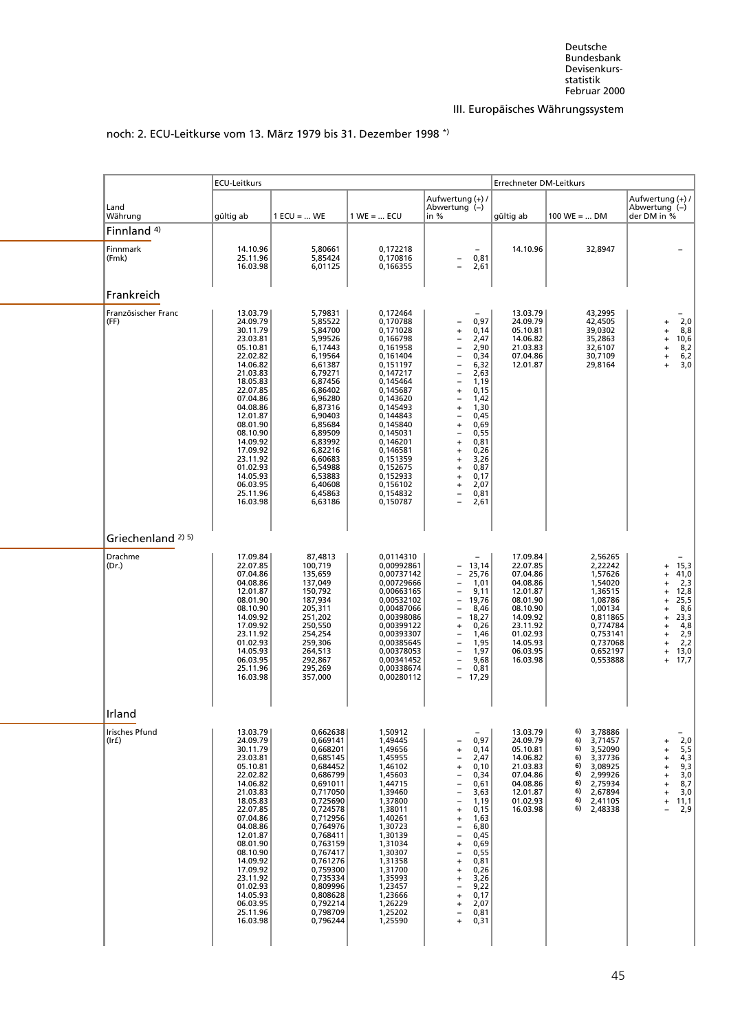III. Europäisches Währungssystem

noch: 2. ECU-Leitkurse vom 13. März 1979 bis 31. Dezember 1998 *)

| Land Währung | ECU-Leitkurs gültig ab | 1 ECU = ... WE | 1 WE = ... ECU | Aufwertung (+) / Abwertung (–) in % | Errechneter DM-Leitkurs gültig ab | 100 WE = ... DM | Aufwertung (+) / Abwertung (–) der DM in % |
|---|---|---|---|---|---|---|---|
| **Finnland** [4] | | | | | | | |
| Finnmark (Fmk) | 14.10.96 | 5,80661 | 0,172218 | – | 14.10.96 | 32,8947 | – |
| | 25.11.96 | 5,85424 | 0,170816 | – 0,81 | | | |
| | 16.03.98 | 6,01125 | 0,166355 | – 2,61 | | | |
| **Frankreich** | | | | | | | |
| Französischer Franc (FF) | 13.03.79 | 5,79831 | 0,172464 | – | 13.03.79 | 43,2995 | – |
| | 24.09.79 | 5,85522 | 0,170788 | – 0,97 | 24.09.79 | 42,4505 | + 2,0 |
| | 30.11.79 | 5,84700 | 0,171028 | + 0,14 | 05.10.81 | 39,0302 | + 8,8 |
| | 23.03.81 | 5,99526 | 0,166798 | – 2,47 | 14.06.82 | 35,2863 | + 10,6 |
| | 05.10.81 | 6,17443 | 0,161958 | – 2,90 | 21.03.83 | 32,6107 | + 8,2 |
| | 22.02.82 | 6,19564 | 0,161404 | – 0,34 | 07.04.86 | 30,7109 | + 6,2 |
| | 14.06.82 | 6,61387 | 0,151197 | – 6,32 | 12.01.87 | 29,8164 | + 3,0 |
| | 21.03.83 | 6,79271 | 0,147217 | – 2,63 | | | |
| | 18.05.83 | 6,87456 | 0,145464 | – 1,19 | | | |
| | 22.07.85 | 6,86402 | 0,145687 | + 0,15 | | | |
| | 07.04.86 | 6,96280 | 0,143620 | – 1,42 | | | |
| | 04.08.86 | 6,87316 | 0,145493 | + 1,30 | | | |
| | 12.01.87 | 6,90403 | 0,144843 | – 0,45 | | | |
| | 08.01.90 | 6,85684 | 0,145840 | + 0,69 | | | |
| | 08.10.90 | 6,89509 | 0,145031 | – 0,55 | | | |
| | 14.09.92 | 6,83992 | 0,146201 | + 0,81 | | | |
| | 17.09.92 | 6,82216 | 0,146581 | + 0,26 | | | |
| | 23.11.92 | 6,60683 | 0,151359 | + 3,26 | | | |
| | 01.02.93 | 6,54988 | 0,152675 | + 0,87 | | | |
| | 14.05.93 | 6,53883 | 0,152933 | + 0,17 | | | |
| | 06.03.95 | 6,40608 | 0,156102 | + 2,07 | | | |
| | 25.11.96 | 6,45863 | 0,154832 | – 0,81 | | | |
| | 16.03.98 | 6,63186 | 0,150787 | – 2,61 | | | |
| **Griechenland** [2) 5)] | | | | | | | |
| Drachme (Dr.) | 17.09.84 | 87,4813 | 0,0114310 | – | 17.09.84 | 2,56265 | – |
| | 22.07.85 | 100,719 | 0,00992861 | – 13,14 | 22.07.85 | 2,22242 | + 15,3 |
| | 07.04.86 | 135,659 | 0,00737142 | – 25,76 | 07.04.86 | 1,57626 | + 41,0 |
| | 04.08.86 | 137,049 | 0,00729666 | – 1,01 | 04.08.86 | 1,54020 | + 2,3 |
| | 12.01.87 | 150,792 | 0,00663165 | – 9,11 | 12.01.87 | 1,36515 | + 12,8 |
| | 08.01.90 | 187,934 | 0,00532102 | – 19,76 | 08.01.90 | 1,08786 | + 25,5 |
| | 08.10.90 | 205,311 | 0,00487066 | – 8,46 | 08.10.90 | 1,00134 | + 8,6 |
| | 14.09.92 | 251,202 | 0,00398086 | – 18,27 | 14.09.92 | 0,811865 | + 23,3 |
| | 17.09.92 | 250,550 | 0,00399122 | + 0,26 | 23.11.92 | 0,774784 | + 4,8 |
| | 23.11.92 | 254,254 | 0,00393307 | – 1,46 | 01.02.93 | 0,753141 | + 2,9 |
| | 01.02.93 | 259,306 | 0,00385645 | – 1,95 | 14.05.93 | 0,737068 | + 2,2 |
| | 14.05.93 | 264,513 | 0,00378053 | – 1,97 | 06.03.95 | 0,652197 | + 13,0 |
| | 06.03.95 | 292,867 | 0,00341452 | – 9,68 | 16.03.98 | 0,553888 | + 17,7 |
| | 25.11.96 | 295,269 | 0,00338674 | – 0,81 | | | |
| | 16.03.98 | 357,000 | 0,00280112 | – 17,29 | | | |
| **Irland** | | | | | | | |
| Irisches Pfund (Ir£) | 13.03.79 | 0,662638 | 1,50912 | – | 13.03.79 | 6) 3,78886 | – |
| | 24.09.79 | 0,669141 | 1,49445 | – 0,97 | 24.09.79 | 6) 3,71457 | + 2,0 |
| | 30.11.79 | 0,668201 | 1,49656 | + 0,14 | 05.10.81 | 6) 3,52090 | + 5,5 |
| | 23.03.81 | 0,685145 | 1,45955 | – 2,47 | 14.06.82 | 6) 3,37736 | + 4,3 |
| | 05.10.81 | 0,684452 | 1,46102 | + 0,10 | 21.03.83 | 6) 3,08925 | + 9,3 |
| | 22.02.82 | 0,686799 | 1,45603 | – 0,34 | 07.04.86 | 6) 2,99926 | + 3,0 |
| | 14.06.82 | 0,691011 | 1,44715 | – 0,61 | 04.08.86 | 6) 2,75934 | + 8,7 |
| | 21.03.83 | 0,717050 | 1,39460 | – 3,63 | 12.01.87 | 6) 2,67894 | + 3,0 |
| | 18.05.83 | 0,725690 | 1,37800 | – 1,19 | 01.02.93 | 6) 2,41105 | + 11,1 |
| | 22.07.85 | 0,724578 | 1,38011 | + 0,15 | 16.03.98 | 6) 2,48338 | – 2,9 |
| | 07.04.86 | 0,712956 | 1,40261 | + 1,63 | | | |
| | 04.08.86 | 0,764976 | 1,30723 | – 6,80 | | | |
| | 12.01.87 | 0,768411 | 1,30139 | – 0,45 | | | |
| | 08.01.90 | 0,763159 | 1,31034 | + 0,69 | | | |
| | 08.10.90 | 0,767417 | 1,30307 | – 0,55 | | | |
| | 14.09.92 | 0,761276 | 1,31358 | + 0,81 | | | |
| | 17.09.92 | 0,759300 | 1,31700 | + 0,26 | | | |
| | 23.11.92 | 0,735334 | 1,35993 | + 3,26 | | | |
| | 01.02.93 | 0,809996 | 1,23457 | – 9,22 | | | |
| | 14.05.93 | 0,808628 | 1,23666 | + 0,17 | | | |
| | 06.03.95 | 0,792214 | 1,26229 | + 2,07 | | | |
| | 25.11.96 | 0,798709 | 1,25202 | – 0,81 | | | |
| | 16.03.98 | 0,796244 | 1,25590 | + 0,31 | | | |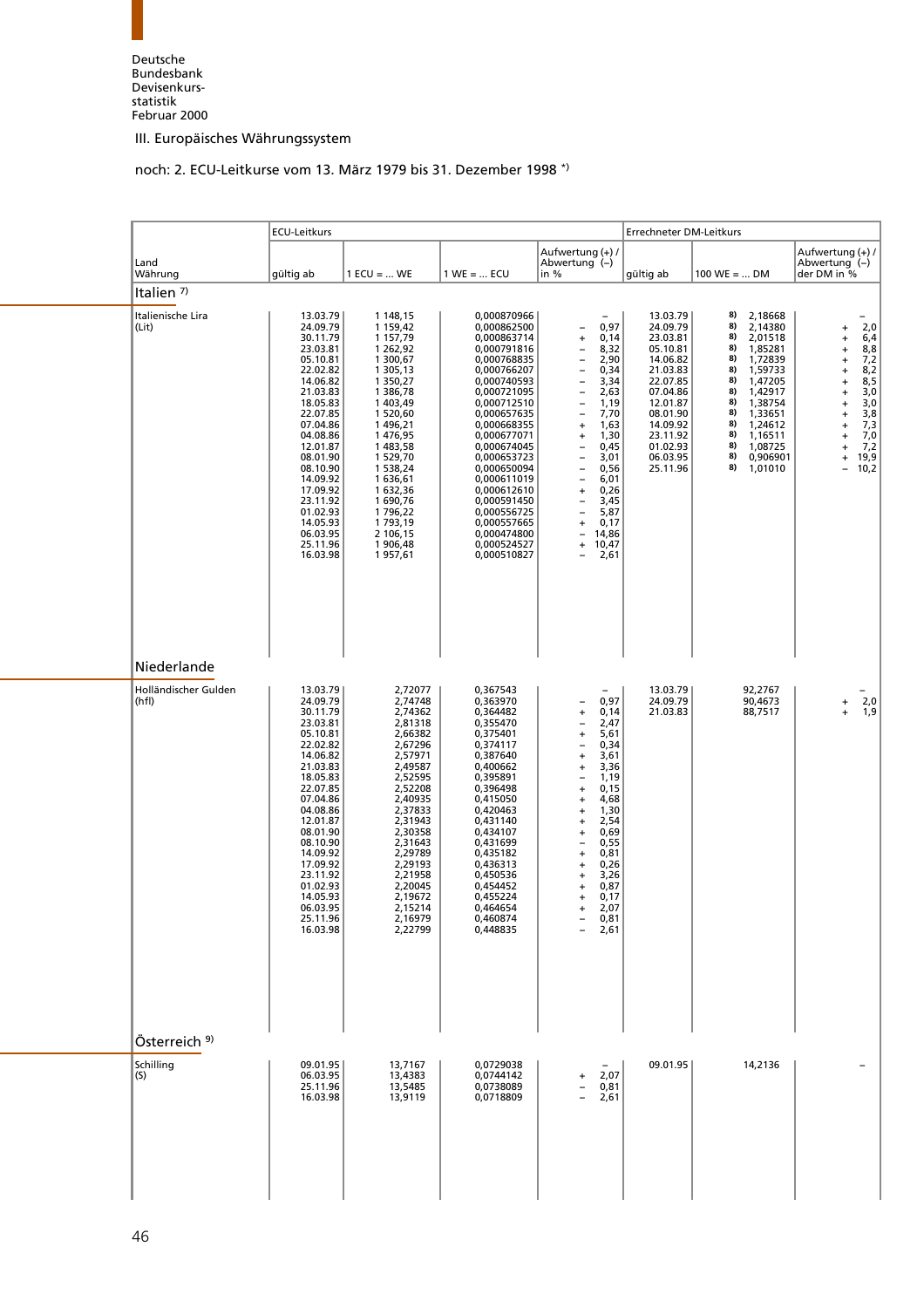Deutsche Bundesbank
Devisenkursstatistik
Februar 2000

III. Europäisches Währungssystem

noch: 2. ECU-Leitkurse vom 13. März 1979 bis 31. Dezember 1998 *)

| Land Währung | ECU-Leitkurs gültig ab | 1 ECU = ... WE | 1 WE = ... ECU | Aufwertung (+) / Abwertung (–) in % | Errechneter DM-Leitkurs gültig ab | 100 WE = ... DM | Aufwertung (+) / Abwertung (–) der DM in % |
|---|---|---|---|---|---|---|---|
| **Italien 7)** | | | | | | | |
| Italienische Lira (Lit) | 13.03.79 | 1 148,15 | 0,000870966 | – | 13.03.79 | 8) 2,18668 | – |
| | 24.09.79 | 1 159,42 | 0,000862500 | – 0,97 | 24.09.79 | 8) 2,14380 | + 2,0 |
| | 30.11.79 | 1 157,79 | 0,000863714 | + 0,14 | 23.03.81 | 8) 2,01518 | + 6,4 |
| | 23.03.81 | 1 262,92 | 0,000791816 | – 8,32 | 05.10.81 | 8) 1,85281 | + 8,8 |
| | 05.10.81 | 1 300,67 | 0,000768835 | – 2,90 | 14.06.82 | 8) 1,72839 | + 7,2 |
| | 22.02.82 | 1 305,13 | 0,000766207 | – 0,34 | 21.03.83 | 8) 1,59733 | + 8,2 |
| | 14.06.82 | 1 350,27 | 0,000740593 | – 3,34 | 22.07.85 | 8) 1,47205 | + 8,5 |
| | 21.03.83 | 1 386,78 | 0,000721095 | – 2,63 | 07.04.86 | 8) 1,42917 | + 3,0 |
| | 18.05.83 | 1 403,49 | 0,000712510 | – 1,19 | 12.01.87 | 8) 1,38754 | + 3,0 |
| | 22.07.85 | 1 520,60 | 0,000657635 | – 7,70 | 08.01.90 | 8) 1,33651 | + 3,8 |
| | 07.04.86 | 1 496,21 | 0,000668355 | + 1,63 | 14.09.92 | 8) 1,24612 | + 7,3 |
| | 04.08.86 | 1 476,95 | 0,000677071 | + 1,30 | 23.11.92 | 8) 1,16511 | + 7,0 |
| | 12.01.87 | 1 483,58 | 0,000674045 | – 0,45 | 01.02.93 | 8) 1,08725 | + 7,2 |
| | 08.01.90 | 1 529,70 | 0,000653723 | – 3,01 | 06.03.95 | 8) 0,906901 | + 19,9 |
| | 08.10.90 | 1 538,24 | 0,000650094 | – 0,56 | 25.11.96 | 8) 1,01010 | – 10,2 |
| | 14.09.92 | 1 636,61 | 0,000611019 | – 6,01 | | | |
| | 17.09.92 | 1 632,36 | 0,000612610 | + 0,26 | | | |
| | 23.11.92 | 1 690,76 | 0,000591450 | – 3,45 | | | |
| | 01.02.93 | 1 796,22 | 0,000556725 | – 5,87 | | | |
| | 14.05.93 | 1 793,19 | 0,000557665 | + 0,17 | | | |
| | 06.03.95 | 2 106,15 | 0,000474800 | – 14,86 | | | |
| | 25.11.96 | 1 906,48 | 0,000524527 | + 10,47 | | | |
| | 16.03.98 | 1 957,61 | 0,000510827 | – 2,61 | | | |
| **Niederlande** | | | | | | | |
| Holländischer Gulden (hfl) | 13.03.79 | 2,72077 | 0,367543 | – | 13.03.79 | 92,2767 | – |
| | 24.09.79 | 2,74748 | 0,363970 | – 0,97 | 24.09.79 | 90,4673 | + 2,0 |
| | 30.11.79 | 2,74362 | 0,364482 | + 0,14 | 21.03.83 | 88,7517 | + 1,9 |
| | 23.03.81 | 2,81318 | 0,355470 | – 2,47 | | | |
| | 05.10.81 | 2,66382 | 0,375401 | + 5,61 | | | |
| | 22.02.82 | 2,67296 | 0,374117 | – 0,34 | | | |
| | 14.06.82 | 2,57971 | 0,387640 | + 3,61 | | | |
| | 21.03.83 | 2,49587 | 0,400662 | + 3,36 | | | |
| | 18.05.83 | 2,52595 | 0,395891 | – 1,19 | | | |
| | 22.07.85 | 2,52208 | 0,396498 | + 0,15 | | | |
| | 07.04.86 | 2,40935 | 0,415050 | + 4,68 | | | |
| | 04.08.86 | 2,37833 | 0,420463 | + 1,30 | | | |
| | 12.01.87 | 2,31943 | 0,431140 | + 2,54 | | | |
| | 08.01.90 | 2,30358 | 0,434107 | + 0,69 | | | |
| | 08.10.90 | 2,31643 | 0,431699 | – 0,55 | | | |
| | 14.09.92 | 2,29789 | 0,435182 | + 0,81 | | | |
| | 17.09.92 | 2,29193 | 0,436313 | + 0,26 | | | |
| | 23.11.92 | 2,21958 | 0,450536 | + 3,26 | | | |
| | 01.02.93 | 2,20045 | 0,454452 | + 0,87 | | | |
| | 14.05.93 | 2,19672 | 0,455224 | + 0,17 | | | |
| | 06.03.95 | 2,15214 | 0,464654 | + 2,07 | | | |
| | 25.11.96 | 2,16979 | 0,460874 | – 0,81 | | | |
| | 16.03.98 | 2,22799 | 0,448835 | – 2,61 | | | |
| **Österreich 9)** | | | | | | | |
| Schilling (S) | 09.01.95 | 13,7167 | 0,0729038 | – | 09.01.95 | 14,2136 | – |
| | 06.03.95 | 13,4383 | 0,0744142 | + 2,07 | | | |
| | 25.11.96 | 13,5485 | 0,0738089 | – 0,81 | | | |
| | 16.03.98 | 13,9119 | 0,0718809 | – 2,61 | | | |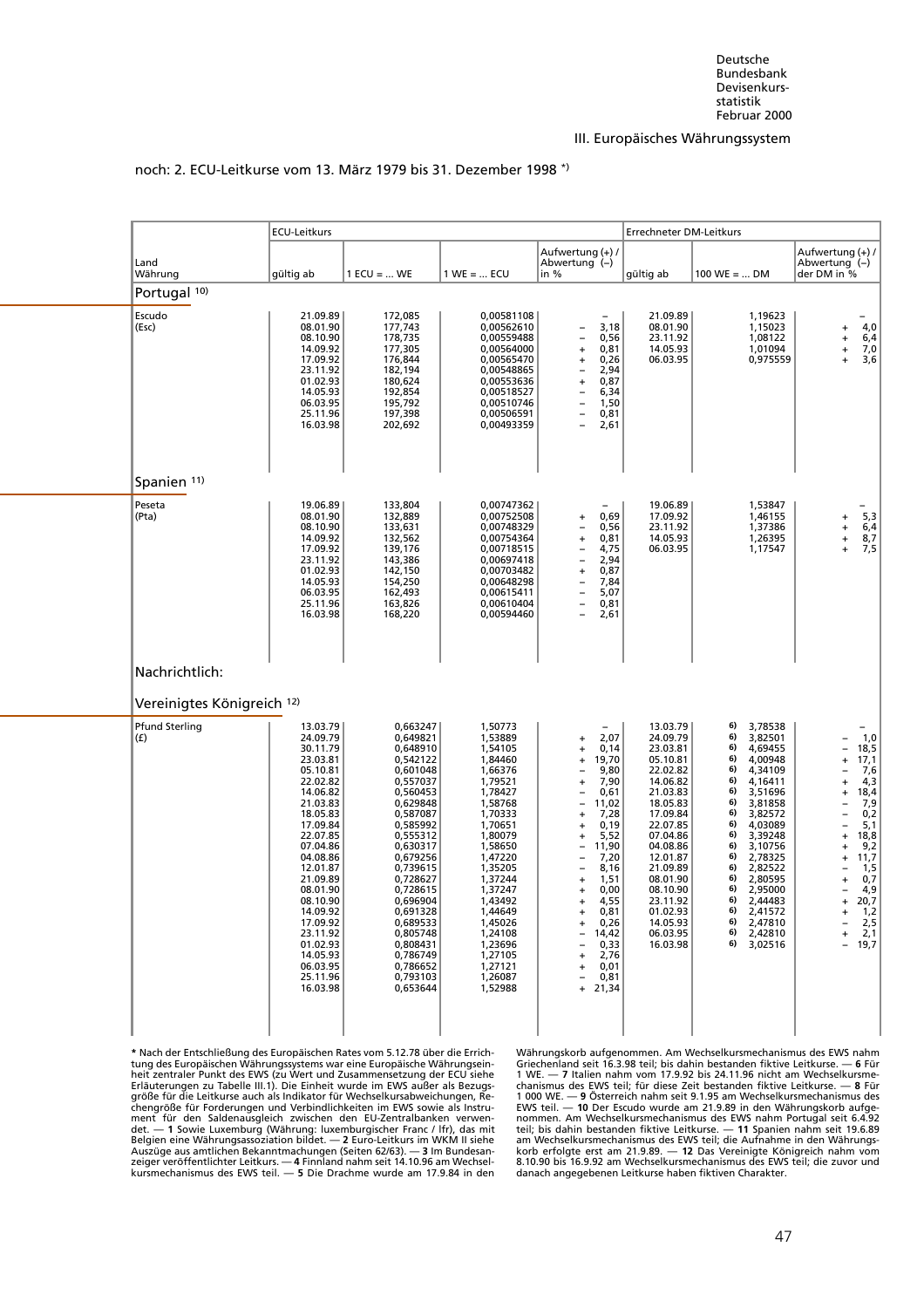III. Europäisches Währungssystem

noch: 2. ECU-Leitkurse vom 13. März 1979 bis 31. Dezember 1998 *)

| Land Währung | ECU-Leitkurs gültig ab | 1 ECU = ... WE | 1 WE = ... ECU | Aufwertung (+) / Abwertung (–) in % | Errechneter DM-Leitkurs gültig ab | 100 WE = ... DM | Aufwertung (+) / Abwertung (–) der DM in % |
|---|---|---|---|---|---|---|---|
| **Portugal 10)** | | | | | | | |
| Escudo (Esc) | 21.09.89 | 172,085 | 0,00581108 | – | 21.09.89 | 1,19623 | – |
| | 08.01.90 | 177,743 | 0,00562610 | – 3,18 | 08.01.90 | 1,15023 | + 4,0 |
| | 08.10.90 | 178,735 | 0,00559488 | – 0,56 | 23.11.92 | 1,08122 | + 6,4 |
| | 14.09.92 | 177,305 | 0,00564000 | + 0,81 | 14.05.93 | 1,01094 | + 7,0 |
| | 17.09.92 | 176,844 | 0,00565470 | + 0,26 | 06.03.95 | 0,975559 | + 3,6 |
| | 23.11.92 | 182,194 | 0,00548865 | – 2,94 | | | |
| | 01.02.93 | 180,624 | 0,00553636 | + 0,87 | | | |
| | 14.05.93 | 192,854 | 0,00518527 | – 6,34 | | | |
| | 06.03.95 | 195,792 | 0,00510746 | – 1,50 | | | |
| | 25.11.96 | 197,398 | 0,00506591 | – 0,81 | | | |
| | 16.03.98 | 202,692 | 0,00493359 | – 2,61 | | | |
| **Spanien 11)** | | | | | | | |
| Peseta (Pta) | 19.06.89 | 133,804 | 0,00747362 | – | 19.06.89 | 1,53847 | – |
| | 08.01.90 | 132,889 | 0,00752508 | + 0,69 | 17.09.92 | 1,46155 | + 5,3 |
| | 08.10.90 | 133,631 | 0,00748329 | – 0,56 | 23.11.92 | 1,37386 | + 6,4 |
| | 14.09.92 | 132,562 | 0,00754364 | + 0,81 | 14.05.93 | 1,26395 | + 8,7 |
| | 17.09.92 | 139,176 | 0,00718515 | – 4,75 | 06.03.95 | 1,17547 | + 7,5 |
| | 23.11.92 | 143,386 | 0,00697418 | – 2,94 | | | |
| | 01.02.93 | 142,150 | 0,00703482 | + 0,87 | | | |
| | 14.05.93 | 154,250 | 0,00648298 | – 7,84 | | | |
| | 06.03.95 | 162,493 | 0,00615411 | – 5,07 | | | |
| | 25.11.96 | 163,826 | 0,00610404 | – 0,81 | | | |
| | 16.03.98 | 168,220 | 0,00594460 | – 2,61 | | | |
| **Nachrichtlich:** | | | | | | | |
| **Vereinigtes Königreich 12)** | | | | | | | |
| Pfund Sterling (£) | 13.03.79 | 0,663247 | 1,50773 | – | 13.03.79 | 6) 3,78538 | – |
| | 24.09.79 | 0,649821 | 1,53889 | + 2,07 | 24.09.79 | 6) 3,82501 | – 1,0 |
| | 30.11.79 | 0,648910 | 1,54105 | + 0,14 | 23.03.81 | 6) 4,69455 | – 18,5 |
| | 23.03.81 | 0,542122 | 1,84460 | + 19,70 | 05.10.81 | 6) 4,00948 | + 17,1 |
| | 05.10.81 | 0,601048 | 1,66376 | – 9,80 | 22.02.82 | 6) 4,34109 | – 7,6 |
| | 22.02.82 | 0,557037 | 1,79521 | + 7,90 | 14.06.82 | 6) 4,16411 | + 4,3 |
| | 14.06.82 | 0,560453 | 1,78427 | – 0,61 | 21.03.83 | 6) 3,51696 | + 18,4 |
| | 21.03.83 | 0,629848 | 1,58768 | – 11,02 | 18.05.83 | 6) 3,81858 | – 7,9 |
| | 18.05.83 | 0,587087 | 1,70333 | + 7,28 | 17.09.84 | 6) 3,82572 | – 0,2 |
| | 17.09.84 | 0,585992 | 1,70651 | + 0,19 | 22.07.85 | 6) 4,03089 | – 5,1 |
| | 22.07.85 | 0,555312 | 1,80079 | + 5,52 | 07.04.86 | 6) 3,39248 | + 18,8 |
| | 07.04.86 | 0,630317 | 1,58650 | – 11,90 | 04.08.86 | 6) 3,10756 | + 9,2 |
| | 04.08.86 | 0,679256 | 1,47220 | – 7,20 | 12.01.87 | 6) 2,78325 | + 11,7 |
| | 12.01.87 | 0,739615 | 1,35205 | – 8,16 | 21.09.89 | 6) 2,82522 | – 1,5 |
| | 21.09.89 | 0,728627 | 1,37244 | + 1,51 | 08.01.90 | 6) 2,80595 | + 0,7 |
| | 08.01.90 | 0,728615 | 1,37247 | + 0,00 | 08.10.90 | 6) 2,95000 | – 4,9 |
| | 08.10.90 | 0,696904 | 1,43492 | + 4,55 | 23.11.92 | 6) 2,44483 | + 20,7 |
| | 14.09.92 | 0,691328 | 1,44649 | + 0,81 | 01.02.93 | 6) 2,41572 | + 1,2 |
| | 17.09.92 | 0,689533 | 1,45026 | + 0,26 | 14.05.93 | 6) 2,47810 | – 2,5 |
| | 23.11.92 | 0,805748 | 1,24108 | – 14,42 | 06.03.95 | 6) 2,42810 | + 2,1 |
| | 01.02.93 | 0,808431 | 1,23696 | – 0,33 | 16.03.98 | 6) 3,02516 | – 19,7 |
| | 14.05.93 | 0,786749 | 1,27105 | + 2,76 | | | |
| | 06.03.95 | 0,786652 | 1,27121 | + 0,01 | | | |
| | 25.11.96 | 0,793103 | 1,26087 | – 0,81 | | | |
| | 16.03.98 | 0,653644 | 1,52988 | + 21,34 | | | |

**\*** Nach der Entschließung des Europäischen Rates vom 5.12.78 über die Errichtung des Europäischen Währungssystems war eine Europäische Währungseinheit zentraler Punkt des EWS (zu Wert und Zusammensetzung der ECU siehe Erläuterungen zu Tabelle III.1). Die Einheit wurde im EWS außer als Bezugsgröße für die Leitkurse auch als Indikator für Wechselkursabweichungen, Rechengröße für Forderungen und Verbindlichkeiten im EWS sowie als Instrument für den Saldenausgleich zwischen den EU-Zentralbanken verwendet. — **1** Sowie Luxemburg (Währung: luxemburgischer Franc / lfr), das mit Belgien eine Währungsassoziation bildet. — **2** Euro-Leitkurs im WKM II siehe Auszüge aus amtlichen Bekanntmachungen (Seiten 62/63). — **3** Im Bundesanzeiger veröffentlichter Leitkurs. — **4** Finnland nahm seit 14.10.96 am Wechselkursmechanismus des EWS teil. — **5** Die Drachme wurde am 17.9.84 in den Währungskorb aufgenommen. Am Wechselkursmechanismus des EWS nahm Griechenland seit 16.3.98 teil; bis dahin bestanden fiktive Leitkurse. — **6** Für 1 WE. — **7** Italien nahm vom 17.9.92 bis 24.11.96 nicht am Wechselkursmechanismus des EWS teil; für diese Zeit bestanden fiktive Leitkurse. — **8** Für 1 000 WE. — **9** Österreich nahm seit 9.1.95 am Wechselkursmechanismus des EWS teil. — **10** Der Escudo wurde am 21.9.89 in den Währungskorb aufgenommen. Am Wechselkursmechanismus des EWS nahm Portugal seit 6.4.92 teil; bis dahin bestanden fiktive Leitkurse. — **11** Spanien nahm seit 19.6.89 am Wechselkursmechanismus des EWS teil; die Aufnahme in den Währungskorb erfolgte erst am 21.9.89. — **12** Das Vereinigte Königreich nahm vom 8.10.90 bis 16.9.92 am Wechselkursmechanismus des EWS teil; die zuvor und danach angegebenen Leitkurse haben fiktiven Charakter.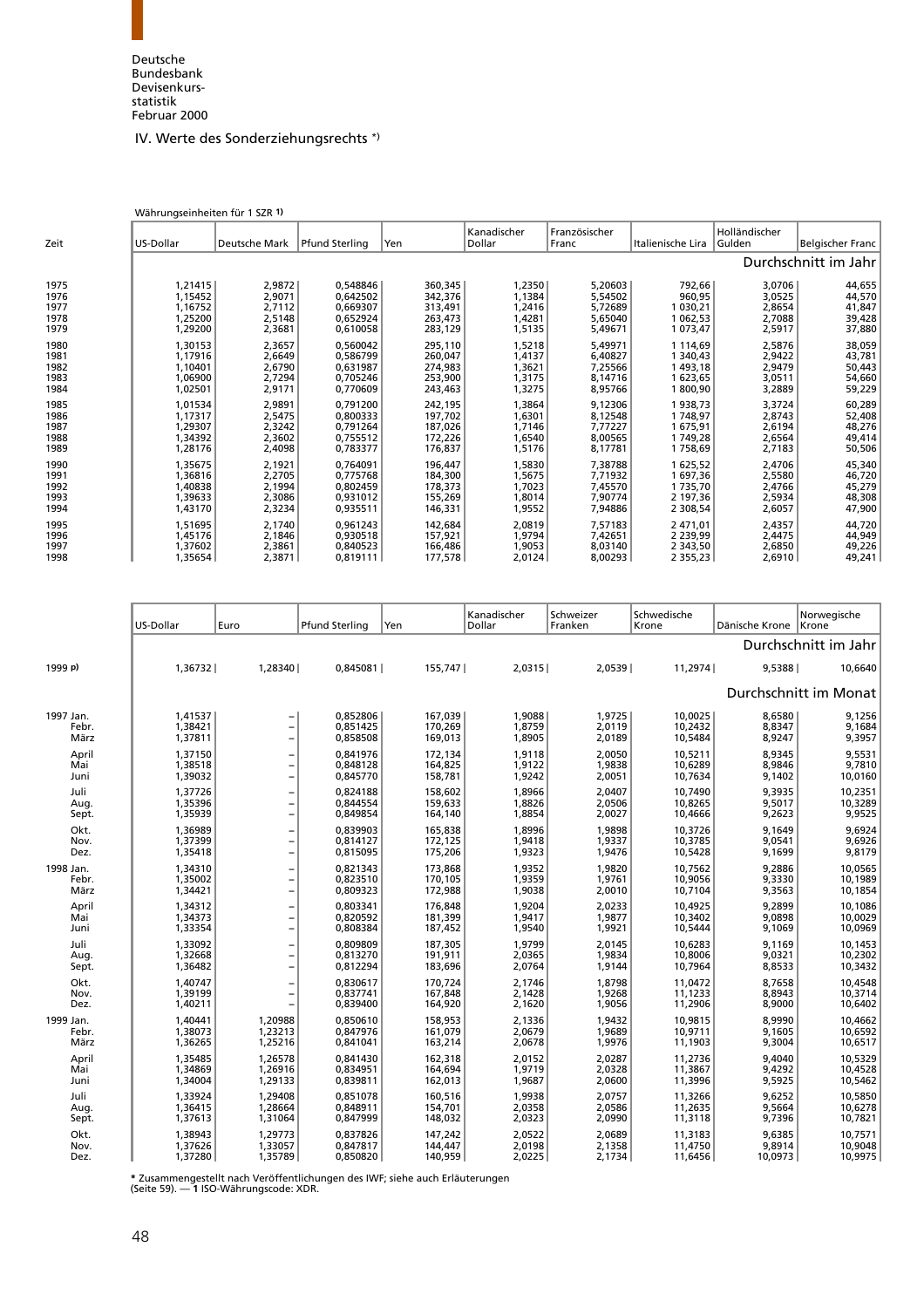## IV. Werte des Sonderziehungsrechts *)

Währungseinheiten für 1 SZR 1)

| Zeit | US-Dollar | Deutsche Mark | Pfund Sterling | Yen | Kanadischer Dollar | Französischer Franc | Italienische Lira | Holländischer Gulden | Belgischer Franc |
|---|---|---|---|---|---|---|---|---|---|
| | | | | | | | | | Durchschnitt im Jahr |
| 1975 | 1,21415 | 2,9872 | 0,548846 | 360,345 | 1,2350 | 5,20603 | 792,66 | 3,0706 | 44,655 |
| 1976 | 1,15452 | 2,9071 | 0,642502 | 342,376 | 1,1384 | 5,54502 | 960,95 | 3,0525 | 44,570 |
| 1977 | 1,16752 | 2,7112 | 0,669307 | 313,491 | 1,2416 | 5,72689 | 1 030,21 | 2,8654 | 41,847 |
| 1978 | 1,25200 | 2,5148 | 0,652924 | 263,473 | 1,4281 | 5,65040 | 1 062,53 | 2,7088 | 39,428 |
| 1979 | 1,29200 | 2,3681 | 0,610058 | 283,129 | 1,5135 | 5,49671 | 1 073,47 | 2,5917 | 37,880 |
| 1980 | 1,30153 | 2,3657 | 0,560042 | 295,110 | 1,5218 | 5,49971 | 1 114,69 | 2,5876 | 38,059 |
| 1981 | 1,17916 | 2,6649 | 0,586799 | 260,047 | 1,4137 | 6,40827 | 1 340,43 | 2,9422 | 43,781 |
| 1982 | 1,10401 | 2,6790 | 0,631987 | 274,983 | 1,3621 | 7,25566 | 1 493,18 | 2,9479 | 50,443 |
| 1983 | 1,06900 | 2,7294 | 0,705246 | 253,900 | 1,3175 | 8,14716 | 1 623,65 | 3,0511 | 54,660 |
| 1984 | 1,02501 | 2,9171 | 0,770609 | 243,463 | 1,3275 | 8,95766 | 1 800,90 | 3,2889 | 59,229 |
| 1985 | 1,01534 | 2,9891 | 0,791200 | 242,195 | 1,3864 | 9,12306 | 1 938,73 | 3,3724 | 60,289 |
| 1986 | 1,17317 | 2,5475 | 0,800333 | 197,702 | 1,6301 | 8,12548 | 1 748,97 | 2,8743 | 52,408 |
| 1987 | 1,29307 | 2,3242 | 0,791264 | 187,026 | 1,7146 | 7,77227 | 1 675,91 | 2,6194 | 48,276 |
| 1988 | 1,34392 | 2,3602 | 0,755512 | 172,226 | 1,6540 | 8,00565 | 1 749,28 | 2,6564 | 49,414 |
| 1989 | 1,28176 | 2,4098 | 0,783377 | 176,837 | 1,5176 | 8,17781 | 1 758,69 | 2,7183 | 50,506 |
| 1990 | 1,35675 | 2,1921 | 0,764091 | 196,447 | 1,5830 | 7,38788 | 1 625,52 | 2,4706 | 45,340 |
| 1991 | 1,36816 | 2,2705 | 0,775768 | 184,300 | 1,5675 | 7,71932 | 1 697,36 | 2,5580 | 46,720 |
| 1992 | 1,40838 | 2,1994 | 0,802459 | 178,373 | 1,7023 | 7,45570 | 1 735,70 | 2,4766 | 45,279 |
| 1993 | 1,39633 | 2,3086 | 0,931012 | 155,269 | 1,8014 | 7,90774 | 2 197,36 | 2,5934 | 48,308 |
| 1994 | 1,43170 | 2,3234 | 0,935511 | 146,331 | 1,9552 | 7,94886 | 2 308,54 | 2,6057 | 47,900 |
| 1995 | 1,51695 | 2,1740 | 0,961243 | 142,684 | 2,0819 | 7,57183 | 2 471,01 | 2,4357 | 44,720 |
| 1996 | 1,45176 | 2,1846 | 0,930518 | 157,921 | 1,9794 | 7,42651 | 2 239,99 | 2,4475 | 44,949 |
| 1997 | 1,37602 | 2,3861 | 0,840523 | 166,486 | 1,9053 | 8,03140 | 2 343,50 | 2,6850 | 49,226 |
| 1998 | 1,35654 | 2,3871 | 0,819111 | 177,578 | 2,0124 | 8,00293 | 2 355,23 | 2,6910 | 49,241 |

| Zeit | US-Dollar | Euro | Pfund Sterling | Yen | Kanadischer Dollar | Schweizer Franken | Schwedische Krone | Dänische Krone | Norwegische Krone |
|---|---|---|---|---|---|---|---|---|---|
| | | | | | | | | | Durchschnitt im Jahr |
| 1999 p) | 1,36732 | 1,28340 | 0,845081 | 155,747 | 2,0315 | 2,0539 | 11,2974 | 9,5388 | 10,6640 |
| | | | | | | | | | Durchschnitt im Monat |
| 1997 Jan. | 1,41537 | – | 0,852806 | 167,039 | 1,9088 | 1,9725 | 10,0025 | 8,6580 | 9,1256 |
| Febr. | 1,38421 | – | 0,851425 | 170,269 | 1,8759 | 2,0119 | 10,2432 | 8,8347 | 9,1684 |
| März | 1,37811 | – | 0,858508 | 169,013 | 1,8905 | 2,0189 | 10,5484 | 8,9247 | 9,3957 |
| April | 1,37150 | – | 0,841976 | 172,134 | 1,9118 | 2,0050 | 10,5211 | 8,9345 | 9,5531 |
| Mai | 1,38518 | – | 0,848128 | 164,825 | 1,9122 | 1,9838 | 10,6289 | 8,9846 | 9,7810 |
| Juni | 1,39032 | – | 0,845770 | 158,781 | 1,9242 | 2,0051 | 10,7634 | 9,1402 | 10,0160 |
| Juli | 1,37726 | – | 0,824188 | 158,602 | 1,8966 | 2,0407 | 10,7490 | 9,3935 | 10,2351 |
| Aug. | 1,35396 | – | 0,844554 | 159,633 | 1,8826 | 2,0506 | 10,8265 | 9,5017 | 10,3289 |
| Sept. | 1,35939 | – | 0,849854 | 164,140 | 1,8854 | 2,0027 | 10,4666 | 9,2623 | 9,9525 |
| Okt. | 1,36989 | – | 0,839903 | 165,838 | 1,8996 | 1,9898 | 10,3726 | 9,1649 | 9,6924 |
| Nov. | 1,37399 | – | 0,814127 | 172,125 | 1,9418 | 1,9337 | 10,3785 | 9,0541 | 9,6926 |
| Dez. | 1,35418 | – | 0,815095 | 175,206 | 1,9323 | 1,9476 | 10,5428 | 9,1699 | 9,8179 |
| 1998 Jan. | 1,34310 | – | 0,821343 | 173,868 | 1,9352 | 1,9820 | 10,7562 | 9,2886 | 10,0565 |
| Febr. | 1,35002 | – | 0,823510 | 170,105 | 1,9359 | 1,9761 | 10,9056 | 9,3330 | 10,1989 |
| März | 1,34421 | – | 0,809323 | 172,988 | 1,9038 | 2,0010 | 10,7104 | 9,3563 | 10,1854 |
| April | 1,34312 | – | 0,803341 | 176,848 | 1,9204 | 2,0233 | 10,4925 | 9,2899 | 10,1086 |
| Mai | 1,34373 | – | 0,820592 | 181,399 | 1,9417 | 1,9877 | 10,3402 | 9,0898 | 10,0029 |
| Juni | 1,33354 | – | 0,808384 | 187,452 | 1,9540 | 1,9921 | 10,5444 | 9,1069 | 10,0969 |
| Juli | 1,33092 | – | 0,809809 | 187,305 | 1,9799 | 2,0145 | 10,6283 | 9,1169 | 10,1453 |
| Aug. | 1,32668 | – | 0,813270 | 191,911 | 2,0365 | 1,9834 | 10,8006 | 9,0321 | 10,2302 |
| Sept. | 1,36482 | – | 0,812294 | 183,696 | 2,0764 | 1,9144 | 10,7964 | 8,8533 | 10,3432 |
| Okt. | 1,40747 | – | 0,830617 | 170,724 | 2,1746 | 1,8798 | 11,0472 | 8,7658 | 10,4548 |
| Nov. | 1,39199 | – | 0,837741 | 167,848 | 2,1428 | 1,9268 | 11,1233 | 8,8943 | 10,3714 |
| Dez. | 1,40211 | – | 0,839400 | 164,920 | 2,1620 | 1,9056 | 11,2906 | 8,9000 | 10,6402 |
| 1999 Jan. | 1,40441 | 1,20988 | 0,850610 | 158,953 | 2,1336 | 1,9432 | 10,9815 | 8,9990 | 10,4662 |
| Febr. | 1,38073 | 1,23213 | 0,847976 | 161,079 | 2,0679 | 1,9689 | 10,9711 | 9,1605 | 10,6592 |
| März | 1,36265 | 1,25216 | 0,841041 | 163,214 | 2,0678 | 1,9976 | 11,1903 | 9,3004 | 10,6517 |
| April | 1,35485 | 1,26578 | 0,841430 | 162,318 | 2,0152 | 2,0287 | 11,2736 | 9,4040 | 10,5329 |
| Mai | 1,34869 | 1,26916 | 0,834951 | 164,694 | 1,9719 | 2,0328 | 11,3867 | 9,4292 | 10,4528 |
| Juni | 1,34004 | 1,29133 | 0,839811 | 162,013 | 1,9687 | 2,0600 | 11,3996 | 9,5925 | 10,5462 |
| Juli | 1,33924 | 1,29408 | 0,851078 | 160,516 | 1,9938 | 2,0757 | 11,3266 | 9,6252 | 10,5850 |
| Aug. | 1,36415 | 1,28664 | 0,848911 | 154,701 | 2,0358 | 2,0586 | 11,2635 | 9,5664 | 10,6278 |
| Sept. | 1,37613 | 1,31064 | 0,847999 | 148,032 | 2,0323 | 2,0990 | 11,3118 | 9,7396 | 10,7821 |
| Okt. | 1,38943 | 1,29773 | 0,837826 | 147,242 | 2,0522 | 2,0689 | 11,3183 | 9,6385 | 10,7571 |
| Nov. | 1,37626 | 1,33057 | 0,847817 | 144,447 | 2,0198 | 2,1358 | 11,4750 | 9,8914 | 10,9048 |
| Dez. | 1,37280 | 1,35789 | 0,850820 | 140,959 | 2,0225 | 2,1734 | 11,6456 | 10,0973 | 10,9975 |

* Zusammengestellt nach Veröffentlichungen des IWF; siehe auch Erläuterungen (Seite 59). — 1 ISO-Währungscode: XDR.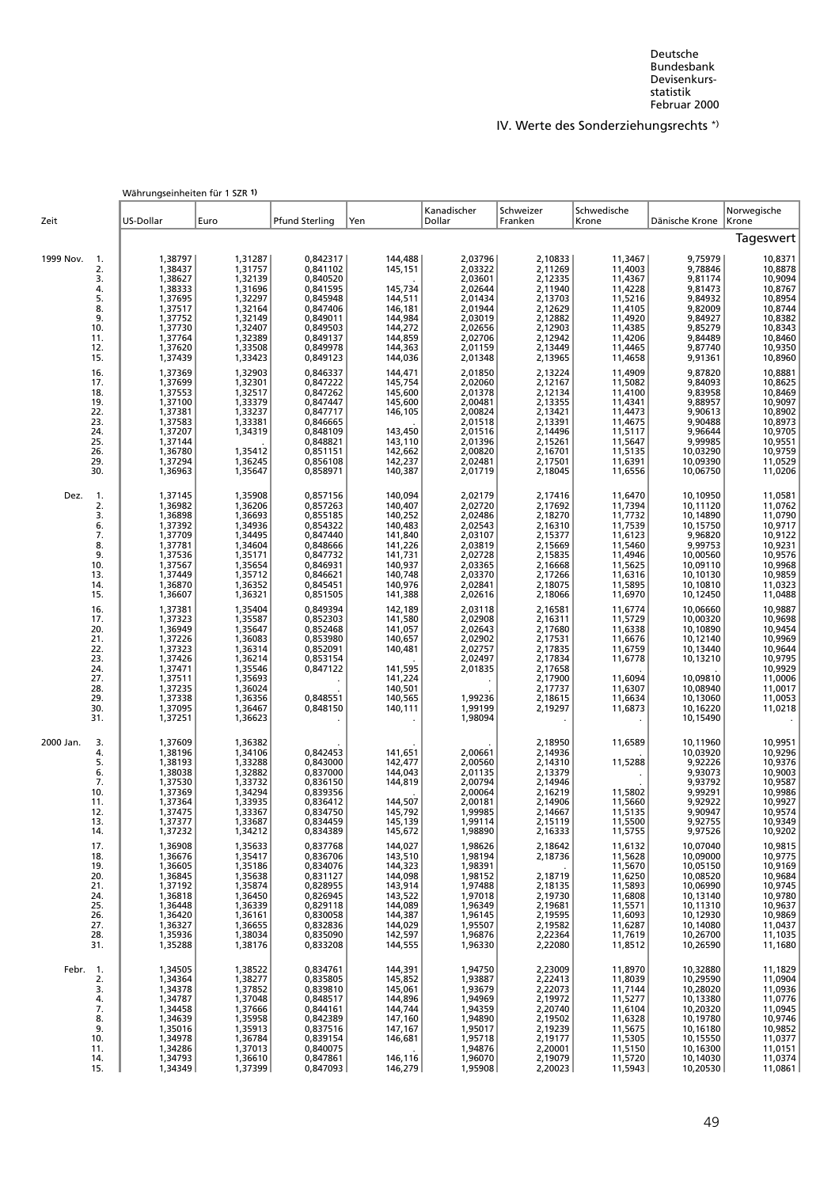# IV. Werte des Sonderziehungsrechts *)

| Zeit | Währungseinheiten für 1 SZR 1) | | | | | | | | |
|---|---|---|---|---|---|---|---|---|---|
| | US-Dollar | Euro | Pfund Sterling | Yen | Kanadischer Dollar | Schweizer Franken | Schwedische Krone | Dänische Krone | Norwegische Krone |
| | Tageswert | | | | | | | | |
| 1999 Nov. 1. | 1,38797 | 1,31287 | 0,842317 | 144,488 | 2,03796 | 2,10833 | 11,3467 | 9,75979 | 10,8371 |
| 2. | 1,38437 | 1,31757 | 0,841102 | 145,151 | 2,03322 | 2,11269 | 11,4003 | 9,78846 | 10,8878 |
| 3. | 1,38627 | 1,32139 | 0,840520 | . | 2,03601 | 2,12335 | 11,4367 | 9,81174 | 10,9094 |
| 4. | 1,38333 | 1,31696 | 0,841595 | 145,734 | 2,02644 | 2,11940 | 11,4228 | 9,81473 | 10,8767 |
| 5. | 1,37695 | 1,32297 | 0,845948 | 144,511 | 2,01434 | 2,13703 | 11,5216 | 9,84932 | 10,8954 |
| 8. | 1,37517 | 1,32164 | 0,847406 | 146,181 | 2,01944 | 2,12629 | 11,4105 | 9,82009 | 10,8744 |
| 9. | 1,37752 | 1,32149 | 0,849011 | 144,984 | 2,03019 | 2,12882 | 11,4920 | 9,84927 | 10,8382 |
| 10. | 1,37730 | 1,32407 | 0,849503 | 144,272 | 2,02656 | 2,12903 | 11,4385 | 9,85279 | 10,8343 |
| 11. | 1,37764 | 1,32389 | 0,849137 | 144,859 | 2,02706 | 2,12942 | 11,4206 | 9,84489 | 10,8460 |
| 12. | 1,37620 | 1,33508 | 0,849978 | 144,363 | 2,01159 | 2,13449 | 11,4465 | 9,87740 | 10,9350 |
| 15. | 1,37439 | 1,33423 | 0,849123 | 144,036 | 2,01348 | 2,13965 | 11,4658 | 9,91361 | 10,8960 |
| 16. | 1,37369 | 1,32903 | 0,846337 | 144,471 | 2,01850 | 2,13224 | 11,4909 | 9,87820 | 10,8881 |
| 17. | 1,37699 | 1,32301 | 0,847222 | 145,754 | 2,02060 | 2,12167 | 11,5082 | 9,84093 | 10,8625 |
| 18. | 1,37553 | 1,32517 | 0,847262 | 145,600 | 2,01378 | 2,12134 | 11,4100 | 9,83958 | 10,8469 |
| 19. | 1,37100 | 1,33379 | 0,847447 | 145,600 | 2,00481 | 2,13355 | 11,4341 | 9,89857 | 10,9097 |
| 22. | 1,37381 | 1,33237 | 0,847717 | 146,105 | 2,00824 | 2,13421 | 11,4473 | 9,90613 | 10,8902 |
| 23. | 1,37583 | 1,33381 | 0,846665 | . | 2,01518 | 2,13391 | 11,4675 | 9,90488 | 10,8973 |
| 24. | 1,37207 | 1,34319 | 0,848109 | 143,450 | 2,01516 | 2,14496 | 11,5117 | 9,96644 | 10,9705 |
| 25. | 1,37144 | . | 0,848821 | 143,110 | 2,01396 | 2,15261 | 11,5647 | 9,99985 | 10,9551 |
| 26. | 1,36780 | 1,35412 | 0,851151 | 142,662 | 2,00820 | 2,16701 | 11,5135 | 10,03290 | 10,9759 |
| 29. | 1,37294 | 1,36245 | 0,856108 | 142,237 | 2,02481 | 2,17501 | 11,6391 | 10,09390 | 11,0529 |
| 30. | 1,36963 | 1,35647 | 0,858971 | 140,387 | 2,01719 | 2,18045 | 11,6556 | 10,06750 | 11,0206 |
| Dez. 1. | 1,37145 | 1,35908 | 0,857156 | 140,094 | 2,02179 | 2,17416 | 11,6470 | 10,10950 | 11,0581 |
| 2. | 1,36982 | 1,36206 | 0,857263 | 140,407 | 2,02720 | 2,17692 | 11,7394 | 10,11120 | 11,0762 |
| 3. | 1,36898 | 1,36693 | 0,855185 | 140,252 | 2,02486 | 2,18270 | 11,7732 | 10,14890 | 11,0790 |
| 6. | 1,37392 | 1,34936 | 0,854322 | 140,483 | 2,02543 | 2,16310 | 11,7539 | 10,15750 | 10,9717 |
| 7. | 1,37709 | 1,34495 | 0,847440 | 141,840 | 2,03107 | 2,15377 | 11,6123 | 9,96820 | 10,9122 |
| 8. | 1,37781 | 1,34604 | 0,848666 | 141,226 | 2,03819 | 2,15669 | 11,5460 | 9,99753 | 10,9231 |
| 9. | 1,37536 | 1,35171 | 0,847732 | 141,731 | 2,02728 | 2,15835 | 11,4946 | 10,00560 | 10,9576 |
| 10. | 1,37567 | 1,35654 | 0,846931 | 140,937 | 2,03365 | 2,16668 | 11,5625 | 10,09110 | 10,9968 |
| 13. | 1,37449 | 1,35712 | 0,846621 | 140,748 | 2,03370 | 2,17266 | 11,6316 | 10,10130 | 10,9859 |
| 14. | 1,36870 | 1,36352 | 0,845451 | 140,976 | 2,02841 | 2,18075 | 11,5895 | 10,10810 | 11,0323 |
| 15. | 1,36607 | 1,36321 | 0,851505 | 141,388 | 2,02616 | 2,18066 | 11,6970 | 10,12450 | 11,0488 |
| 16. | 1,37381 | 1,35404 | 0,849394 | 142,189 | 2,03118 | 2,16581 | 11,6774 | 10,06660 | 10,9887 |
| 17. | 1,37323 | 1,35587 | 0,852303 | 141,580 | 2,02908 | 2,16311 | 11,5729 | 10,00320 | 10,9698 |
| 20. | 1,36949 | 1,35647 | 0,852468 | 141,057 | 2,02643 | 2,17680 | 11,6338 | 10,10890 | 10,9454 |
| 21. | 1,37226 | 1,36083 | 0,853980 | 140,657 | 2,02902 | 2,17531 | 11,6676 | 10,12140 | 10,9969 |
| 22. | 1,37323 | 1,36314 | 0,852091 | 140,481 | 2,02757 | 2,17835 | 11,6759 | 10,13440 | 10,9644 |
| 23. | 1,37426 | 1,36214 | 0,853154 | . | 2,02497 | 2,17834 | 11,6778 | 10,13210 | 10,9795 |
| 24. | 1,37471 | 1,35546 | 0,847122 | 141,595 | 2,01835 | 2,17658 | . | . | 10,9929 |
| 27. | 1,37511 | 1,35693 | . | 141,224 | . | 2,17900 | 11,6094 | 10,09810 | 11,0006 |
| 28. | 1,37235 | 1,36024 | . | 140,501 | . | 2,17737 | 11,6307 | 10,08940 | 11,0017 |
| 29. | 1,37338 | 1,36356 | 0,848551 | 140,565 | 1,99236 | 2,18615 | 11,6634 | 10,13060 | 11,0053 |
| 30. | 1,37095 | 1,36467 | 0,848150 | 140,111 | 1,99199 | 2,19297 | 11,6873 | 10,16220 | 11,0218 |
| 31. | 1,37251 | 1,36623 | . | . | 1,98094 | . | . | 10,15490 | . |
| 2000 Jan. 3. | 1,37609 | 1,36382 | . | . | . | 2,18950 | 11,6589 | 10,11960 | 10,9951 |
| 4. | 1,38196 | 1,34106 | 0,842453 | 141,651 | 2,00661 | 2,14936 | . | 10,03920 | 10,9296 |
| 5. | 1,38193 | 1,33288 | 0,843000 | 142,477 | 2,00560 | 2,14310 | 11,5288 | 9,92226 | 10,9376 |
| 6. | 1,38038 | 1,32882 | 0,837000 | 144,043 | 2,01135 | 2,13379 | . | 9,93073 | 10,9003 |
| 7. | 1,37530 | 1,33732 | 0,836150 | 144,819 | 2,00794 | 2,14946 | . | 9,93792 | 10,9587 |
| 10. | 1,37369 | 1,34294 | 0,839356 | . | 2,00064 | 2,16219 | 11,5802 | 9,99291 | 10,9986 |
| 11. | 1,37364 | 1,33935 | 0,836412 | 144,507 | 2,00181 | 2,14906 | 11,5660 | 9,92922 | 10,9927 |
| 12. | 1,37475 | 1,33367 | 0,834750 | 145,792 | 1,99985 | 2,14667 | 11,5135 | 9,90947 | 10,9574 |
| 13. | 1,37377 | 1,33687 | 0,834459 | 145,139 | 1,99114 | 2,15119 | 11,5500 | 9,92755 | 10,9349 |
| 14. | 1,37232 | 1,34212 | 0,834389 | 145,672 | 1,98890 | 2,16333 | 11,5755 | 9,97526 | 10,9202 |
| 17. | 1,36908 | 1,35633 | 0,837768 | 144,027 | 1,98626 | 2,18642 | 11,6132 | 10,07040 | 10,9815 |
| 18. | 1,36676 | 1,35417 | 0,836706 | 143,510 | 1,98194 | 2,18736 | 11,5628 | 10,09000 | 10,9775 |
| 19. | 1,36605 | 1,35186 | 0,834076 | 144,323 | 1,98391 | . | 11,5670 | 10,05150 | 10,9169 |
| 20. | 1,36845 | 1,35638 | 0,831127 | 144,098 | 1,98152 | 2,18719 | 11,6250 | 10,08520 | 10,9684 |
| 21. | 1,37192 | 1,35874 | 0,828955 | 143,914 | 1,97488 | 2,18135 | 11,5893 | 10,06990 | 10,9745 |
| 24. | 1,36818 | 1,36450 | 0,826945 | 143,522 | 1,97018 | 2,19730 | 11,6808 | 10,13140 | 10,9780 |
| 25. | 1,36448 | 1,36339 | 0,829118 | 144,089 | 1,96349 | 2,19681 | 11,5571 | 10,11310 | 10,9637 |
| 26. | 1,36420 | 1,36161 | 0,830058 | 144,387 | 1,96145 | 2,19595 | 11,6093 | 10,12930 | 10,9869 |
| 27. | 1,36327 | 1,36655 | 0,832836 | 144,029 | 1,95507 | 2,19582 | 11,6287 | 10,14080 | 11,0437 |
| 28. | 1,35936 | 1,38034 | 0,835090 | 142,597 | 1,96876 | 2,22364 | 11,7619 | 10,26700 | 11,1035 |
| 31. | 1,35288 | 1,38176 | 0,833208 | 144,555 | 1,96330 | 2,22080 | 11,8512 | 10,26590 | 11,1680 |
| Febr. 1. | 1,34505 | 1,38522 | 0,834761 | 144,391 | 1,94750 | 2,23009 | 11,8970 | 10,32880 | 11,1829 |
| 2. | 1,34364 | 1,38277 | 0,835805 | 145,852 | 1,93887 | 2,22413 | 11,8039 | 10,29590 | 11,0904 |
| 3. | 1,34378 | 1,37852 | 0,839810 | 145,061 | 1,93679 | 2,22073 | 11,7144 | 10,28020 | 11,0936 |
| 4. | 1,34787 | 1,37048 | 0,848517 | 144,896 | 1,94969 | 2,19972 | 11,5277 | 10,13380 | 11,0776 |
| 7. | 1,34458 | 1,37666 | 0,844161 | 144,744 | 1,94359 | 2,20740 | 11,6104 | 10,20320 | 11,0945 |
| 8. | 1,34639 | 1,35958 | 0,842389 | 147,160 | 1,94890 | 2,19502 | 11,6328 | 10,19780 | 10,9746 |
| 9. | 1,35016 | 1,35913 | 0,837516 | 147,167 | 1,95017 | 2,19239 | 11,5675 | 10,16180 | 10,9852 |
| 10. | 1,34978 | 1,36784 | 0,839154 | 146,681 | 1,95718 | 2,19177 | 11,5305 | 10,15550 | 11,0377 |
| 11. | 1,34286 | 1,37013 | 0,840075 | . | 1,94876 | 2,20001 | 11,5150 | 10,16300 | 11,0151 |
| 14. | 1,34793 | 1,36610 | 0,847861 | 146,116 | 1,96070 | 2,19079 | 11,5720 | 10,14030 | 11,0374 |
| 15. | 1,34349 | 1,37399 | 0,847093 | 146,279 | 1,95908 | 2,20023 | 11,5943 | 10,20530 | 11,0861 |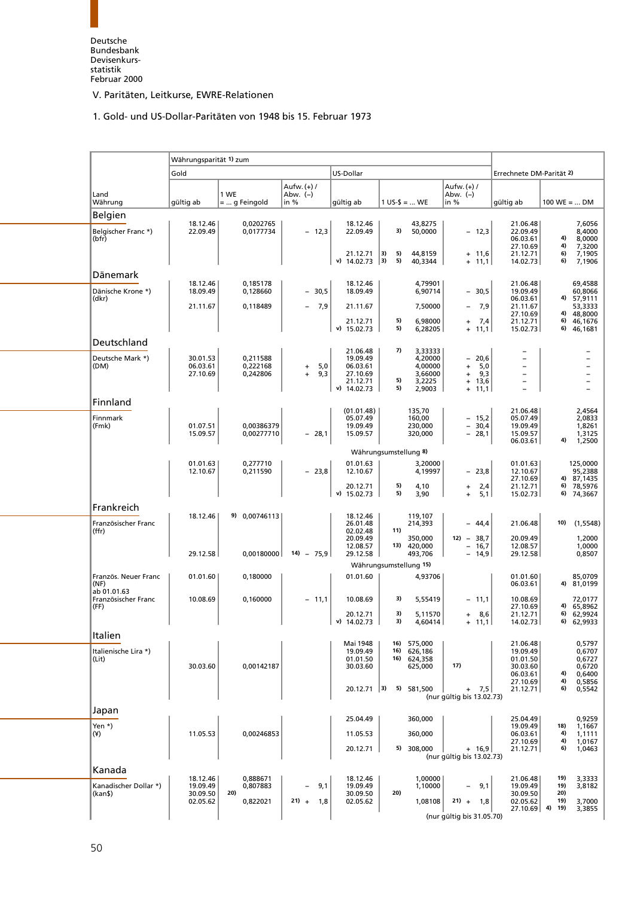Deutsche Bundesbank Devisenkursstatistik Februar 2000

## V. Paritäten, Leitkurse, EWRE-Relationen

### 1. Gold- und US-Dollar-Paritäten von 1948 bis 15. Februar 1973

| Land Währung | Währungsparität 1) zum Gold gültig ab | 1 WE = ... g Feingold | Aufw. (+) / Abw. (–) in % | US-Dollar gültig ab | 1 US-$ = ... WE | Aufw. (+) / Abw. (–) in % | Errechnete DM-Parität 2) gültig ab | 100 WE = ... DM |
|---|---|---|---|---|---|---|---|---|
| **Belgien** | | | | | | | | |
| Belgischer Franc *) (bfr) | 18.12.46 | 0,0202765 | | 18.12.46 | 43,8275 | | 21.06.48 | 7,6056 |
| | 22.09.49 | 0,0177734 | – 12,3 | 22.09.49 | 3) 50,0000 | – 12,3 | 22.09.49 | 8,4000 |
| | | | | | | | 06.03.61 | 4) 8,0000 |
| | | | | | | | 27.10.69 | 4) 7,3200 |
| | | | | 21.12.71 3) | 5) 44,8159 | + 11,6 | 21.12.71 | 6) 7,1905 |
| | | | | v) 14.02.73 3) | 5) 40,3344 | + 11,1 | 14.02.73 | 6) 7,1906 |
| **Dänemark** | | | | | | | | |
| Dänische Krone *) (dkr) | 18.12.46 | 0,185178 | | 18.12.46 | 4,79901 | | 21.06.48 | 69,4588 |
| | 18.09.49 | 0,128660 | – 30,5 | 18.09.49 | 6,90714 | – 30,5 | 19.09.49 | 60,8066 |
| | | | | | | | 06.03.61 | 4) 57,9111 |
| | 21.11.67 | 0,118489 | – 7,9 | 21.11.67 | 7,50000 | – 7,9 | 21.11.67 | 53,3333 |
| | | | | | | | 27.10.69 | 4) 48,8000 |
| | | | | 21.12.71 | 5) 6,98000 | + 7,4 | 21.12.71 | 6) 46,1676 |
| | | | | v) 15.02.73 | 5) 6,28205 | + 11,1 | 15.02.73 | 6) 46,1681 |
| **Deutschland** | | | | | | | | |
| Deutsche Mark *) (DM) | | | | 21.06.48 | 7) 3,33333 | | – | – |
| | 30.01.53 | 0,211588 | | 19.09.49 | 4,20000 | – 20,6 | – | – |
| | 06.03.61 | 0,222168 | + 5,0 | 06.03.61 | 4,00000 | + 5,0 | – | – |
| | 27.10.69 | 0,242806 | + 9,3 | 27.10.69 | 3,66000 | + 9,3 | – | – |
| | | | | 21.12.71 | 5) 3,2225 | + 13,6 | – | – |
| | | | | v) 14.02.73 | 5) 2,9003 | + 11,1 | – | – |
| **Finnland** | | | | | | | | |
| Finnmark (Fmk) | | | | (01.01.48) | 135,70 | | 21.06.48 | 2,4564 |
| | | | | 05.07.49 | 160,00 | – 15,2 | 05.07.49 | 2,0833 |
| | 01.07.51 | 0,00386379 | | 19.09.49 | 230,000 | – 30,4 | 19.09.49 | 1,8261 |
| | 15.09.57 | 0,00277710 | – 28,1 | 15.09.57 | 320,000 | – 28,1 | 15.09.57 | 1,3125 |
| | | | | | | | 06.03.61 | 4) 1,2500 |
| | | | | Währungsumstellung 8) | | | | |
| | 01.01.63 | 0,277710 | | 01.01.63 | 3,20000 | | 01.01.63 | 125,0000 |
| | 12.10.67 | 0,211590 | – 23,8 | 12.10.67 | 4,19997 | – 23,8 | 12.10.67 | 95,2388 |
| | | | | | | | 27.10.69 | 4) 87,1435 |
| | | | | 20.12.71 | 5) 4,10 | + 2,4 | 21.12.71 | 6) 78,5976 |
| | | | | v) 15.02.73 | 5) 3,90 | + 5,1 | 15.02.73 | 6) 74,3667 |
| **Frankreich** | | | | | | | | |
| Französischer Franc (ffr) | 18.12.46 | 9) 0,00746113 | | 18.12.46 | 119,107 | | | |
| | | | | 26.01.48 | 214,393 | – 44,4 | 21.06.48 | 10) (1,5548) |
| | | | | 02.02.48 | 11) | | | |
| | | | | 20.09.49 | 350,000 | 12) – 38,7 | 20.09.49 | 1,2000 |
| | | | | 12.08.57 | 13) 420,000 | – 16,7 | 12.08.57 | 1,0000 |
| | 29.12.58 | 0,00180000 | 14) – 75,9 | 29.12.58 | 493,706 | – 14,9 | 29.12.58 | 0,8507 |
| | | | | Währungsumstellung 15) | | | | |
| Französ. Neuer Franc (NF) ab 01.01.63 Französischer Franc (FF) | 01.01.60 | 0,180000 | | 01.01.60 | 4,93706 | | 01.01.60 | 85,0709 |
| | | | | | | | 06.03.61 | 4) 81,0199 |
| | 10.08.69 | 0,160000 | – 11,1 | 10.08.69 | 3) 5,55419 | – 11,1 | 10.08.69 | 72,0177 |
| | | | | | | | 27.10.69 | 4) 65,8962 |
| | | | | 20.12.71 | 3) 5,11570 | + 8,6 | 21.12.71 | 6) 62,9924 |
| | | | | v) 14.02.73 | 3) 4,60414 | + 11,1 | 14.02.73 | 6) 62,9933 |
| **Italien** | | | | | | | | |
| Italienische Lira *) (Lit) | | | | Mai 1948 | 16) 575,000 | | 21.06.48 | 0,5797 |
| | | | | 19.09.49 | 16) 626,186 | | 19.09.49 | 0,6707 |
| | | | | 01.01.50 | 16) 624,358 | | 01.01.50 | 0,6727 |
| | 30.03.60 | 0,00142187 | | 30.03.60 | 625,000 | 17) | 30.03.60 | 0,6720 |
| | | | | | | | 06.03.61 | 4) 0,6400 |
| | | | | | | | 27.10.69 | 4) 0,5856 |
| | | | | 20.12.71 3) | 5) 581,500 | + 7,5 | 21.12.71 | 6) 0,5542 |
| | | | | (nur gültig bis 13.02.73) | | | | |
| **Japan** | | | | | | | | |
| Yen *) (¥) | | | | 25.04.49 | 360,000 | | 25.04.49 | 0,9259 |
| | | | | | | | 19.09.49 | 18) 1,1667 |
| | 11.05.53 | 0,00246853 | | 11.05.53 | 360,000 | | 06.03.61 | 4) 1,1111 |
| | | | | | | | 27.10.69 | 4) 1,0167 |
| | | | | 20.12.71 | 5) 308,000 | + 16,9 | 21.12.71 | 6) 1,0463 |
| | | | | (nur gültig bis 13.02.73) | | | | |
| **Kanada** | | | | | | | | |
| Kanadischer Dollar *) (kan$) | 18.12.46 | 0,888671 | | 18.12.46 | 1,00000 | | 21.06.48 | 19) 3,3333 |
| | 19.09.49 | 0,807883 | – 9,1 | 19.09.49 | 1,10000 | – 9,1 | 05.09.49 | 19) 3,8182 |
| | 30.09.50 | 20) | | 30.09.50 | 20) | | 30.09.50 | 20) |
| | 02.05.62 | 0,822021 | 21) + 1,8 | 02.05.62 | 1,08108 | 21) + 1,8 | 02.05.62 | 19) 3,7000 |
| | | | | | | | 27.10.69 | 4) 19) 3,3855 |
| | | | | (nur gültig bis 31.05.70) | | | | |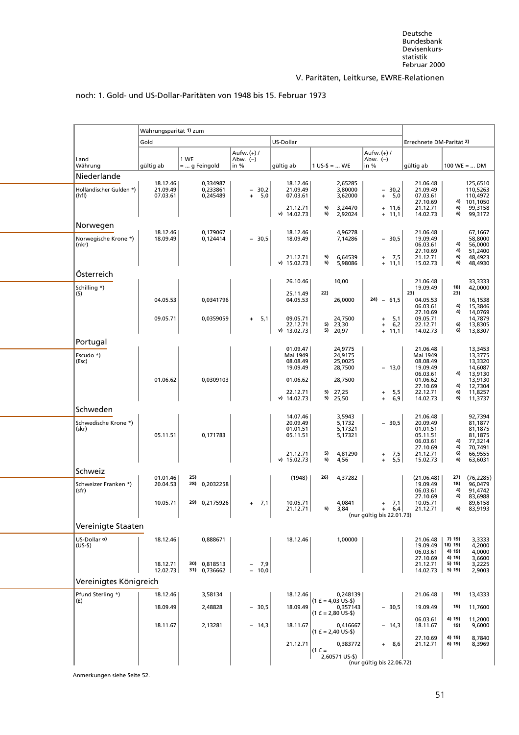V. Paritäten, Leitkurse, EWRE-Relationen

noch: 1. Gold- und US-Dollar-Paritäten von 1948 bis 15. Februar 1973

| Land Währung | Währungsparität 1) zum Gold gültig ab | 1 WE = ... g Feingold | Aufw. (+) / Abw. (–) in % | US-Dollar gültig ab | 1 US-$ = ... WE | Aufw. (+) / Abw. (–) in % | Errechnete DM-Parität 2) gültig ab | 100 WE = ... DM |
|---|---|---|---|---|---|---|---|---|
| **Niederlande** | | | | | | | | |
| Holländischer Gulden *) (hfl) | 18.12.46 | 0,334987 | | 18.12.46 | 2,65285 | | 21.06.48 | 125,6510 |
| | 21.09.49 | 0,233861 | – 30,2 | 21.09.49 | 3,80000 | – 30,2 | 21.09.49 | 110,5263 |
| | 07.03.61 | 0,245489 | + 5,0 | 07.03.61 | 3,62000 | + 5,0 | 07.03.61 | 110,4972 |
| | | | | | | | 27.10.69 | 4) 101,1050 |
| | | | | 21.12.71 | 5) 3,24470 | + 11,6 | 21.12.71 | 6) 99,3158 |
| | | | | v) 14.02.73 | 5) 2,92024 | + 11,1 | 14.02.73 | 6) 99,3172 |
| **Norwegen** | | | | | | | | |
| Norwegische Krone *) (nkr) | 18.12.46 | 0,179067 | | 18.12.46 | 4,96278 | | 21.06.48 | 67,1667 |
| | 18.09.49 | 0,124414 | – 30,5 | 18.09.49 | 7,14286 | – 30,5 | 19.09.49 | 58,8000 |
| | | | | | | | 06.03.61 | 4) 56,0000 |
| | | | | | | | 27.10.69 | 4) 51,2400 |
| | | | | 21.12.71 | 5) 6,64539 | + 7,5 | 21.12.71 | 6) 48,4923 |
| | | | | v) 15.02.73 | 5) 5,98086 | + 11,1 | 15.02.73 | 6) 48,4930 |
| **Österreich** | | | | | | | | |
| Schilling *) (S) | | | | 26.10.46 | 10,00 | | 21.06.48 | 33,3333 |
| | | | | | | | 19.09.49 | 18) 42,0000 |
| | | | | 25.11.49 | 22) | | 23) | 23) |
| | 04.05.53 | 0,0341796 | | 04.05.53 | 26,0000 | 24) – 61,5 | 04.05.53 | 16,1538 |
| | | | | | | | 06.03.61 | 4) 15,3846 |
| | | | | | | | 27.10.69 | 4) 14,0769 |
| | 09.05.71 | 0,0359059 | + 5,1 | 09.05.71 | 24,7500 | + 5,1 | 09.05.71 | 14,7879 |
| | | | | 22.12.71 | 5) 23,30 | + 6,2 | 22.12.71 | 6) 13,8305 |
| | | | | v) 13.02.73 | 5) 20,97 | + 11,1 | 14.02.73 | 6) 13,8307 |
| **Portugal** | | | | | | | | |
| Escudo *) (Esc) | | | | 01.09.47 | 24,9775 | | 21.06.48 | 13,3453 |
| | | | | Mai 1949 | 24,9175 | | Mai 1949 | 13,3775 |
| | | | | 08.08.49 | 25,0025 | | 08.08.49 | 13,3320 |
| | | | | 19.09.49 | 28,7500 | – 13,0 | 19.09.49 | 14,6087 |
| | | | | | | | 06.03.61 | 4) 13,9130 |
| | 01.06.62 | 0,0309103 | | 01.06.62 | 28,7500 | | 01.06.62 | 13,9130 |
| | | | | | | | 27.10.69 | 4) 12,7304 |
| | | | | 22.12.71 | 5) 27,25 | + 5,5 | 22.12.71 | 6) 11,8257 |
| | | | | v) 14.02.73 | 5) 25,50 | + 6,9 | 14.02.73 | 6) 11,3737 |
| **Schweden** | | | | | | | | |
| Schwedische Krone *) (skr) | | | | 14.07.46 | 3,5943 | | 21.06.48 | 92,7394 |
| | | | | 20.09.49 | 5,1732 | – 30,5 | 20.09.49 | 81,1877 |
| | | | | 01.01.51 | 5,17321 | | 01.01.51 | 81,1875 |
| | 05.11.51 | 0,171783 | | 05.11.51 | 5,17321 | | 05.11.51 | 81,1875 |
| | | | | | | | 06.03.61 | 4) 77,3214 |
| | | | | | | | 27.10.69 | 4) 70,7491 |
| | | | | 21.12.71 | 5) 4,81290 | + 7,5 | 21.12.71 | 6) 66,9555 |
| | | | | v) 15.02.73 | 5) 4,56 | + 5,5 | 15.02.73 | 6) 63,6031 |
| **Schweiz** | | | | | | | | |
| Schweizer Franken *) (sfr) | 01.01.46 | 25) | | (1948) | 26) 4,37282 | | (21.06.48) | 27) (76,2285) |
| | 20.04.53 | 28) 0,2032258 | | | | | 19.09.49 | 18) 96,0479 |
| | | | | | | | 06.03.61 | 4) 91,4742 |
| | | | | | | | 27.10.69 | 4) 83,6988 |
| | 10.05.71 | 29) 0,2175926 | + 7,1 | 10.05.71 | 4,0841 | + 7,1 | 10.05.71 | 89,6158 |
| | | | | 21.12.71 | 5) 3,84 | + 6,4 (nur gültig bis 22.01.73) | 21.12.71 | 6) 83,9193 |
| **Vereinigte Staaten** | | | | | | | | |
| US-Dollar o) (US-$) | 18.12.46 | 0,888671 | | 18.12.46 | 1,00000 | | 21.06.48 | 7) 19) 3,3333 |
| | | | | | | | 19.09.49 | 18) 19) 4,2000 |
| | | | | | | | 06.03.61 | 4) 19) 4,0000 |
| | | | | | | | 27.10.69 | 4) 19) 3,6600 |
| | 18.12.71 | 30) 0,818513 | – 7,9 | | | | 21.12.71 | 5) 19) 3,2225 |
| | 12.02.73 | 31) 0,736662 | – 10,0 | | | | 14.02.73 | 5) 19) 2,9003 |
| **Vereinigtes Königreich** | | | | | | | | |
| Pfund Sterling *) (£) | 18.12.46 | 3,58134 | | 18.12.46 | 0,248139 (1 £ = 4,03 US-$) | | 21.06.48 | 19) 13,4333 |
| | 18.09.49 | 2,48828 | – 30,5 | 18.09.49 | 0,357143 (1 £ = 2,80 US-$) | – 30,5 | 19.09.49 | 19) 11,7600 |
| | | | | | | | 06.03.61 | 4) 19) 11,2000 |
| | 18.11.67 | 2,13281 | – 14,3 | 18.11.67 | 0,416667 (1 £ = 2,40 US-$) | – 14,3 | 18.11.67 | 19) 9,6000 |
| | | | | | | | 27.10.69 | 4) 19) 8,7840 |
| | | | | 21.12.71 | 0,383772 (1 £ = 2,60571 US-$) | + 8,6 (nur gültig bis 22.06.72) | 21.12.71 | 6) 19) 8,3969 |

Anmerkungen siehe Seite 52.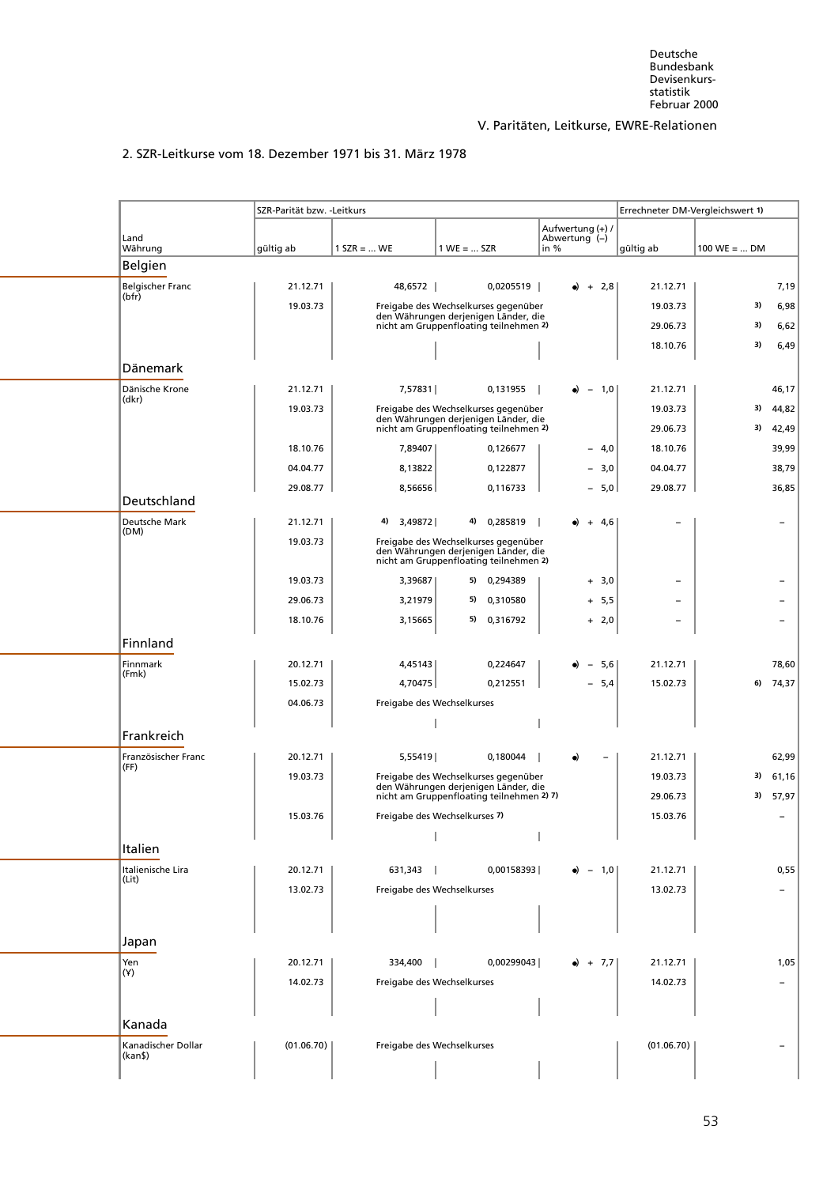## V. Paritäten, Leitkurse, EWRE-Relationen

### 2. SZR-Leitkurse vom 18. Dezember 1971 bis 31. März 1978

| Land Währung | SZR-Parität bzw. -Leitkurs gültig ab | 1 SZR = ... WE | 1 WE = ... SZR | Aufwertung (+) / Abwertung (–) in % | Errechneter DM-Vergleichswert [1] gültig ab | 100 WE = ... DM |
|---|---|---|---|---|---|---|
| **Belgien** | | | | | | |
| Belgischer Franc (bfr) | 21.12.71 | 48,6572 | 0,0205519 | •) + 2,8 | 21.12.71 | 7,19 |
| | 19.03.73 | Freigabe des Wechselkurses gegenüber den Währungen derjenigen Länder, die nicht am Gruppenfloating teilnehmen [2] | | | 19.03.73 | [3] 6,98 |
| | | | | | 29.06.73 | [3] 6,62 |
| | | | | | 18.10.76 | [3] 6,49 |
| **Dänemark** | | | | | | |
| Dänische Krone (dkr) | 21.12.71 | 7,57831 | 0,131955 | •) – 1,0 | 21.12.71 | 46,17 |
| | 19.03.73 | Freigabe des Wechselkurses gegenüber den Währungen derjenigen Länder, die nicht am Gruppenfloating teilnehmen [2] | | | 19.03.73 | [3] 44,82 |
| | | | | | 29.06.73 | [3] 42,49 |
| | 18.10.76 | 7,89407 | 0,126677 | – 4,0 | 18.10.76 | 39,99 |
| | 04.04.77 | 8,13822 | 0,122877 | – 3,0 | 04.04.77 | 38,79 |
| | 29.08.77 | 8,56656 | 0,116733 | – 5,0 | 29.08.77 | 36,85 |
| **Deutschland** | | | | | | |
| Deutsche Mark (DM) | 21.12.71 | [4] 3,49872 | [4] 0,285819 | •) + 4,6 | – | – |
| | 19.03.73 | Freigabe des Wechselkurses gegenüber den Währungen derjenigen Länder, die nicht am Gruppenfloating teilnehmen [2] | | | | |
| | 19.03.73 | 3,39687 | [5] 0,294389 | + 3,0 | – | – |
| | 29.06.73 | 3,21979 | [5] 0,310580 | + 5,5 | – | – |
| | 18.10.76 | 3,15665 | [5] 0,316792 | + 2,0 | – | – |
| **Finnland** | | | | | | |
| Finnmark (Fmk) | 20.12.71 | 4,45143 | 0,224647 | •) – 5,6 | 21.12.71 | 78,60 |
| | 15.02.73 | 4,70475 | 0,212551 | – 5,4 | 15.02.73 | [6] 74,37 |
| | 04.06.73 | Freigabe des Wechselkurses | | | | |
| **Frankreich** | | | | | | |
| Französischer Franc (FF) | 20.12.71 | 5,55419 | 0,180044 | •) – | 21.12.71 | 62,99 |
| | 19.03.73 | Freigabe des Wechselkurses gegenüber den Währungen derjenigen Länder, die nicht am Gruppenfloating teilnehmen [2] [7] | | | 19.03.73 | [3] 61,16 |
| | | | | | 29.06.73 | [3] 57,97 |
| | 15.03.76 | Freigabe des Wechselkurses [7] | | | 15.03.76 | – |
| **Italien** | | | | | | |
| Italienische Lira (Lit) | 20.12.71 | 631,343 | 0,00158393 | •) – 1,0 | 21.12.71 | 0,55 |
| | 13.02.73 | Freigabe des Wechselkurses | | | 13.02.73 | – |
| **Japan** | | | | | | |
| Yen (¥) | 20.12.71 | 334,400 | 0,00299043 | •) + 7,7 | 21.12.71 | 1,05 |
| | 14.02.73 | Freigabe des Wechselkurses | | | 14.02.73 | – |
| **Kanada** | | | | | | |
| Kanadischer Dollar (kan$) | (01.06.70) | Freigabe des Wechselkurses | | | (01.06.70) | – |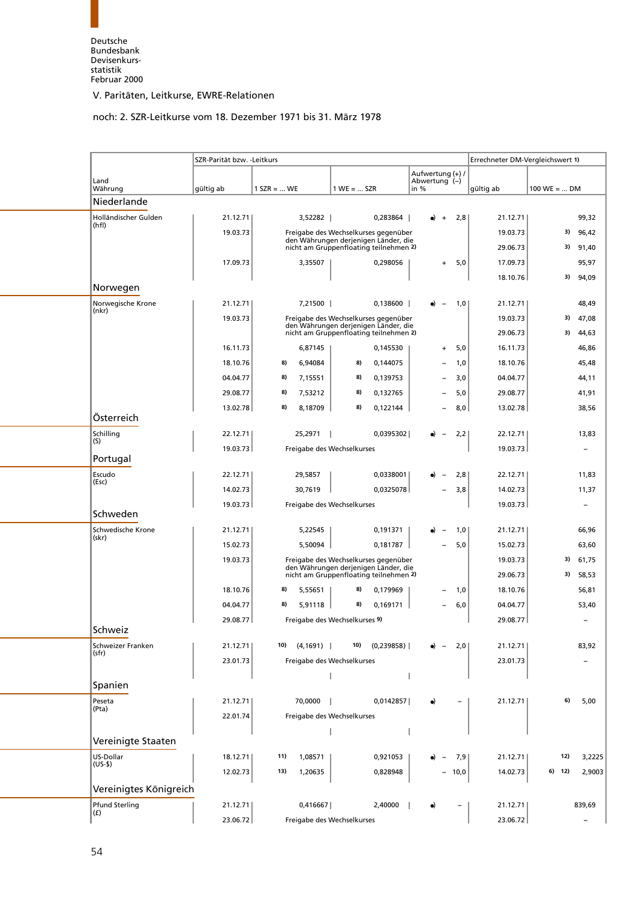Deutsche Bundesbank
Devisenkursstatistik
Februar 2000

## V. Paritäten, Leitkurse, EWRE-Relationen

### noch: 2. SZR-Leitkurse vom 18. Dezember 1971 bis 31. März 1978

| Land / Währung | SZR-Parität bzw. -Leitkurs: gültig ab | 1 SZR = ... WE | 1 WE = ... SZR | Aufwertung (+) / Abwertung (–) in % | Errechneter DM-Vergleichswert 1): gültig ab | 100 WE = ... DM |
|---|---|---|---|---|---|---|
| **Niederlande** | | | | | | |
| Holländischer Gulden (hfl) | 21.12.71 | 3,52282 | 0,283864 | •) + 2,8 | 21.12.71 | 99,32 |
| | 19.03.73 | Freigabe des Wechselkurses gegenüber den Währungen derjenigen Länder, die nicht am Gruppenfloating teilnehmen 2) | | | 19.03.73 | 3) 96,42 |
| | | | | | 29.06.73 | 3) 91,40 |
| | 17.09.73 | 3,35507 | 0,298056 | + 5,0 | 17.09.73 | 95,97 |
| | | | | | 18.10.76 | 3) 94,09 |
| **Norwegen** | | | | | | |
| Norwegische Krone (nkr) | 21.12.71 | 7,21500 | 0,138600 | •) – 1,0 | 21.12.71 | 48,49 |
| | 19.03.73 | Freigabe des Wechselkurses gegenüber den Währungen derjenigen Länder, die nicht am Gruppenfloating teilnehmen 2) | | | 19.03.73 | 3) 47,08 |
| | | | | | 29.06.73 | 3) 44,63 |
| | 16.11.73 | 6,87145 | 0,145530 | + 5,0 | 16.11.73 | 46,86 |
| | 18.10.76 | 8) 6,94084 | 8) 0,144075 | – 1,0 | 18.10.76 | 45,48 |
| | 04.04.77 | 8) 7,15551 | 8) 0,139753 | – 3,0 | 04.04.77 | 44,11 |
| | 29.08.77 | 8) 7,53212 | 8) 0,132765 | – 5,0 | 29.08.77 | 41,91 |
| | 13.02.78 | 8) 8,18709 | 8) 0,122144 | – 8,0 | 13.02.78 | 38,56 |
| **Österreich** | | | | | | |
| Schilling (S) | 22.12.71 | 25,2971 | 0,0395302 | •) – 2,2 | 22.12.71 | 13,83 |
| | 19.03.73 | Freigabe des Wechselkurses | | | 19.03.73 | – |
| **Portugal** | | | | | | |
| Escudo (Esc) | 22.12.71 | 29,5857 | 0,0338001 | •) – 2,8 | 22.12.71 | 11,83 |
| | 14.02.73 | 30,7619 | 0,0325078 | – 3,8 | 14.02.73 | 11,37 |
| | 19.03.73 | Freigabe des Wechselkurses | | | 19.03.73 | – |
| **Schweden** | | | | | | |
| Schwedische Krone (skr) | 21.12.71 | 5,22545 | 0,191371 | •) – 1,0 | 21.12.71 | 66,96 |
| | 15.02.73 | 5,50094 | 0,181787 | – 5,0 | 15.02.73 | 63,60 |
| | 19.03.73 | Freigabe des Wechselkurses gegenüber den Währungen derjenigen Länder, die nicht am Gruppenfloating teilnehmen 2) | | | 19.03.73 | 3) 61,75 |
| | | | | | 29.06.73 | 3) 58,53 |
| | 18.10.76 | 8) 5,55651 | 8) 0,179969 | – 1,0 | 18.10.76 | 56,81 |
| | 04.04.77 | 8) 5,91118 | 8) 0,169171 | – 6,0 | 04.04.77 | 53,40 |
| | 29.08.77 | Freigabe des Wechselkurses 9) | | | 29.08.77 | – |
| **Schweiz** | | | | | | |
| Schweizer Franken (sfr) | 21.12.71 | 10) (4,1691) | 10) (0,239858) | •) – 2,0 | 21.12.71 | 83,92 |
| | 23.01.73 | Freigabe des Wechselkurses | | | 23.01.73 | – |
| **Spanien** | | | | | | |
| Peseta (Pta) | 21.12.71 | 70,0000 | 0,0142857 | •) – | 21.12.71 | 6) 5,00 |
| | 22.01.74 | Freigabe des Wechselkurses | | | | |
| **Vereinigte Staaten** | | | | | | |
| US-Dollar (US-$) | 18.12.71 | 11) 1,08571 | 0,921053 | •) – 7,9 | 21.12.71 | 12) 3,2225 |
| | 12.02.73 | 13) 1,20635 | 0,828948 | – 10,0 | 14.02.73 | 6) 12) 2,9003 |
| **Vereinigtes Königreich** | | | | | | |
| Pfund Sterling (£) | 21.12.71 | 0,416667 | 2,40000 | •) – | 21.12.71 | 839,69 |
| | 23.06.72 | Freigabe des Wechselkurses | | | 23.06.72 | – |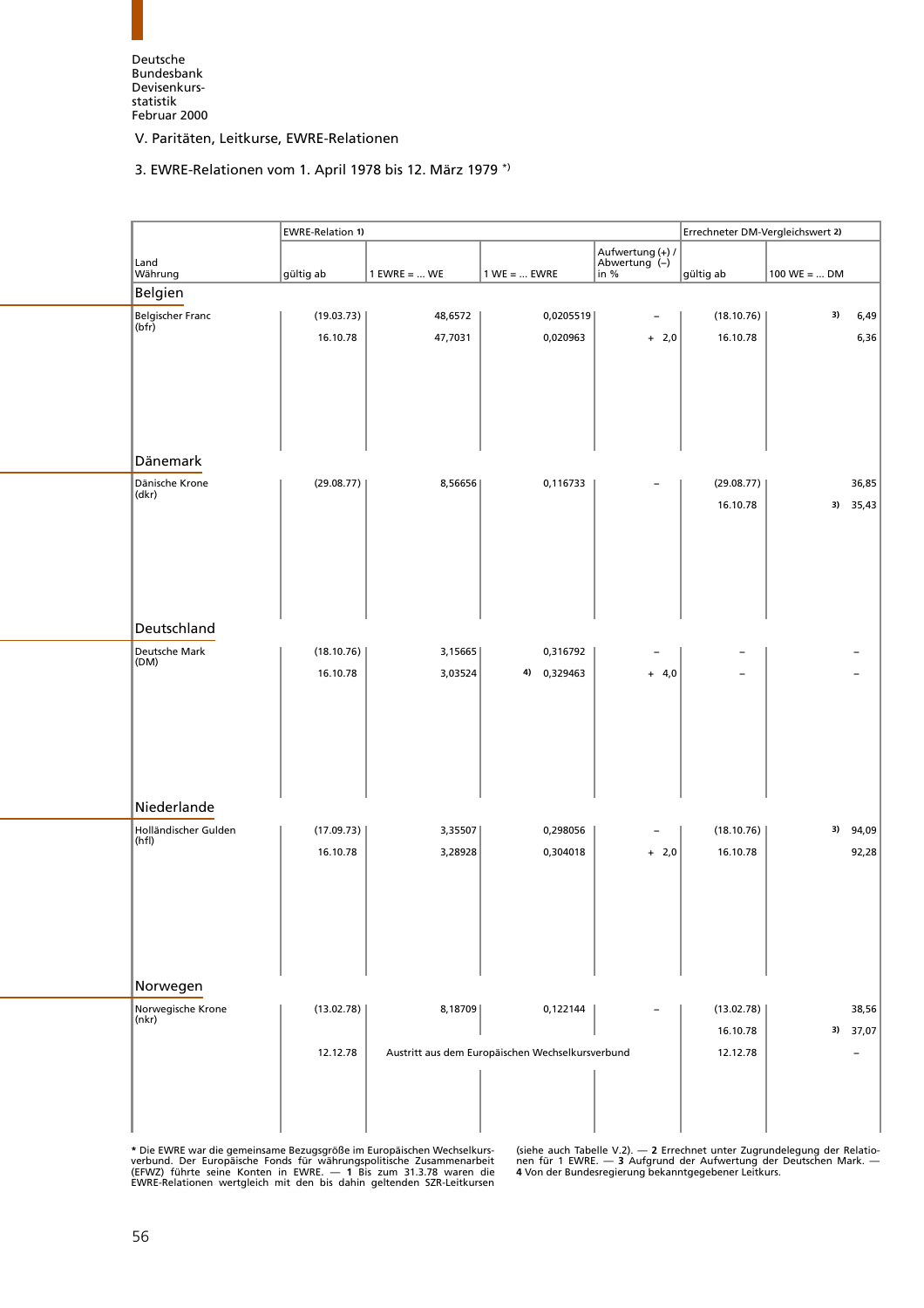Deutsche Bundesbank Devisenkursstatistik Februar 2000

## V. Paritäten, Leitkurse, EWRE-Relationen

### 3. EWRE-Relationen vom 1. April 1978 bis 12. März 1979 *)

| Land / Währung | EWRE-Relation 1) | | | | Errechneter DM-Vergleichswert 2) | |
|---|---|---|---|---|---|---|
| | gültig ab | 1 EWRE = ... WE | 1 WE = ... EWRE | Aufwertung (+) / Abwertung (–) in % | gültig ab | 100 WE = ... DM |
| **Belgien** | | | | | | |
| Belgischer Franc (bfr) | (19.03.73) | 48,6572 | 0,0205519 | – | (18.10.76) | 3) 6,49 |
| | 16.10.78 | 47,7031 | 0,020963 | + 2,0 | 16.10.78 | 6,36 |
| **Dänemark** | | | | | | |
| Dänische Krone (dkr) | (29.08.77) | 8,56656 | 0,116733 | – | (29.08.77) | 36,85 |
| | | | | | 16.10.78 | 3) 35,43 |
| **Deutschland** | | | | | | |
| Deutsche Mark (DM) | (18.10.76) | 3,15665 | 0,316792 | – | – | – |
| | 16.10.78 | 3,03524 | 4) 0,329463 | + 4,0 | – | – |
| **Niederlande** | | | | | | |
| Holländischer Gulden (hfl) | (17.09.73) | 3,35507 | 0,298056 | – | (18.10.76) | 3) 94,09 |
| | 16.10.78 | 3,28928 | 0,304018 | + 2,0 | 16.10.78 | 92,28 |
| **Norwegen** | | | | | | |
| Norwegische Krone (nkr) | (13.02.78) | 8,18709 | 0,122144 | – | (13.02.78) | 38,56 |
| | | | | | 16.10.78 | 3) 37,07 |
| | 12.12.78 | Austritt aus dem Europäischen Wechselkursverbund | | | 12.12.78 | – |

* Die EWRE war die gemeinsame Bezugsgröße im Europäischen Wechselkursverbund. Der Europäische Fonds für währungspolitische Zusammenarbeit (EFWZ) führte seine Konten in EWRE. — **1** Bis zum 31.3.78 waren die EWRE-Relationen wertgleich mit den bis dahin geltenden SZR-Leitkursen (siehe auch Tabelle V.2). — **2** Errechnet unter Zugrundelegung der Relationen für 1 EWRE. — **3** Aufgrund der Aufwertung der Deutschen Mark. — **4** Von der Bundesregierung bekanntgegebener Leitkurs.